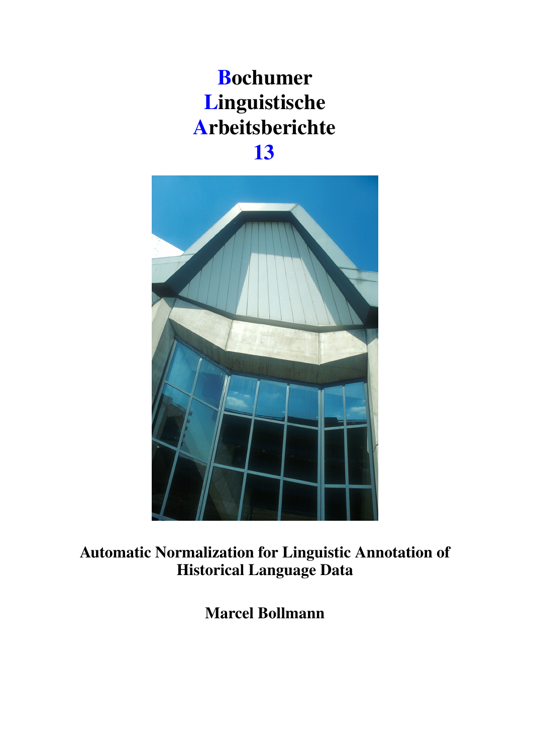# Bochumer Linguistische Arbeitsberichte 13

**Automatic Normalization for Linguistic Annotation of Historical Language Data**

**Marcel Bollmann**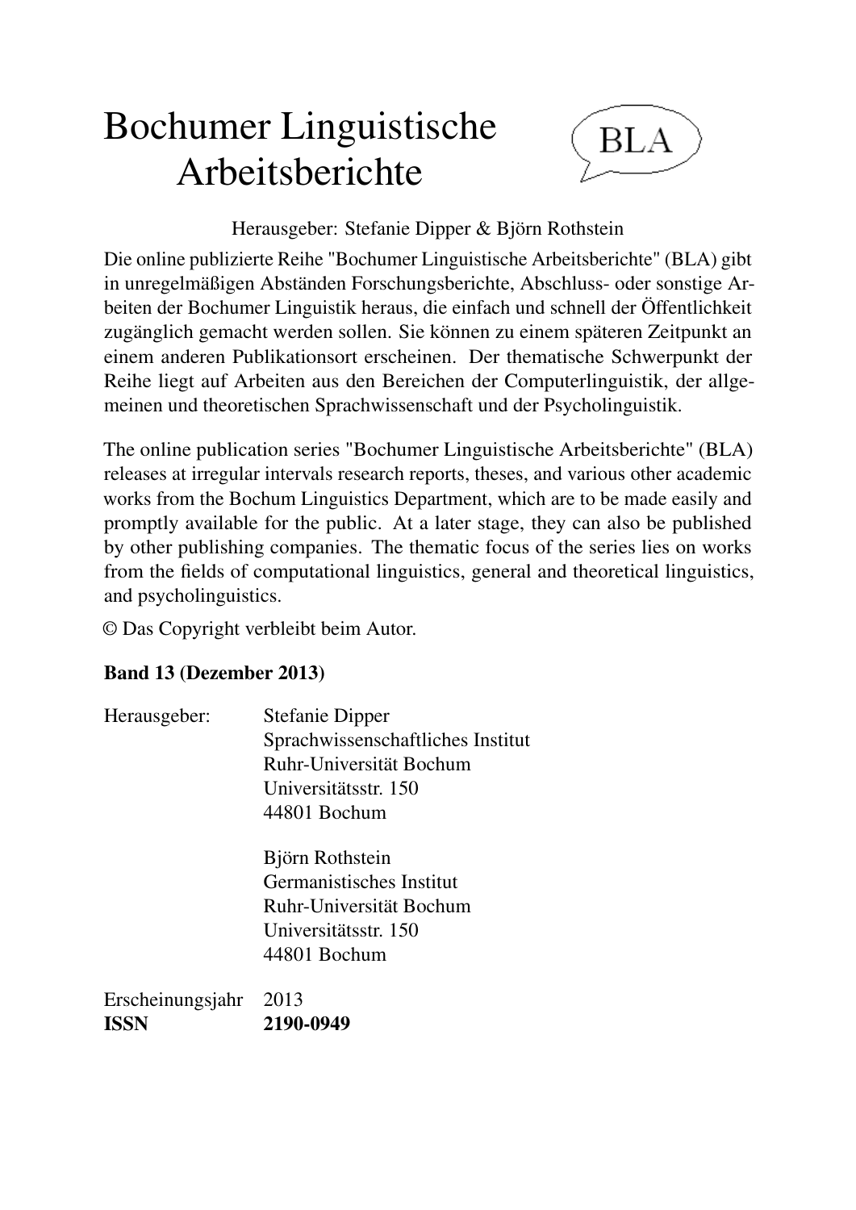# Bochumer Linguistische Arbeitsberichte

BLA

Herausgeber: Stefanie Dipper & Björn Rothstein

Die online publizierte Reihe "Bochumer Linguistische Arbeitsberichte" (BLA) gibt in unregelmäßigen Abständen Forschungsberichte, Abschluss- oder sonstige Arbeiten der Bochumer Linguistik heraus, die einfach und schnell der Öffentlichkeit zugänglich gemacht werden sollen. Sie können zu einem späteren Zeitpunkt an einem anderen Publikationsort erscheinen. Der thematische Schwerpunkt der Reihe liegt auf Arbeiten aus den Bereichen der Computerlinguistik, der allgemeinen und theoretischen Sprachwissenschaft und der Psycholinguistik.

The online publication series "Bochumer Linguistische Arbeitsberichte" (BLA) releases at irregular intervals research reports, theses, and various other academic works from the Bochum Linguistics Department, which are to be made easily and promptly available for the public. At a later stage, they can also be published by other publishing companies. The thematic focus of the series lies on works from the fields of computational linguistics, general and theoretical linguistics, and psycholinguistics.

© Das Copyright verbleibt beim Autor.

**Band 13 (Dezember 2013)**

Herausgeber:

Stefanie Dipper
Sprachwissenschaftliches Institut
Ruhr-Universität Bochum
Universitätsstr. 150
44801 Bochum

Björn Rothstein
Germanistisches Institut
Ruhr-Universität Bochum
Universitätsstr. 150
44801 Bochum

Erscheinungsjahr 2013
**ISSN** **2190-0949**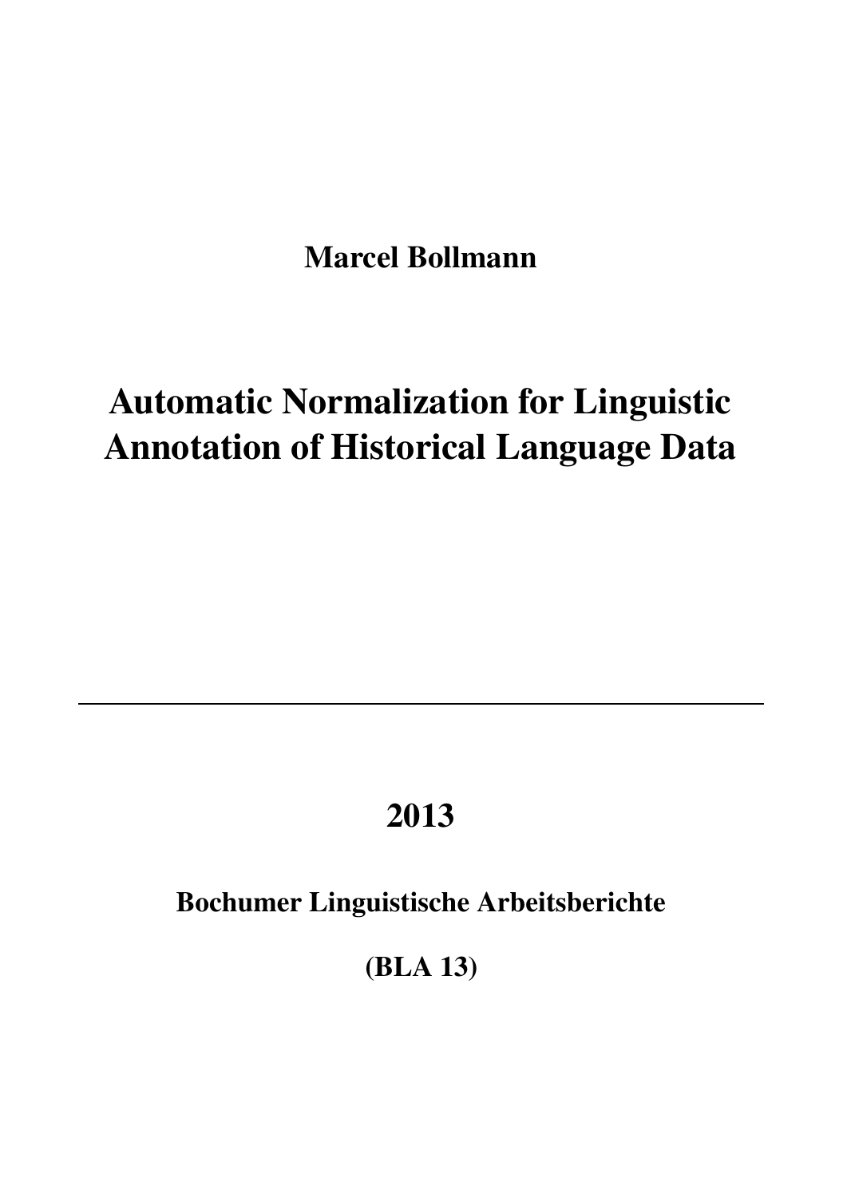**Marcel Bollmann**

# Automatic Normalization for Linguistic Annotation of Historical Language Data

---

## 2013

**Bochumer Linguistische Arbeitsberichte**

**(BLA 13)**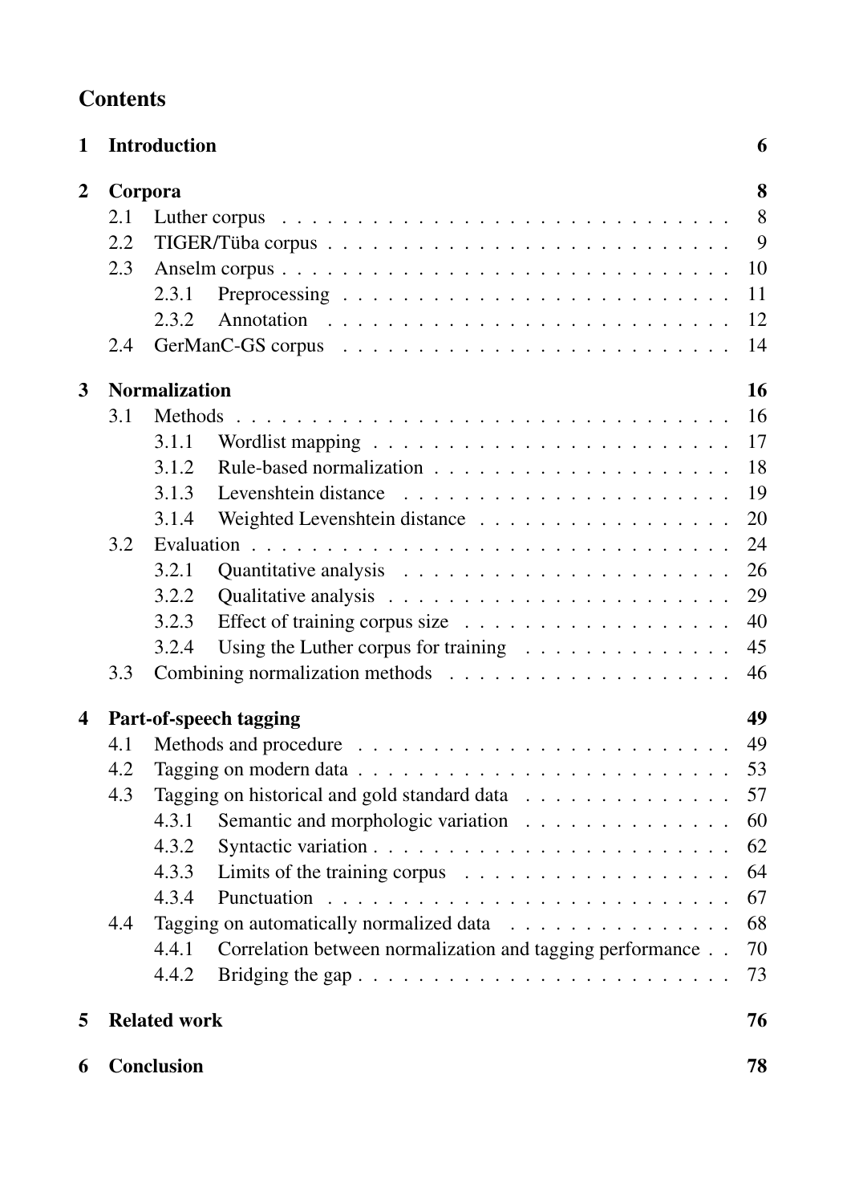# Contents

**1 Introduction** — **6**

**2 Corpora** — **8**

- 2.1 Luther corpus — 8
- 2.2 TIGER/Tüba corpus — 9
- 2.3 Anselm corpus — 10
  - 2.3.1 Preprocessing — 11
  - 2.3.2 Annotation — 12
- 2.4 GerManC-GS corpus — 14

**3 Normalization** — **16**

- 3.1 Methods — 16
  - 3.1.1 Wordlist mapping — 17
  - 3.1.2 Rule-based normalization — 18
  - 3.1.3 Levenshtein distance — 19
  - 3.1.4 Weighted Levenshtein distance — 20
- 3.2 Evaluation — 24
  - 3.2.1 Quantitative analysis — 26
  - 3.2.2 Qualitative analysis — 29
  - 3.2.3 Effect of training corpus size — 40
  - 3.2.4 Using the Luther corpus for training — 45
- 3.3 Combining normalization methods — 46

**4 Part-of-speech tagging** — **49**

- 4.1 Methods and procedure — 49
- 4.2 Tagging on modern data — 53
- 4.3 Tagging on historical and gold standard data — 57
  - 4.3.1 Semantic and morphologic variation — 60
  - 4.3.2 Syntactic variation — 62
  - 4.3.3 Limits of the training corpus — 64
  - 4.3.4 Punctuation — 67
- 4.4 Tagging on automatically normalized data — 68
  - 4.4.1 Correlation between normalization and tagging performance — 70
  - 4.4.2 Bridging the gap — 73

**5 Related work** — **76**

**6 Conclusion** — **78**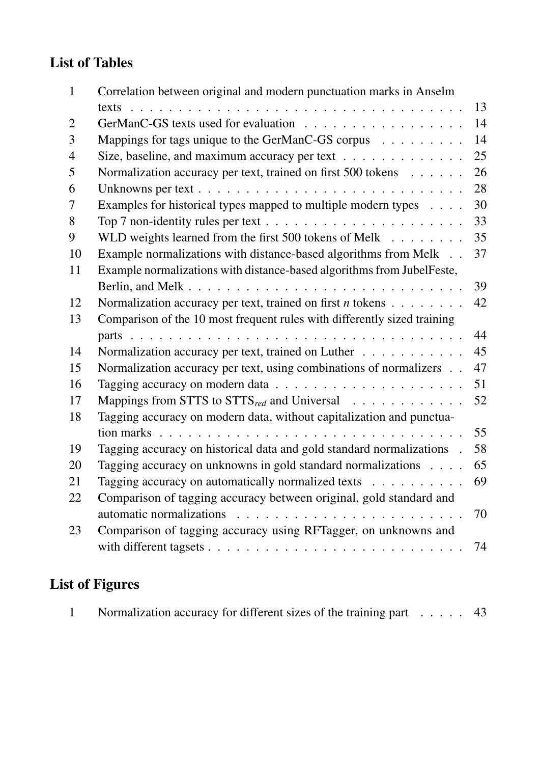## List of Tables

| | | |
|---|---|---|
| 1 | Correlation between original and modern punctuation marks in Anselm texts | 13 |
| 2 | GerManC-GS texts used for evaluation | 14 |
| 3 | Mappings for tags unique to the GerManC-GS corpus | 14 |
| 4 | Size, baseline, and maximum accuracy per text | 25 |
| 5 | Normalization accuracy per text, trained on first 500 tokens | 26 |
| 6 | Unknowns per text | 28 |
| 7 | Examples for historical types mapped to multiple modern types | 30 |
| 8 | Top 7 non-identity rules per text | 33 |
| 9 | WLD weights learned from the first 500 tokens of Melk | 35 |
| 10 | Example normalizations with distance-based algorithms from Melk | 37 |
| 11 | Example normalizations with distance-based algorithms from JubelFeste, Berlin, and Melk | 39 |
| 12 | Normalization accuracy per text, trained on first *n* tokens | 42 |
| 13 | Comparison of the 10 most frequent rules with differently sized training parts | 44 |
| 14 | Normalization accuracy per text, trained on Luther | 45 |
| 15 | Normalization accuracy per text, using combinations of normalizers | 47 |
| 16 | Tagging accuracy on modern data | 51 |
| 17 | Mappings from STTS to $STTS_{red}$ and Universal | 52 |
| 18 | Tagging accuracy on modern data, without capitalization and punctuation marks | 55 |
| 19 | Tagging accuracy on historical data and gold standard normalizations | 58 |
| 20 | Tagging accuracy on unknowns in gold standard normalizations | 65 |
| 21 | Tagging accuracy on automatically normalized texts | 69 |
| 22 | Comparison of tagging accuracy between original, gold standard and automatic normalizations | 70 |
| 23 | Comparison of tagging accuracy using RFTagger, on unknowns and with different tagsets | 74 |

## List of Figures

| | | |
|---|---|---|
| 1 | Normalization accuracy for different sizes of the training part | 43 |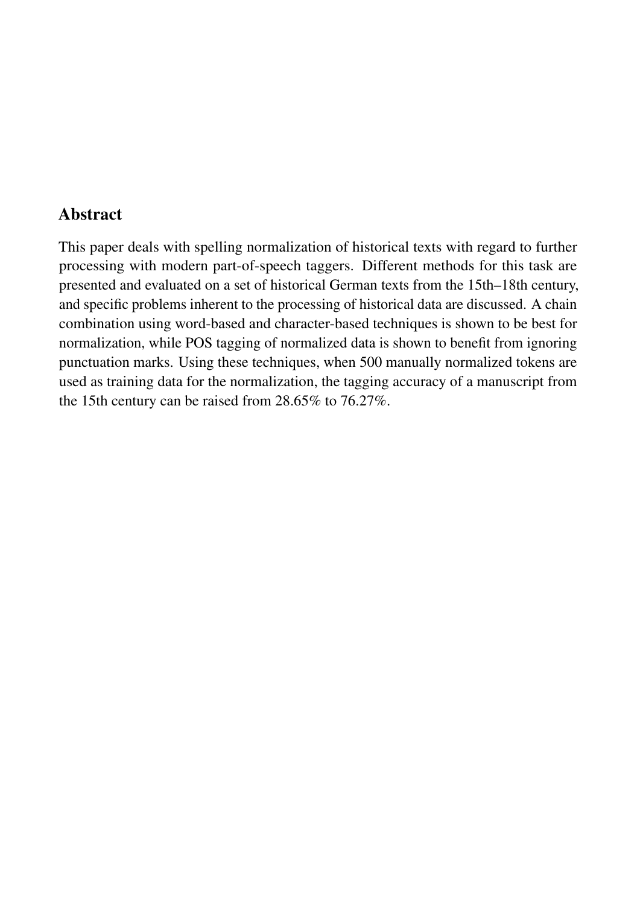## Abstract

This paper deals with spelling normalization of historical texts with regard to further processing with modern part-of-speech taggers. Different methods for this task are presented and evaluated on a set of historical German texts from the 15th–18th century, and specific problems inherent to the processing of historical data are discussed. A chain combination using word-based and character-based techniques is shown to be best for normalization, while POS tagging of normalized data is shown to benefit from ignoring punctuation marks. Using these techniques, when 500 manually normalized tokens are used as training data for the normalization, the tagging accuracy of a manuscript from the 15th century can be raised from 28.65% to 76.27%.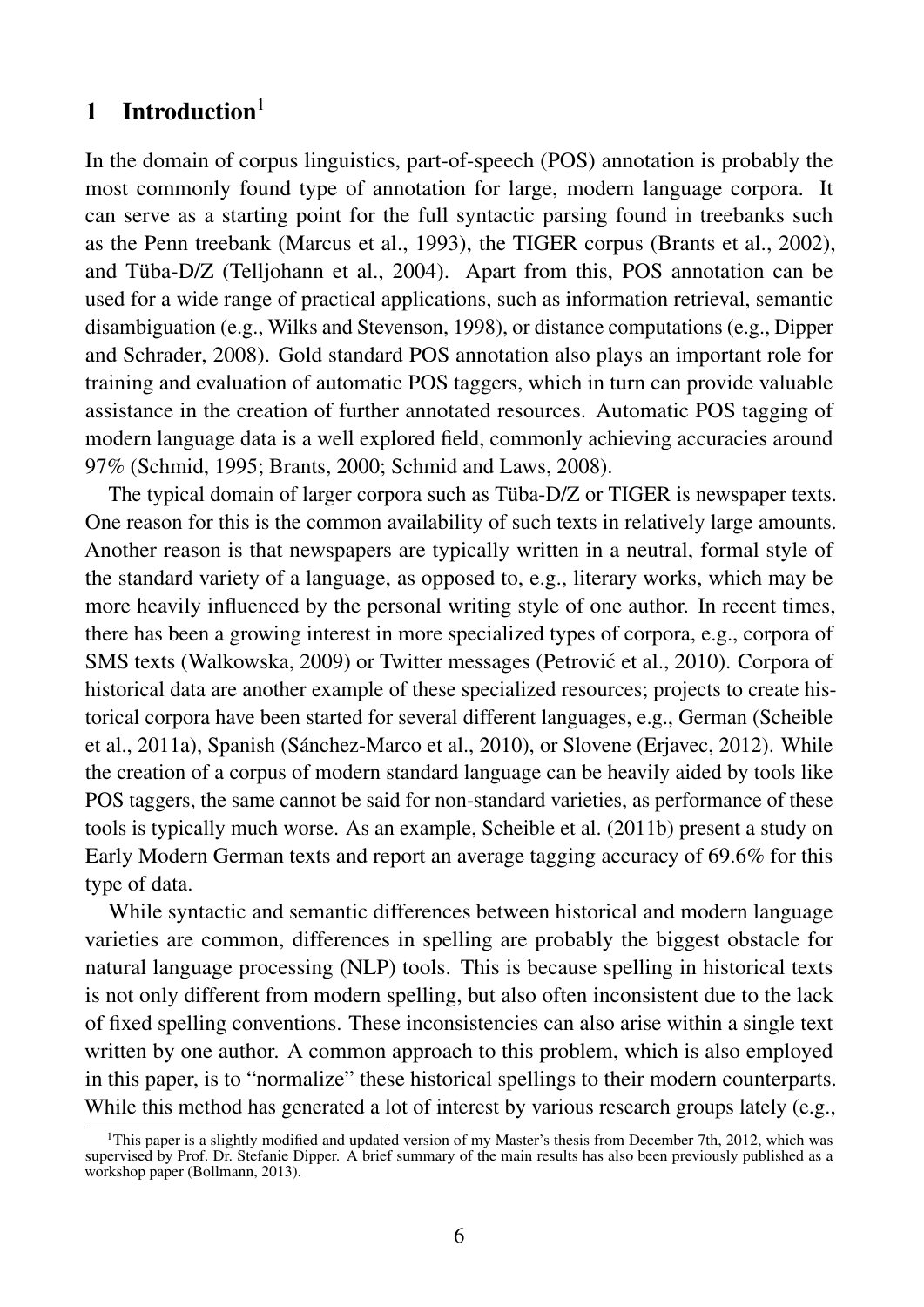# 1 Introduction[1]

In the domain of corpus linguistics, part-of-speech (POS) annotation is probably the most commonly found type of annotation for large, modern language corpora. It can serve as a starting point for the full syntactic parsing found in treebanks such as the Penn treebank (Marcus et al., 1993), the TIGER corpus (Brants et al., 2002), and Tüba-D/Z (Telljohann et al., 2004). Apart from this, POS annotation can be used for a wide range of practical applications, such as information retrieval, semantic disambiguation (e.g., Wilks and Stevenson, 1998), or distance computations (e.g., Dipper and Schrader, 2008). Gold standard POS annotation also plays an important role for training and evaluation of automatic POS taggers, which in turn can provide valuable assistance in the creation of further annotated resources. Automatic POS tagging of modern language data is a well explored field, commonly achieving accuracies around 97% (Schmid, 1995; Brants, 2000; Schmid and Laws, 2008).

The typical domain of larger corpora such as Tüba-D/Z or TIGER is newspaper texts. One reason for this is the common availability of such texts in relatively large amounts. Another reason is that newspapers are typically written in a neutral, formal style of the standard variety of a language, as opposed to, e.g., literary works, which may be more heavily influenced by the personal writing style of one author. In recent times, there has been a growing interest in more specialized types of corpora, e.g., corpora of SMS texts (Walkowska, 2009) or Twitter messages (Petrović et al., 2010). Corpora of historical data are another example of these specialized resources; projects to create historical corpora have been started for several different languages, e.g., German (Scheible et al., 2011a), Spanish (Sánchez-Marco et al., 2010), or Slovene (Erjavec, 2012). While the creation of a corpus of modern standard language can be heavily aided by tools like POS taggers, the same cannot be said for non-standard varieties, as performance of these tools is typically much worse. As an example, Scheible et al. (2011b) present a study on Early Modern German texts and report an average tagging accuracy of 69.6% for this type of data.

While syntactic and semantic differences between historical and modern language varieties are common, differences in spelling are probably the biggest obstacle for natural language processing (NLP) tools. This is because spelling in historical texts is not only different from modern spelling, but also often inconsistent due to the lack of fixed spelling conventions. These inconsistencies can also arise within a single text written by one author. A common approach to this problem, which is also employed in this paper, is to "normalize" these historical spellings to their modern counterparts. While this method has generated a lot of interest by various research groups lately (e.g.,

[1] This paper is a slightly modified and updated version of my Master's thesis from December 7th, 2012, which was supervised by Prof. Dr. Stefanie Dipper. A brief summary of the main results has also been previously published as a workshop paper (Bollmann, 2013).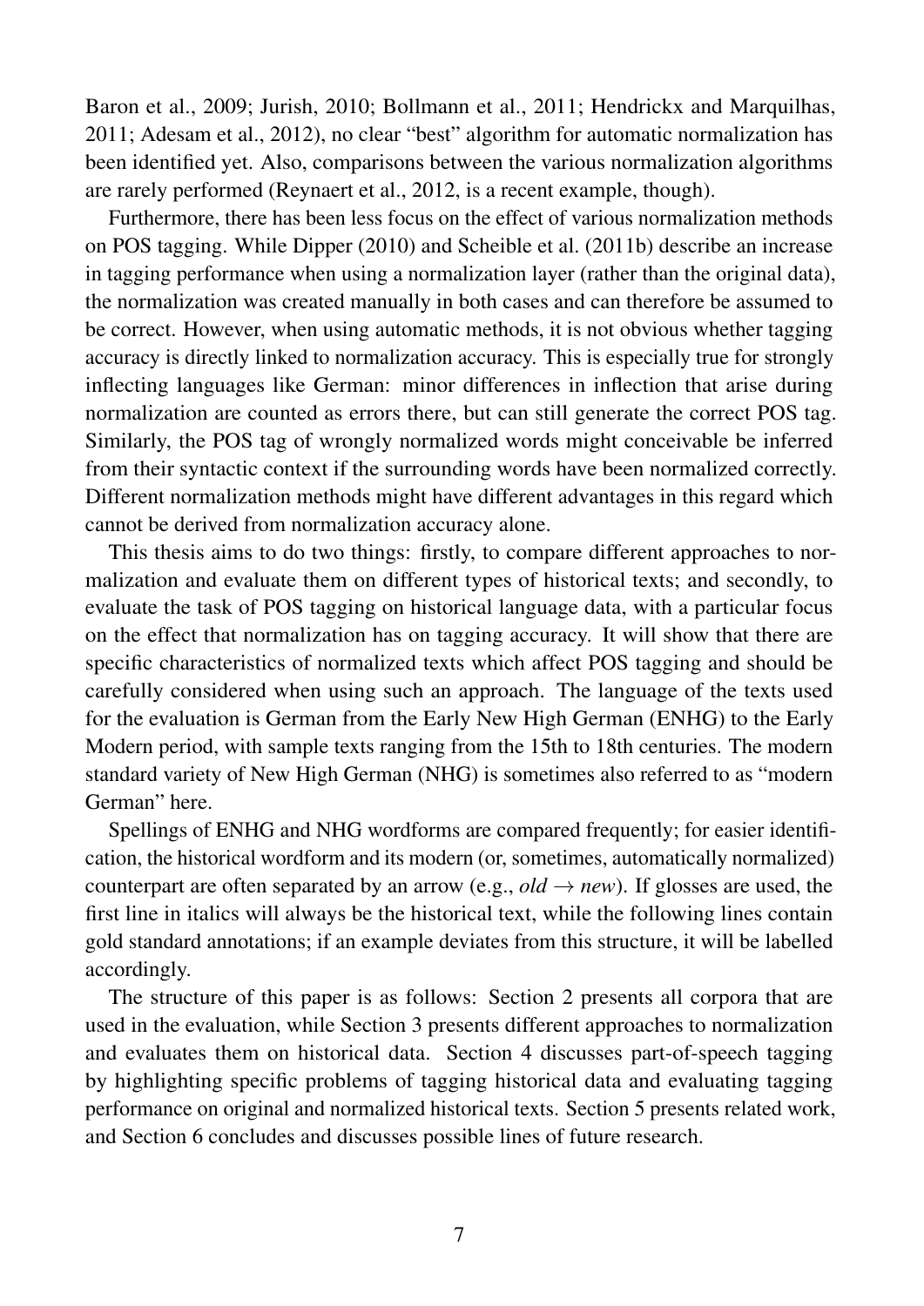Baron et al., 2009; Jurish, 2010; Bollmann et al., 2011; Hendrickx and Marquilhas, 2011; Adesam et al., 2012), no clear "best" algorithm for automatic normalization has been identified yet. Also, comparisons between the various normalization algorithms are rarely performed (Reynaert et al., 2012, is a recent example, though).

Furthermore, there has been less focus on the effect of various normalization methods on POS tagging. While Dipper (2010) and Scheible et al. (2011b) describe an increase in tagging performance when using a normalization layer (rather than the original data), the normalization was created manually in both cases and can therefore be assumed to be correct. However, when using automatic methods, it is not obvious whether tagging accuracy is directly linked to normalization accuracy. This is especially true for strongly inflecting languages like German: minor differences in inflection that arise during normalization are counted as errors there, but can still generate the correct POS tag. Similarly, the POS tag of wrongly normalized words might conceivable be inferred from their syntactic context if the surrounding words have been normalized correctly. Different normalization methods might have different advantages in this regard which cannot be derived from normalization accuracy alone.

This thesis aims to do two things: firstly, to compare different approaches to normalization and evaluate them on different types of historical texts; and secondly, to evaluate the task of POS tagging on historical language data, with a particular focus on the effect that normalization has on tagging accuracy. It will show that there are specific characteristics of normalized texts which affect POS tagging and should be carefully considered when using such an approach. The language of the texts used for the evaluation is German from the Early New High German (ENHG) to the Early Modern period, with sample texts ranging from the 15th to 18th centuries. The modern standard variety of New High German (NHG) is sometimes also referred to as "modern German" here.

Spellings of ENHG and NHG wordforms are compared frequently; for easier identification, the historical wordform and its modern (or, sometimes, automatically normalized) counterpart are often separated by an arrow (e.g., *old* → *new*). If glosses are used, the first line in italics will always be the historical text, while the following lines contain gold standard annotations; if an example deviates from this structure, it will be labelled accordingly.

The structure of this paper is as follows: Section 2 presents all corpora that are used in the evaluation, while Section 3 presents different approaches to normalization and evaluates them on historical data. Section 4 discusses part-of-speech tagging by highlighting specific problems of tagging historical data and evaluating tagging performance on original and normalized historical texts. Section 5 presents related work, and Section 6 concludes and discusses possible lines of future research.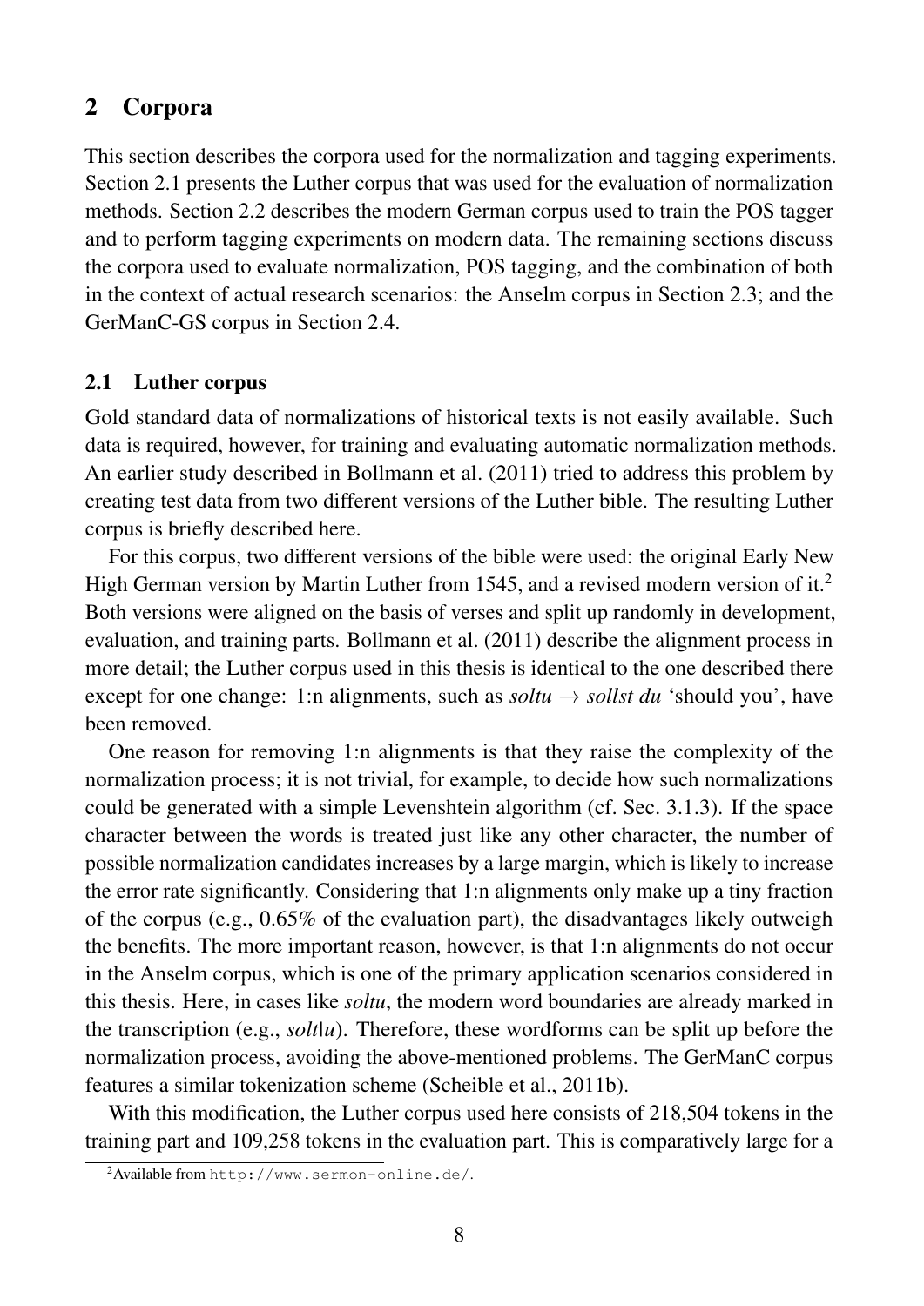# 2 Corpora

This section describes the corpora used for the normalization and tagging experiments. Section 2.1 presents the Luther corpus that was used for the evaluation of normalization methods. Section 2.2 describes the modern German corpus used to train the POS tagger and to perform tagging experiments on modern data. The remaining sections discuss the corpora used to evaluate normalization, POS tagging, and the combination of both in the context of actual research scenarios: the Anselm corpus in Section 2.3; and the GerManC-GS corpus in Section 2.4.

## 2.1 Luther corpus

Gold standard data of normalizations of historical texts is not easily available. Such data is required, however, for training and evaluating automatic normalization methods. An earlier study described in Bollmann et al. (2011) tried to address this problem by creating test data from two different versions of the Luther bible. The resulting Luther corpus is briefly described here.

For this corpus, two different versions of the bible were used: the original Early New High German version by Martin Luther from 1545, and a revised modern version of it.[2] Both versions were aligned on the basis of verses and split up randomly in development, evaluation, and training parts. Bollmann et al. (2011) describe the alignment process in more detail; the Luther corpus used in this thesis is identical to the one described there except for one change: 1:n alignments, such as *soltu* → *sollst du* 'should you', have been removed.

One reason for removing 1:n alignments is that they raise the complexity of the normalization process; it is not trivial, for example, to decide how such normalizations could be generated with a simple Levenshtein algorithm (cf. Sec. 3.1.3). If the space character between the words is treated just like any other character, the number of possible normalization candidates increases by a large margin, which is likely to increase the error rate significantly. Considering that 1:n alignments only make up a tiny fraction of the corpus (e.g., 0.65% of the evaluation part), the disadvantages likely outweigh the benefits. The more important reason, however, is that 1:n alignments do not occur in the Anselm corpus, which is one of the primary application scenarios considered in this thesis. Here, in cases like *soltu*, the modern word boundaries are already marked in the transcription (e.g., *solt|u*). Therefore, these wordforms can be split up before the normalization process, avoiding the above-mentioned problems. The GerManC corpus features a similar tokenization scheme (Scheible et al., 2011b).

With this modification, the Luther corpus used here consists of 218,504 tokens in the training part and 109,258 tokens in the evaluation part. This is comparatively large for a

[2] Available from `http://www.sermon-online.de/`.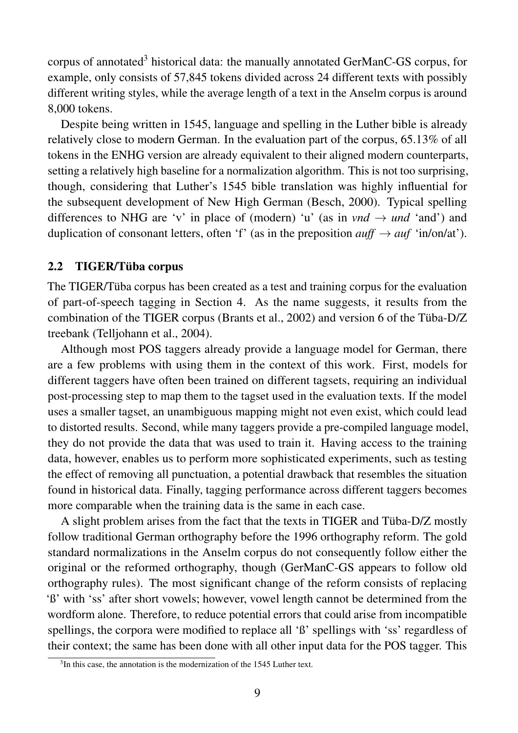corpus of annotated[3] historical data: the manually annotated GerManC-GS corpus, for example, only consists of 57,845 tokens divided across 24 different texts with possibly different writing styles, while the average length of a text in the Anselm corpus is around 8,000 tokens.

Despite being written in 1545, language and spelling in the Luther bible is already relatively close to modern German. In the evaluation part of the corpus, 65.13% of all tokens in the ENHG version are already equivalent to their aligned modern counterparts, setting a relatively high baseline for a normalization algorithm. This is not too surprising, though, considering that Luther's 1545 bible translation was highly influential for the subsequent development of New High German (Besch, 2000). Typical spelling differences to NHG are 'v' in place of (modern) 'u' (as in *vnd* → *und* 'and') and duplication of consonant letters, often 'f' (as in the preposition *auff* → *auf* 'in/on/at').

## 2.2 TIGER/Tüba corpus

The TIGER/Tüba corpus has been created as a test and training corpus for the evaluation of part-of-speech tagging in Section 4. As the name suggests, it results from the combination of the TIGER corpus (Brants et al., 2002) and version 6 of the Tüba-D/Z treebank (Telljohann et al., 2004).

Although most POS taggers already provide a language model for German, there are a few problems with using them in the context of this work. First, models for different taggers have often been trained on different tagsets, requiring an individual post-processing step to map them to the tagset used in the evaluation texts. If the model uses a smaller tagset, an unambiguous mapping might not even exist, which could lead to distorted results. Second, while many taggers provide a pre-compiled language model, they do not provide the data that was used to train it. Having access to the training data, however, enables us to perform more sophisticated experiments, such as testing the effect of removing all punctuation, a potential drawback that resembles the situation found in historical data. Finally, tagging performance across different taggers becomes more comparable when the training data is the same in each case.

A slight problem arises from the fact that the texts in TIGER and Tüba-D/Z mostly follow traditional German orthography before the 1996 orthography reform. The gold standard normalizations in the Anselm corpus do not consequently follow either the original or the reformed orthography, though (GerManC-GS appears to follow old orthography rules). The most significant change of the reform consists of replacing 'ß' with 'ss' after short vowels; however, vowel length cannot be determined from the wordform alone. Therefore, to reduce potential errors that could arise from incompatible spellings, the corpora were modified to replace all 'ß' spellings with 'ss' regardless of their context; the same has been done with all other input data for the POS tagger. This

[3] In this case, the annotation is the modernization of the 1545 Luther text.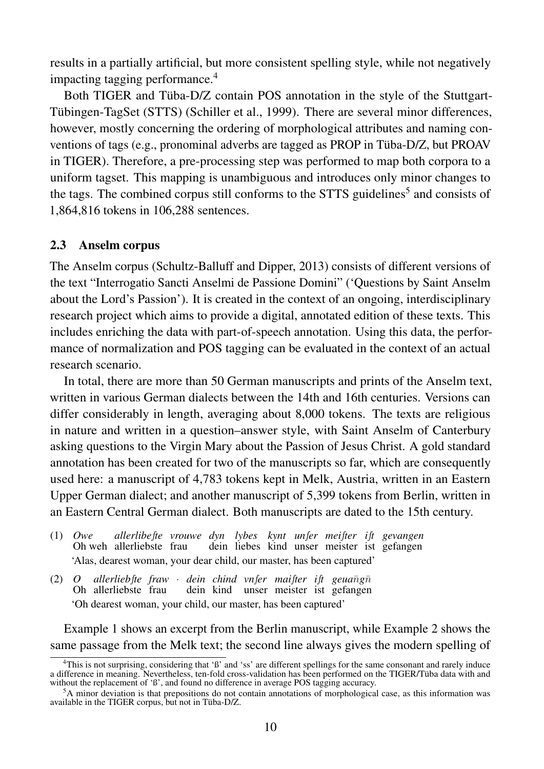results in a partially artificial, but more consistent spelling style, while not negatively impacting tagging performance.[4]

Both TIGER and Tüba-D/Z contain POS annotation in the style of the Stuttgart-Tübingen-TagSet (STTS) (Schiller et al., 1999). There are several minor differences, however, mostly concerning the ordering of morphological attributes and naming conventions of tags (e.g., pronominal adverbs are tagged as PROP in Tüba-D/Z, but PROAV in TIGER). Therefore, a pre-processing step was performed to map both corpora to a uniform tagset. This mapping is unambiguous and introduces only minor changes to the tags. The combined corpus still conforms to the STTS guidelines[5] and consists of 1,864,816 tokens in 106,288 sentences.

### 2.3 Anselm corpus

The Anselm corpus (Schultz-Balluff and Dipper, 2013) consists of different versions of the text "Interrogatio Sancti Anselmi de Passione Domini" ('Questions by Saint Anselm about the Lord's Passion'). It is created in the context of an ongoing, interdisciplinary research project which aims to provide a digital, annotated edition of these texts. This includes enriching the data with part-of-speech annotation. Using this data, the performance of normalization and POS tagging can be evaluated in the context of an actual research scenario.

In total, there are more than 50 German manuscripts and prints of the Anselm text, written in various German dialects between the 14th and 16th centuries. Versions can differ considerably in length, averaging about 8,000 tokens. The texts are religious in nature and written in a question–answer style, with Saint Anselm of Canterbury asking questions to the Virgin Mary about the Passion of Jesus Christ. A gold standard annotation has been created for two of the manuscripts so far, which are consequently used here: a manuscript of 4,783 tokens kept in Melk, Austria, written in an Eastern Upper German dialect; and another manuscript of 5,399 tokens from Berlin, written in an Eastern Central German dialect. Both manuscripts are dated to the 15th century.

(1) *Owe allerlibeſte vrouwe dyn lybes kynt unſer meiſter iſt gevangen*
    Oh weh allerliebste frau dein liebes kind unser meister ist gefangen
    'Alas, dearest woman, your dear child, our master, has been captured'

(2) *O allerliebſte fraw · dein chind vnſer maiſter iſt geuan̄gn̄*
    Oh allerliebste frau dein kind unser meister ist gefangen
    'Oh dearest woman, your child, our master, has been captured'

Example 1 shows an excerpt from the Berlin manuscript, while Example 2 shows the same passage from the Melk text; the second line always gives the modern spelling of

[4] This is not surprising, considering that 'ß' and 'ss' are different spellings for the same consonant and rarely induce a difference in meaning. Nevertheless, ten-fold cross-validation has been performed on the TIGER/Tüba data with and without the replacement of 'ß', and found no difference in average POS tagging accuracy.

[5] A minor deviation is that prepositions do not contain annotations of morphological case, as this information was available in the TIGER corpus, but not in Tüba-D/Z.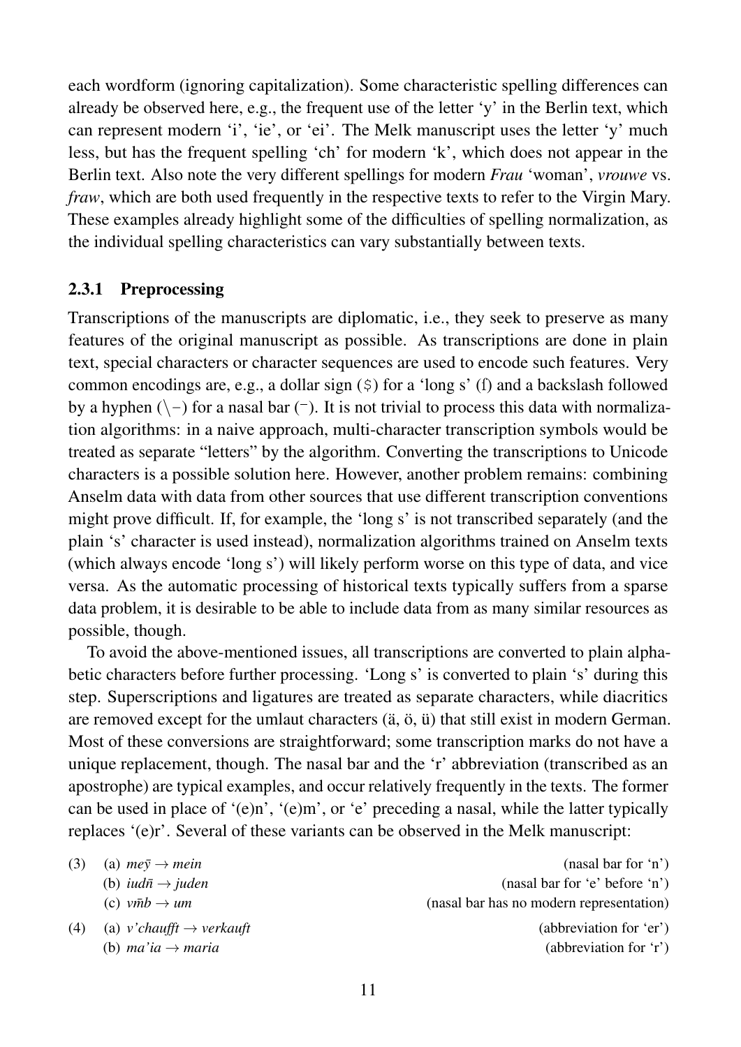each wordform (ignoring capitalization). Some characteristic spelling differences can already be observed here, e.g., the frequent use of the letter 'y' in the Berlin text, which can represent modern 'i', 'ie', or 'ei'. The Melk manuscript uses the letter 'y' much less, but has the frequent spelling 'ch' for modern 'k', which does not appear in the Berlin text. Also note the very different spellings for modern *Frau* 'woman', *vrouwe* vs. *fraw*, which are both used frequently in the respective texts to refer to the Virgin Mary. These examples already highlight some of the difficulties of spelling normalization, as the individual spelling characteristics can vary substantially between texts.

### 2.3.1 Preprocessing

Transcriptions of the manuscripts are diplomatic, i.e., they seek to preserve as many features of the original manuscript as possible. As transcriptions are done in plain text, special characters or character sequences are used to encode such features. Very common encodings are, e.g., a dollar sign ($) for a 'long s' (ſ) and a backslash followed by a hyphen (\-) for a nasal bar (¯). It is not trivial to process this data with normalization algorithms: in a naive approach, multi-character transcription symbols would be treated as separate "letters" by the algorithm. Converting the transcriptions to Unicode characters is a possible solution here. However, another problem remains: combining Anselm data with data from other sources that use different transcription conventions might prove difficult. If, for example, the 'long s' is not transcribed separately (and the plain 's' character is used instead), normalization algorithms trained on Anselm texts (which always encode 'long s') will likely perform worse on this type of data, and vice versa. As the automatic processing of historical texts typically suffers from a sparse data problem, it is desirable to be able to include data from as many similar resources as possible, though.

To avoid the above-mentioned issues, all transcriptions are converted to plain alphabetic characters before further processing. 'Long s' is converted to plain 's' during this step. Superscriptions and ligatures are treated as separate characters, while diacritics are removed except for the umlaut characters (ä, ö, ü) that still exist in modern German. Most of these conversions are straightforward; some transcription marks do not have a unique replacement, though. The nasal bar and the 'r' abbreviation (transcribed as an apostrophe) are typical examples, and occur relatively frequently in the texts. The former can be used in place of '(e)n', '(e)m', or 'e' preceding a nasal, while the latter typically replaces '(e)r'. Several of these variants can be observed in the Melk manuscript:

(3) (a) *meȳ* → *mein* (nasal bar for 'n')
(b) *iudn̄* → *juden* (nasal bar for 'e' before 'n')
(c) *vm̄b* → *um* (nasal bar has no modern representation)

(4) (a) *v'chaufft* → *verkauft* (abbreviation for 'er')
(b) *ma'ia* → *maria* (abbreviation for 'r')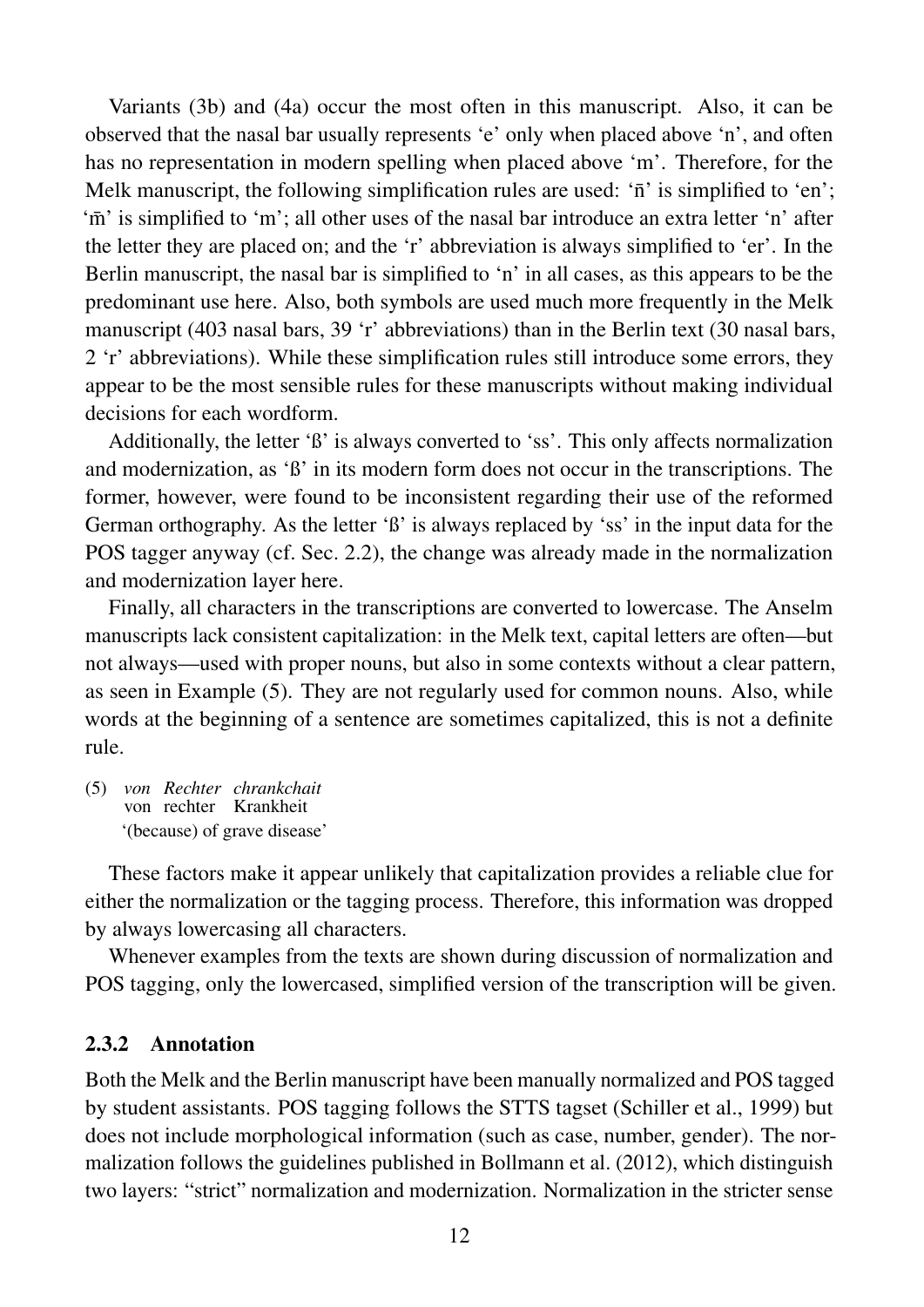Variants (3b) and (4a) occur the most often in this manuscript. Also, it can be observed that the nasal bar usually represents 'e' only when placed above 'n', and often has no representation in modern spelling when placed above 'm'. Therefore, for the Melk manuscript, the following simplification rules are used: 'n̄' is simplified to 'en'; 'm̄' is simplified to 'm'; all other uses of the nasal bar introduce an extra letter 'n' after the letter they are placed on; and the 'r' abbreviation is always simplified to 'er'. In the Berlin manuscript, the nasal bar is simplified to 'n' in all cases, as this appears to be the predominant use here. Also, both symbols are used much more frequently in the Melk manuscript (403 nasal bars, 39 'r' abbreviations) than in the Berlin text (30 nasal bars, 2 'r' abbreviations). While these simplification rules still introduce some errors, they appear to be the most sensible rules for these manuscripts without making individual decisions for each wordform.

Additionally, the letter 'ß' is always converted to 'ss'. This only affects normalization and modernization, as 'ß' in its modern form does not occur in the transcriptions. The former, however, were found to be inconsistent regarding their use of the reformed German orthography. As the letter 'ß' is always replaced by 'ss' in the input data for the POS tagger anyway (cf. Sec. 2.2), the change was already made in the normalization and modernization layer here.

Finally, all characters in the transcriptions are converted to lowercase. The Anselm manuscripts lack consistent capitalization: in the Melk text, capital letters are often—but not always—used with proper nouns, but also in some contexts without a clear pattern, as seen in Example (5). They are not regularly used for common nouns. Also, while words at the beginning of a sentence are sometimes capitalized, this is not a definite rule.

(5) *von Rechter chrankchait*
von rechter Krankheit
'(because) of grave disease'

These factors make it appear unlikely that capitalization provides a reliable clue for either the normalization or the tagging process. Therefore, this information was dropped by always lowercasing all characters.

Whenever examples from the texts are shown during discussion of normalization and POS tagging, only the lowercased, simplified version of the transcription will be given.

### 2.3.2 Annotation

Both the Melk and the Berlin manuscript have been manually normalized and POS tagged by student assistants. POS tagging follows the STTS tagset (Schiller et al., 1999) but does not include morphological information (such as case, number, gender). The normalization follows the guidelines published in Bollmann et al. (2012), which distinguish two layers: "strict" normalization and modernization. Normalization in the stricter sense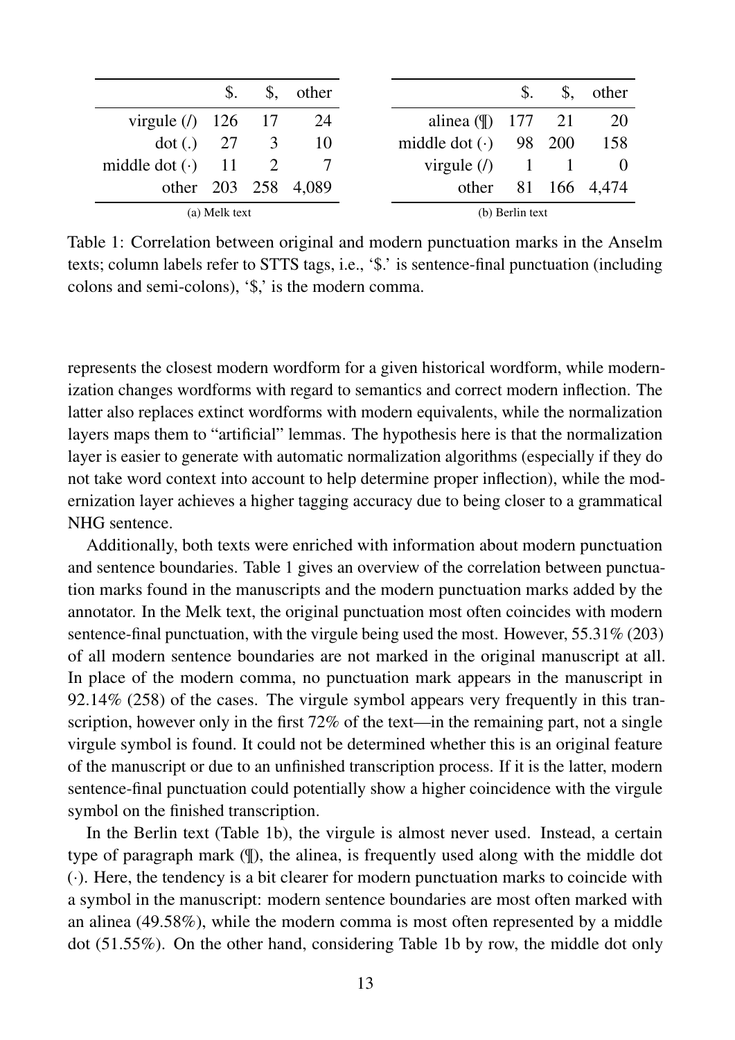| | $. | $, | other |
|---|---|---|---|
| virgule (/) | 126 | 17 | 24 |
| dot (.) | 27 | 3 | 10 |
| middle dot (·) | 11 | 2 | 7 |
| other | 203 | 258 | 4,089 |

(a) Melk text

| | $. | $, | other |
|---|---|---|---|
| alinea (¶) | 177 | 21 | 20 |
| middle dot (·) | 98 | 200 | 158 |
| virgule (/) | 1 | 1 | 0 |
| other | 81 | 166 | 4,474 |

(b) Berlin text

Table 1: Correlation between original and modern punctuation marks in the Anselm texts; column labels refer to STTS tags, i.e., '$.' is sentence-final punctuation (including colons and semi-colons), '$,' is the modern comma.

represents the closest modern wordform for a given historical wordform, while modernization changes wordforms with regard to semantics and correct modern inflection. The latter also replaces extinct wordforms with modern equivalents, while the normalization layers maps them to "artificial" lemmas. The hypothesis here is that the normalization layer is easier to generate with automatic normalization algorithms (especially if they do not take word context into account to help determine proper inflection), while the modernization layer achieves a higher tagging accuracy due to being closer to a grammatical NHG sentence.

Additionally, both texts were enriched with information about modern punctuation and sentence boundaries. Table 1 gives an overview of the correlation between punctuation marks found in the manuscripts and the modern punctuation marks added by the annotator. In the Melk text, the original punctuation most often coincides with modern sentence-final punctuation, with the virgule being used the most. However, 55.31% (203) of all modern sentence boundaries are not marked in the original manuscript at all. In place of the modern comma, no punctuation mark appears in the manuscript in 92.14% (258) of the cases. The virgule symbol appears very frequently in this transcription, however only in the first 72% of the text—in the remaining part, not a single virgule symbol is found. It could not be determined whether this is an original feature of the manuscript or due to an unfinished transcription process. If it is the latter, modern sentence-final punctuation could potentially show a higher coincidence with the virgule symbol on the finished transcription.

In the Berlin text (Table 1b), the virgule is almost never used. Instead, a certain type of paragraph mark (¶), the alinea, is frequently used along with the middle dot (·). Here, the tendency is a bit clearer for modern punctuation marks to coincide with a symbol in the manuscript: modern sentence boundaries are most often marked with an alinea (49.58%), while the modern comma is most often represented by a middle dot (51.55%). On the other hand, considering Table 1b by row, the middle dot only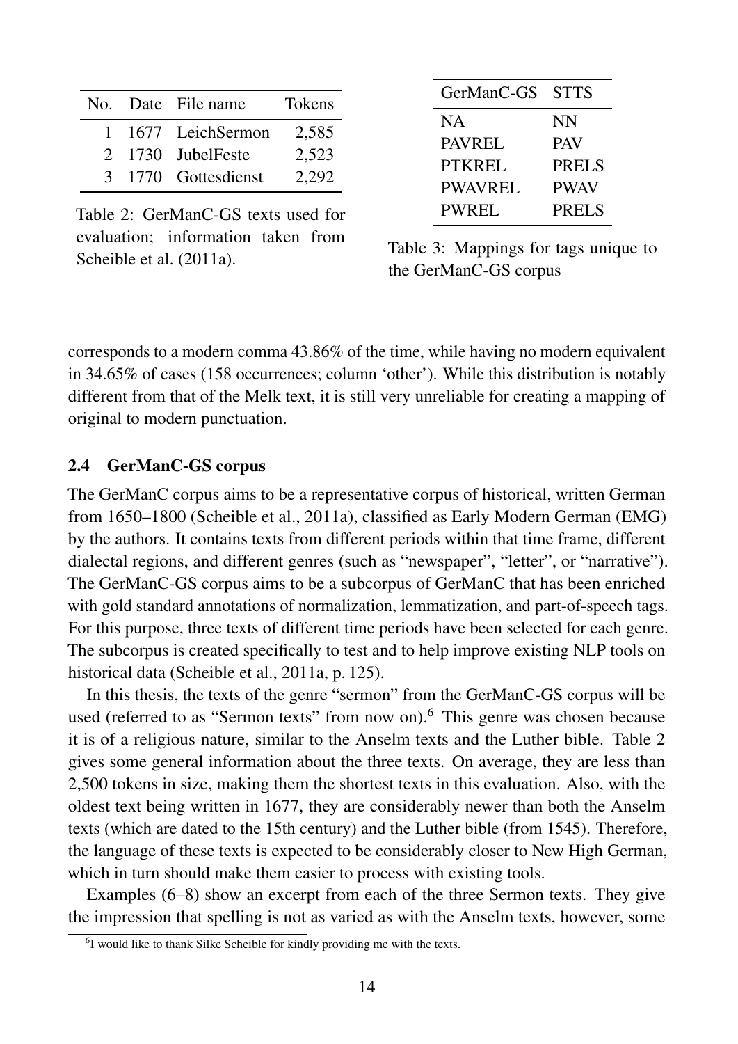| No. | Date | File name | Tokens |
|---|---|---|---|
| 1 | 1677 | LeichSermon | 2,585 |
| 2 | 1730 | JubelFeste | 2,523 |
| 3 | 1770 | Gottesdienst | 2,292 |

Table 2: GerManC-GS texts used for evaluation; information taken from Scheible et al. (2011a).

| GerManC-GS | STTS |
|---|---|
| NA | NN |
| PAVREL | PAV |
| PTKREL | PRELS |
| PWAVREL | PWAV |
| PWREL | PRELS |

Table 3: Mappings for tags unique to the GerManC-GS corpus

corresponds to a modern comma 43.86% of the time, while having no modern equivalent in 34.65% of cases (158 occurrences; column 'other'). While this distribution is notably different from that of the Melk text, it is still very unreliable for creating a mapping of original to modern punctuation.

### 2.4 GerManC-GS corpus

The GerManC corpus aims to be a representative corpus of historical, written German from 1650–1800 (Scheible et al., 2011a), classified as Early Modern German (EMG) by the authors. It contains texts from different periods within that time frame, different dialectal regions, and different genres (such as "newspaper", "letter", or "narrative"). The GerManC-GS corpus aims to be a subcorpus of GerManC that has been enriched with gold standard annotations of normalization, lemmatization, and part-of-speech tags. For this purpose, three texts of different time periods have been selected for each genre. The subcorpus is created specifically to test and to help improve existing NLP tools on historical data (Scheible et al., 2011a, p. 125).

In this thesis, the texts of the genre "sermon" from the GerManC-GS corpus will be used (referred to as "Sermon texts" from now on).[6] This genre was chosen because it is of a religious nature, similar to the Anselm texts and the Luther bible. Table 2 gives some general information about the three texts. On average, they are less than 2,500 tokens in size, making them the shortest texts in this evaluation. Also, with the oldest text being written in 1677, they are considerably newer than both the Anselm texts (which are dated to the 15th century) and the Luther bible (from 1545). Therefore, the language of these texts is expected to be considerably closer to New High German, which in turn should make them easier to process with existing tools.

Examples (6–8) show an excerpt from each of the three Sermon texts. They give the impression that spelling is not as varied as with the Anselm texts, however, some

[6] I would like to thank Silke Scheible for kindly providing me with the texts.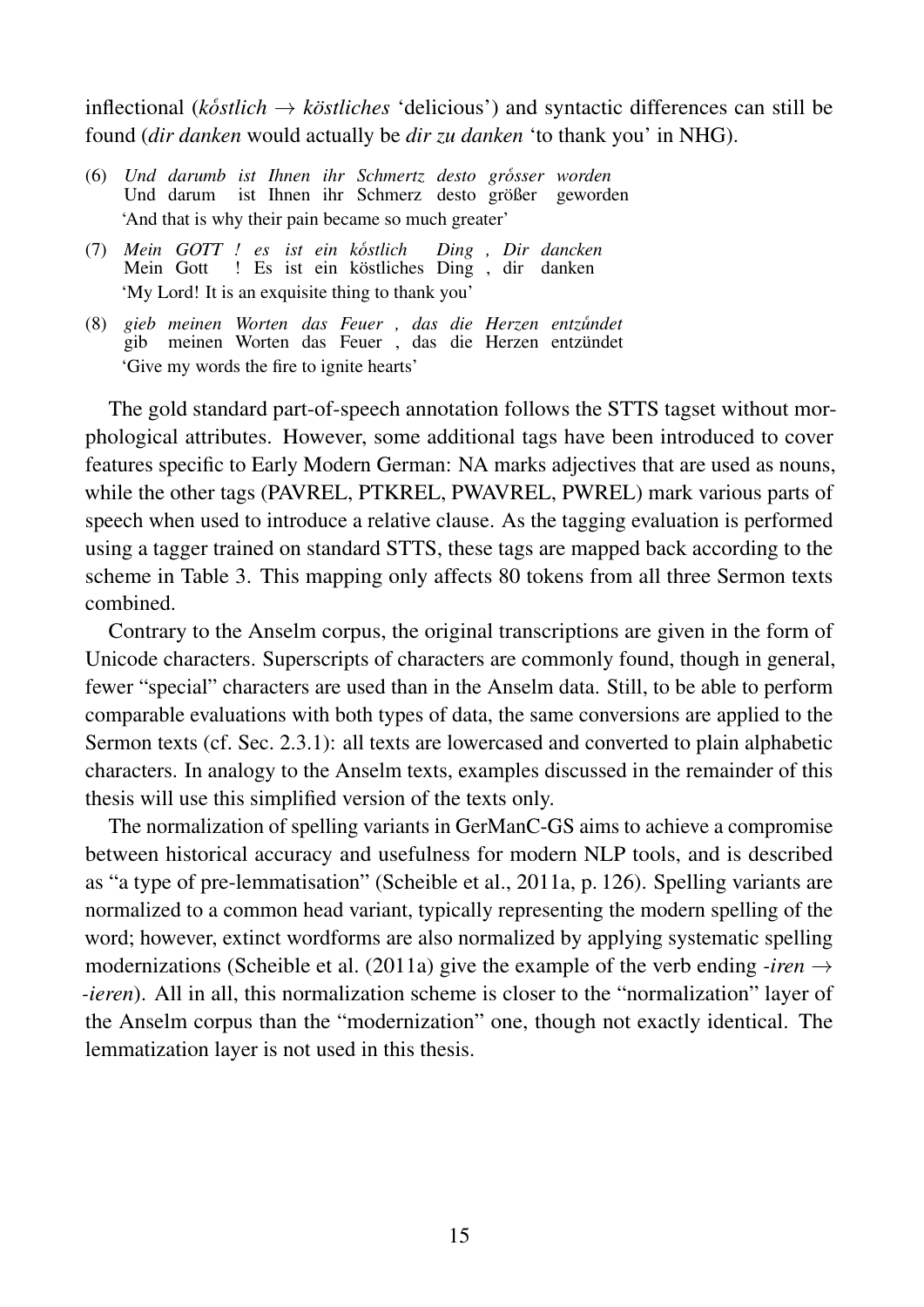inflectional (*kő̊stlich → köstliches* 'delicious') and syntactic differences can still be found (*dir danken* would actually be *dir zu danken* 'to thank you' in NHG).

(6) *Und darumb ist Ihnen ihr Schmertz desto grő̊sser worden*
    Und darum ist Ihnen ihr Schmerz desto größer geworden
    'And that is why their pain became so much greater'

(7) *Mein GOTT ! es ist ein kő̊stlich Ding , Dir dancken*
    Mein Gott ! Es ist ein köstliches Ding , dir danken
    'My Lord! It is an exquisite thing to thank you'

(8) *gieb meinen Worten das Feuer , das die Herzen entzű̊ndet*
    gib meinen Worten das Feuer , das die Herzen entzündet
    'Give my words the fire to ignite hearts'

The gold standard part-of-speech annotation follows the STTS tagset without morphological attributes. However, some additional tags have been introduced to cover features specific to Early Modern German: NA marks adjectives that are used as nouns, while the other tags (PAVREL, PTKREL, PWAVREL, PWREL) mark various parts of speech when used to introduce a relative clause. As the tagging evaluation is performed using a tagger trained on standard STTS, these tags are mapped back according to the scheme in Table 3. This mapping only affects 80 tokens from all three Sermon texts combined.

Contrary to the Anselm corpus, the original transcriptions are given in the form of Unicode characters. Superscripts of characters are commonly found, though in general, fewer "special" characters are used than in the Anselm data. Still, to be able to perform comparable evaluations with both types of data, the same conversions are applied to the Sermon texts (cf. Sec. 2.3.1): all texts are lowercased and converted to plain alphabetic characters. In analogy to the Anselm texts, examples discussed in the remainder of this thesis will use this simplified version of the texts only.

The normalization of spelling variants in GerManC-GS aims to achieve a compromise between historical accuracy and usefulness for modern NLP tools, and is described as "a type of pre-lemmatisation" (Scheible et al., 2011a, p. 126). Spelling variants are normalized to a common head variant, typically representing the modern spelling of the word; however, extinct wordforms are also normalized by applying systematic spelling modernizations (Scheible et al. (2011a) give the example of the verb ending *-iren → -ieren*). All in all, this normalization scheme is closer to the "normalization" layer of the Anselm corpus than the "modernization" one, though not exactly identical. The lemmatization layer is not used in this thesis.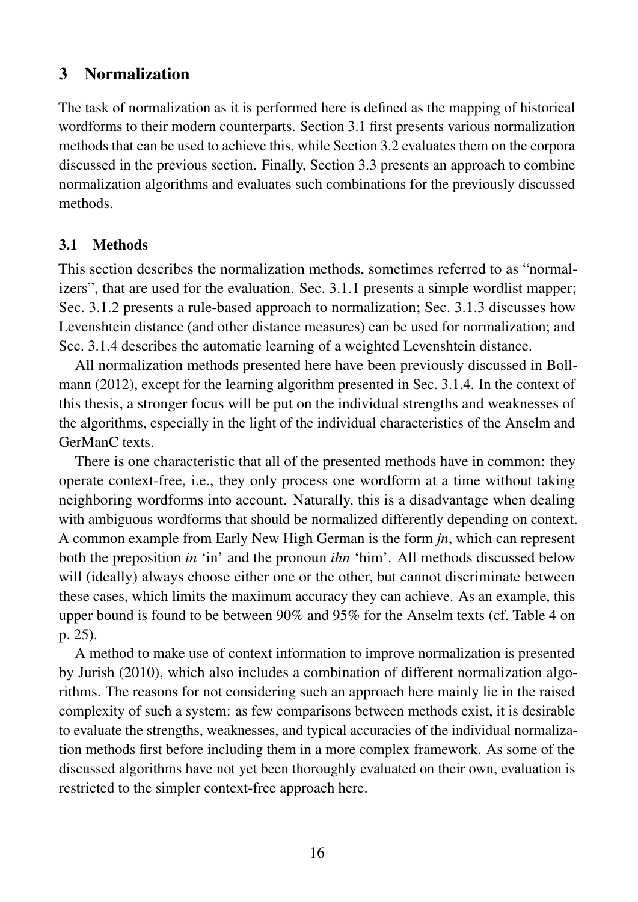## 3 Normalization

The task of normalization as it is performed here is defined as the mapping of historical wordforms to their modern counterparts. Section 3.1 first presents various normalization methods that can be used to achieve this, while Section 3.2 evaluates them on the corpora discussed in the previous section. Finally, Section 3.3 presents an approach to combine normalization algorithms and evaluates such combinations for the previously discussed methods.

### 3.1 Methods

This section describes the normalization methods, sometimes referred to as "normalizers", that are used for the evaluation. Sec. 3.1.1 presents a simple wordlist mapper; Sec. 3.1.2 presents a rule-based approach to normalization; Sec. 3.1.3 discusses how Levenshtein distance (and other distance measures) can be used for normalization; and Sec. 3.1.4 describes the automatic learning of a weighted Levenshtein distance.

All normalization methods presented here have been previously discussed in Bollmann (2012), except for the learning algorithm presented in Sec. 3.1.4. In the context of this thesis, a stronger focus will be put on the individual strengths and weaknesses of the algorithms, especially in the light of the individual characteristics of the Anselm and GerManC texts.

There is one characteristic that all of the presented methods have in common: they operate context-free, i.e., they only process one wordform at a time without taking neighboring wordforms into account. Naturally, this is a disadvantage when dealing with ambiguous wordforms that should be normalized differently depending on context. A common example from Early New High German is the form *jn*, which can represent both the preposition *in* 'in' and the pronoun *ihn* 'him'. All methods discussed below will (ideally) always choose either one or the other, but cannot discriminate between these cases, which limits the maximum accuracy they can achieve. As an example, this upper bound is found to be between 90% and 95% for the Anselm texts (cf. Table 4 on p. 25).

A method to make use of context information to improve normalization is presented by Jurish (2010), which also includes a combination of different normalization algorithms. The reasons for not considering such an approach here mainly lie in the raised complexity of such a system: as few comparisons between methods exist, it is desirable to evaluate the strengths, weaknesses, and typical accuracies of the individual normalization methods first before including them in a more complex framework. As some of the discussed algorithms have not yet been thoroughly evaluated on their own, evaluation is restricted to the simpler context-free approach here.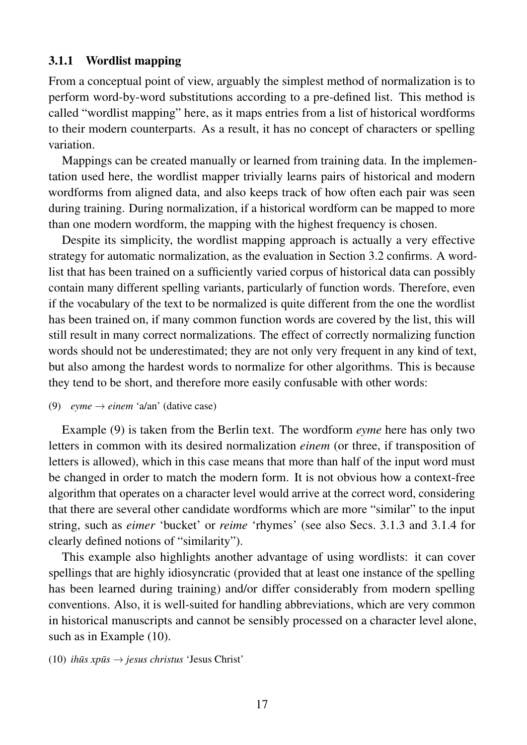### 3.1.1 Wordlist mapping

From a conceptual point of view, arguably the simplest method of normalization is to perform word-by-word substitutions according to a pre-defined list. This method is called "wordlist mapping" here, as it maps entries from a list of historical wordforms to their modern counterparts. As a result, it has no concept of characters or spelling variation.

Mappings can be created manually or learned from training data. In the implementation used here, the wordlist mapper trivially learns pairs of historical and modern wordforms from aligned data, and also keeps track of how often each pair was seen during training. During normalization, if a historical wordform can be mapped to more than one modern wordform, the mapping with the highest frequency is chosen.

Despite its simplicity, the wordlist mapping approach is actually a very effective strategy for automatic normalization, as the evaluation in Section 3.2 confirms. A wordlist that has been trained on a sufficiently varied corpus of historical data can possibly contain many different spelling variants, particularly of function words. Therefore, even if the vocabulary of the text to be normalized is quite different from the one the wordlist has been trained on, if many common function words are covered by the list, this will still result in many correct normalizations. The effect of correctly normalizing function words should not be underestimated; they are not only very frequent in any kind of text, but also among the hardest words to normalize for other algorithms. This is because they tend to be short, and therefore more easily confusable with other words:

(9) *eyme* → *einem* 'a/an' (dative case)

Example (9) is taken from the Berlin text. The wordform *eyme* here has only two letters in common with its desired normalization *einem* (or three, if transposition of letters is allowed), which in this case means that more than half of the input word must be changed in order to match the modern form. It is not obvious how a context-free algorithm that operates on a character level would arrive at the correct word, considering that there are several other candidate wordforms which are more "similar" to the input string, such as *eimer* 'bucket' or *reime* 'rhymes' (see also Secs. 3.1.3 and 3.1.4 for clearly defined notions of "similarity").

This example also highlights another advantage of using wordlists: it can cover spellings that are highly idiosyncratic (provided that at least one instance of the spelling has been learned during training) and/or differ considerably from modern spelling conventions. Also, it is well-suited for handling abbreviations, which are very common in historical manuscripts and cannot be sensibly processed on a character level alone, such as in Example (10).

(10) *ihūs xpūs* → *jesus christus* 'Jesus Christ'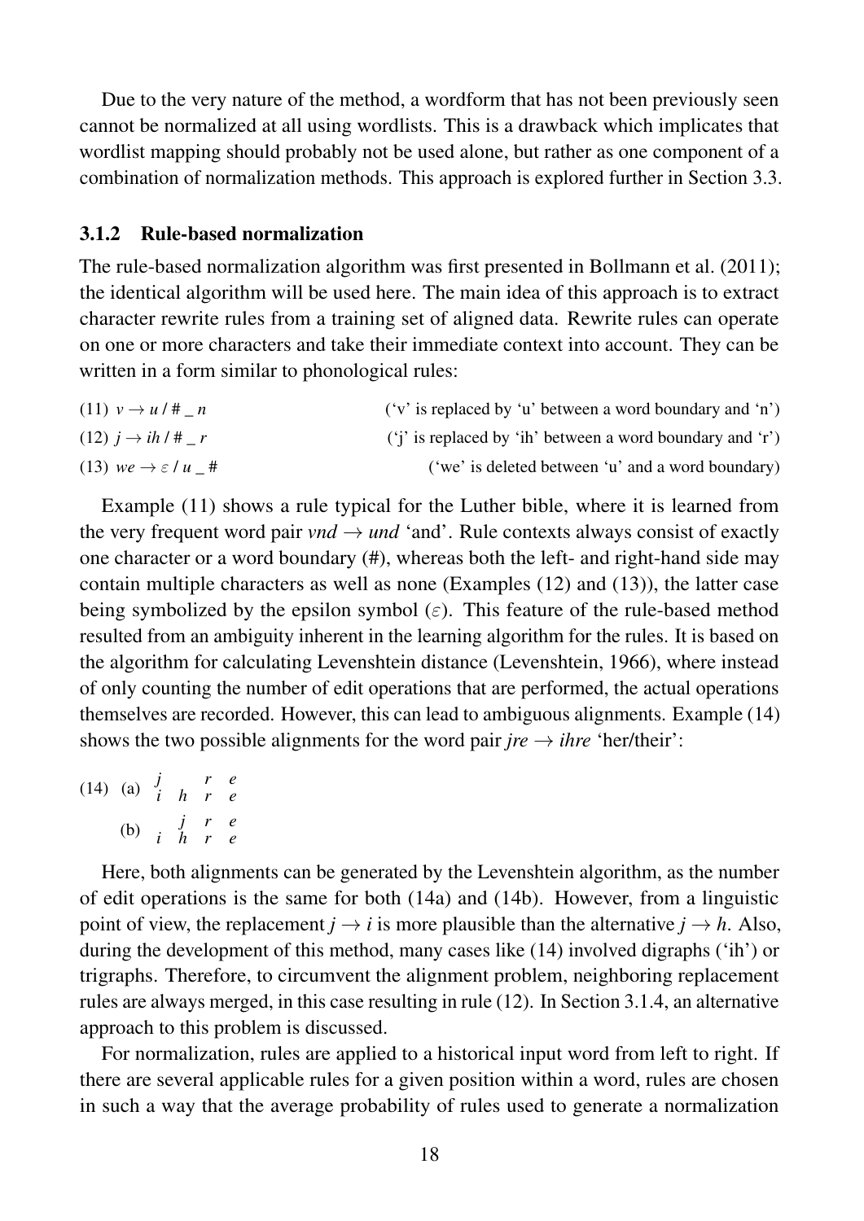Due to the very nature of the method, a wordform that has not been previously seen cannot be normalized at all using wordlists. This is a drawback which implicates that wordlist mapping should probably not be used alone, but rather as one component of a combination of normalization methods. This approach is explored further in Section 3.3.

### 3.1.2 Rule-based normalization

The rule-based normalization algorithm was first presented in Bollmann et al. (2011); the identical algorithm will be used here. The main idea of this approach is to extract character rewrite rules from a training set of aligned data. Rewrite rules can operate on one or more characters and take their immediate context into account. They can be written in a form similar to phonological rules:

(11) $v \rightarrow u$ / # _ $n$ ('v' is replaced by 'u' between a word boundary and 'n')

(12) $j \rightarrow ih$ / # _ $r$ ('j' is replaced by 'ih' between a word boundary and 'r')

(13) $we \rightarrow \varepsilon$ / $u$ _ # ('we' is deleted between 'u' and a word boundary)

Example (11) shows a rule typical for the Luther bible, where it is learned from the very frequent word pair *vnd* → *und* 'and'. Rule contexts always consist of exactly one character or a word boundary (#), whereas both the left- and right-hand side may contain multiple characters as well as none (Examples (12) and (13)), the latter case being symbolized by the epsilon symbol ($\varepsilon$). This feature of the rule-based method resulted from an ambiguity inherent in the learning algorithm for the rules. It is based on the algorithm for calculating Levenshtein distance (Levenshtein, 1966), where instead of only counting the number of edit operations that are performed, the actual operations themselves are recorded. However, this can lead to ambiguous alignments. Example (14) shows the two possible alignments for the word pair *jre* → *ihre* 'her/their':

(14) (a)

| *j* | | *r* | *e* |
|---|---|---|---|
| *i* | *h* | *r* | *e* |

(b)

| | *j* | *r* | *e* |
|---|---|---|---|
| *i* | *h* | *r* | *e* |

Here, both alignments can be generated by the Levenshtein algorithm, as the number of edit operations is the same for both (14a) and (14b). However, from a linguistic point of view, the replacement $j \rightarrow i$ is more plausible than the alternative $j \rightarrow h$. Also, during the development of this method, many cases like (14) involved digraphs ('ih') or trigraphs. Therefore, to circumvent the alignment problem, neighboring replacement rules are always merged, in this case resulting in rule (12). In Section 3.1.4, an alternative approach to this problem is discussed.

For normalization, rules are applied to a historical input word from left to right. If there are several applicable rules for a given position within a word, rules are chosen in such a way that the average probability of rules used to generate a normalization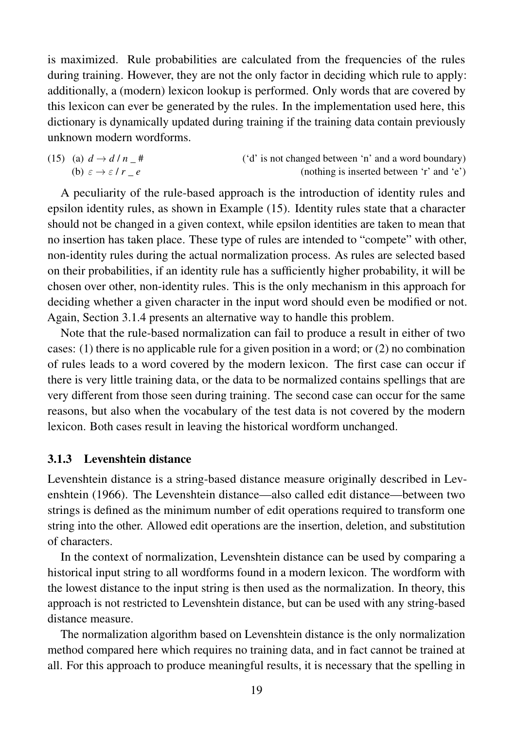is maximized. Rule probabilities are calculated from the frequencies of the rules during training. However, they are not the only factor in deciding which rule to apply: additionally, a (modern) lexicon lookup is performed. Only words that are covered by this lexicon can ever be generated by the rules. In the implementation used here, this dictionary is dynamically updated during training if the training data contain previously unknown modern wordforms.

(15) (a) $d \rightarrow d \,/\, n \,\_\, \#$ ('d' is not changed between 'n' and a word boundary)
(b) $\varepsilon \rightarrow \varepsilon \,/\, r \,\_\, e$ (nothing is inserted between 'r' and 'e')

A peculiarity of the rule-based approach is the introduction of identity rules and epsilon identity rules, as shown in Example (15). Identity rules state that a character should not be changed in a given context, while epsilon identities are taken to mean that no insertion has taken place. These type of rules are intended to "compete" with other, non-identity rules during the actual normalization process. As rules are selected based on their probabilities, if an identity rule has a sufficiently higher probability, it will be chosen over other, non-identity rules. This is the only mechanism in this approach for deciding whether a given character in the input word should even be modified or not. Again, Section 3.1.4 presents an alternative way to handle this problem.

Note that the rule-based normalization can fail to produce a result in either of two cases: (1) there is no applicable rule for a given position in a word; or (2) no combination of rules leads to a word covered by the modern lexicon. The first case can occur if there is very little training data, or the data to be normalized contains spellings that are very different from those seen during training. The second case can occur for the same reasons, but also when the vocabulary of the test data is not covered by the modern lexicon. Both cases result in leaving the historical wordform unchanged.

### 3.1.3 Levenshtein distance

Levenshtein distance is a string-based distance measure originally described in Levenshtein (1966). The Levenshtein distance—also called edit distance—between two strings is defined as the minimum number of edit operations required to transform one string into the other. Allowed edit operations are the insertion, deletion, and substitution of characters.

In the context of normalization, Levenshtein distance can be used by comparing a historical input string to all wordforms found in a modern lexicon. The wordform with the lowest distance to the input string is then used as the normalization. In theory, this approach is not restricted to Levenshtein distance, but can be used with any string-based distance measure.

The normalization algorithm based on Levenshtein distance is the only normalization method compared here which requires no training data, and in fact cannot be trained at all. For this approach to produce meaningful results, it is necessary that the spelling in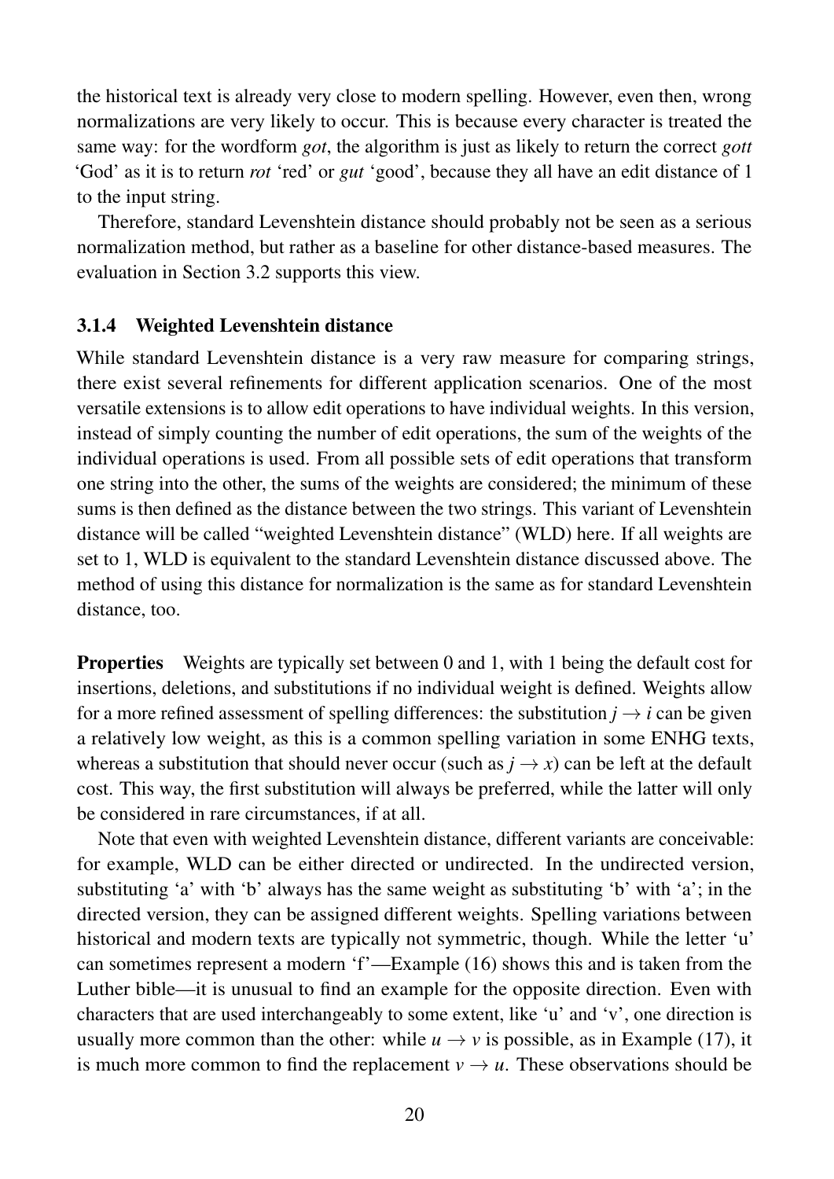the historical text is already very close to modern spelling. However, even then, wrong normalizations are very likely to occur. This is because every character is treated the same way: for the wordform *got*, the algorithm is just as likely to return the correct *gott* 'God' as it is to return *rot* 'red' or *gut* 'good', because they all have an edit distance of 1 to the input string.

Therefore, standard Levenshtein distance should probably not be seen as a serious normalization method, but rather as a baseline for other distance-based measures. The evaluation in Section 3.2 supports this view.

### 3.1.4 Weighted Levenshtein distance

While standard Levenshtein distance is a very raw measure for comparing strings, there exist several refinements for different application scenarios. One of the most versatile extensions is to allow edit operations to have individual weights. In this version, instead of simply counting the number of edit operations, the sum of the weights of the individual operations is used. From all possible sets of edit operations that transform one string into the other, the sums of the weights are considered; the minimum of these sums is then defined as the distance between the two strings. This variant of Levenshtein distance will be called "weighted Levenshtein distance" (WLD) here. If all weights are set to 1, WLD is equivalent to the standard Levenshtein distance discussed above. The method of using this distance for normalization is the same as for standard Levenshtein distance, too.

**Properties** Weights are typically set between 0 and 1, with 1 being the default cost for insertions, deletions, and substitutions if no individual weight is defined. Weights allow for a more refined assessment of spelling differences: the substitution $j \rightarrow i$ can be given a relatively low weight, as this is a common spelling variation in some ENHG texts, whereas a substitution that should never occur (such as $j \rightarrow x$) can be left at the default cost. This way, the first substitution will always be preferred, while the latter will only be considered in rare circumstances, if at all.

Note that even with weighted Levenshtein distance, different variants are conceivable: for example, WLD can be either directed or undirected. In the undirected version, substituting 'a' with 'b' always has the same weight as substituting 'b' with 'a'; in the directed version, they can be assigned different weights. Spelling variations between historical and modern texts are typically not symmetric, though. While the letter 'u' can sometimes represent a modern 'f'—Example (16) shows this and is taken from the Luther bible—it is unusual to find an example for the opposite direction. Even with characters that are used interchangeably to some extent, like 'u' and 'v', one direction is usually more common than the other: while $u \rightarrow v$ is possible, as in Example (17), it is much more common to find the replacement $v \rightarrow u$. These observations should be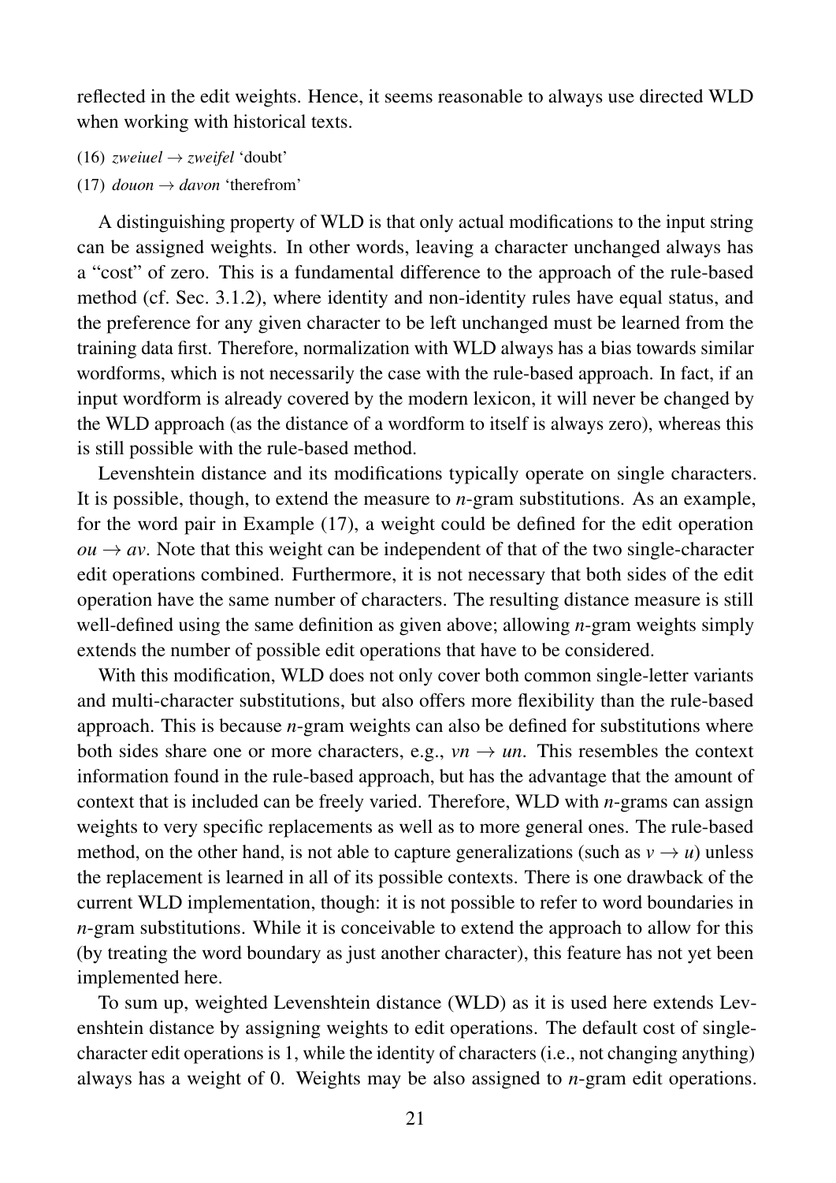reflected in the edit weights. Hence, it seems reasonable to always use directed WLD when working with historical texts.

(16) *zweiuel* → *zweifel* 'doubt'

(17) *douon* → *davon* 'therefrom'

A distinguishing property of WLD is that only actual modifications to the input string can be assigned weights. In other words, leaving a character unchanged always has a "cost" of zero. This is a fundamental difference to the approach of the rule-based method (cf. Sec. 3.1.2), where identity and non-identity rules have equal status, and the preference for any given character to be left unchanged must be learned from the training data first. Therefore, normalization with WLD always has a bias towards similar wordforms, which is not necessarily the case with the rule-based approach. In fact, if an input wordform is already covered by the modern lexicon, it will never be changed by the WLD approach (as the distance of a wordform to itself is always zero), whereas this is still possible with the rule-based method.

Levenshtein distance and its modifications typically operate on single characters. It is possible, though, to extend the measure to *n*-gram substitutions. As an example, for the word pair in Example (17), a weight could be defined for the edit operation *ou* → *av*. Note that this weight can be independent of that of the two single-character edit operations combined. Furthermore, it is not necessary that both sides of the edit operation have the same number of characters. The resulting distance measure is still well-defined using the same definition as given above; allowing *n*-gram weights simply extends the number of possible edit operations that have to be considered.

With this modification, WLD does not only cover both common single-letter variants and multi-character substitutions, but also offers more flexibility than the rule-based approach. This is because *n*-gram weights can also be defined for substitutions where both sides share one or more characters, e.g., *vn* → *un*. This resembles the context information found in the rule-based approach, but has the advantage that the amount of context that is included can be freely varied. Therefore, WLD with *n*-grams can assign weights to very specific replacements as well as to more general ones. The rule-based method, on the other hand, is not able to capture generalizations (such as *v* → *u*) unless the replacement is learned in all of its possible contexts. There is one drawback of the current WLD implementation, though: it is not possible to refer to word boundaries in *n*-gram substitutions. While it is conceivable to extend the approach to allow for this (by treating the word boundary as just another character), this feature has not yet been implemented here.

To sum up, weighted Levenshtein distance (WLD) as it is used here extends Levenshtein distance by assigning weights to edit operations. The default cost of single-character edit operations is 1, while the identity of characters (i.e., not changing anything) always has a weight of 0. Weights may be also assigned to *n*-gram edit operations.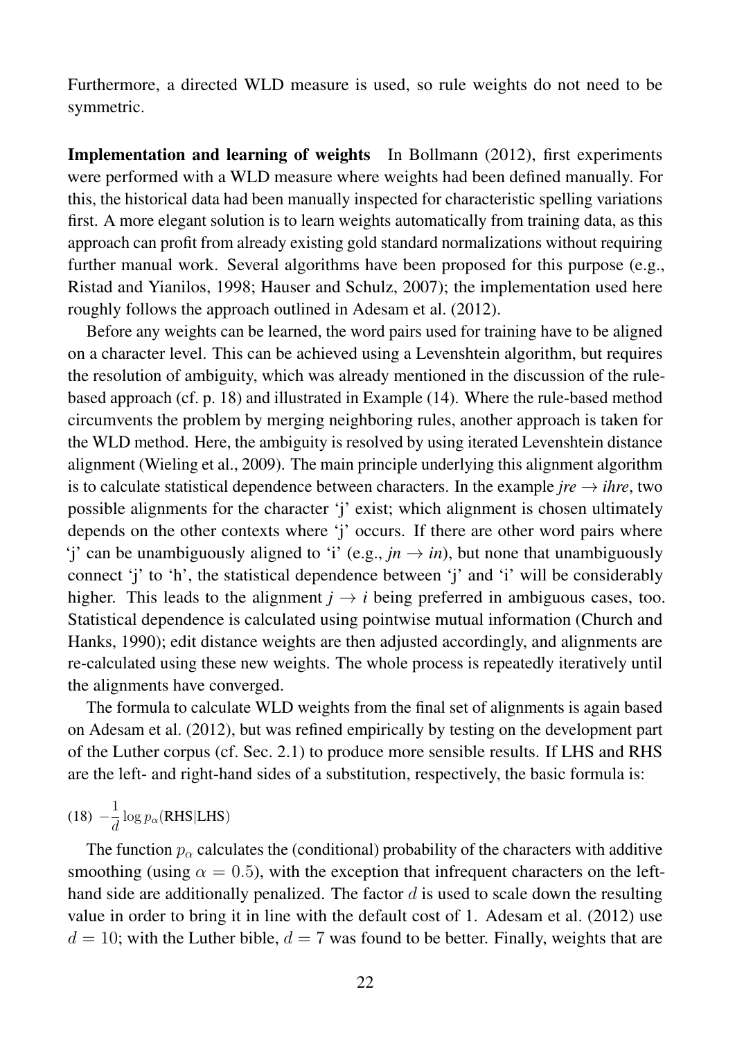Furthermore, a directed WLD measure is used, so rule weights do not need to be symmetric.

**Implementation and learning of weights** In Bollmann (2012), first experiments were performed with a WLD measure where weights had been defined manually. For this, the historical data had been manually inspected for characteristic spelling variations first. A more elegant solution is to learn weights automatically from training data, as this approach can profit from already existing gold standard normalizations without requiring further manual work. Several algorithms have been proposed for this purpose (e.g., Ristad and Yianilos, 1998; Hauser and Schulz, 2007); the implementation used here roughly follows the approach outlined in Adesam et al. (2012).

Before any weights can be learned, the word pairs used for training have to be aligned on a character level. This can be achieved using a Levenshtein algorithm, but requires the resolution of ambiguity, which was already mentioned in the discussion of the rule-based approach (cf. p. 18) and illustrated in Example (14). Where the rule-based method circumvents the problem by merging neighboring rules, another approach is taken for the WLD method. Here, the ambiguity is resolved by using iterated Levenshtein distance alignment (Wieling et al., 2009). The main principle underlying this alignment algorithm is to calculate statistical dependence between characters. In the example *jre* → *ihre*, two possible alignments for the character 'j' exist; which alignment is chosen ultimately depends on the other contexts where 'j' occurs. If there are other word pairs where 'j' can be unambiguously aligned to 'i' (e.g., *jn* → *in*), but none that unambiguously connect 'j' to 'h', the statistical dependence between 'j' and 'i' will be considerably higher. This leads to the alignment *j* → *i* being preferred in ambiguous cases, too. Statistical dependence is calculated using pointwise mutual information (Church and Hanks, 1990); edit distance weights are then adjusted accordingly, and alignments are re-calculated using these new weights. The whole process is repeatedly iteratively until the alignments have converged.

The formula to calculate WLD weights from the final set of alignments is again based on Adesam et al. (2012), but was refined empirically by testing on the development part of the Luther corpus (cf. Sec. 2.1) to produce more sensible results. If LHS and RHS are the left- and right-hand sides of a substitution, respectively, the basic formula is:

(18) $-\frac{1}{d} \log p_\alpha(\text{RHS}|\text{LHS})$

The function $p_\alpha$ calculates the (conditional) probability of the characters with additive smoothing (using $\alpha = 0.5$), with the exception that infrequent characters on the left-hand side are additionally penalized. The factor $d$ is used to scale down the resulting value in order to bring it in line with the default cost of 1. Adesam et al. (2012) use $d = 10$; with the Luther bible, $d = 7$ was found to be better. Finally, weights that are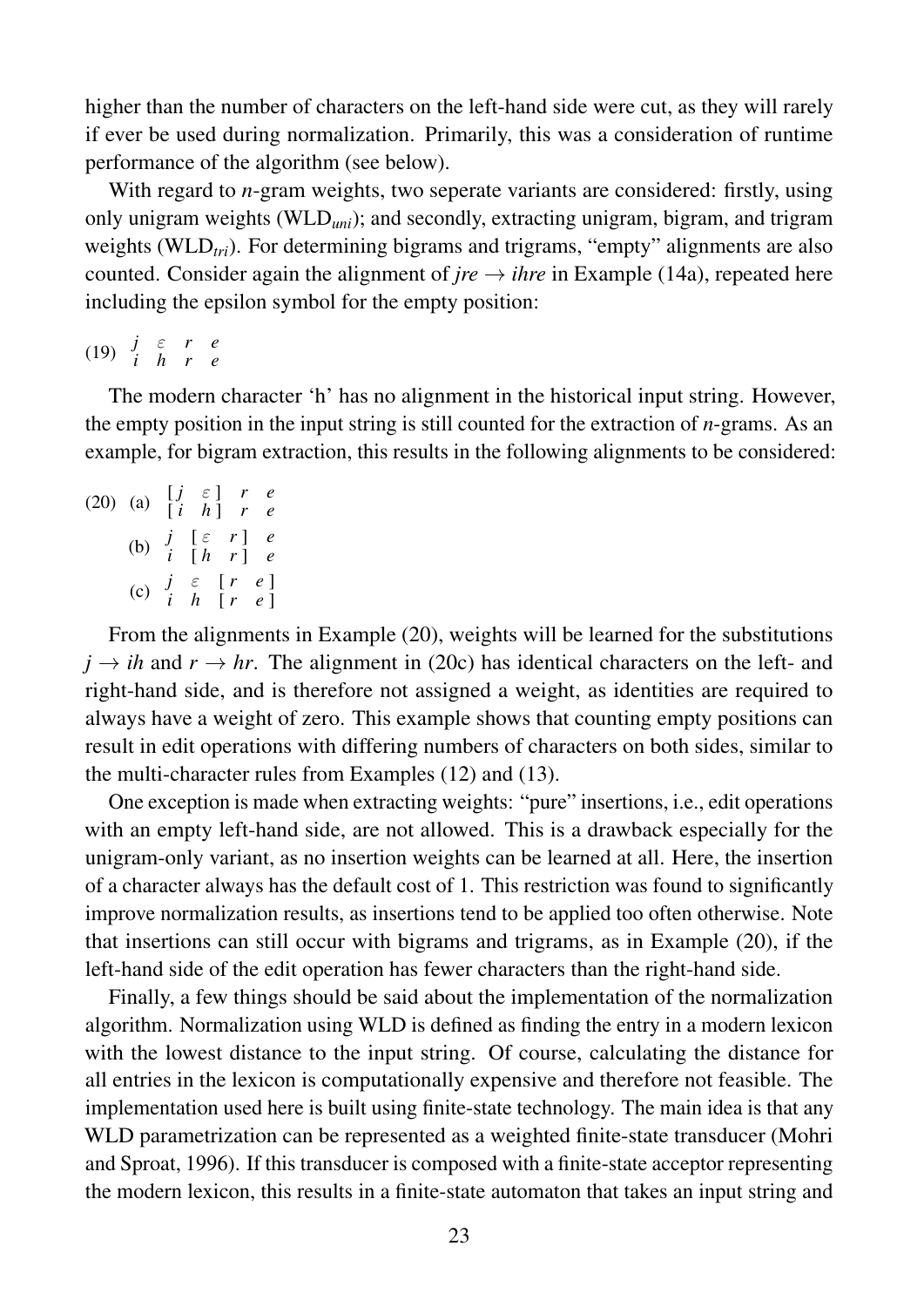higher than the number of characters on the left-hand side were cut, as they will rarely if ever be used during normalization. Primarily, this was a consideration of runtime performance of the algorithm (see below).

With regard to *n*-gram weights, two seperate variants are considered: firstly, using only unigram weights ($\text{WLD}_{uni}$); and secondly, extracting unigram, bigram, and trigram weights ($\text{WLD}_{tri}$). For determining bigrams and trigrams, "empty" alignments are also counted. Consider again the alignment of *jre* → *ihre* in Example (14a), repeated here including the epsilon symbol for the empty position:

(19) 
$$\begin{matrix} j & \varepsilon & r & e \\ i & h & r & e \end{matrix}$$

The modern character 'h' has no alignment in the historical input string. However, the empty position in the input string is still counted for the extraction of *n*-grams. As an example, for bigram extraction, this results in the following alignments to be considered:

(20) (a) 
$$\begin{matrix} [\,j & \varepsilon\,] & r & e \\ [\,i & h\,] & r & e \end{matrix}$$

(b) 
$$\begin{matrix} j & [\,\varepsilon & r\,] & e \\ i & [\,h & r\,] & e \end{matrix}$$

(c) 
$$\begin{matrix} j & \varepsilon & [\,r & e\,] \\ i & h & [\,r & e\,] \end{matrix}$$

From the alignments in Example (20), weights will be learned for the substitutions $j \rightarrow ih$ and $r \rightarrow hr$. The alignment in (20c) has identical characters on the left- and right-hand side, and is therefore not assigned a weight, as identities are required to always have a weight of zero. This example shows that counting empty positions can result in edit operations with differing numbers of characters on both sides, similar to the multi-character rules from Examples (12) and (13).

One exception is made when extracting weights: "pure" insertions, i.e., edit operations with an empty left-hand side, are not allowed. This is a drawback especially for the unigram-only variant, as no insertion weights can be learned at all. Here, the insertion of a character always has the default cost of 1. This restriction was found to significantly improve normalization results, as insertions tend to be applied too often otherwise. Note that insertions can still occur with bigrams and trigrams, as in Example (20), if the left-hand side of the edit operation has fewer characters than the right-hand side.

Finally, a few things should be said about the implementation of the normalization algorithm. Normalization using WLD is defined as finding the entry in a modern lexicon with the lowest distance to the input string. Of course, calculating the distance for all entries in the lexicon is computationally expensive and therefore not feasible. The implementation used here is built using finite-state technology. The main idea is that any WLD parametrization can be represented as a weighted finite-state transducer (Mohri and Sproat, 1996). If this transducer is composed with a finite-state acceptor representing the modern lexicon, this results in a finite-state automaton that takes an input string and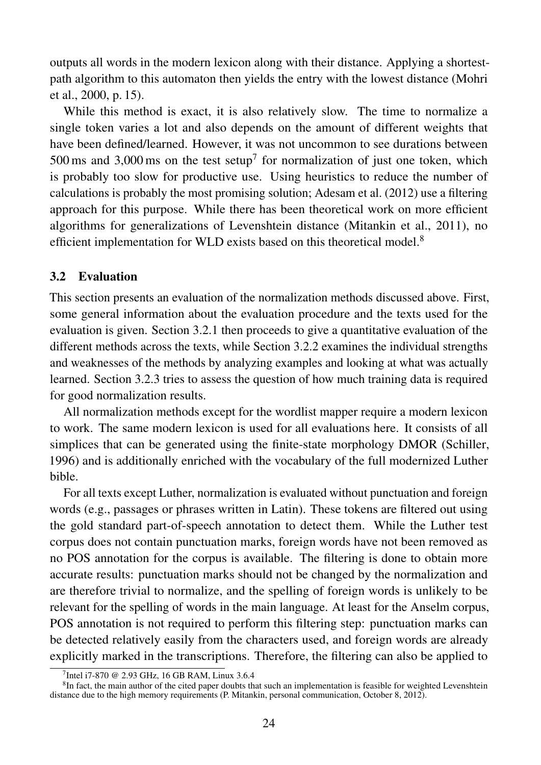outputs all words in the modern lexicon along with their distance. Applying a shortest-path algorithm to this automaton then yields the entry with the lowest distance (Mohri et al., 2000, p. 15).

While this method is exact, it is also relatively slow. The time to normalize a single token varies a lot and also depends on the amount of different weights that have been defined/learned. However, it was not uncommon to see durations between 500 ms and 3,000 ms on the test setup[7] for normalization of just one token, which is probably too slow for productive use. Using heuristics to reduce the number of calculations is probably the most promising solution; Adesam et al. (2012) use a filtering approach for this purpose. While there has been theoretical work on more efficient algorithms for generalizations of Levenshtein distance (Mitankin et al., 2011), no efficient implementation for WLD exists based on this theoretical model.[8]

### 3.2 Evaluation

This section presents an evaluation of the normalization methods discussed above. First, some general information about the evaluation procedure and the texts used for the evaluation is given. Section 3.2.1 then proceeds to give a quantitative evaluation of the different methods across the texts, while Section 3.2.2 examines the individual strengths and weaknesses of the methods by analyzing examples and looking at what was actually learned. Section 3.2.3 tries to assess the question of how much training data is required for good normalization results.

All normalization methods except for the wordlist mapper require a modern lexicon to work. The same modern lexicon is used for all evaluations here. It consists of all simplices that can be generated using the finite-state morphology DMOR (Schiller, 1996) and is additionally enriched with the vocabulary of the full modernized Luther bible.

For all texts except Luther, normalization is evaluated without punctuation and foreign words (e.g., passages or phrases written in Latin). These tokens are filtered out using the gold standard part-of-speech annotation to detect them. While the Luther test corpus does not contain punctuation marks, foreign words have not been removed as no POS annotation for the corpus is available. The filtering is done to obtain more accurate results: punctuation marks should not be changed by the normalization and are therefore trivial to normalize, and the spelling of foreign words is unlikely to be relevant for the spelling of words in the main language. At least for the Anselm corpus, POS annotation is not required to perform this filtering step: punctuation marks can be detected relatively easily from the characters used, and foreign words are already explicitly marked in the transcriptions. Therefore, the filtering can also be applied to

[7] Intel i7-870 @ 2.93 GHz, 16 GB RAM, Linux 3.6.4

[8] In fact, the main author of the cited paper doubts that such an implementation is feasible for weighted Levenshtein distance due to the high memory requirements (P. Mitankin, personal communication, October 8, 2012).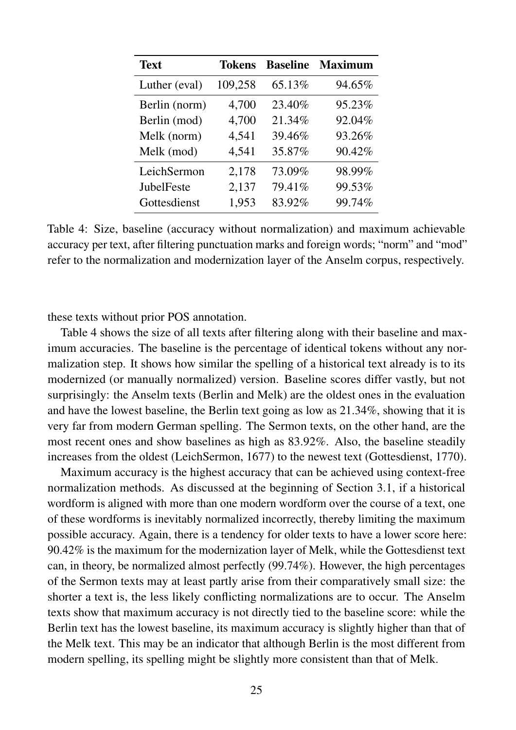| Text | Tokens | Baseline | Maximum |
|---|---|---|---|
| Luther (eval) | 109,258 | 65.13% | 94.65% |
| Berlin (norm) | 4,700 | 23.40% | 95.23% |
| Berlin (mod) | 4,700 | 21.34% | 92.04% |
| Melk (norm) | 4,541 | 39.46% | 93.26% |
| Melk (mod) | 4,541 | 35.87% | 90.42% |
| LeichSermon | 2,178 | 73.09% | 98.99% |
| JubelFeste | 2,137 | 79.41% | 99.53% |
| Gottesdienst | 1,953 | 83.92% | 99.74% |

Table 4: Size, baseline (accuracy without normalization) and maximum achievable accuracy per text, after filtering punctuation marks and foreign words; "norm" and "mod" refer to the normalization and modernization layer of the Anselm corpus, respectively.

these texts without prior POS annotation.

Table 4 shows the size of all texts after filtering along with their baseline and maximum accuracies. The baseline is the percentage of identical tokens without any normalization step. It shows how similar the spelling of a historical text already is to its modernized (or manually normalized) version. Baseline scores differ vastly, but not surprisingly: the Anselm texts (Berlin and Melk) are the oldest ones in the evaluation and have the lowest baseline, the Berlin text going as low as 21.34%, showing that it is very far from modern German spelling. The Sermon texts, on the other hand, are the most recent ones and show baselines as high as 83.92%. Also, the baseline steadily increases from the oldest (LeichSermon, 1677) to the newest text (Gottesdienst, 1770).

Maximum accuracy is the highest accuracy that can be achieved using context-free normalization methods. As discussed at the beginning of Section 3.1, if a historical wordform is aligned with more than one modern wordform over the course of a text, one of these wordforms is inevitably normalized incorrectly, thereby limiting the maximum possible accuracy. Again, there is a tendency for older texts to have a lower score here: 90.42% is the maximum for the modernization layer of Melk, while the Gottesdienst text can, in theory, be normalized almost perfectly (99.74%). However, the high percentages of the Sermon texts may at least partly arise from their comparatively small size: the shorter a text is, the less likely conflicting normalizations are to occur. The Anselm texts show that maximum accuracy is not directly tied to the baseline score: while the Berlin text has the lowest baseline, its maximum accuracy is slightly higher than that of the Melk text. This may be an indicator that although Berlin is the most different from modern spelling, its spelling might be slightly more consistent than that of Melk.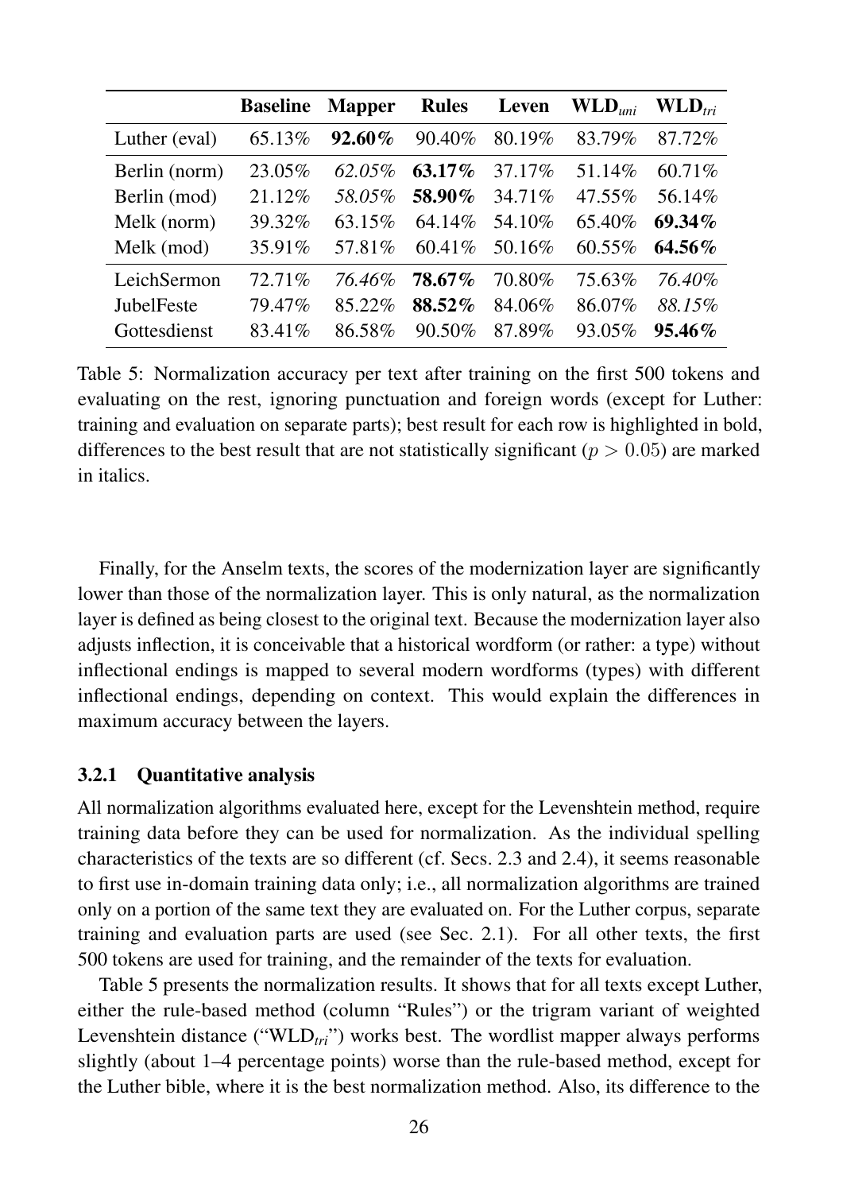| | **Baseline** | **Mapper** | **Rules** | **Leven** | **WLD$_{uni}$** | **WLD$_{tri}$** |
|---|---|---|---|---|---|---|
| Luther (eval) | 65.13% | **92.60%** | 90.40% | 80.19% | 83.79% | 87.72% |
| Berlin (norm) | 23.05% | *62.05%* | **63.17%** | 37.17% | 51.14% | 60.71% |
| Berlin (mod) | 21.12% | *58.05%* | **58.90%** | 34.71% | 47.55% | 56.14% |
| Melk (norm) | 39.32% | 63.15% | 64.14% | 54.10% | 65.40% | **69.34%** |
| Melk (mod) | 35.91% | 57.81% | 60.41% | 50.16% | 60.55% | **64.56%** |
| LeichSermon | 72.71% | *76.46%* | **78.67%** | 70.80% | 75.63% | *76.40%* |
| JubelFeste | 79.47% | 85.22% | **88.52%** | 84.06% | 86.07% | *88.15%* |
| Gottesdienst | 83.41% | 86.58% | 90.50% | 87.89% | 93.05% | **95.46%** |

Table 5: Normalization accuracy per text after training on the first 500 tokens and evaluating on the rest, ignoring punctuation and foreign words (except for Luther: training and evaluation on separate parts); best result for each row is highlighted in bold, differences to the best result that are not statistically significant ($p > 0.05$) are marked in italics.

Finally, for the Anselm texts, the scores of the modernization layer are significantly lower than those of the normalization layer. This is only natural, as the normalization layer is defined as being closest to the original text. Because the modernization layer also adjusts inflection, it is conceivable that a historical wordform (or rather: a type) without inflectional endings is mapped to several modern wordforms (types) with different inflectional endings, depending on context. This would explain the differences in maximum accuracy between the layers.

### 3.2.1 Quantitative analysis

All normalization algorithms evaluated here, except for the Levenshtein method, require training data before they can be used for normalization. As the individual spelling characteristics of the texts are so different (cf. Secs. 2.3 and 2.4), it seems reasonable to first use in-domain training data only; i.e., all normalization algorithms are trained only on a portion of the same text they are evaluated on. For the Luther corpus, separate training and evaluation parts are used (see Sec. 2.1). For all other texts, the first 500 tokens are used for training, and the remainder of the texts for evaluation.

Table 5 presents the normalization results. It shows that for all texts except Luther, either the rule-based method (column "Rules") or the trigram variant of weighted Levenshtein distance ("WLD$_{tri}$") works best. The wordlist mapper always performs slightly (about 1–4 percentage points) worse than the rule-based method, except for the Luther bible, where it is the best normalization method. Also, its difference to the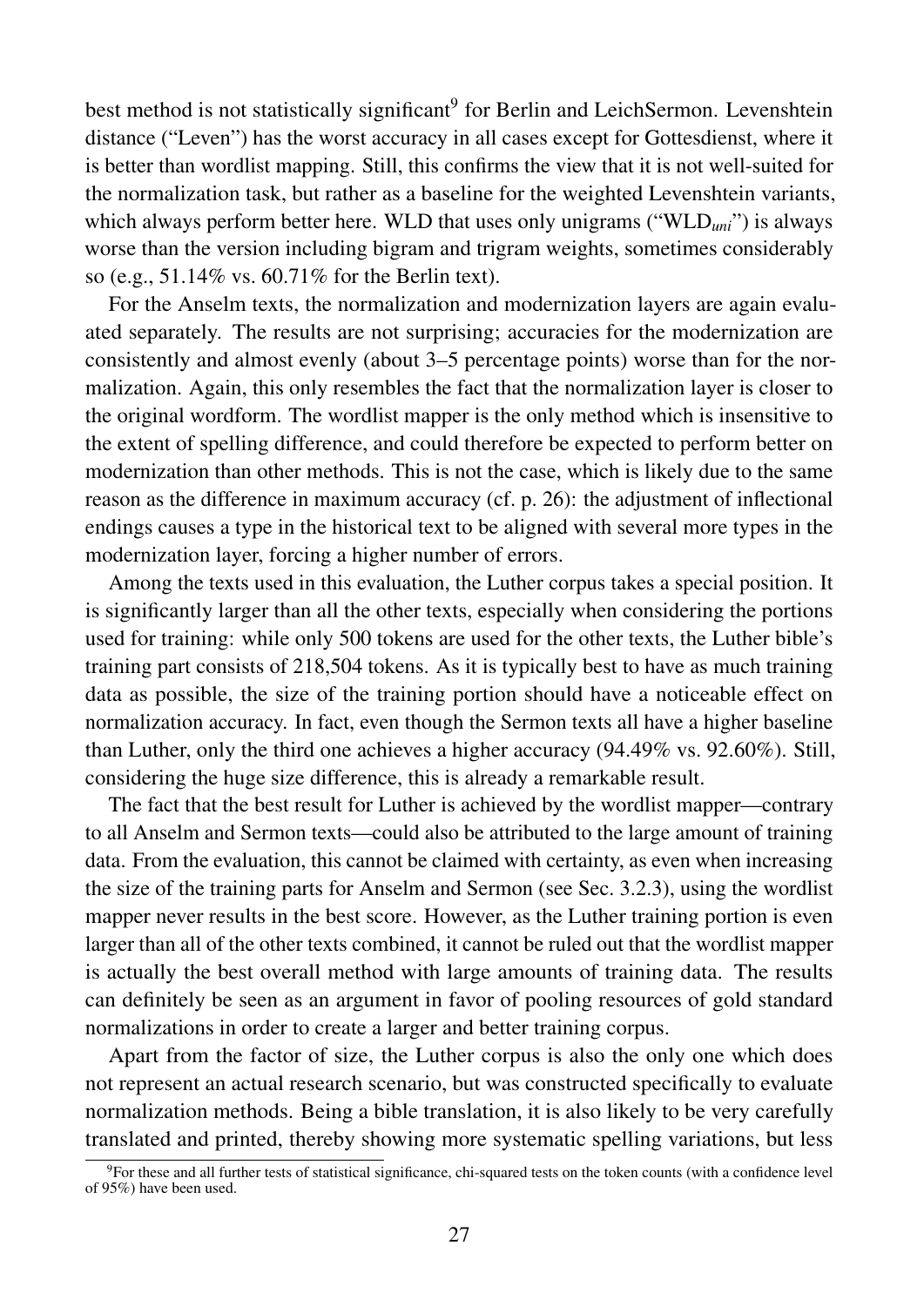best method is not statistically significant[9] for Berlin and LeichSermon. Levenshtein distance ("Leven") has the worst accuracy in all cases except for Gottesdienst, where it is better than wordlist mapping. Still, this confirms the view that it is not well-suited for the normalization task, but rather as a baseline for the weighted Levenshtein variants, which always perform better here. WLD that uses only unigrams ("$\text{WLD}_{uni}$") is always worse than the version including bigram and trigram weights, sometimes considerably so (e.g., 51.14% vs. 60.71% for the Berlin text).

For the Anselm texts, the normalization and modernization layers are again evaluated separately. The results are not surprising; accuracies for the modernization are consistently and almost evenly (about 3–5 percentage points) worse than for the normalization. Again, this only resembles the fact that the normalization layer is closer to the original wordform. The wordlist mapper is the only method which is insensitive to the extent of spelling difference, and could therefore be expected to perform better on modernization than other methods. This is not the case, which is likely due to the same reason as the difference in maximum accuracy (cf. p. 26): the adjustment of inflectional endings causes a type in the historical text to be aligned with several more types in the modernization layer, forcing a higher number of errors.

Among the texts used in this evaluation, the Luther corpus takes a special position. It is significantly larger than all the other texts, especially when considering the portions used for training: while only 500 tokens are used for the other texts, the Luther bible's training part consists of 218,504 tokens. As it is typically best to have as much training data as possible, the size of the training portion should have a noticeable effect on normalization accuracy. In fact, even though the Sermon texts all have a higher baseline than Luther, only the third one achieves a higher accuracy (94.49% vs. 92.60%). Still, considering the huge size difference, this is already a remarkable result.

The fact that the best result for Luther is achieved by the wordlist mapper—contrary to all Anselm and Sermon texts—could also be attributed to the large amount of training data. From the evaluation, this cannot be claimed with certainty, as even when increasing the size of the training parts for Anselm and Sermon (see Sec. 3.2.3), using the wordlist mapper never results in the best score. However, as the Luther training portion is even larger than all of the other texts combined, it cannot be ruled out that the wordlist mapper is actually the best overall method with large amounts of training data. The results can definitely be seen as an argument in favor of pooling resources of gold standard normalizations in order to create a larger and better training corpus.

Apart from the factor of size, the Luther corpus is also the only one which does not represent an actual research scenario, but was constructed specifically to evaluate normalization methods. Being a bible translation, it is also likely to be very carefully translated and printed, thereby showing more systematic spelling variations, but less

[9] For these and all further tests of statistical significance, chi-squared tests on the token counts (with a confidence level of 95%) have been used.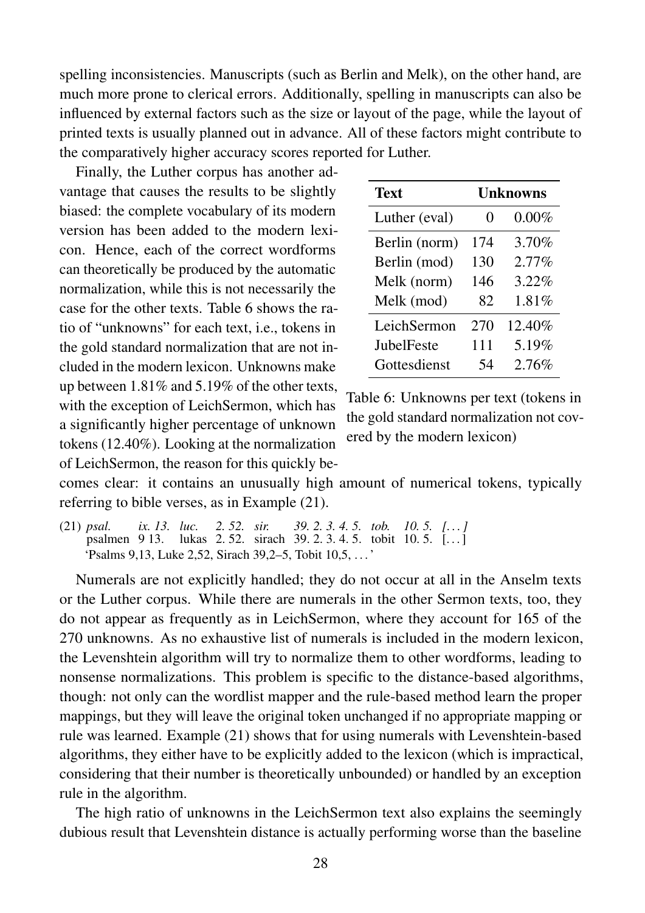spelling inconsistencies. Manuscripts (such as Berlin and Melk), on the other hand, are much more prone to clerical errors. Additionally, spelling in manuscripts can also be influenced by external factors such as the size or layout of the page, while the layout of printed texts is usually planned out in advance. All of these factors might contribute to the comparatively higher accuracy scores reported for Luther.

Finally, the Luther corpus has another advantage that causes the results to be slightly biased: the complete vocabulary of its modern version has been added to the modern lexicon. Hence, each of the correct wordforms can theoretically be produced by the automatic normalization, while this is not necessarily the case for the other texts. Table 6 shows the ratio of "unknowns" for each text, i.e., tokens in the gold standard normalization that are not included in the modern lexicon. Unknowns make up between 1.81% and 5.19% of the other texts, with the exception of LeichSermon, which has a significantly higher percentage of unknown tokens (12.40%). Looking at the normalization of LeichSermon, the reason for this quickly becomes clear: it contains an unusually high amount of numerical tokens, typically referring to bible verses, as in Example (21).

| **Text** | **Unknowns** | |
|---|---|---|
| Luther (eval) | 0 | 0.00% |
| Berlin (norm) | 174 | 3.70% |
| Berlin (mod) | 130 | 2.77% |
| Melk (norm) | 146 | 3.22% |
| Melk (mod) | 82 | 1.81% |
| LeichSermon | 270 | 12.40% |
| JubelFeste | 111 | 5.19% |
| Gottesdienst | 54 | 2.76% |

Table 6: Unknowns per text (tokens in the gold standard normalization not covered by the modern lexicon)

(21) *psal. ix. 13. luc. 2. 52. sir. 39. 2. 3. 4. 5. tob. 10. 5. [...]*
psalmen 9 13. lukas 2. 52. sirach 39. 2. 3. 4. 5. tobit 10. 5. [...]
'Psalms 9,13, Luke 2,52, Sirach 39,2–5, Tobit 10,5, ...'

Numerals are not explicitly handled; they do not occur at all in the Anselm texts or the Luther corpus. While there are numerals in the other Sermon texts, too, they do not appear as frequently as in LeichSermon, where they account for 165 of the 270 unknowns. As no exhaustive list of numerals is included in the modern lexicon, the Levenshtein algorithm will try to normalize them to other wordforms, leading to nonsense normalizations. This problem is specific to the distance-based algorithms, though: not only can the wordlist mapper and the rule-based method learn the proper mappings, but they will leave the original token unchanged if no appropriate mapping or rule was learned. Example (21) shows that for using numerals with Levenshtein-based algorithms, they either have to be explicitly added to the lexicon (which is impractical, considering that their number is theoretically unbounded) or handled by an exception rule in the algorithm.

The high ratio of unknowns in the LeichSermon text also explains the seemingly dubious result that Levenshtein distance is actually performing worse than the baseline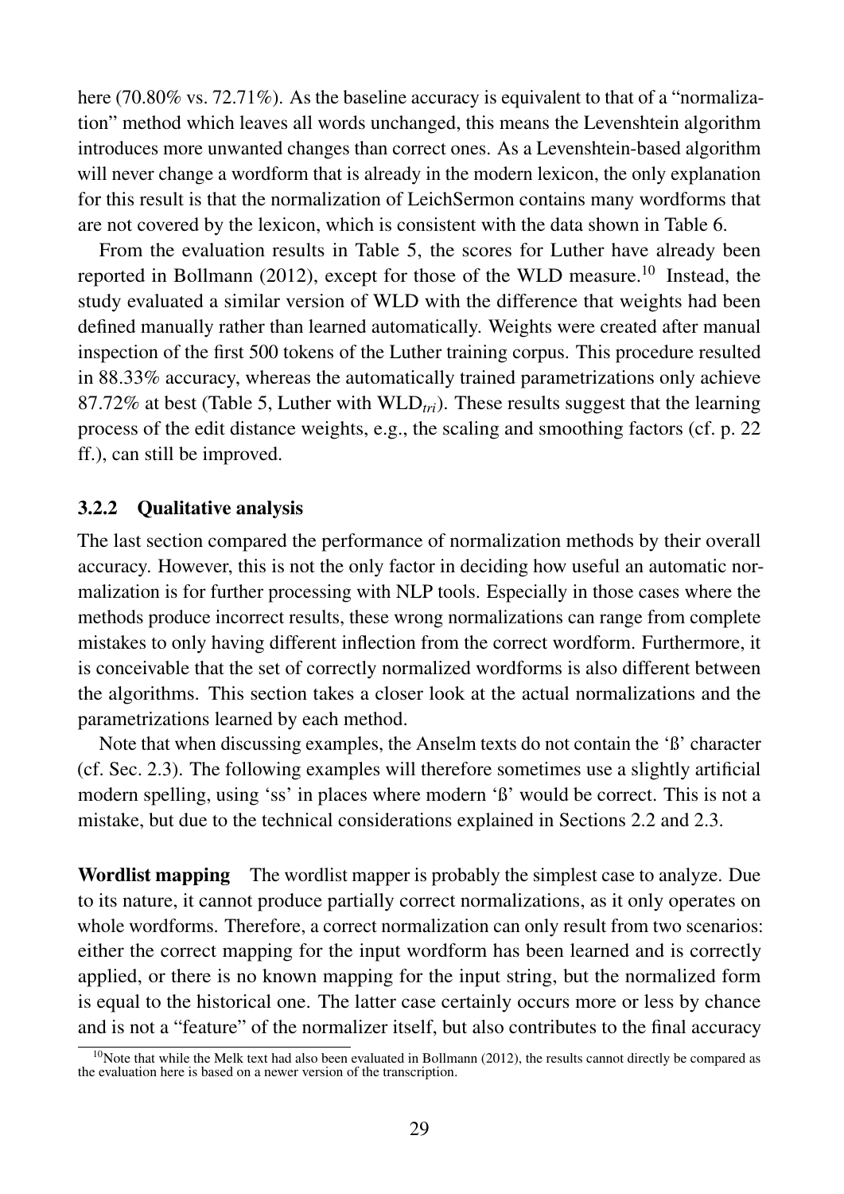here (70.80% vs. 72.71%). As the baseline accuracy is equivalent to that of a "normalization" method which leaves all words unchanged, this means the Levenshtein algorithm introduces more unwanted changes than correct ones. As a Levenshtein-based algorithm will never change a wordform that is already in the modern lexicon, the only explanation for this result is that the normalization of LeichSermon contains many wordforms that are not covered by the lexicon, which is consistent with the data shown in Table 6.

From the evaluation results in Table 5, the scores for Luther have already been reported in Bollmann (2012), except for those of the WLD measure.[10] Instead, the study evaluated a similar version of WLD with the difference that weights had been defined manually rather than learned automatically. Weights were created after manual inspection of the first 500 tokens of the Luther training corpus. This procedure resulted in 88.33% accuracy, whereas the automatically trained parametrizations only achieve 87.72% at best (Table 5, Luther with $\text{WLD}_{tri}$). These results suggest that the learning process of the edit distance weights, e.g., the scaling and smoothing factors (cf. p. 22 ff.), can still be improved.

### 3.2.2 Qualitative analysis

The last section compared the performance of normalization methods by their overall accuracy. However, this is not the only factor in deciding how useful an automatic normalization is for further processing with NLP tools. Especially in those cases where the methods produce incorrect results, these wrong normalizations can range from complete mistakes to only having different inflection from the correct wordform. Furthermore, it is conceivable that the set of correctly normalized wordforms is also different between the algorithms. This section takes a closer look at the actual normalizations and the parametrizations learned by each method.

Note that when discussing examples, the Anselm texts do not contain the 'ß' character (cf. Sec. 2.3). The following examples will therefore sometimes use a slightly artificial modern spelling, using 'ss' in places where modern 'ß' would be correct. This is not a mistake, but due to the technical considerations explained in Sections 2.2 and 2.3.

**Wordlist mapping** The wordlist mapper is probably the simplest case to analyze. Due to its nature, it cannot produce partially correct normalizations, as it only operates on whole wordforms. Therefore, a correct normalization can only result from two scenarios: either the correct mapping for the input wordform has been learned and is correctly applied, or there is no known mapping for the input string, but the normalized form is equal to the historical one. The latter case certainly occurs more or less by chance and is not a "feature" of the normalizer itself, but also contributes to the final accuracy

[10] Note that while the Melk text had also been evaluated in Bollmann (2012), the results cannot directly be compared as the evaluation here is based on a newer version of the transcription.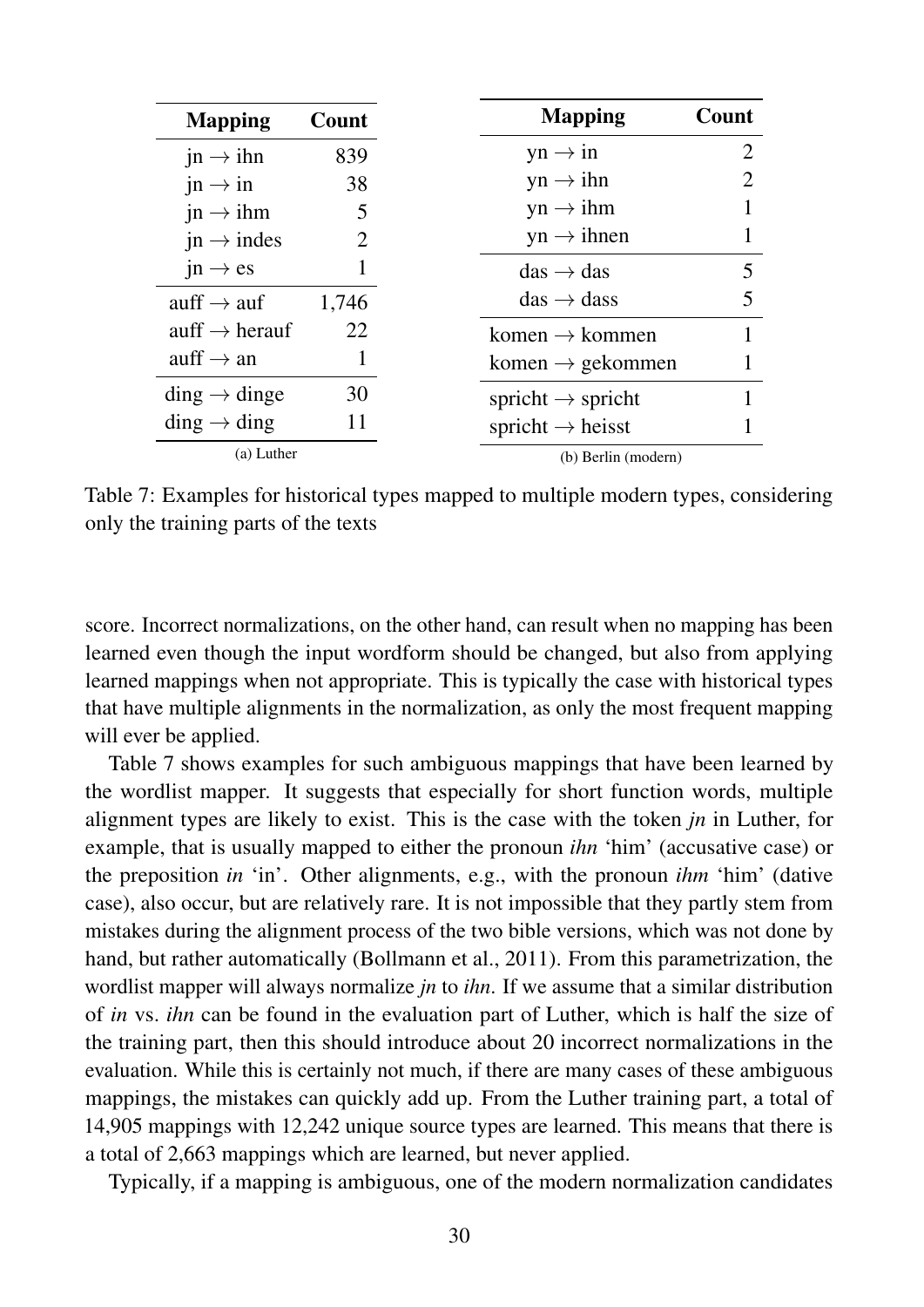| Mapping | Count |
|---|---|
| jn → ihn | 839 |
| jn → in | 38 |
| jn → ihm | 5 |
| jn → indes | 2 |
| jn → es | 1 |
| auff → auf | 1,746 |
| auff → herauf | 22 |
| auff → an | 1 |
| ding → dinge | 30 |
| ding → ding | 11 |

(a) Luther

| Mapping | Count |
|---|---|
| yn → in | 2 |
| yn → ihn | 2 |
| yn → ihm | 1 |
| yn → ihnen | 1 |
| das → das | 5 |
| das → dass | 5 |
| komen → kommen | 1 |
| komen → gekommen | 1 |
| spricht → spricht | 1 |
| spricht → heisst | 1 |

(b) Berlin (modern)

Table 7: Examples for historical types mapped to multiple modern types, considering only the training parts of the texts

score. Incorrect normalizations, on the other hand, can result when no mapping has been learned even though the input wordform should be changed, but also from applying learned mappings when not appropriate. This is typically the case with historical types that have multiple alignments in the normalization, as only the most frequent mapping will ever be applied.

Table 7 shows examples for such ambiguous mappings that have been learned by the wordlist mapper. It suggests that especially for short function words, multiple alignment types are likely to exist. This is the case with the token *jn* in Luther, for example, that is usually mapped to either the pronoun *ihn* 'him' (accusative case) or the preposition *in* 'in'. Other alignments, e.g., with the pronoun *ihm* 'him' (dative case), also occur, but are relatively rare. It is not impossible that they partly stem from mistakes during the alignment process of the two bible versions, which was not done by hand, but rather automatically (Bollmann et al., 2011). From this parametrization, the wordlist mapper will always normalize *jn* to *ihn*. If we assume that a similar distribution of *in* vs. *ihn* can be found in the evaluation part of Luther, which is half the size of the training part, then this should introduce about 20 incorrect normalizations in the evaluation. While this is certainly not much, if there are many cases of these ambiguous mappings, the mistakes can quickly add up. From the Luther training part, a total of 14,905 mappings with 12,242 unique source types are learned. This means that there is a total of 2,663 mappings which are learned, but never applied.

Typically, if a mapping is ambiguous, one of the modern normalization candidates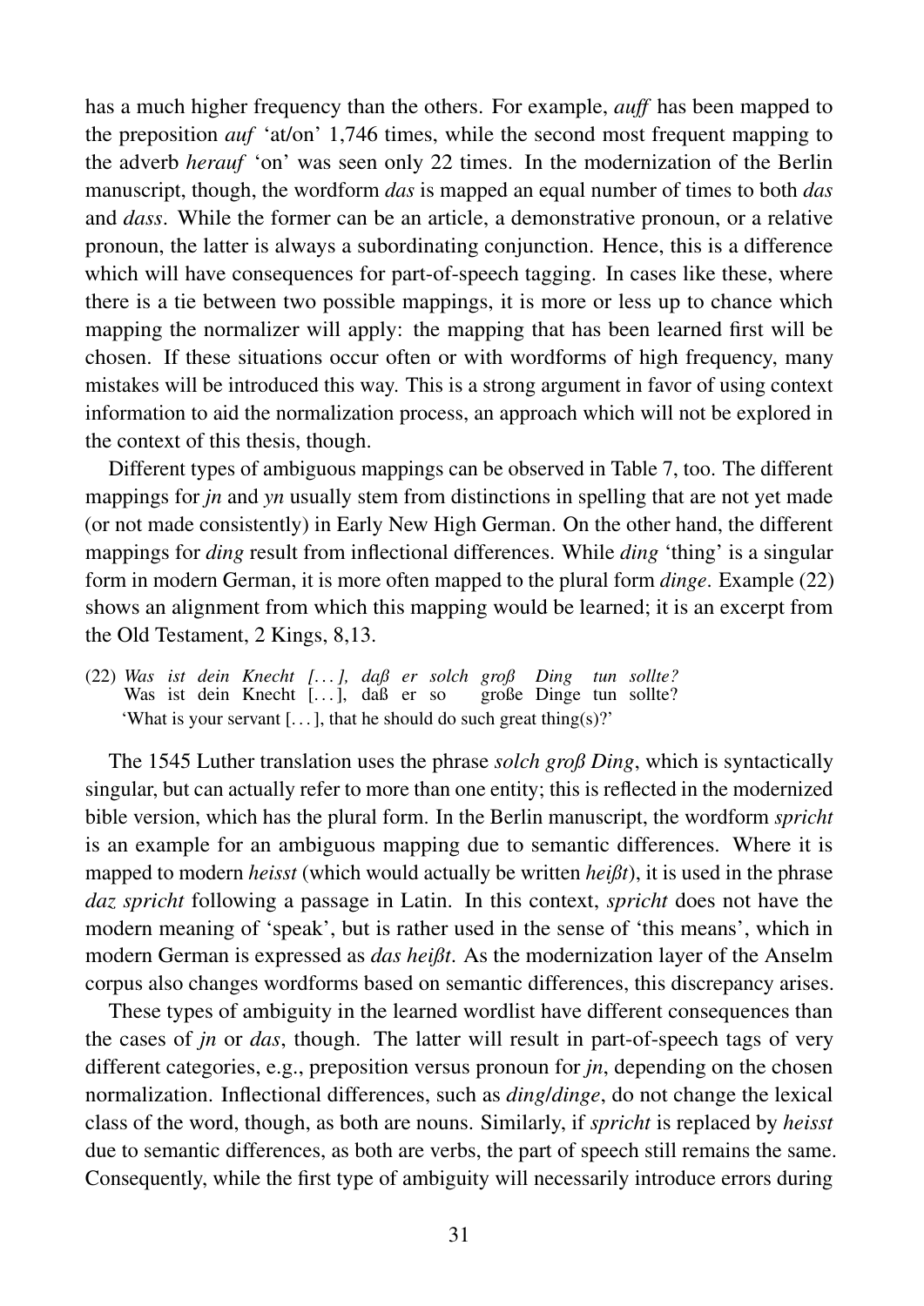has a much higher frequency than the others. For example, *auff* has been mapped to the preposition *auf* 'at/on' 1,746 times, while the second most frequent mapping to the adverb *herauf* 'on' was seen only 22 times. In the modernization of the Berlin manuscript, though, the wordform *das* is mapped an equal number of times to both *das* and *dass*. While the former can be an article, a demonstrative pronoun, or a relative pronoun, the latter is always a subordinating conjunction. Hence, this is a difference which will have consequences for part-of-speech tagging. In cases like these, where there is a tie between two possible mappings, it is more or less up to chance which mapping the normalizer will apply: the mapping that has been learned first will be chosen. If these situations occur often or with wordforms of high frequency, many mistakes will be introduced this way. This is a strong argument in favor of using context information to aid the normalization process, an approach which will not be explored in the context of this thesis, though.

Different types of ambiguous mappings can be observed in Table 7, too. The different mappings for *jn* and *yn* usually stem from distinctions in spelling that are not yet made (or not made consistently) in Early New High German. On the other hand, the different mappings for *ding* result from inflectional differences. While *ding* 'thing' is a singular form in modern German, it is more often mapped to the plural form *dinge*. Example (22) shows an alignment from which this mapping would be learned; it is an excerpt from the Old Testament, 2 Kings, 8,13.

(22) *Was ist dein Knecht [...], daß er solch groß Ding tun sollte?*
Was ist dein Knecht [...], daß er so große Dinge tun sollte?
'What is your servant [...], that he should do such great thing(s)?'

The 1545 Luther translation uses the phrase *solch groß Ding*, which is syntactically singular, but can actually refer to more than one entity; this is reflected in the modernized bible version, which has the plural form. In the Berlin manuscript, the wordform *spricht* is an example for an ambiguous mapping due to semantic differences. Where it is mapped to modern *heisst* (which would actually be written *heißt*), it is used in the phrase *daz spricht* following a passage in Latin. In this context, *spricht* does not have the modern meaning of 'speak', but is rather used in the sense of 'this means', which in modern German is expressed as *das heißt*. As the modernization layer of the Anselm corpus also changes wordforms based on semantic differences, this discrepancy arises.

These types of ambiguity in the learned wordlist have different consequences than the cases of *jn* or *das*, though. The latter will result in part-of-speech tags of very different categories, e.g., preposition versus pronoun for *jn*, depending on the chosen normalization. Inflectional differences, such as *ding*/*dinge*, do not change the lexical class of the word, though, as both are nouns. Similarly, if *spricht* is replaced by *heisst* due to semantic differences, as both are verbs, the part of speech still remains the same. Consequently, while the first type of ambiguity will necessarily introduce errors during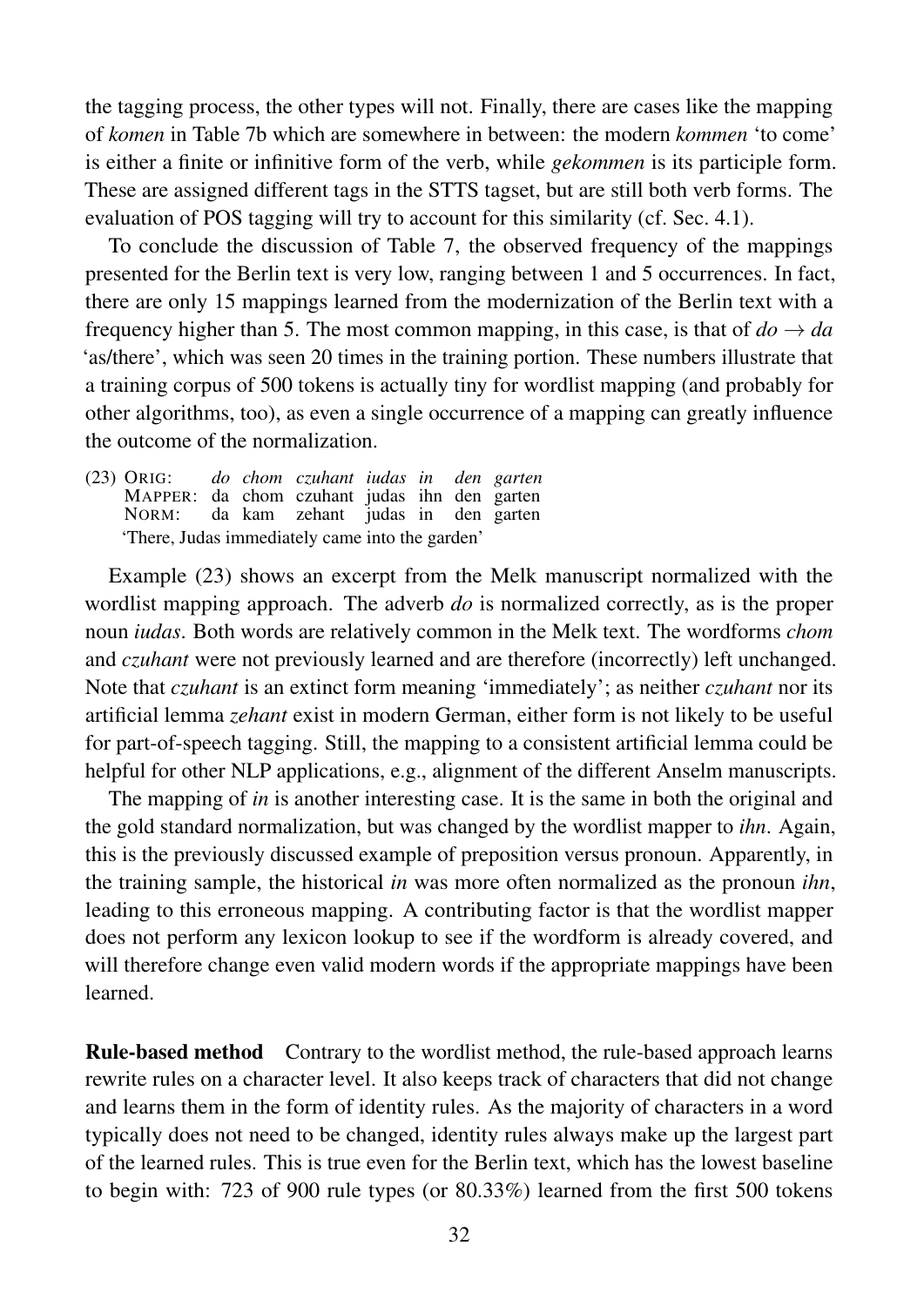the tagging process, the other types will not. Finally, there are cases like the mapping of *komen* in Table 7b which are somewhere in between: the modern *kommen* 'to come' is either a finite or infinitive form of the verb, while *gekommen* is its participle form. These are assigned different tags in the STTS tagset, but are still both verb forms. The evaluation of POS tagging will try to account for this similarity (cf. Sec. 4.1).

To conclude the discussion of Table 7, the observed frequency of the mappings presented for the Berlin text is very low, ranging between 1 and 5 occurrences. In fact, there are only 15 mappings learned from the modernization of the Berlin text with a frequency higher than 5. The most common mapping, in this case, is that of *do* → *da* 'as/there', which was seen 20 times in the training portion. These numbers illustrate that a training corpus of 500 tokens is actually tiny for wordlist mapping (and probably for other algorithms, too), as even a single occurrence of a mapping can greatly influence the outcome of the normalization.

(23)

| | | | | | | | |
|---|---|---|---|---|---|---|---|
| ORIG: | *do* | *chom* | *czuhant* | *iudas* | *in* | *den* | *garten* |
| MAPPER: | da | chom | czuhant | judas | ihn | den | garten |
| NORM: | da | kam | zehant | judas | in | den | garten |

'There, Judas immediately came into the garden'

Example (23) shows an excerpt from the Melk manuscript normalized with the wordlist mapping approach. The adverb *do* is normalized correctly, as is the proper noun *iudas*. Both words are relatively common in the Melk text. The wordforms *chom* and *czuhant* were not previously learned and are therefore (incorrectly) left unchanged. Note that *czuhant* is an extinct form meaning 'immediately'; as neither *czuhant* nor its artificial lemma *zehant* exist in modern German, either form is not likely to be useful for part-of-speech tagging. Still, the mapping to a consistent artificial lemma could be helpful for other NLP applications, e.g., alignment of the different Anselm manuscripts.

The mapping of *in* is another interesting case. It is the same in both the original and the gold standard normalization, but was changed by the wordlist mapper to *ihn*. Again, this is the previously discussed example of preposition versus pronoun. Apparently, in the training sample, the historical *in* was more often normalized as the pronoun *ihn*, leading to this erroneous mapping. A contributing factor is that the wordlist mapper does not perform any lexicon lookup to see if the wordform is already covered, and will therefore change even valid modern words if the appropriate mappings have been learned.

**Rule-based method** Contrary to the wordlist method, the rule-based approach learns rewrite rules on a character level. It also keeps track of characters that did not change and learns them in the form of identity rules. As the majority of characters in a word typically does not need to be changed, identity rules always make up the largest part of the learned rules. This is true even for the Berlin text, which has the lowest baseline to begin with: 723 of 900 rule types (or 80.33%) learned from the first 500 tokens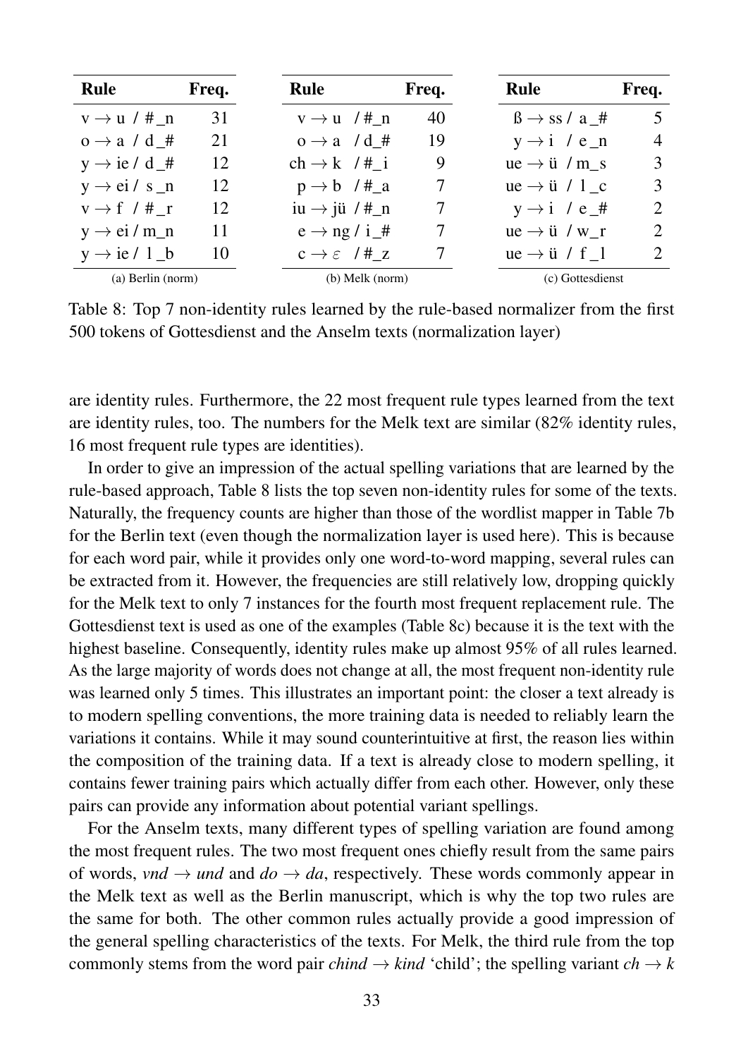| Rule | Freq. |
|---|---|
| v → u / # _ n | 31 |
| o → a / d _ # | 21 |
| y → ie / d _ # | 12 |
| y → ei / s _ n | 12 |
| v → f / # _ r | 12 |
| y → ei / m _ n | 11 |
| y → ie / l _ b | 10 |

(a) Berlin (norm)

| Rule | Freq. |
|---|---|
| v → u / # _ n | 40 |
| o → a / d _ # | 19 |
| ch → k / # _ i | 9 |
| p → b / # _ a | 7 |
| iu → jü / # _ n | 7 |
| e → ng / i _ # | 7 |
| c → $\varepsilon$ / # _ z | 7 |

(b) Melk (norm)

| Rule | Freq. |
|---|---|
| ß → ss / a _ # | 5 |
| y → i / e _ n | 4 |
| ue → ü / m _ s | 3 |
| ue → ü / l _ c | 3 |
| y → i / e _ # | 2 |
| ue → ü / w _ r | 2 |
| ue → ü / f _ l | 2 |

(c) Gottesdienst

Table 8: Top 7 non-identity rules learned by the rule-based normalizer from the first 500 tokens of Gottesdienst and the Anselm texts (normalization layer)

are identity rules. Furthermore, the 22 most frequent rule types learned from the text are identity rules, too. The numbers for the Melk text are similar (82% identity rules, 16 most frequent rule types are identities).

In order to give an impression of the actual spelling variations that are learned by the rule-based approach, Table 8 lists the top seven non-identity rules for some of the texts. Naturally, the frequency counts are higher than those of the wordlist mapper in Table 7b for the Berlin text (even though the normalization layer is used here). This is because for each word pair, while it provides only one word-to-word mapping, several rules can be extracted from it. However, the frequencies are still relatively low, dropping quickly for the Melk text to only 7 instances for the fourth most frequent replacement rule. The Gottesdienst text is used as one of the examples (Table 8c) because it is the text with the highest baseline. Consequently, identity rules make up almost 95% of all rules learned. As the large majority of words does not change at all, the most frequent non-identity rule was learned only 5 times. This illustrates an important point: the closer a text already is to modern spelling conventions, the more training data is needed to reliably learn the variations it contains. While it may sound counterintuitive at first, the reason lies within the composition of the training data. If a text is already close to modern spelling, it contains fewer training pairs which actually differ from each other. However, only these pairs can provide any information about potential variant spellings.

For the Anselm texts, many different types of spelling variation are found among the most frequent rules. The two most frequent ones chiefly result from the same pairs of words, *vnd* → *und* and *do* → *da*, respectively. These words commonly appear in the Melk text as well as the Berlin manuscript, which is why the top two rules are the same for both. The other common rules actually provide a good impression of the general spelling characteristics of the texts. For Melk, the third rule from the top commonly stems from the word pair *chind* → *kind* 'child'; the spelling variant *ch* → *k*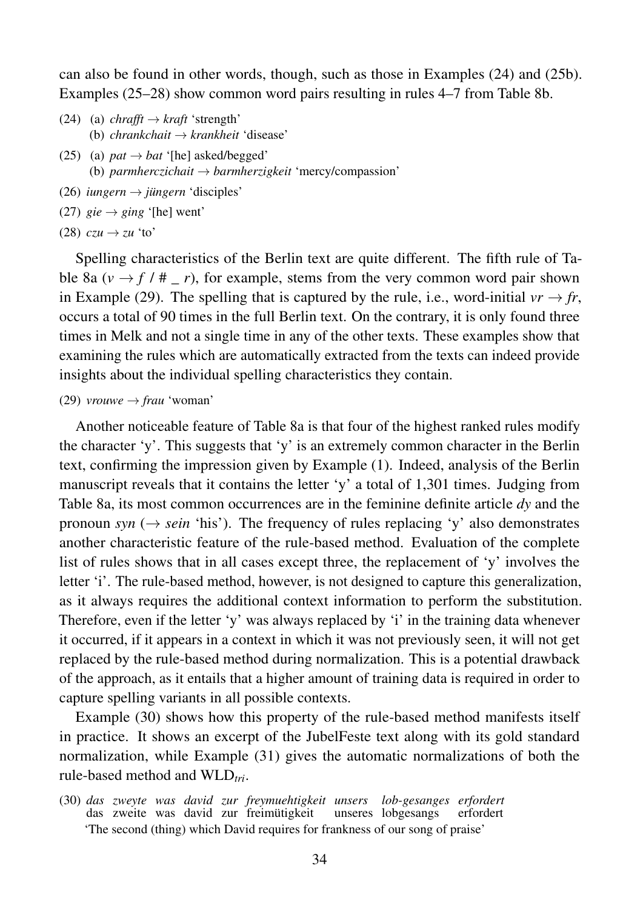can also be found in other words, though, such as those in Examples (24) and (25b). Examples (25–28) show common word pairs resulting in rules 4–7 from Table 8b.

(24) (a) *chrafft* → *kraft* 'strength'
  (b) *chrankchait* → *krankheit* 'disease'

(25) (a) *pat* → *bat* '[he] asked/begged'
  (b) *parmherczichait* → *barmherzigkeit* 'mercy/compassion'

(26) *iungern* → *jüngern* 'disciples'

(27) *gie* → *ging* '[he] went'

(28) *czu* → *zu* 'to'

Spelling characteristics of the Berlin text are quite different. The fifth rule of Table 8a ($v \rightarrow f$ / # _ $r$), for example, stems from the very common word pair shown in Example (29). The spelling that is captured by the rule, i.e., word-initial $vr \rightarrow fr$, occurs a total of 90 times in the full Berlin text. On the contrary, it is only found three times in Melk and not a single time in any of the other texts. These examples show that examining the rules which are automatically extracted from the texts can indeed provide insights about the individual spelling characteristics they contain.

(29) *vrouwe* → *frau* 'woman'

Another noticeable feature of Table 8a is that four of the highest ranked rules modify the character 'y'. This suggests that 'y' is an extremely common character in the Berlin text, confirming the impression given by Example (1). Indeed, analysis of the Berlin manuscript reveals that it contains the letter 'y' a total of 1,301 times. Judging from Table 8a, its most common occurrences are in the feminine definite article *dy* and the pronoun *syn* (→ *sein* 'his'). The frequency of rules replacing 'y' also demonstrates another characteristic feature of the rule-based method. Evaluation of the complete list of rules shows that in all cases except three, the replacement of 'y' involves the letter 'i'. The rule-based method, however, is not designed to capture this generalization, as it always requires the additional context information to perform the substitution. Therefore, even if the letter 'y' was always replaced by 'i' in the training data whenever it occurred, if it appears in a context in which it was not previously seen, it will not get replaced by the rule-based method during normalization. This is a potential drawback of the approach, as it entails that a higher amount of training data is required in order to capture spelling variants in all possible contexts.

Example (30) shows how this property of the rule-based method manifests itself in practice. It shows an excerpt of the JubelFeste text along with its gold standard normalization, while Example (31) gives the automatic normalizations of both the rule-based method and $\text{WLD}_{tri}$.

(30) *das zweyte was david zur freymuehtigkeit unsers lob-gesanges erfordert*
  das zweite was david zur freimütigkeit unseres lobgesangs erfordert
  'The second (thing) which David requires for frankness of our song of praise'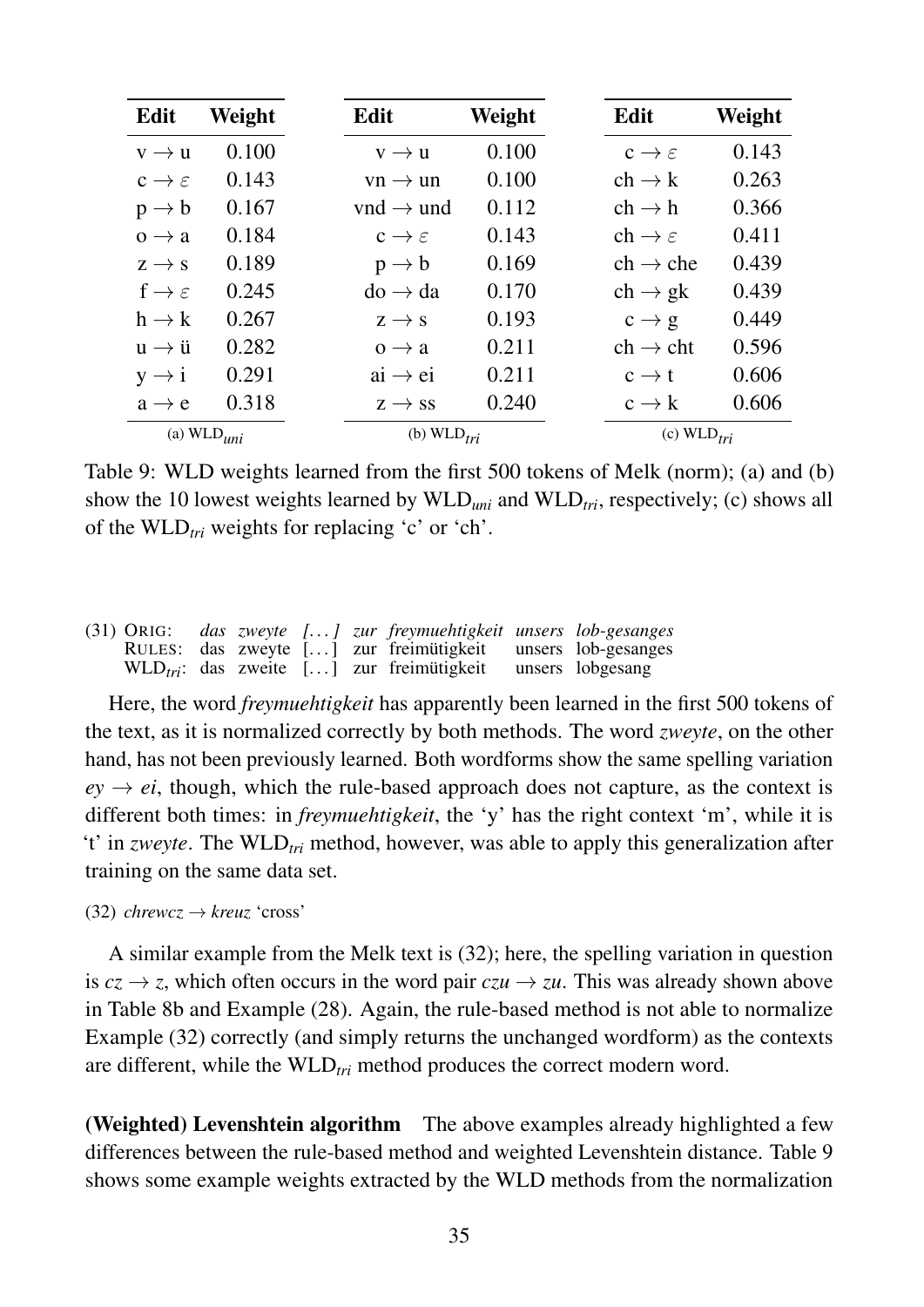| Edit | Weight |
|---|---|
| v → u | 0.100 |
| c → ε | 0.143 |
| p → b | 0.167 |
| o → a | 0.184 |
| z → s | 0.189 |
| f → ε | 0.245 |
| h → k | 0.267 |
| u → ü | 0.282 |
| y → i | 0.291 |
| a → e | 0.318 |

(a) WLD$_{uni}$

| Edit | Weight |
|---|---|
| v → u | 0.100 |
| vn → un | 0.100 |
| vnd → und | 0.112 |
| c → ε | 0.143 |
| p → b | 0.169 |
| do → da | 0.170 |
| z → s | 0.193 |
| o → a | 0.211 |
| ai → ei | 0.211 |
| z → ss | 0.240 |

(b) WLD$_{tri}$

| Edit | Weight |
|---|---|
| c → ε | 0.143 |
| ch → k | 0.263 |
| ch → h | 0.366 |
| ch → ε | 0.411 |
| ch → che | 0.439 |
| ch → gk | 0.439 |
| c → g | 0.449 |
| ch → cht | 0.596 |
| c → t | 0.606 |
| c → k | 0.606 |

(c) WLD$_{tri}$

Table 9: WLD weights learned from the first 500 tokens of Melk (norm); (a) and (b) show the 10 lowest weights learned by WLD$_{uni}$ and WLD$_{tri}$, respectively; (c) shows all of the WLD$_{tri}$ weights for replacing 'c' or 'ch'.

(31) ORIG: *das zweyte [...] zur freymuehtigkeit unsers lob-gesanges*
RULES: das zweyte [...] zur freimütigkeit unsers lob-gesanges
WLD$_{tri}$: das zweite [...] zur freimütigkeit unsers lobgesang

Here, the word *freymuehtigkeit* has apparently been learned in the first 500 tokens of the text, as it is normalized correctly by both methods. The word *zweyte*, on the other hand, has not been previously learned. Both wordforms show the same spelling variation *ey* → *ei*, though, which the rule-based approach does not capture, as the context is different both times: in *freymuehtigkeit*, the 'y' has the right context 'm', while it is 't' in *zweyte*. The WLD$_{tri}$ method, however, was able to apply this generalization after training on the same data set.

(32) *chrewcz* → *kreuz* 'cross'

A similar example from the Melk text is (32); here, the spelling variation in question is *cz* → *z*, which often occurs in the word pair *czu* → *zu*. This was already shown above in Table 8b and Example (28). Again, the rule-based method is not able to normalize Example (32) correctly (and simply returns the unchanged wordform) as the contexts are different, while the WLD$_{tri}$ method produces the correct modern word.

**(Weighted) Levenshtein algorithm** The above examples already highlighted a few differences between the rule-based method and weighted Levenshtein distance. Table 9 shows some example weights extracted by the WLD methods from the normalization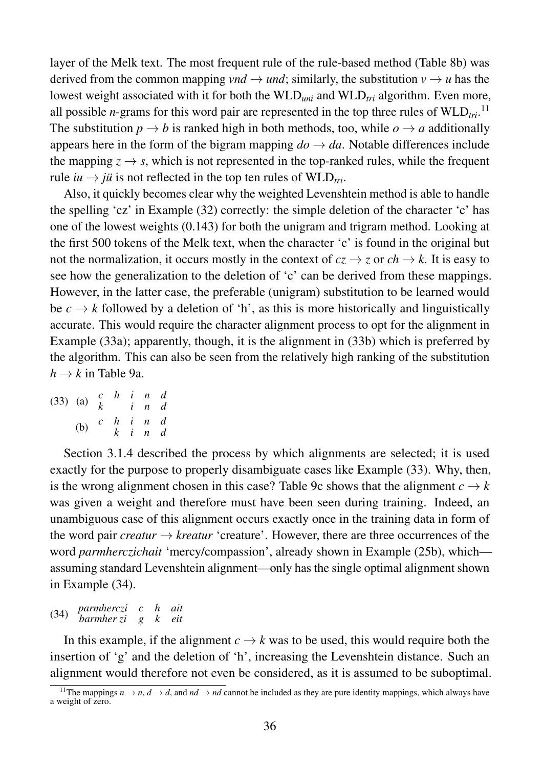layer of the Melk text. The most frequent rule of the rule-based method (Table 8b) was derived from the common mapping *vnd* → *und*; similarly, the substitution *v* → *u* has the lowest weight associated with it for both the $\text{WLD}_{uni}$ and $\text{WLD}_{tri}$ algorithm. Even more, all possible *n*-grams for this word pair are represented in the top three rules of $\text{WLD}_{tri}$.[11] The substitution *p* → *b* is ranked high in both methods, too, while *o* → *a* additionally appears here in the form of the bigram mapping *do* → *da*. Notable differences include the mapping *z* → *s*, which is not represented in the top-ranked rules, while the frequent rule *iu* → *jü* is not reflected in the top ten rules of $\text{WLD}_{tri}$.

Also, it quickly becomes clear why the weighted Levenshtein method is able to handle the spelling 'cz' in Example (32) correctly: the simple deletion of the character 'c' has one of the lowest weights (0.143) for both the unigram and trigram method. Looking at the first 500 tokens of the Melk text, when the character 'c' is found in the original but not the normalization, it occurs mostly in the context of *cz* → *z* or *ch* → *k*. It is easy to see how the generalization to the deletion of 'c' can be derived from these mappings. However, in the latter case, the preferable (unigram) substitution to be learned would be *c* → *k* followed by a deletion of 'h', as this is more historically and linguistically accurate. This would require the character alignment process to opt for the alignment in Example (33a); apparently, though, it is the alignment in (33b) which is preferred by the algorithm. This can also be seen from the relatively high ranking of the substitution *h* → *k* in Table 9a.

(33) (a)

| *c* | *h* | *i* | *n* | *d* |
|---|---|---|---|---|
| *k* | | *i* | *n* | *d* |

(b)

| *c* | *h* | *i* | *n* | *d* |
|---|---|---|---|---|
| | *k* | *i* | *n* | *d* |

Section 3.1.4 described the process by which alignments are selected; it is used exactly for the purpose to properly disambiguate cases like Example (33). Why, then, is the wrong alignment chosen in this case? Table 9c shows that the alignment *c* → *k* was given a weight and therefore must have been seen during training. Indeed, an unambiguous case of this alignment occurs exactly once in the training data in form of the word pair *creatur* → *kreatur* 'creature'. However, there are three occurrences of the word *parmherczichait* 'mercy/compassion', already shown in Example (25b), which—assuming standard Levenshtein alignment—only has the single optimal alignment shown in Example (34).

(34)

| *parmherczi* | *c* | *h* | *ait* |
|---|---|---|---|
| *barmher zi* | *g* | *k* | *eit* |

In this example, if the alignment *c* → *k* was to be used, this would require both the insertion of 'g' and the deletion of 'h', increasing the Levenshtein distance. Such an alignment would therefore not even be considered, as it is assumed to be suboptimal.

[11] The mappings *n* → *n*, *d* → *d*, and *nd* → *nd* cannot be included as they are pure identity mappings, which always have a weight of zero.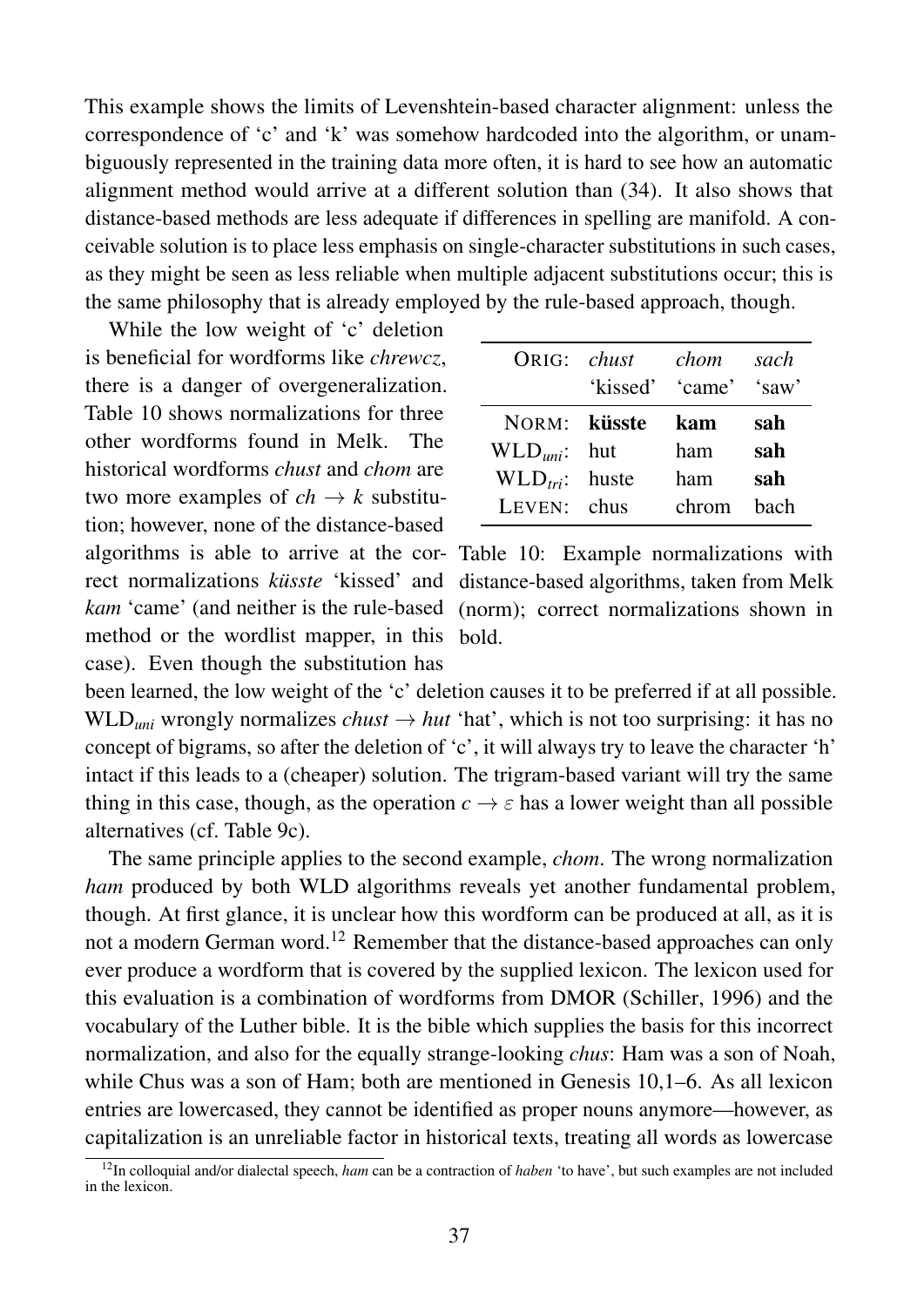This example shows the limits of Levenshtein-based character alignment: unless the correspondence of 'c' and 'k' was somehow hardcoded into the algorithm, or unambiguously represented in the training data more often, it is hard to see how an automatic alignment method would arrive at a different solution than (34). It also shows that distance-based methods are less adequate if differences in spelling are manifold. A conceivable solution is to place less emphasis on single-character substitutions in such cases, as they might be seen as less reliable when multiple adjacent substitutions occur; this is the same philosophy that is already employed by the rule-based approach, though.

While the low weight of 'c' deletion is beneficial for wordforms like *chrewcz*, there is a danger of overgeneralization. Table 10 shows normalizations for three other wordforms found in Melk. The historical wordforms *chust* and *chom* are two more examples of $ch \rightarrow k$ substitution; however, none of the distance-based algorithms is able to arrive at the correct normalizations *küsste* 'kissed' and *kam* 'came' (and neither is the rule-based method or the wordlist mapper, in this case). Even though the substitution has been learned, the low weight of the 'c' deletion causes it to be preferred if at all possible. $\text{WLD}_{uni}$ wrongly normalizes $chust \rightarrow hut$ 'hat', which is not too surprising: it has no concept of bigrams, so after the deletion of 'c', it will always try to leave the character 'h' intact if this leads to a (cheaper) solution. The trigram-based variant will try the same thing in this case, though, as the operation $c \rightarrow \varepsilon$ has a lower weight than all possible alternatives (cf. Table 9c).

| ORIG: | *chust* 'kissed' | *chom* 'came' | *sach* 'saw' |
|---|---|---|---|
| NORM: | **küsste** | **kam** | **sah** |
| $\text{WLD}_{uni}$: | hut | ham | **sah** |
| $\text{WLD}_{tri}$: | huste | ham | **sah** |
| LEVEN: | chus | chrom | bach |

Table 10: Example normalizations with distance-based algorithms, taken from Melk (norm); correct normalizations shown in bold.

The same principle applies to the second example, *chom*. The wrong normalization *ham* produced by both WLD algorithms reveals yet another fundamental problem, though. At first glance, it is unclear how this wordform can be produced at all, as it is not a modern German word.[12] Remember that the distance-based approaches can only ever produce a wordform that is covered by the supplied lexicon. The lexicon used for this evaluation is a combination of wordforms from DMOR (Schiller, 1996) and the vocabulary of the Luther bible. It is the bible which supplies the basis for this incorrect normalization, and also for the equally strange-looking *chus*: Ham was a son of Noah, while Chus was a son of Ham; both are mentioned in Genesis 10,1–6. As all lexicon entries are lowercased, they cannot be identified as proper nouns anymore—however, as capitalization is an unreliable factor in historical texts, treating all words as lowercase

[12] In colloquial and/or dialectal speech, *ham* can be a contraction of *haben* 'to have', but such examples are not included in the lexicon.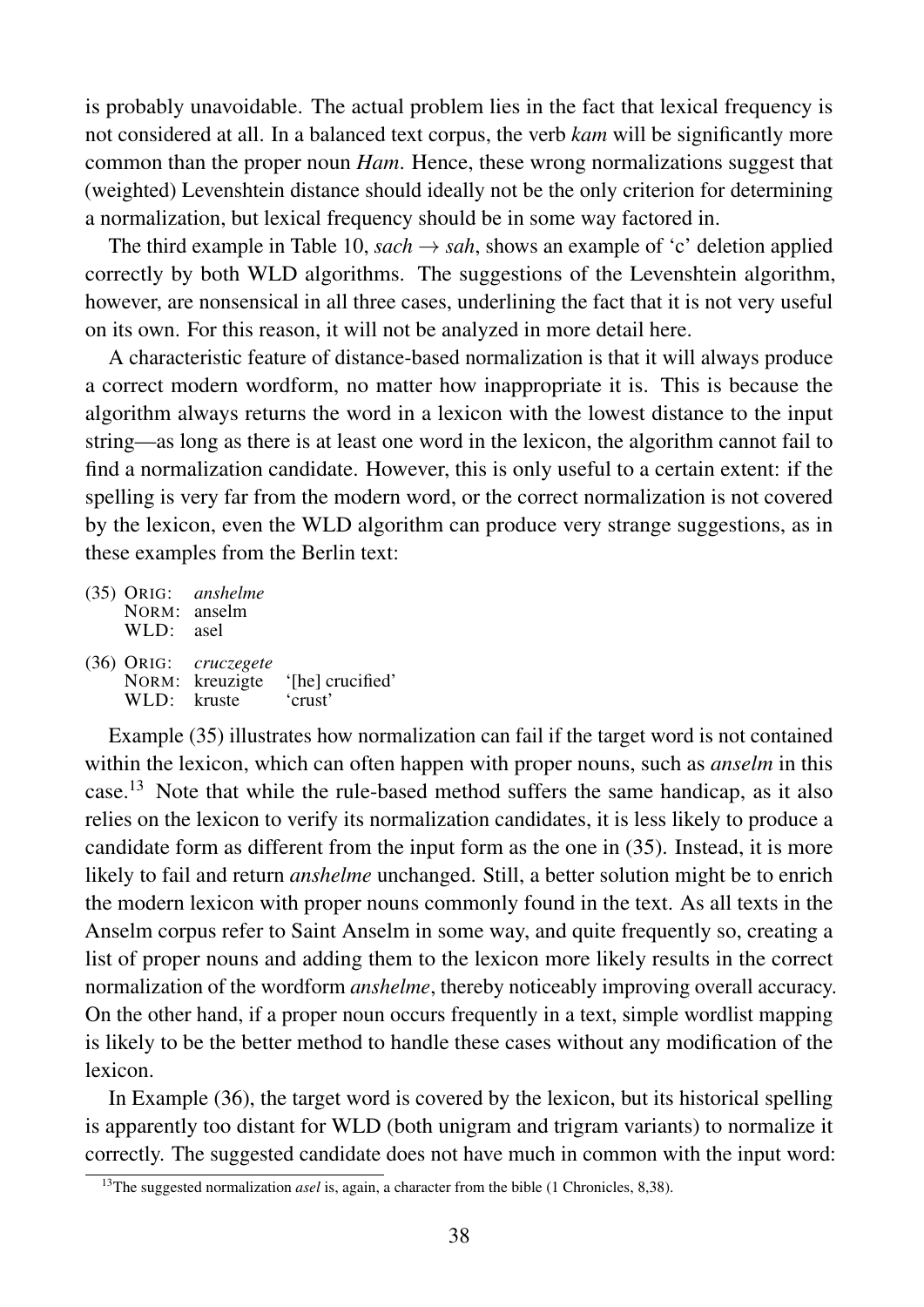is probably unavoidable. The actual problem lies in the fact that lexical frequency is not considered at all. In a balanced text corpus, the verb *kam* will be significantly more common than the proper noun *Ham*. Hence, these wrong normalizations suggest that (weighted) Levenshtein distance should ideally not be the only criterion for determining a normalization, but lexical frequency should be in some way factored in.

The third example in Table 10, *sach* → *sah*, shows an example of 'c' deletion applied correctly by both WLD algorithms. The suggestions of the Levenshtein algorithm, however, are nonsensical in all three cases, underlining the fact that it is not very useful on its own. For this reason, it will not be analyzed in more detail here.

A characteristic feature of distance-based normalization is that it will always produce a correct modern wordform, no matter how inappropriate it is. This is because the algorithm always returns the word in a lexicon with the lowest distance to the input string—as long as there is at least one word in the lexicon, the algorithm cannot fail to find a normalization candidate. However, this is only useful to a certain extent: if the spelling is very far from the modern word, or the correct normalization is not covered by the lexicon, even the WLD algorithm can produce very strange suggestions, as in these examples from the Berlin text:

(35) ORIG: *anshelme*
NORM: anselm
WLD: asel

(36) ORIG: *cruczegete*
NORM: kreuzigte '[he] crucified'
WLD: kruste 'crust'

Example (35) illustrates how normalization can fail if the target word is not contained within the lexicon, which can often happen with proper nouns, such as *anselm* in this case.[13] Note that while the rule-based method suffers the same handicap, as it also relies on the lexicon to verify its normalization candidates, it is less likely to produce a candidate form as different from the input form as the one in (35). Instead, it is more likely to fail and return *anshelme* unchanged. Still, a better solution might be to enrich the modern lexicon with proper nouns commonly found in the text. As all texts in the Anselm corpus refer to Saint Anselm in some way, and quite frequently so, creating a list of proper nouns and adding them to the lexicon more likely results in the correct normalization of the wordform *anshelme*, thereby noticeably improving overall accuracy. On the other hand, if a proper noun occurs frequently in a text, simple wordlist mapping is likely to be the better method to handle these cases without any modification of the lexicon.

In Example (36), the target word is covered by the lexicon, but its historical spelling is apparently too distant for WLD (both unigram and trigram variants) to normalize it correctly. The suggested candidate does not have much in common with the input word:

[13] The suggested normalization *asel* is, again, a character from the bible (1 Chronicles, 8,38).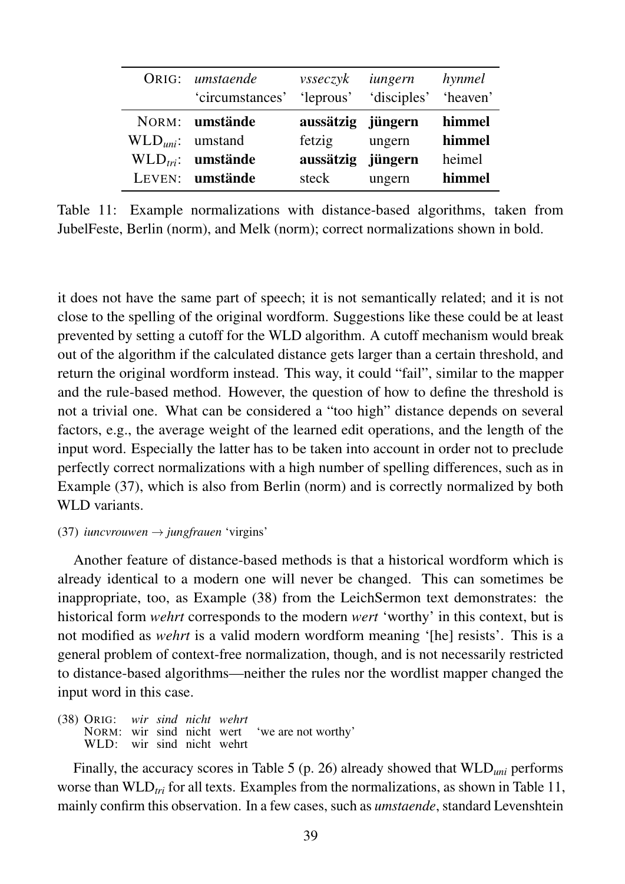| ORIG: | *umstaende* 'circumstances' | *vsseczyk* 'leprous' | *iungern* 'disciples' | *hynmel* 'heaven' |
|---|---|---|---|---|
| NORM: | **umstände** | **aussätzig** | **jüngern** | **himmel** |
| $\text{WLD}_{uni}$: | umstand | fetzig | ungern | **himmel** |
| $\text{WLD}_{tri}$: | **umstände** | **aussätzig** | **jüngern** | heimel |
| LEVEN: | **umstände** | steck | ungern | **himmel** |

Table 11: Example normalizations with distance-based algorithms, taken from JubelFeste, Berlin (norm), and Melk (norm); correct normalizations shown in bold.

it does not have the same part of speech; it is not semantically related; and it is not close to the spelling of the original wordform. Suggestions like these could be at least prevented by setting a cutoff for the WLD algorithm. A cutoff mechanism would break out of the algorithm if the calculated distance gets larger than a certain threshold, and return the original wordform instead. This way, it could "fail", similar to the mapper and the rule-based method. However, the question of how to define the threshold is not a trivial one. What can be considered a "too high" distance depends on several factors, e.g., the average weight of the learned edit operations, and the length of the input word. Especially the latter has to be taken into account in order not to preclude perfectly correct normalizations with a high number of spelling differences, such as in Example (37), which is also from Berlin (norm) and is correctly normalized by both WLD variants.

(37) *iuncvrouwen* → *jungfrauen* 'virgins'

Another feature of distance-based methods is that a historical wordform which is already identical to a modern one will never be changed. This can sometimes be inappropriate, too, as Example (38) from the LeichSermon text demonstrates: the historical form *wehrt* corresponds to the modern *wert* 'worthy' in this context, but is not modified as *wehrt* is a valid modern wordform meaning '[he] resists'. This is a general problem of context-free normalization, though, and is not necessarily restricted to distance-based algorithms—neither the rules nor the wordlist mapper changed the input word in this case.

(38)

| | | | | | |
|---|---|---|---|---|---|
| ORIG: | *wir* | *sind* | *nicht* | *wehrt* | |
| NORM: | wir | sind | nicht | wert | 'we are not worthy' |
| WLD: | wir | sind | nicht | wehrt | |

Finally, the accuracy scores in Table 5 (p. 26) already showed that $\text{WLD}_{uni}$ performs worse than $\text{WLD}_{tri}$ for all texts. Examples from the normalizations, as shown in Table 11, mainly confirm this observation. In a few cases, such as *umstaende*, standard Levenshtein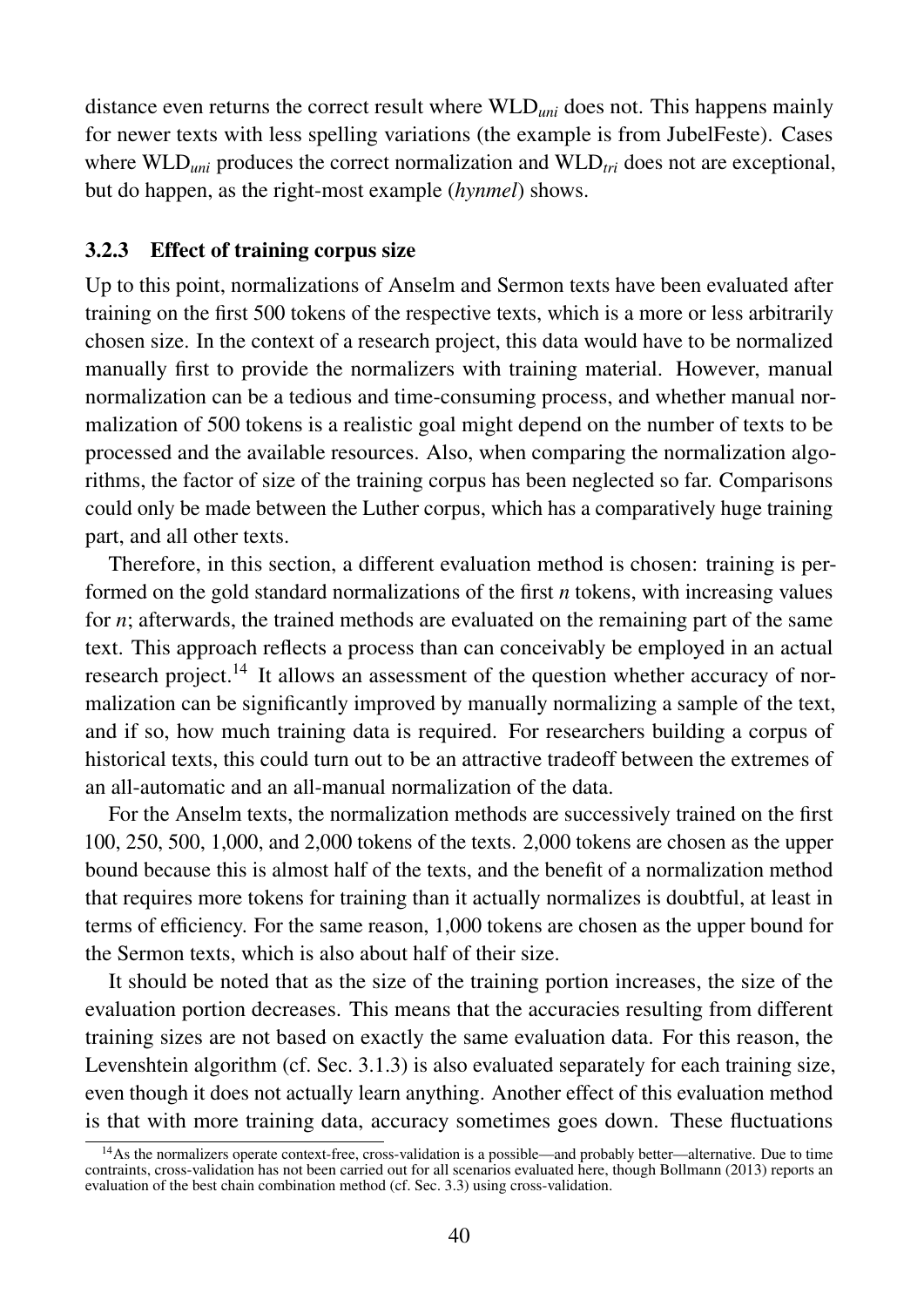distance even returns the correct result where $\text{WLD}_{uni}$ does not. This happens mainly for newer texts with less spelling variations (the example is from JubelFeste). Cases where $\text{WLD}_{uni}$ produces the correct normalization and $\text{WLD}_{tri}$ does not are exceptional, but do happen, as the right-most example (*hynmel*) shows.

### 3.2.3 Effect of training corpus size

Up to this point, normalizations of Anselm and Sermon texts have been evaluated after training on the first 500 tokens of the respective texts, which is a more or less arbitrarily chosen size. In the context of a research project, this data would have to be normalized manually first to provide the normalizers with training material. However, manual normalization can be a tedious and time-consuming process, and whether manual normalization of 500 tokens is a realistic goal might depend on the number of texts to be processed and the available resources. Also, when comparing the normalization algorithms, the factor of size of the training corpus has been neglected so far. Comparisons could only be made between the Luther corpus, which has a comparatively huge training part, and all other texts.

Therefore, in this section, a different evaluation method is chosen: training is performed on the gold standard normalizations of the first *n* tokens, with increasing values for *n*; afterwards, the trained methods are evaluated on the remaining part of the same text. This approach reflects a process than can conceivably be employed in an actual research project.[14] It allows an assessment of the question whether accuracy of normalization can be significantly improved by manually normalizing a sample of the text, and if so, how much training data is required. For researchers building a corpus of historical texts, this could turn out to be an attractive tradeoff between the extremes of an all-automatic and an all-manual normalization of the data.

For the Anselm texts, the normalization methods are successively trained on the first 100, 250, 500, 1,000, and 2,000 tokens of the texts. 2,000 tokens are chosen as the upper bound because this is almost half of the texts, and the benefit of a normalization method that requires more tokens for training than it actually normalizes is doubtful, at least in terms of efficiency. For the same reason, 1,000 tokens are chosen as the upper bound for the Sermon texts, which is also about half of their size.

It should be noted that as the size of the training portion increases, the size of the evaluation portion decreases. This means that the accuracies resulting from different training sizes are not based on exactly the same evaluation data. For this reason, the Levenshtein algorithm (cf. Sec. 3.1.3) is also evaluated separately for each training size, even though it does not actually learn anything. Another effect of this evaluation method is that with more training data, accuracy sometimes goes down. These fluctuations

[14] As the normalizers operate context-free, cross-validation is a possible—and probably better—alternative. Due to time contraints, cross-validation has not been carried out for all scenarios evaluated here, though Bollmann (2013) reports an evaluation of the best chain combination method (cf. Sec. 3.3) using cross-validation.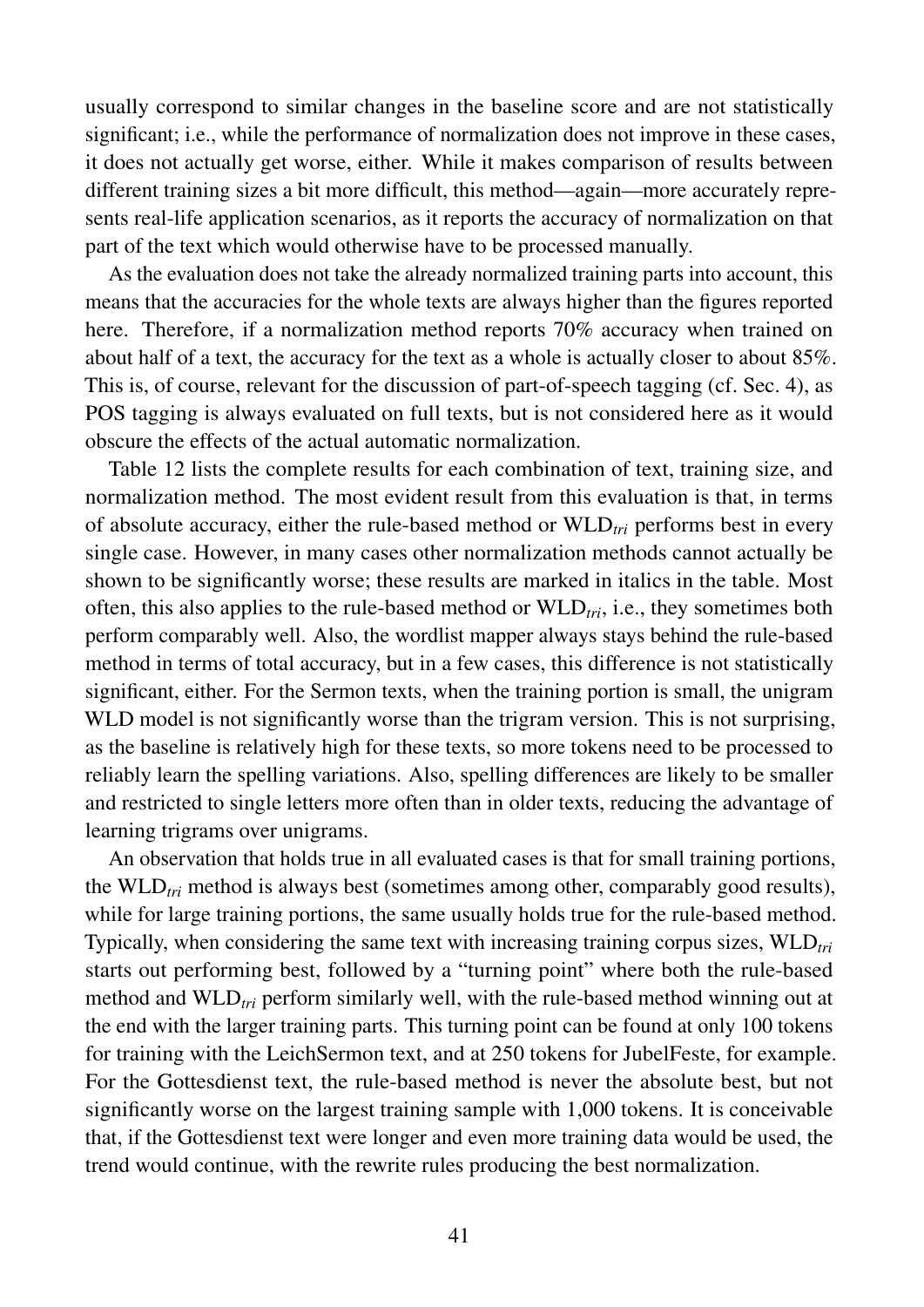usually correspond to similar changes in the baseline score and are not statistically significant; i.e., while the performance of normalization does not improve in these cases, it does not actually get worse, either. While it makes comparison of results between different training sizes a bit more difficult, this method—again—more accurately represents real-life application scenarios, as it reports the accuracy of normalization on that part of the text which would otherwise have to be processed manually.

As the evaluation does not take the already normalized training parts into account, this means that the accuracies for the whole texts are always higher than the figures reported here. Therefore, if a normalization method reports 70% accuracy when trained on about half of a text, the accuracy for the text as a whole is actually closer to about 85%. This is, of course, relevant for the discussion of part-of-speech tagging (cf. Sec. 4), as POS tagging is always evaluated on full texts, but is not considered here as it would obscure the effects of the actual automatic normalization.

Table 12 lists the complete results for each combination of text, training size, and normalization method. The most evident result from this evaluation is that, in terms of absolute accuracy, either the rule-based method or $\text{WLD}_{tri}$ performs best in every single case. However, in many cases other normalization methods cannot actually be shown to be significantly worse; these results are marked in italics in the table. Most often, this also applies to the rule-based method or $\text{WLD}_{tri}$, i.e., they sometimes both perform comparably well. Also, the wordlist mapper always stays behind the rule-based method in terms of total accuracy, but in a few cases, this difference is not statistically significant, either. For the Sermon texts, when the training portion is small, the unigram WLD model is not significantly worse than the trigram version. This is not surprising, as the baseline is relatively high for these texts, so more tokens need to be processed to reliably learn the spelling variations. Also, spelling differences are likely to be smaller and restricted to single letters more often than in older texts, reducing the advantage of learning trigrams over unigrams.

An observation that holds true in all evaluated cases is that for small training portions, the $\text{WLD}_{tri}$ method is always best (sometimes among other, comparably good results), while for large training portions, the same usually holds true for the rule-based method. Typically, when considering the same text with increasing training corpus sizes, $\text{WLD}_{tri}$ starts out performing best, followed by a "turning point" where both the rule-based method and $\text{WLD}_{tri}$ perform similarly well, with the rule-based method winning out at the end with the larger training parts. This turning point can be found at only 100 tokens for training with the LeichSermon text, and at 250 tokens for JubelFeste, for example. For the Gottesdienst text, the rule-based method is never the absolute best, but not significantly worse on the largest training sample with 1,000 tokens. It is conceivable that, if the Gottesdienst text were longer and even more training data would be used, the trend would continue, with the rewrite rules producing the best normalization.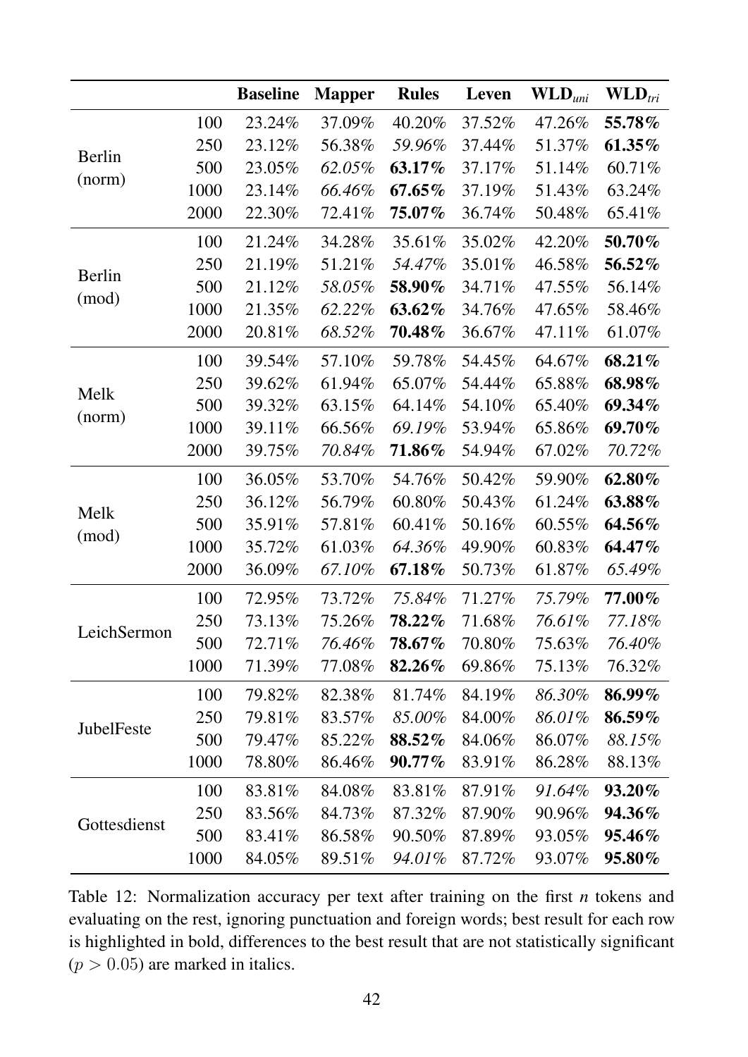| | | **Baseline** | **Mapper** | **Rules** | **Leven** | **WLD$_{uni}$** | **WLD$_{tri}$** |
|---|---|---|---|---|---|---|---|
| Berlin (norm) | 100 | 23.24% | 37.09% | 40.20% | 37.52% | 47.26% | **55.78%** |
| | 250 | 23.12% | 56.38% | *59.96%* | 37.44% | 51.37% | **61.35%** |
| | 500 | 23.05% | *62.05%* | **63.17%** | 37.17% | 51.14% | 60.71% |
| | 1000 | 23.14% | *66.46%* | **67.65%** | 37.19% | 51.43% | 63.24% |
| | 2000 | 22.30% | 72.41% | **75.07%** | 36.74% | 50.48% | 65.41% |
| Berlin (mod) | 100 | 21.24% | 34.28% | 35.61% | 35.02% | 42.20% | **50.70%** |
| | 250 | 21.19% | 51.21% | *54.47%* | 35.01% | 46.58% | **56.52%** |
| | 500 | 21.12% | *58.05%* | **58.90%** | 34.71% | 47.55% | 56.14% |
| | 1000 | 21.35% | *62.22%* | **63.62%** | 34.76% | 47.65% | 58.46% |
| | 2000 | 20.81% | *68.52%* | **70.48%** | 36.67% | 47.11% | 61.07% |
| Melk (norm) | 100 | 39.54% | 57.10% | 59.78% | 54.45% | 64.67% | **68.21%** |
| | 250 | 39.62% | 61.94% | 65.07% | 54.44% | 65.88% | **68.98%** |
| | 500 | 39.32% | 63.15% | 64.14% | 54.10% | 65.40% | **69.34%** |
| | 1000 | 39.11% | 66.56% | *69.19%* | 53.94% | 65.86% | **69.70%** |
| | 2000 | 39.75% | *70.84%* | **71.86%** | 54.94% | 67.02% | *70.72%* |
| Melk (mod) | 100 | 36.05% | 53.70% | 54.76% | 50.42% | 59.90% | **62.80%** |
| | 250 | 36.12% | 56.79% | 60.80% | 50.43% | 61.24% | **63.88%** |
| | 500 | 35.91% | 57.81% | 60.41% | 50.16% | 60.55% | **64.56%** |
| | 1000 | 35.72% | 61.03% | *64.36%* | 49.90% | 60.83% | **64.47%** |
| | 2000 | 36.09% | *67.10%* | **67.18%** | 50.73% | 61.87% | *65.49%* |
| LeichSermon | 100 | 72.95% | 73.72% | *75.84%* | 71.27% | *75.79%* | **77.00%** |
| | 250 | 73.13% | 75.26% | **78.22%** | 71.68% | *76.61%* | *77.18%* |
| | 500 | 72.71% | *76.46%* | **78.67%** | 70.80% | 75.63% | *76.40%* |
| | 1000 | 71.39% | 77.08% | **82.26%** | 69.86% | 75.13% | 76.32% |
| JubelFeste | 100 | 79.82% | 82.38% | 81.74% | 84.19% | *86.30%* | **86.99%** |
| | 250 | 79.81% | 83.57% | *85.00%* | 84.00% | *86.01%* | **86.59%** |
| | 500 | 79.47% | 85.22% | **88.52%** | 84.06% | 86.07% | *88.15%* |
| | 1000 | 78.80% | 86.46% | **90.77%** | 83.91% | 86.28% | 88.13% |
| Gottesdienst | 100 | 83.81% | 84.08% | 83.81% | 87.91% | *91.64%* | **93.20%** |
| | 250 | 83.56% | 84.73% | 87.32% | 87.90% | 90.96% | **94.36%** |
| | 500 | 83.41% | 86.58% | 90.50% | 87.89% | 93.05% | **95.46%** |
| | 1000 | 84.05% | 89.51% | *94.01%* | 87.72% | 93.07% | **95.80%** |

Table 12: Normalization accuracy per text after training on the first $n$ tokens and evaluating on the rest, ignoring punctuation and foreign words; best result for each row is highlighted in bold, differences to the best result that are not statistically significant ($p > 0.05$) are marked in italics.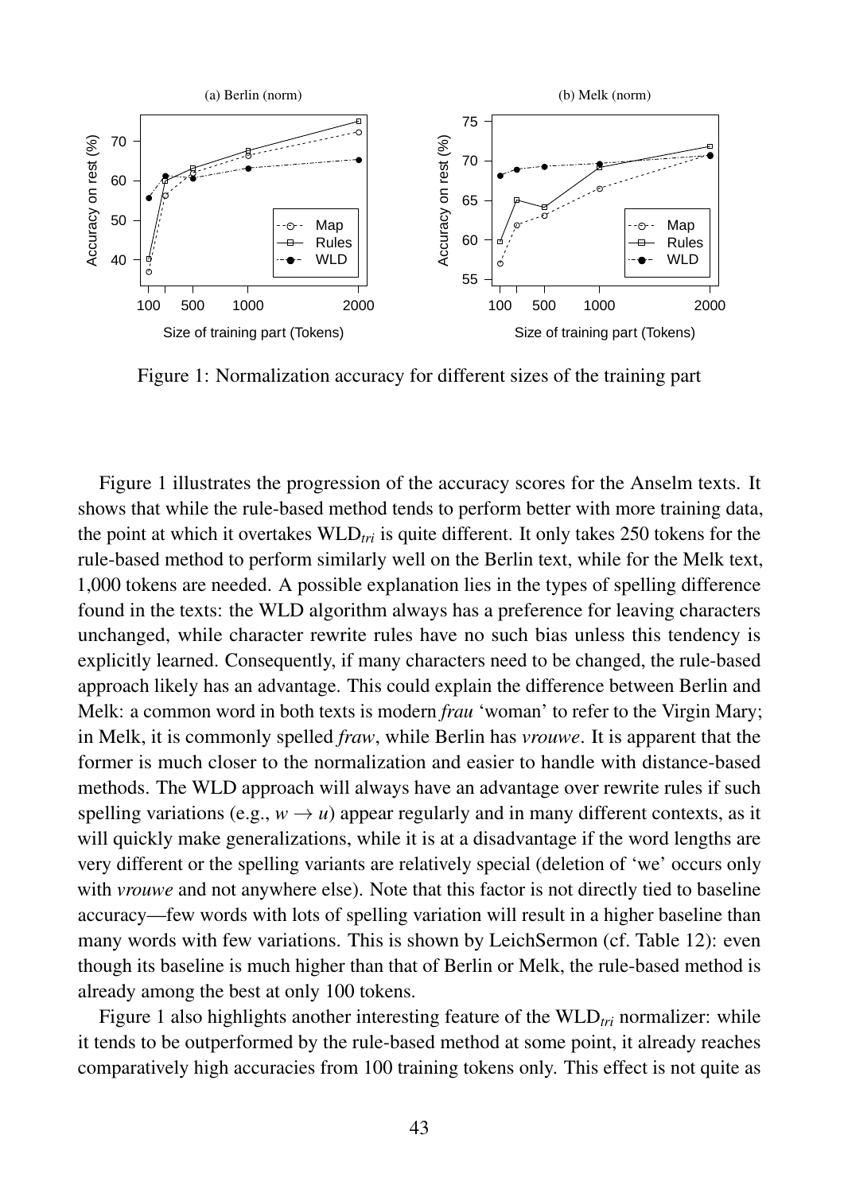Figure 1: Normalization accuracy for different sizes of the training part

Figure 1 illustrates the progression of the accuracy scores for the Anselm texts. It shows that while the rule-based method tends to perform better with more training data, the point at which it overtakes WLD$_{tri}$ is quite different. It only takes 250 tokens for the rule-based method to perform similarly well on the Berlin text, while for the Melk text, 1,000 tokens are needed. A possible explanation lies in the types of spelling difference found in the texts: the WLD algorithm always has a preference for leaving characters unchanged, while character rewrite rules have no such bias unless this tendency is explicitly learned. Consequently, if many characters need to be changed, the rule-based approach likely has an advantage. This could explain the difference between Berlin and Melk: a common word in both texts is modern *frau* 'woman' to refer to the Virgin Mary; in Melk, it is commonly spelled *fraw*, while Berlin has *vrouwe*. It is apparent that the former is much closer to the normalization and easier to handle with distance-based methods. The WLD approach will always have an advantage over rewrite rules if such spelling variations (e.g., $w \rightarrow u$) appear regularly and in many different contexts, as it will quickly make generalizations, while it is at a disadvantage if the word lengths are very different or the spelling variants are relatively special (deletion of 'we' occurs only with *vrouwe* and not anywhere else). Note that this factor is not directly tied to baseline accuracy—few words with lots of spelling variation will result in a higher baseline than many words with few variations. This is shown by LeichSermon (cf. Table 12): even though its baseline is much higher than that of Berlin or Melk, the rule-based method is already among the best at only 100 tokens.

Figure 1 also highlights another interesting feature of the WLD$_{tri}$ normalizer: while it tends to be outperformed by the rule-based method at some point, it already reaches comparatively high accuracies from 100 training tokens only. This effect is not quite as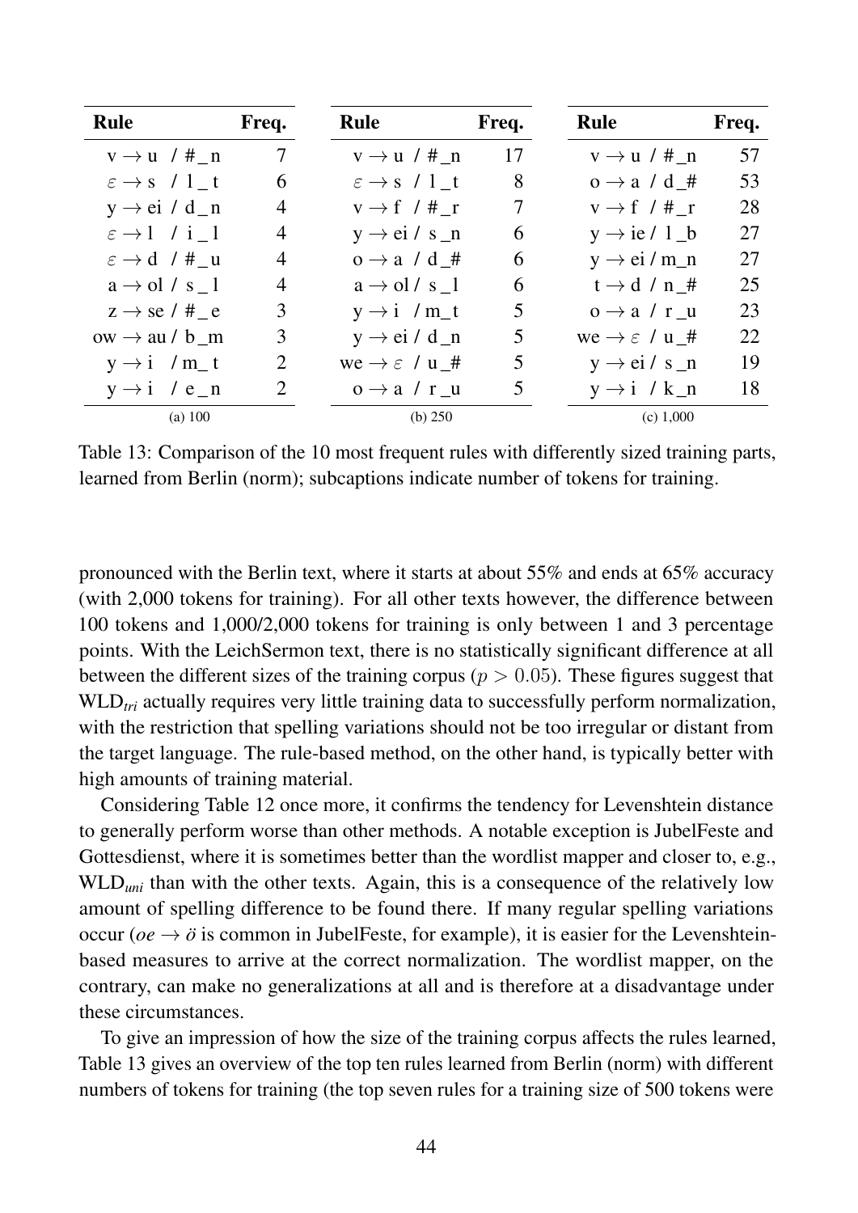| Rule | Freq. |
|---|---|
| $v \rightarrow u$ / #_n | 7 |
| $\varepsilon \rightarrow s$ / l_t | 6 |
| $y \rightarrow ei$ / d_n | 4 |
| $\varepsilon \rightarrow l$ / i_l | 4 |
| $\varepsilon \rightarrow d$ / #_u | 4 |
| $a \rightarrow ol$ / s_l | 4 |
| $z \rightarrow se$ / #_e | 3 |
| $ow \rightarrow au$ / b_m | 3 |
| $y \rightarrow i$ / m_t | 2 |
| $y \rightarrow i$ / e_n | 2 |

(a) 100

| Rule | Freq. |
|---|---|
| $v \rightarrow u$ / #_n | 17 |
| $\varepsilon \rightarrow s$ / l_t | 8 |
| $v \rightarrow f$ / #_r | 7 |
| $y \rightarrow ei$ / s_n | 6 |
| $o \rightarrow a$ / d_# | 6 |
| $a \rightarrow ol$ / s_l | 6 |
| $y \rightarrow i$ / m_t | 5 |
| $y \rightarrow ei$ / d_n | 5 |
| $we \rightarrow \varepsilon$ / u_# | 5 |
| $o \rightarrow a$ / r_u | 5 |

(b) 250

| Rule | Freq. |
|---|---|
| $v \rightarrow u$ / #_n | 57 |
| $o \rightarrow a$ / d_# | 53 |
| $v \rightarrow f$ / #_r | 28 |
| $y \rightarrow ie$ / l_b | 27 |
| $y \rightarrow ei$ / m_n | 27 |
| $t \rightarrow d$ / n_# | 25 |
| $o \rightarrow a$ / r_u | 23 |
| $we \rightarrow \varepsilon$ / u_# | 22 |
| $y \rightarrow ei$ / s_n | 19 |
| $y \rightarrow i$ / k_n | 18 |

(c) 1,000

Table 13: Comparison of the 10 most frequent rules with differently sized training parts, learned from Berlin (norm); subcaptions indicate number of tokens for training.

pronounced with the Berlin text, where it starts at about 55% and ends at 65% accuracy (with 2,000 tokens for training). For all other texts however, the difference between 100 tokens and 1,000/2,000 tokens for training is only between 1 and 3 percentage points. With the LeichSermon text, there is no statistically significant difference at all between the different sizes of the training corpus ($p > 0.05$). These figures suggest that WLD$_{tri}$ actually requires very little training data to successfully perform normalization, with the restriction that spelling variations should not be too irregular or distant from the target language. The rule-based method, on the other hand, is typically better with high amounts of training material.

Considering Table 12 once more, it confirms the tendency for Levenshtein distance to generally perform worse than other methods. A notable exception is JubelFeste and Gottesdienst, where it is sometimes better than the wordlist mapper and closer to, e.g., WLD$_{uni}$ than with the other texts. Again, this is a consequence of the relatively low amount of spelling difference to be found there. If many regular spelling variations occur (*oe* → *ö* is common in JubelFeste, for example), it is easier for the Levenshtein-based measures to arrive at the correct normalization. The wordlist mapper, on the contrary, can make no generalizations at all and is therefore at a disadvantage under these circumstances.

To give an impression of how the size of the training corpus affects the rules learned, Table 13 gives an overview of the top ten rules learned from Berlin (norm) with different numbers of tokens for training (the top seven rules for a training size of 500 tokens were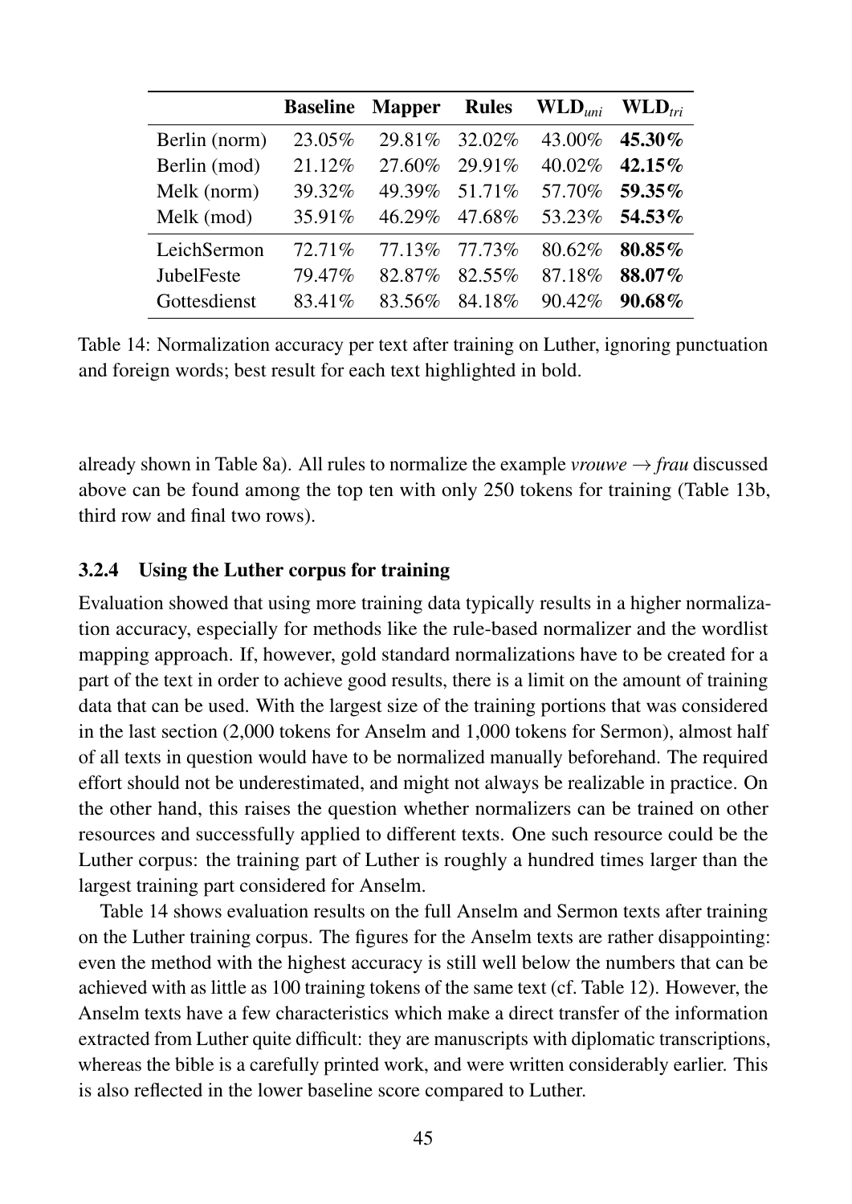| | **Baseline** | **Mapper** | **Rules** | **WLD**$_{uni}$ | **WLD**$_{tri}$ |
|---|---|---|---|---|---|
| Berlin (norm) | 23.05% | 29.81% | 32.02% | 43.00% | **45.30%** |
| Berlin (mod) | 21.12% | 27.60% | 29.91% | 40.02% | **42.15%** |
| Melk (norm) | 39.32% | 49.39% | 51.71% | 57.70% | **59.35%** |
| Melk (mod) | 35.91% | 46.29% | 47.68% | 53.23% | **54.53%** |
| LeichSermon | 72.71% | 77.13% | 77.73% | 80.62% | **80.85%** |
| JubelFeste | 79.47% | 82.87% | 82.55% | 87.18% | **88.07%** |
| Gottesdienst | 83.41% | 83.56% | 84.18% | 90.42% | **90.68%** |

Table 14: Normalization accuracy per text after training on Luther, ignoring punctuation and foreign words; best result for each text highlighted in bold.

already shown in Table 8a). All rules to normalize the example *vrouwe* → *frau* discussed above can be found among the top ten with only 250 tokens for training (Table 13b, third row and final two rows).

### 3.2.4 Using the Luther corpus for training

Evaluation showed that using more training data typically results in a higher normalization accuracy, especially for methods like the rule-based normalizer and the wordlist mapping approach. If, however, gold standard normalizations have to be created for a part of the text in order to achieve good results, there is a limit on the amount of training data that can be used. With the largest size of the training portions that was considered in the last section (2,000 tokens for Anselm and 1,000 tokens for Sermon), almost half of all texts in question would have to be normalized manually beforehand. The required effort should not be underestimated, and might not always be realizable in practice. On the other hand, this raises the question whether normalizers can be trained on other resources and successfully applied to different texts. One such resource could be the Luther corpus: the training part of Luther is roughly a hundred times larger than the largest training part considered for Anselm.

Table 14 shows evaluation results on the full Anselm and Sermon texts after training on the Luther training corpus. The figures for the Anselm texts are rather disappointing: even the method with the highest accuracy is still well below the numbers that can be achieved with as little as 100 training tokens of the same text (cf. Table 12). However, the Anselm texts have a few characteristics which make a direct transfer of the information extracted from Luther quite difficult: they are manuscripts with diplomatic transcriptions, whereas the bible is a carefully printed work, and were written considerably earlier. This is also reflected in the lower baseline score compared to Luther.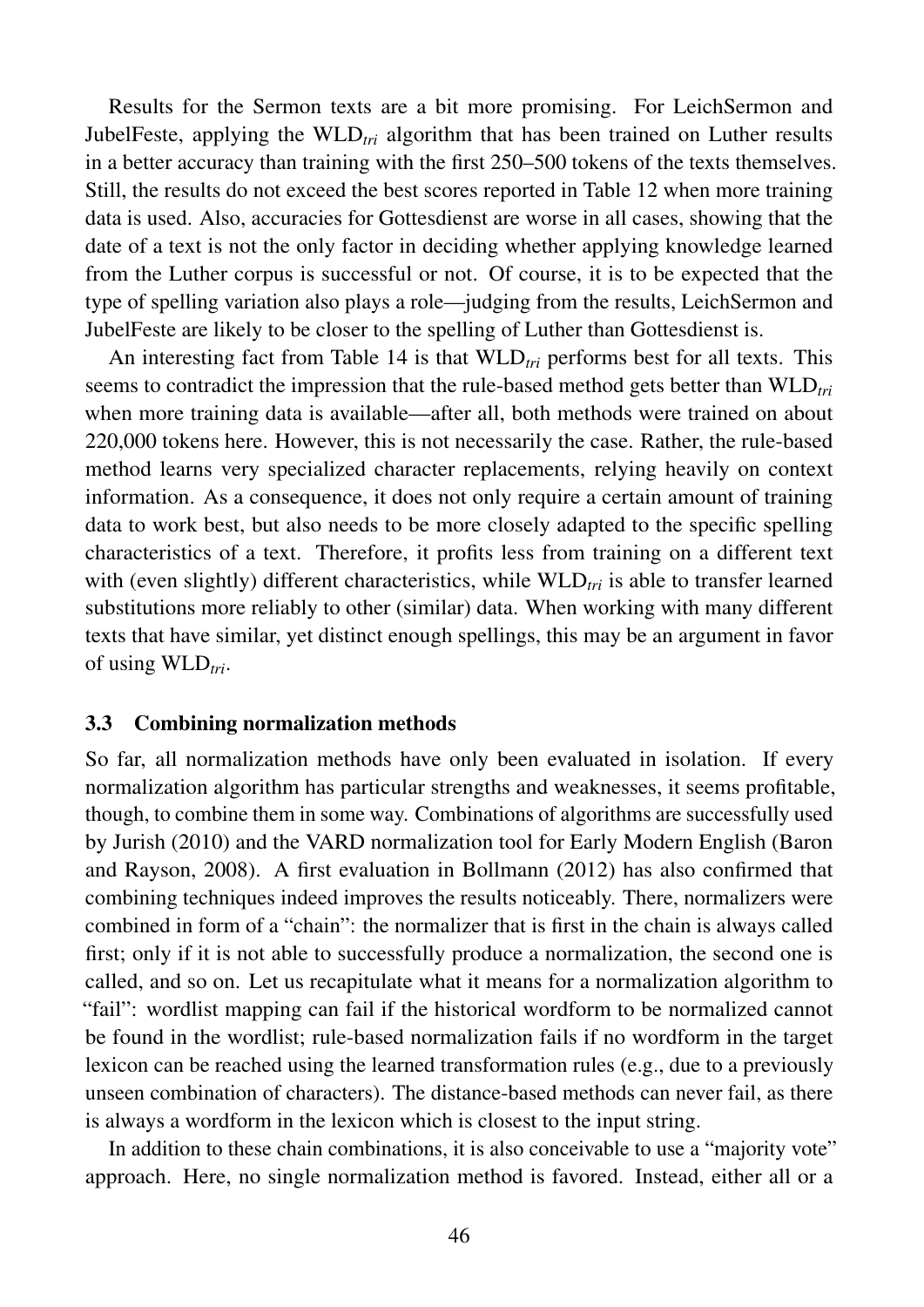Results for the Sermon texts are a bit more promising. For LeichSermon and JubelFeste, applying the $\text{WLD}_{tri}$ algorithm that has been trained on Luther results in a better accuracy than training with the first 250–500 tokens of the texts themselves. Still, the results do not exceed the best scores reported in Table 12 when more training data is used. Also, accuracies for Gottesdienst are worse in all cases, showing that the date of a text is not the only factor in deciding whether applying knowledge learned from the Luther corpus is successful or not. Of course, it is to be expected that the type of spelling variation also plays a role—judging from the results, LeichSermon and JubelFeste are likely to be closer to the spelling of Luther than Gottesdienst is.

An interesting fact from Table 14 is that $\text{WLD}_{tri}$ performs best for all texts. This seems to contradict the impression that the rule-based method gets better than $\text{WLD}_{tri}$ when more training data is available—after all, both methods were trained on about 220,000 tokens here. However, this is not necessarily the case. Rather, the rule-based method learns very specialized character replacements, relying heavily on context information. As a consequence, it does not only require a certain amount of training data to work best, but also needs to be more closely adapted to the specific spelling characteristics of a text. Therefore, it profits less from training on a different text with (even slightly) different characteristics, while $\text{WLD}_{tri}$ is able to transfer learned substitutions more reliably to other (similar) data. When working with many different texts that have similar, yet distinct enough spellings, this may be an argument in favor of using $\text{WLD}_{tri}$.

### 3.3 Combining normalization methods

So far, all normalization methods have only been evaluated in isolation. If every normalization algorithm has particular strengths and weaknesses, it seems profitable, though, to combine them in some way. Combinations of algorithms are successfully used by Jurish (2010) and the VARD normalization tool for Early Modern English (Baron and Rayson, 2008). A first evaluation in Bollmann (2012) has also confirmed that combining techniques indeed improves the results noticeably. There, normalizers were combined in form of a "chain": the normalizer that is first in the chain is always called first; only if it is not able to successfully produce a normalization, the second one is called, and so on. Let us recapitulate what it means for a normalization algorithm to "fail": wordlist mapping can fail if the historical wordform to be normalized cannot be found in the wordlist; rule-based normalization fails if no wordform in the target lexicon can be reached using the learned transformation rules (e.g., due to a previously unseen combination of characters). The distance-based methods can never fail, as there is always a wordform in the lexicon which is closest to the input string.

In addition to these chain combinations, it is also conceivable to use a "majority vote" approach. Here, no single normalization method is favored. Instead, either all or a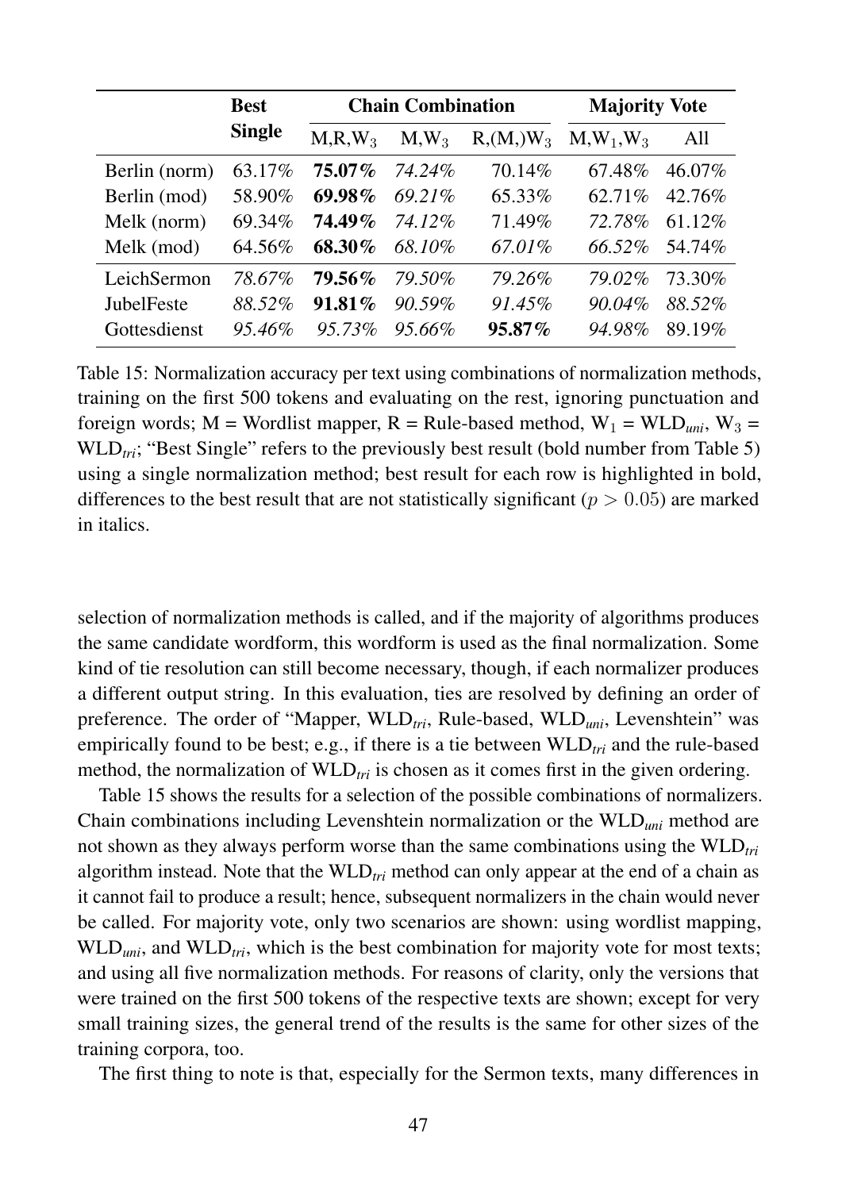| | Best Single | Chain Combination | | | Majority Vote | |
|---|---|---|---|---|---|---|
| | | M,R,$W_3$ | M,$W_3$ | R,(M,)$W_3$ | M,$W_1$,$W_3$ | All |
| Berlin (norm) | 63.17% | **75.07%** | *74.24%* | 70.14% | 67.48% | 46.07% |
| Berlin (mod) | 58.90% | **69.98%** | *69.21%* | 65.33% | 62.71% | 42.76% |
| Melk (norm) | 69.34% | **74.49%** | *74.12%* | 71.49% | *72.78%* | 61.12% |
| Melk (mod) | 64.56% | **68.30%** | *68.10%* | *67.01%* | *66.52%* | 54.74% |
| LeichSermon | *78.67%* | **79.56%** | *79.50%* | *79.26%* | *79.02%* | 73.30% |
| JubelFeste | *88.52%* | **91.81%** | *90.59%* | *91.45%* | *90.04%* | *88.52%* |
| Gottesdienst | *95.46%* | *95.73%* | *95.66%* | **95.87%** | *94.98%* | 89.19% |

Table 15: Normalization accuracy per text using combinations of normalization methods, training on the first 500 tokens and evaluating on the rest, ignoring punctuation and foreign words; M = Wordlist mapper, R = Rule-based method, $W_1$ = WLD$_{uni}$, $W_3$ = WLD$_{tri}$; "Best Single" refers to the previously best result (bold number from Table 5) using a single normalization method; best result for each row is highlighted in bold, differences to the best result that are not statistically significant ($p > 0.05$) are marked in italics.

selection of normalization methods is called, and if the majority of algorithms produces the same candidate wordform, this wordform is used as the final normalization. Some kind of tie resolution can still become necessary, though, if each normalizer produces a different output string. In this evaluation, ties are resolved by defining an order of preference. The order of "Mapper, WLD$_{tri}$, Rule-based, WLD$_{uni}$, Levenshtein" was empirically found to be best; e.g., if there is a tie between WLD$_{tri}$ and the rule-based method, the normalization of WLD$_{tri}$ is chosen as it comes first in the given ordering.

Table 15 shows the results for a selection of the possible combinations of normalizers. Chain combinations including Levenshtein normalization or the WLD$_{uni}$ method are not shown as they always perform worse than the same combinations using the WLD$_{tri}$ algorithm instead. Note that the WLD$_{tri}$ method can only appear at the end of a chain as it cannot fail to produce a result; hence, subsequent normalizers in the chain would never be called. For majority vote, only two scenarios are shown: using wordlist mapping, WLD$_{uni}$, and WLD$_{tri}$, which is the best combination for majority vote for most texts; and using all five normalization methods. For reasons of clarity, only the versions that were trained on the first 500 tokens of the respective texts are shown; except for very small training sizes, the general trend of the results is the same for other sizes of the training corpora, too.

The first thing to note is that, especially for the Sermon texts, many differences in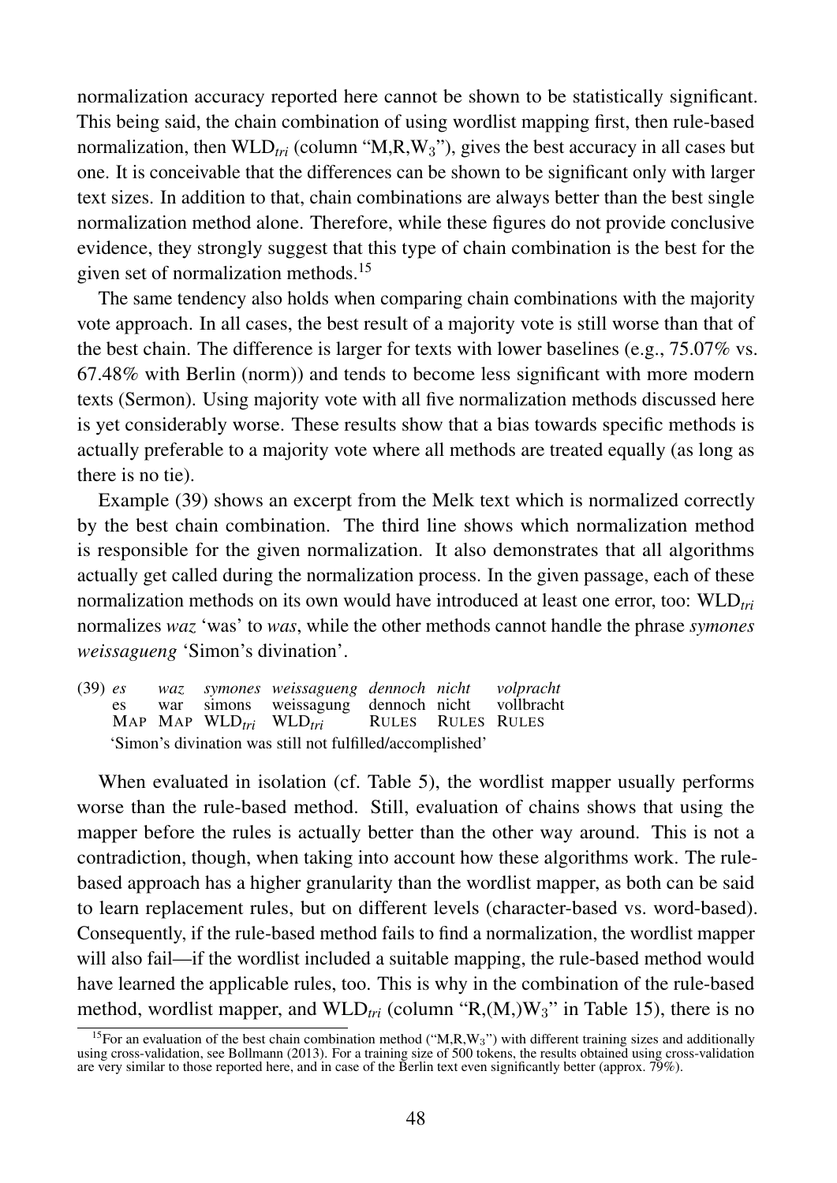normalization accuracy reported here cannot be shown to be statistically significant. This being said, the chain combination of using wordlist mapping first, then rule-based normalization, then $\text{WLD}_{tri}$ (column "M,R,$\text{W}_3$"), gives the best accuracy in all cases but one. It is conceivable that the differences can be shown to be significant only with larger text sizes. In addition to that, chain combinations are always better than the best single normalization method alone. Therefore, while these figures do not provide conclusive evidence, they strongly suggest that this type of chain combination is the best for the given set of normalization methods.[15]

The same tendency also holds when comparing chain combinations with the majority vote approach. In all cases, the best result of a majority vote is still worse than that of the best chain. The difference is larger for texts with lower baselines (e.g., 75.07% vs. 67.48% with Berlin (norm)) and tends to become less significant with more modern texts (Sermon). Using majority vote with all five normalization methods discussed here is yet considerably worse. These results show that a bias towards specific methods is actually preferable to a majority vote where all methods are treated equally (as long as there is no tie).

Example (39) shows an excerpt from the Melk text which is normalized correctly by the best chain combination. The third line shows which normalization method is responsible for the given normalization. It also demonstrates that all algorithms actually get called during the normalization process. In the given passage, each of these normalization methods on its own would have introduced at least one error, too: $\text{WLD}_{tri}$ normalizes *waz* 'was' to *was*, while the other methods cannot handle the phrase *symones weissagueng* 'Simon's divination'.

(39)

| *es* | *waz* | *symones* | *weissagueng* | *dennoch* | *nicht* | *volpracht* |
|---|---|---|---|---|---|---|
| es | war | simons | weissagung | dennoch | nicht | vollbracht |
| MAP | MAP | $\text{WLD}_{tri}$ | $\text{WLD}_{tri}$ | RULES | RULES | RULES |

'Simon's divination was still not fulfilled/accomplished'

When evaluated in isolation (cf. Table 5), the wordlist mapper usually performs worse than the rule-based method. Still, evaluation of chains shows that using the mapper before the rules is actually better than the other way around. This is not a contradiction, though, when taking into account how these algorithms work. The rule-based approach has a higher granularity than the wordlist mapper, as both can be said to learn replacement rules, but on different levels (character-based vs. word-based). Consequently, if the rule-based method fails to find a normalization, the wordlist mapper will also fail—if the wordlist included a suitable mapping, the rule-based method would have learned the applicable rules, too. This is why in the combination of the rule-based method, wordlist mapper, and $\text{WLD}_{tri}$ (column "R,(M,)$\text{W}_3$" in Table 15), there is no

[15] For an evaluation of the best chain combination method ("M,R,$\text{W}_3$") with different training sizes and additionally using cross-validation, see Bollmann (2013). For a training size of 500 tokens, the results obtained using cross-validation are very similar to those reported here, and in case of the Berlin text even significantly better (approx. 79%).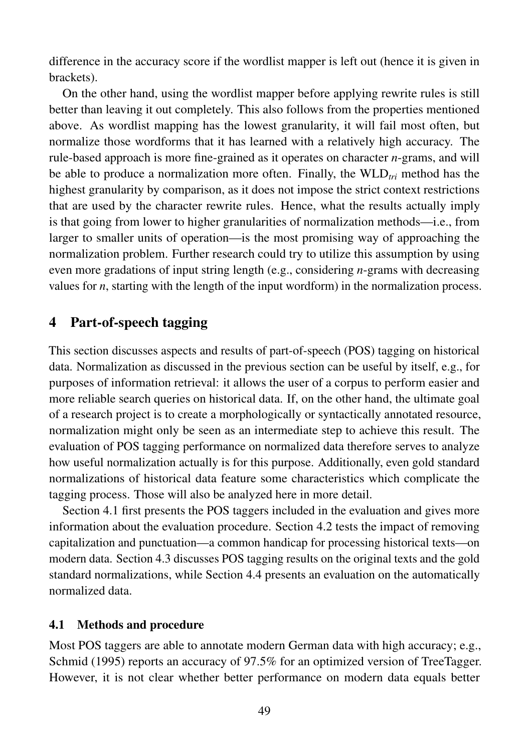difference in the accuracy score if the wordlist mapper is left out (hence it is given in brackets).

On the other hand, using the wordlist mapper before applying rewrite rules is still better than leaving it out completely. This also follows from the properties mentioned above. As wordlist mapping has the lowest granularity, it will fail most often, but normalize those wordforms that it has learned with a relatively high accuracy. The rule-based approach is more fine-grained as it operates on character *n*-grams, and will be able to produce a normalization more often. Finally, the $\text{WLD}_{tri}$ method has the highest granularity by comparison, as it does not impose the strict context restrictions that are used by the character rewrite rules. Hence, what the results actually imply is that going from lower to higher granularities of normalization methods—i.e., from larger to smaller units of operation—is the most promising way of approaching the normalization problem. Further research could try to utilize this assumption by using even more gradations of input string length (e.g., considering *n*-grams with decreasing values for *n*, starting with the length of the input wordform) in the normalization process.

## 4 Part-of-speech tagging

This section discusses aspects and results of part-of-speech (POS) tagging on historical data. Normalization as discussed in the previous section can be useful by itself, e.g., for purposes of information retrieval: it allows the user of a corpus to perform easier and more reliable search queries on historical data. If, on the other hand, the ultimate goal of a research project is to create a morphologically or syntactically annotated resource, normalization might only be seen as an intermediate step to achieve this result. The evaluation of POS tagging performance on normalized data therefore serves to analyze how useful normalization actually is for this purpose. Additionally, even gold standard normalizations of historical data feature some characteristics which complicate the tagging process. Those will also be analyzed here in more detail.

Section 4.1 first presents the POS taggers included in the evaluation and gives more information about the evaluation procedure. Section 4.2 tests the impact of removing capitalization and punctuation—a common handicap for processing historical texts—on modern data. Section 4.3 discusses POS tagging results on the original texts and the gold standard normalizations, while Section 4.4 presents an evaluation on the automatically normalized data.

### 4.1 Methods and procedure

Most POS taggers are able to annotate modern German data with high accuracy; e.g., Schmid (1995) reports an accuracy of 97.5% for an optimized version of TreeTagger. However, it is not clear whether better performance on modern data equals better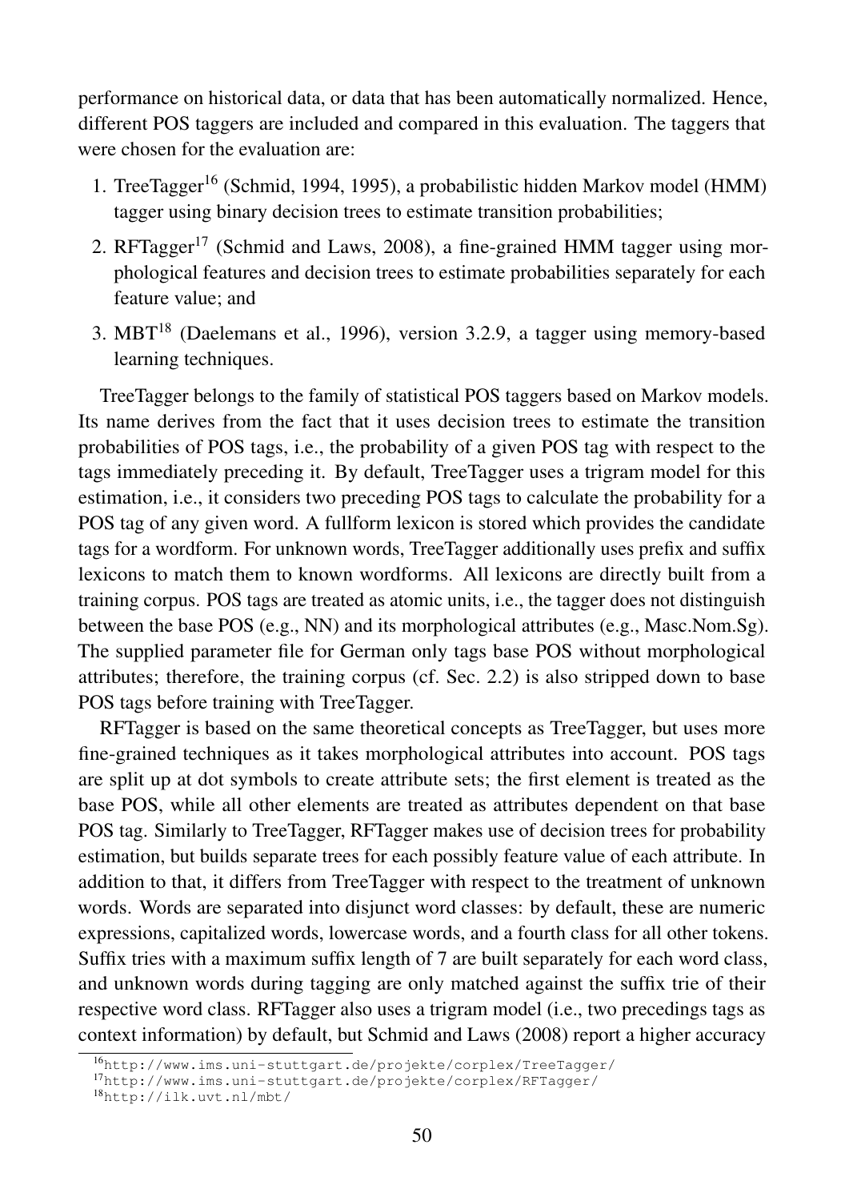performance on historical data, or data that has been automatically normalized. Hence, different POS taggers are included and compared in this evaluation. The taggers that were chosen for the evaluation are:

1. TreeTagger[16] (Schmid, 1994, 1995), a probabilistic hidden Markov model (HMM) tagger using binary decision trees to estimate transition probabilities;
2. RFTagger[17] (Schmid and Laws, 2008), a fine-grained HMM tagger using morphological features and decision trees to estimate probabilities separately for each feature value; and
3. MBT[18] (Daelemans et al., 1996), version 3.2.9, a tagger using memory-based learning techniques.

TreeTagger belongs to the family of statistical POS taggers based on Markov models. Its name derives from the fact that it uses decision trees to estimate the transition probabilities of POS tags, i.e., the probability of a given POS tag with respect to the tags immediately preceding it. By default, TreeTagger uses a trigram model for this estimation, i.e., it considers two preceding POS tags to calculate the probability for a POS tag of any given word. A fullform lexicon is stored which provides the candidate tags for a wordform. For unknown words, TreeTagger additionally uses prefix and suffix lexicons to match them to known wordforms. All lexicons are directly built from a training corpus. POS tags are treated as atomic units, i.e., the tagger does not distinguish between the base POS (e.g., NN) and its morphological attributes (e.g., Masc.Nom.Sg). The supplied parameter file for German only tags base POS without morphological attributes; therefore, the training corpus (cf. Sec. 2.2) is also stripped down to base POS tags before training with TreeTagger.

RFTagger is based on the same theoretical concepts as TreeTagger, but uses more fine-grained techniques as it takes morphological attributes into account. POS tags are split up at dot symbols to create attribute sets; the first element is treated as the base POS, while all other elements are treated as attributes dependent on that base POS tag. Similarly to TreeTagger, RFTagger makes use of decision trees for probability estimation, but builds separate trees for each possibly feature value of each attribute. In addition to that, it differs from TreeTagger with respect to the treatment of unknown words. Words are separated into disjunct word classes: by default, these are numeric expressions, capitalized words, lowercase words, and a fourth class for all other tokens. Suffix tries with a maximum suffix length of 7 are built separately for each word class, and unknown words during tagging are only matched against the suffix trie of their respective word class. RFTagger also uses a trigram model (i.e., two precedings tags as context information) by default, but Schmid and Laws (2008) report a higher accuracy

[16] `http://www.ims.uni-stuttgart.de/projekte/corplex/TreeTagger/`

[17] `http://www.ims.uni-stuttgart.de/projekte/corplex/RFTagger/`

[18] `http://ilk.uvt.nl/mbt/`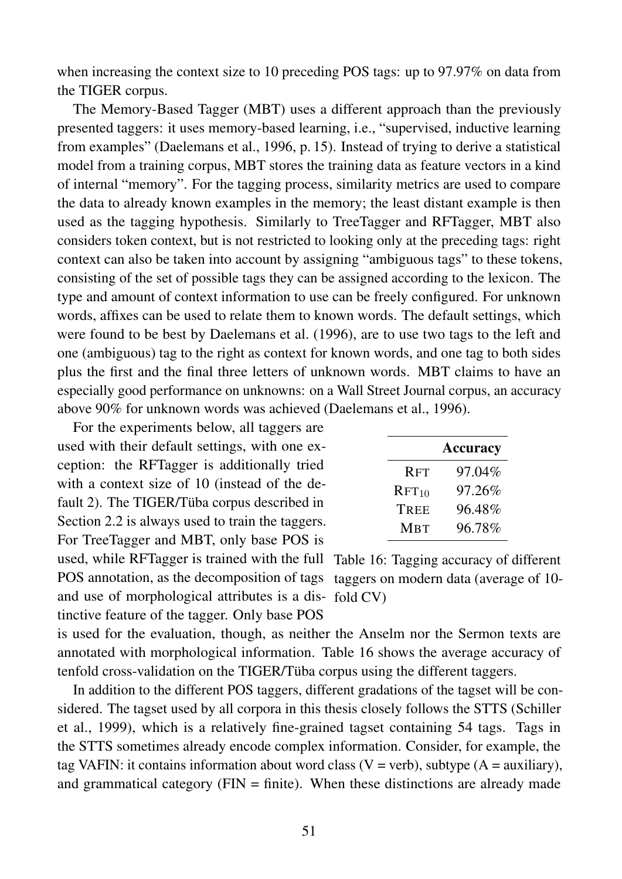when increasing the context size to 10 preceding POS tags: up to 97.97% on data from the TIGER corpus.

The Memory-Based Tagger (MBT) uses a different approach than the previously presented taggers: it uses memory-based learning, i.e., "supervised, inductive learning from examples" (Daelemans et al., 1996, p. 15). Instead of trying to derive a statistical model from a training corpus, MBT stores the training data as feature vectors in a kind of internal "memory". For the tagging process, similarity metrics are used to compare the data to already known examples in the memory; the least distant example is then used as the tagging hypothesis. Similarly to TreeTagger and RFTagger, MBT also considers token context, but is not restricted to looking only at the preceding tags: right context can also be taken into account by assigning "ambiguous tags" to these tokens, consisting of the set of possible tags they can be assigned according to the lexicon. The type and amount of context information to use can be freely configured. For unknown words, affixes can be used to relate them to known words. The default settings, which were found to be best by Daelemans et al. (1996), are to use two tags to the left and one (ambiguous) tag to the right as context for known words, and one tag to both sides plus the first and the final three letters of unknown words. MBT claims to have an especially good performance on unknowns: on a Wall Street Journal corpus, an accuracy above 90% for unknown words was achieved (Daelemans et al., 1996).

For the experiments below, all taggers are used with their default settings, with one exception: the RFTagger is additionally tried with a context size of 10 (instead of the default 2). The TIGER/Tüba corpus described in Section 2.2 is always used to train the taggers. For TreeTagger and MBT, only base POS is used, while RFTagger is trained with the full POS annotation, as the decomposition of tags and use of morphological attributes is a distinctive feature of the tagger. Only base POS is used for the evaluation, though, as neither the Anselm nor the Sermon texts are annotated with morphological information. Table 16 shows the average accuracy of tenfold cross-validation on the TIGER/Tüba corpus using the different taggers.

| | **Accuracy** |
|---|---|
| RFT | 97.04% |
| $\text{RFT}_{10}$ | 97.26% |
| TREE | 96.48% |
| MBT | 96.78% |

Table 16: Tagging accuracy of different taggers on modern data (average of 10-fold CV)

In addition to the different POS taggers, different gradations of the tagset will be considered. The tagset used by all corpora in this thesis closely follows the STTS (Schiller et al., 1999), which is a relatively fine-grained tagset containing 54 tags. Tags in the STTS sometimes already encode complex information. Consider, for example, the tag VAFIN: it contains information about word class (V = verb), subtype (A = auxiliary), and grammatical category (FIN = finite). When these distinctions are already made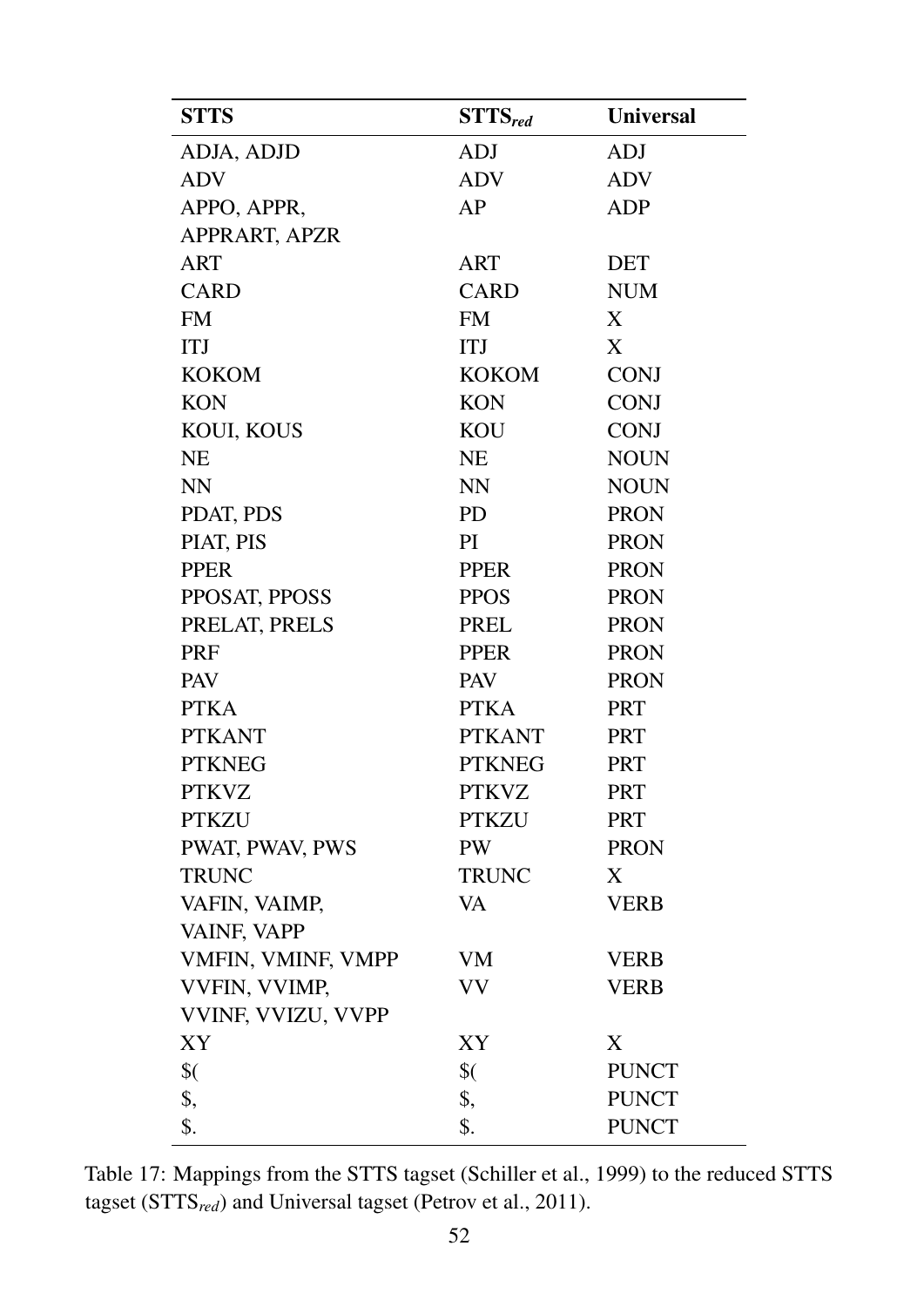| STTS | $STTS_{red}$ | Universal |
|---|---|---|
| ADJA, ADJD | ADJ | ADJ |
| ADV | ADV | ADV |
| APPO, APPR, APPRART, APZR | AP | ADP |
| ART | ART | DET |
| CARD | CARD | NUM |
| FM | FM | X |
| ITJ | ITJ | X |
| KOKOM | KOKOM | CONJ |
| KON | KON | CONJ |
| KOUI, KOUS | KOU | CONJ |
| NE | NE | NOUN |
| NN | NN | NOUN |
| PDAT, PDS | PD | PRON |
| PIAT, PIS | PI | PRON |
| PPER | PPER | PRON |
| PPOSAT, PPOSS | PPOS | PRON |
| PRELAT, PRELS | PREL | PRON |
| PRF | PPER | PRON |
| PAV | PAV | PRON |
| PTKA | PTKA | PRT |
| PTKANT | PTKANT | PRT |
| PTKNEG | PTKNEG | PRT |
| PTKVZ | PTKVZ | PRT |
| PTKZU | PTKZU | PRT |
| PWAT, PWAV, PWS | PW | PRON |
| TRUNC | TRUNC | X |
| VAFIN, VAIMP, VAINF, VAPP | VA | VERB |
| VMFIN, VMINF, VMPP | VM | VERB |
| VVFIN, VVIMP, VVINF, VVIZU, VVPP | VV | VERB |
| XY | XY | X |
| $( | $( | PUNCT |
| $, | $, | PUNCT |
| $. | $. | PUNCT |

Table 17: Mappings from the STTS tagset (Schiller et al., 1999) to the reduced STTS tagset ($STTS_{red}$) and Universal tagset (Petrov et al., 2011).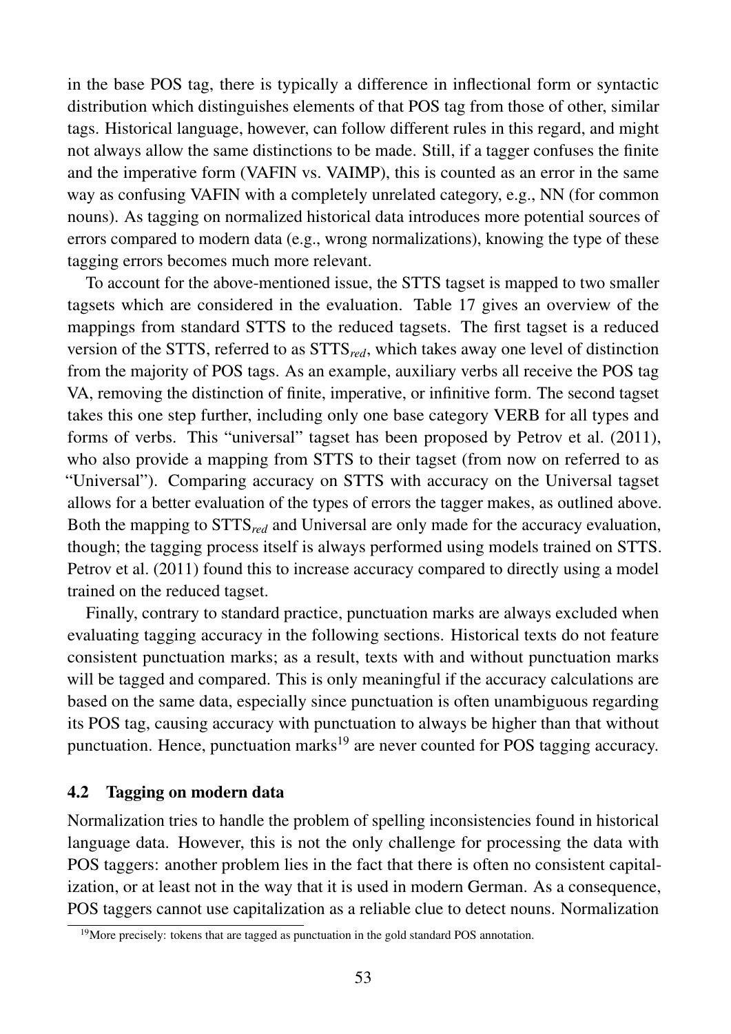in the base POS tag, there is typically a difference in inflectional form or syntactic distribution which distinguishes elements of that POS tag from those of other, similar tags. Historical language, however, can follow different rules in this regard, and might not always allow the same distinctions to be made. Still, if a tagger confuses the finite and the imperative form (VAFIN vs. VAIMP), this is counted as an error in the same way as confusing VAFIN with a completely unrelated category, e.g., NN (for common nouns). As tagging on normalized historical data introduces more potential sources of errors compared to modern data (e.g., wrong normalizations), knowing the type of these tagging errors becomes much more relevant.

To account for the above-mentioned issue, the STTS tagset is mapped to two smaller tagsets which are considered in the evaluation. Table 17 gives an overview of the mappings from standard STTS to the reduced tagsets. The first tagset is a reduced version of the STTS, referred to as $\text{STTS}_{red}$, which takes away one level of distinction from the majority of POS tags. As an example, auxiliary verbs all receive the POS tag VA, removing the distinction of finite, imperative, or infinitive form. The second tagset takes this one step further, including only one base category VERB for all types and forms of verbs. This "universal" tagset has been proposed by Petrov et al. (2011), who also provide a mapping from STTS to their tagset (from now on referred to as "Universal"). Comparing accuracy on STTS with accuracy on the Universal tagset allows for a better evaluation of the types of errors the tagger makes, as outlined above. Both the mapping to $\text{STTS}_{red}$ and Universal are only made for the accuracy evaluation, though; the tagging process itself is always performed using models trained on STTS. Petrov et al. (2011) found this to increase accuracy compared to directly using a model trained on the reduced tagset.

Finally, contrary to standard practice, punctuation marks are always excluded when evaluating tagging accuracy in the following sections. Historical texts do not feature consistent punctuation marks; as a result, texts with and without punctuation marks will be tagged and compared. This is only meaningful if the accuracy calculations are based on the same data, especially since punctuation is often unambiguous regarding its POS tag, causing accuracy with punctuation to always be higher than that without punctuation. Hence, punctuation marks[19] are never counted for POS tagging accuracy.

## 4.2 Tagging on modern data

Normalization tries to handle the problem of spelling inconsistencies found in historical language data. However, this is not the only challenge for processing the data with POS taggers: another problem lies in the fact that there is often no consistent capitalization, or at least not in the way that it is used in modern German. As a consequence, POS taggers cannot use capitalization as a reliable clue to detect nouns. Normalization

[19] More precisely: tokens that are tagged as punctuation in the gold standard POS annotation.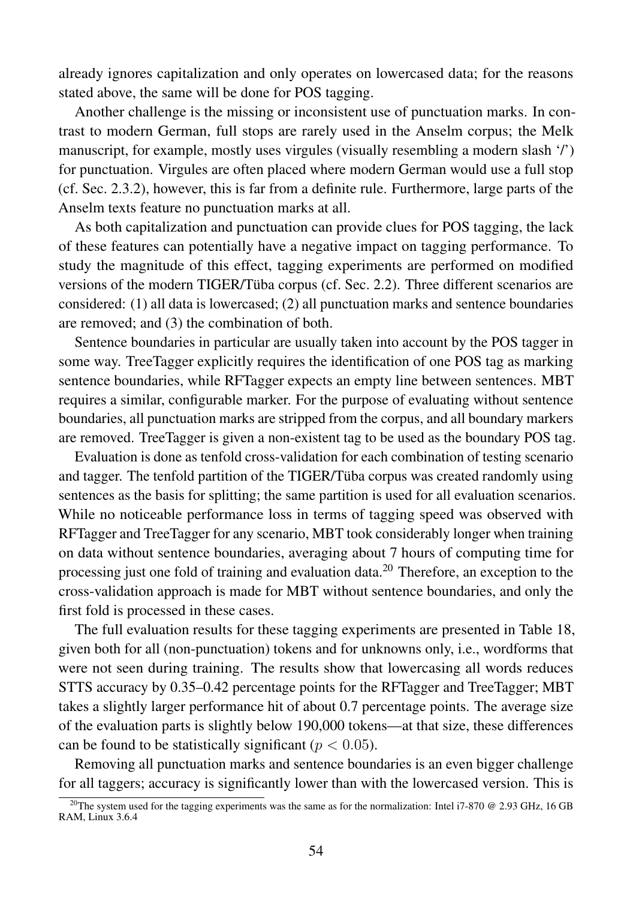already ignores capitalization and only operates on lowercased data; for the reasons stated above, the same will be done for POS tagging.

Another challenge is the missing or inconsistent use of punctuation marks. In contrast to modern German, full stops are rarely used in the Anselm corpus; the Melk manuscript, for example, mostly uses virgules (visually resembling a modern slash '/') for punctuation. Virgules are often placed where modern German would use a full stop (cf. Sec. 2.3.2), however, this is far from a definite rule. Furthermore, large parts of the Anselm texts feature no punctuation marks at all.

As both capitalization and punctuation can provide clues for POS tagging, the lack of these features can potentially have a negative impact on tagging performance. To study the magnitude of this effect, tagging experiments are performed on modified versions of the modern TIGER/Tüba corpus (cf. Sec. 2.2). Three different scenarios are considered: (1) all data is lowercased; (2) all punctuation marks and sentence boundaries are removed; and (3) the combination of both.

Sentence boundaries in particular are usually taken into account by the POS tagger in some way. TreeTagger explicitly requires the identification of one POS tag as marking sentence boundaries, while RFTagger expects an empty line between sentences. MBT requires a similar, configurable marker. For the purpose of evaluating without sentence boundaries, all punctuation marks are stripped from the corpus, and all boundary markers are removed. TreeTagger is given a non-existent tag to be used as the boundary POS tag.

Evaluation is done as tenfold cross-validation for each combination of testing scenario and tagger. The tenfold partition of the TIGER/Tüba corpus was created randomly using sentences as the basis for splitting; the same partition is used for all evaluation scenarios. While no noticeable performance loss in terms of tagging speed was observed with RFTagger and TreeTagger for any scenario, MBT took considerably longer when training on data without sentence boundaries, averaging about 7 hours of computing time for processing just one fold of training and evaluation data.[20] Therefore, an exception to the cross-validation approach is made for MBT without sentence boundaries, and only the first fold is processed in these cases.

The full evaluation results for these tagging experiments are presented in Table 18, given both for all (non-punctuation) tokens and for unknowns only, i.e., wordforms that were not seen during training. The results show that lowercasing all words reduces STTS accuracy by 0.35–0.42 percentage points for the RFTagger and TreeTagger; MBT takes a slightly larger performance hit of about 0.7 percentage points. The average size of the evaluation parts is slightly below 190,000 tokens—at that size, these differences can be found to be statistically significant ($p < 0.05$).

Removing all punctuation marks and sentence boundaries is an even bigger challenge for all taggers; accuracy is significantly lower than with the lowercased version. This is

[20] The system used for the tagging experiments was the same as for the normalization: Intel i7-870 @ 2.93 GHz, 16 GB RAM, Linux 3.6.4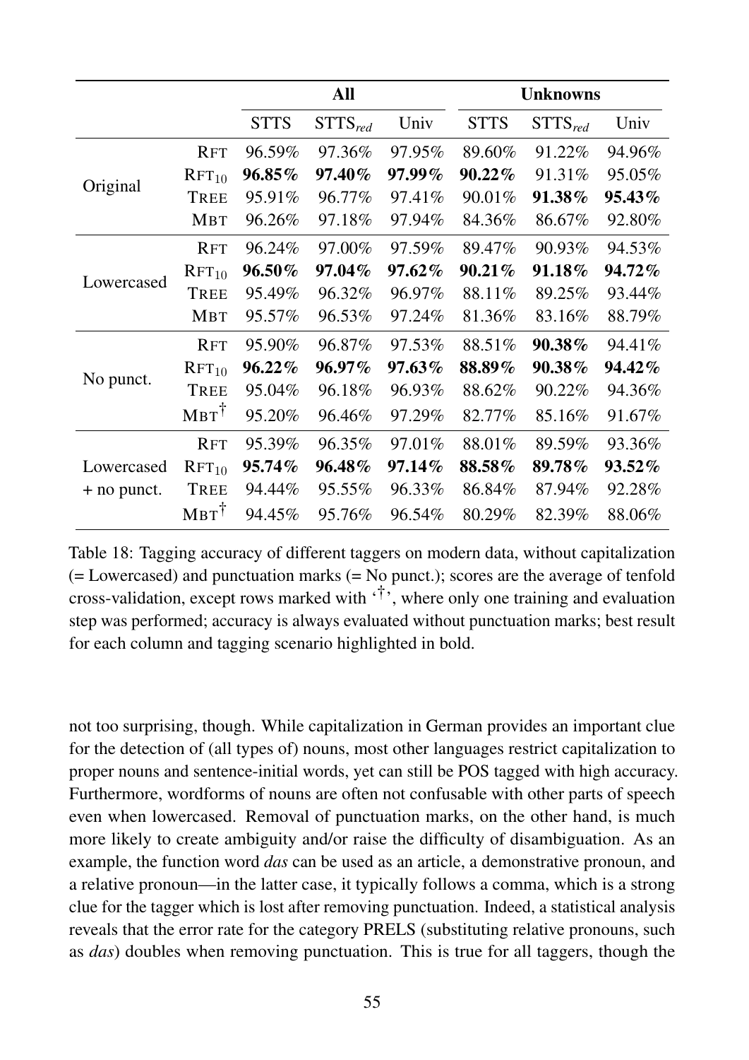| | | All | | | Unknowns | | |
|---|---|---|---|---|---|---|---|
| | | STTS | STTS$_{red}$ | Univ | STTS | STTS$_{red}$ | Univ |
| Original | RFT | 96.59% | 97.36% | 97.95% | 89.60% | 91.22% | 94.96% |
| | RFT$_{10}$ | **96.85%** | **97.40%** | **97.99%** | **90.22%** | 91.31% | 95.05% |
| | TREE | 95.91% | 96.77% | 97.41% | 90.01% | **91.38%** | **95.43%** |
| | MBT | 96.26% | 97.18% | 97.94% | 84.36% | 86.67% | 92.80% |
| Lowercased | RFT | 96.24% | 97.00% | 97.59% | 89.47% | 90.93% | 94.53% |
| | RFT$_{10}$ | **96.50%** | **97.04%** | **97.62%** | **90.21%** | **91.18%** | **94.72%** |
| | TREE | 95.49% | 96.32% | 96.97% | 88.11% | 89.25% | 93.44% |
| | MBT | 95.57% | 96.53% | 97.24% | 81.36% | 83.16% | 88.79% |
| No punct. | RFT | 95.90% | 96.87% | 97.53% | 88.51% | **90.38%** | 94.41% |
| | RFT$_{10}$ | **96.22%** | **96.97%** | **97.63%** | **88.89%** | **90.38%** | **94.42%** |
| | TREE | 95.04% | 96.18% | 96.93% | 88.62% | 90.22% | 94.36% |
| | MBT$^{\dagger}$ | 95.20% | 96.46% | 97.29% | 82.77% | 85.16% | 91.67% |
| Lowercased + no punct. | RFT | 95.39% | 96.35% | 97.01% | 88.01% | 89.59% | 93.36% |
| | RFT$_{10}$ | **95.74%** | **96.48%** | **97.14%** | **88.58%** | **89.78%** | **93.52%** |
| | TREE | 94.44% | 95.55% | 96.33% | 86.84% | 87.94% | 92.28% |
| | MBT$^{\dagger}$ | 94.45% | 95.76% | 96.54% | 80.29% | 82.39% | 88.06% |

Table 18: Tagging accuracy of different taggers on modern data, without capitalization (= Lowercased) and punctuation marks (= No punct.); scores are the average of tenfold cross-validation, except rows marked with '$\dagger$', where only one training and evaluation step was performed; accuracy is always evaluated without punctuation marks; best result for each column and tagging scenario highlighted in bold.

not too surprising, though. While capitalization in German provides an important clue for the detection of (all types of) nouns, most other languages restrict capitalization to proper nouns and sentence-initial words, yet can still be POS tagged with high accuracy. Furthermore, wordforms of nouns are often not confusable with other parts of speech even when lowercased. Removal of punctuation marks, on the other hand, is much more likely to create ambiguity and/or raise the difficulty of disambiguation. As an example, the function word *das* can be used as an article, a demonstrative pronoun, and a relative pronoun—in the latter case, it typically follows a comma, which is a strong clue for the tagger which is lost after removing punctuation. Indeed, a statistical analysis reveals that the error rate for the category PRELS (substituting relative pronouns, such as *das*) doubles when removing punctuation. This is true for all taggers, though the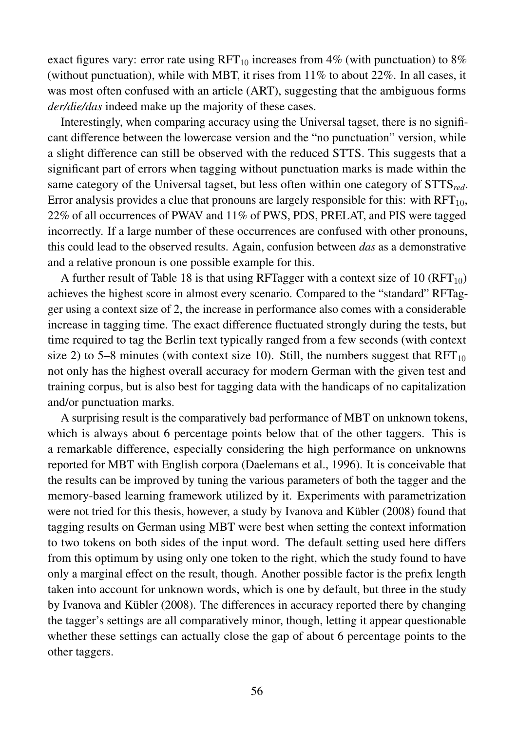exact figures vary: error rate using $RFT_{10}$ increases from 4% (with punctuation) to 8% (without punctuation), while with MBT, it rises from 11% to about 22%. In all cases, it was most often confused with an article (ART), suggesting that the ambiguous forms *der/die/das* indeed make up the majority of these cases.

Interestingly, when comparing accuracy using the Universal tagset, there is no significant difference between the lowercase version and the "no punctuation" version, while a slight difference can still be observed with the reduced STTS. This suggests that a significant part of errors when tagging without punctuation marks is made within the same category of the Universal tagset, but less often within one category of $STTS_{red}$. Error analysis provides a clue that pronouns are largely responsible for this: with $RFT_{10}$, 22% of all occurrences of PWAV and 11% of PWS, PDS, PRELAT, and PIS were tagged incorrectly. If a large number of these occurrences are confused with other pronouns, this could lead to the observed results. Again, confusion between *das* as a demonstrative and a relative pronoun is one possible example for this.

A further result of Table 18 is that using RFTagger with a context size of 10 ($RFT_{10}$) achieves the highest score in almost every scenario. Compared to the "standard" RFTagger using a context size of 2, the increase in performance also comes with a considerable increase in tagging time. The exact difference fluctuated strongly during the tests, but time required to tag the Berlin text typically ranged from a few seconds (with context size 2) to 5–8 minutes (with context size 10). Still, the numbers suggest that $RFT_{10}$ not only has the highest overall accuracy for modern German with the given test and training corpus, but is also best for tagging data with the handicaps of no capitalization and/or punctuation marks.

A surprising result is the comparatively bad performance of MBT on unknown tokens, which is always about 6 percentage points below that of the other taggers. This is a remarkable difference, especially considering the high performance on unknowns reported for MBT with English corpora (Daelemans et al., 1996). It is conceivable that the results can be improved by tuning the various parameters of both the tagger and the memory-based learning framework utilized by it. Experiments with parametrization were not tried for this thesis, however, a study by Ivanova and Kübler (2008) found that tagging results on German using MBT were best when setting the context information to two tokens on both sides of the input word. The default setting used here differs from this optimum by using only one token to the right, which the study found to have only a marginal effect on the result, though. Another possible factor is the prefix length taken into account for unknown words, which is one by default, but three in the study by Ivanova and Kübler (2008). The differences in accuracy reported there by changing the tagger's settings are all comparatively minor, though, letting it appear questionable whether these settings can actually close the gap of about 6 percentage points to the other taggers.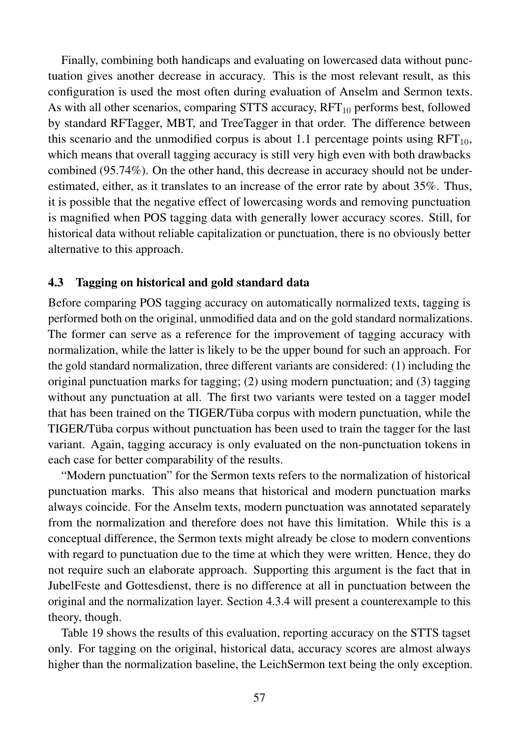Finally, combining both handicaps and evaluating on lowercased data without punctuation gives another decrease in accuracy. This is the most relevant result, as this configuration is used the most often during evaluation of Anselm and Sermon texts. As with all other scenarios, comparing STTS accuracy, $RFT_{10}$ performs best, followed by standard RFTagger, MBT, and TreeTagger in that order. The difference between this scenario and the unmodified corpus is about 1.1 percentage points using $RFT_{10}$, which means that overall tagging accuracy is still very high even with both drawbacks combined (95.74%). On the other hand, this decrease in accuracy should not be underestimated, either, as it translates to an increase of the error rate by about 35%. Thus, it is possible that the negative effect of lowercasing words and removing punctuation is magnified when POS tagging data with generally lower accuracy scores. Still, for historical data without reliable capitalization or punctuation, there is no obviously better alternative to this approach.

### 4.3 Tagging on historical and gold standard data

Before comparing POS tagging accuracy on automatically normalized texts, tagging is performed both on the original, unmodified data and on the gold standard normalizations. The former can serve as a reference for the improvement of tagging accuracy with normalization, while the latter is likely to be the upper bound for such an approach. For the gold standard normalization, three different variants are considered: (1) including the original punctuation marks for tagging; (2) using modern punctuation; and (3) tagging without any punctuation at all. The first two variants were tested on a tagger model that has been trained on the TIGER/Tüba corpus with modern punctuation, while the TIGER/Tüba corpus without punctuation has been used to train the tagger for the last variant. Again, tagging accuracy is only evaluated on the non-punctuation tokens in each case for better comparability of the results.

"Modern punctuation" for the Sermon texts refers to the normalization of historical punctuation marks. This also means that historical and modern punctuation marks always coincide. For the Anselm texts, modern punctuation was annotated separately from the normalization and therefore does not have this limitation. While this is a conceptual difference, the Sermon texts might already be close to modern conventions with regard to punctuation due to the time at which they were written. Hence, they do not require such an elaborate approach. Supporting this argument is the fact that in JubelFeste and Gottesdienst, there is no difference at all in punctuation between the original and the normalization layer. Section 4.3.4 will present a counterexample to this theory, though.

Table 19 shows the results of this evaluation, reporting accuracy on the STTS tagset only. For tagging on the original, historical data, accuracy scores are almost always higher than the normalization baseline, the LeichSermon text being the only exception.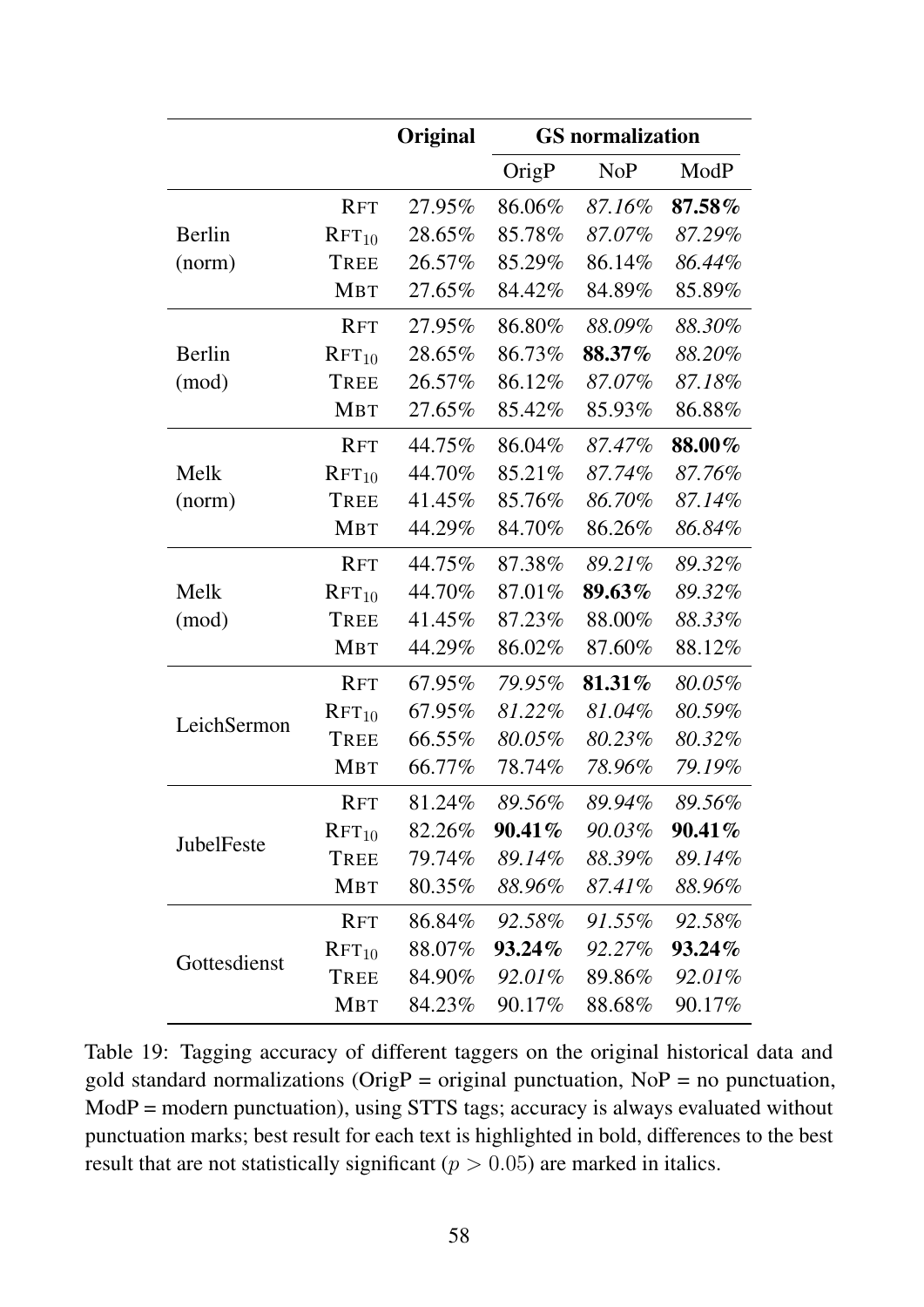| | | Original | GS normalization | | |
|---|---|---|---|---|---|
| | | | OrigP | NoP | ModP |
| Berlin (norm) | RFT | 27.95% | 86.06% | *87.16%* | **87.58%** |
| | $\text{RFT}_{10}$ | 28.65% | 85.78% | *87.07%* | *87.29%* |
| | TREE | 26.57% | 85.29% | 86.14% | *86.44%* |
| | MBT | 27.65% | 84.42% | 84.89% | 85.89% |
| Berlin (mod) | RFT | 27.95% | 86.80% | *88.09%* | *88.30%* |
| | $\text{RFT}_{10}$ | 28.65% | 86.73% | **88.37%** | *88.20%* |
| | TREE | 26.57% | 86.12% | *87.07%* | *87.18%* |
| | MBT | 27.65% | 85.42% | 85.93% | 86.88% |
| Melk (norm) | RFT | 44.75% | 86.04% | *87.47%* | **88.00%** |
| | $\text{RFT}_{10}$ | 44.70% | 85.21% | *87.74%* | *87.76%* |
| | TREE | 41.45% | 85.76% | *86.70%* | *87.14%* |
| | MBT | 44.29% | 84.70% | 86.26% | *86.84%* |
| Melk (mod) | RFT | 44.75% | 87.38% | *89.21%* | *89.32%* |
| | $\text{RFT}_{10}$ | 44.70% | 87.01% | **89.63%** | *89.32%* |
| | TREE | 41.45% | 87.23% | 88.00% | *88.33%* |
| | MBT | 44.29% | 86.02% | 87.60% | 88.12% |
| LeichSermon | RFT | 67.95% | *79.95%* | **81.31%** | *80.05%* |
| | $\text{RFT}_{10}$ | 67.95% | *81.22%* | *81.04%* | *80.59%* |
| | TREE | 66.55% | *80.05%* | *80.23%* | *80.32%* |
| | MBT | 66.77% | 78.74% | *78.96%* | *79.19%* |
| JubelFeste | RFT | 81.24% | *89.56%* | *89.94%* | *89.56%* |
| | $\text{RFT}_{10}$ | 82.26% | **90.41%** | *90.03%* | **90.41%** |
| | TREE | 79.74% | *89.14%* | *88.39%* | *89.14%* |
| | MBT | 80.35% | *88.96%* | *87.41%* | *88.96%* |
| Gottesdienst | RFT | 86.84% | *92.58%* | *91.55%* | *92.58%* |
| | $\text{RFT}_{10}$ | 88.07% | **93.24%** | *92.27%* | **93.24%** |
| | TREE | 84.90% | *92.01%* | 89.86% | *92.01%* |
| | MBT | 84.23% | 90.17% | 88.68% | 90.17% |

Table 19: Tagging accuracy of different taggers on the original historical data and gold standard normalizations (OrigP = original punctuation, NoP = no punctuation, ModP = modern punctuation), using STTS tags; accuracy is always evaluated without punctuation marks; best result for each text is highlighted in bold, differences to the best result that are not statistically significant ($p > 0.05$) are marked in italics.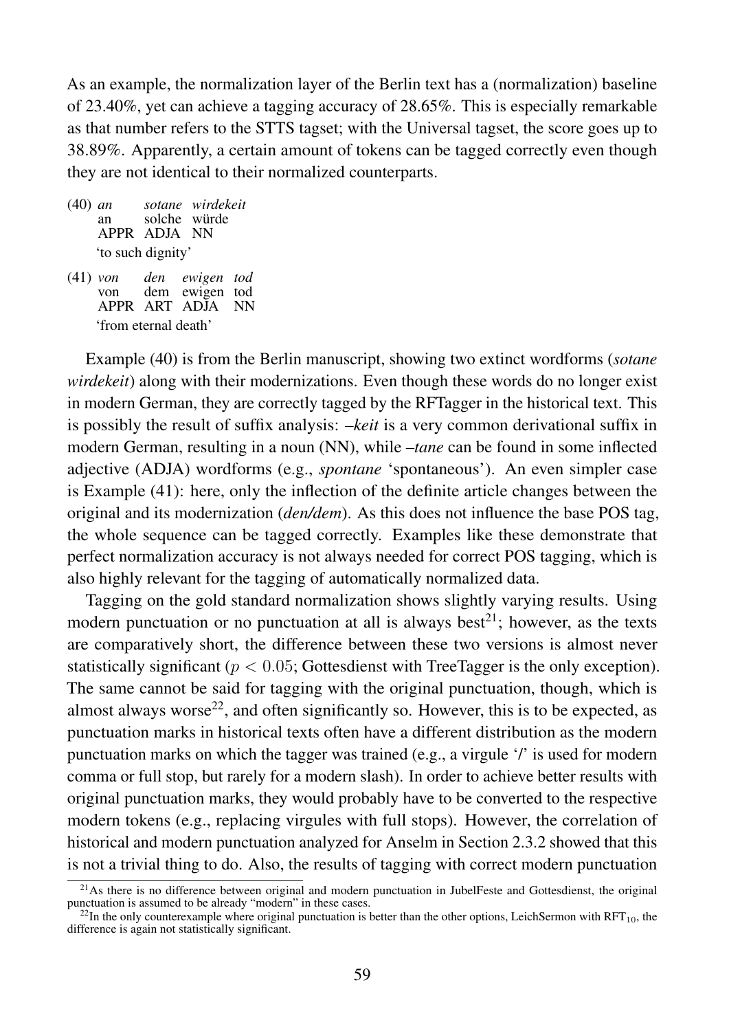As an example, the normalization layer of the Berlin text has a (normalization) baseline of 23.40%, yet can achieve a tagging accuracy of 28.65%. This is especially remarkable as that number refers to the STTS tagset; with the Universal tagset, the score goes up to 38.89%. Apparently, a certain amount of tokens can be tagged correctly even though they are not identical to their normalized counterparts.

(40)

| *an* | *sotane* | *wirdekeit* |
|---|---|---|
| an | solche | würde |
| APPR | ADJA | NN |

'to such dignity'

(41)

| *von* | *den* | *ewigen* | *tod* |
|---|---|---|---|
| von | dem | ewigen | tod |
| APPR | ART | ADJA | NN |

'from eternal death'

Example (40) is from the Berlin manuscript, showing two extinct wordforms (*sotane wirdekeit*) along with their modernizations. Even though these words do no longer exist in modern German, they are correctly tagged by the RFTagger in the historical text. This is possibly the result of suffix analysis: *–keit* is a very common derivational suffix in modern German, resulting in a noun (NN), while *–tane* can be found in some inflected adjective (ADJA) wordforms (e.g., *spontane* 'spontaneous'). An even simpler case is Example (41): here, only the inflection of the definite article changes between the original and its modernization (*den/dem*). As this does not influence the base POS tag, the whole sequence can be tagged correctly. Examples like these demonstrate that perfect normalization accuracy is not always needed for correct POS tagging, which is also highly relevant for the tagging of automatically normalized data.

Tagging on the gold standard normalization shows slightly varying results. Using modern punctuation or no punctuation at all is always best[21]; however, as the texts are comparatively short, the difference between these two versions is almost never statistically significant ($p < 0.05$; Gottesdienst with TreeTagger is the only exception). The same cannot be said for tagging with the original punctuation, though, which is almost always worse[22], and often significantly so. However, this is to be expected, as punctuation marks in historical texts often have a different distribution as the modern punctuation marks on which the tagger was trained (e.g., a virgule '/' is used for modern comma or full stop, but rarely for a modern slash). In order to achieve better results with original punctuation marks, they would probably have to be converted to the respective modern tokens (e.g., replacing virgules with full stops). However, the correlation of historical and modern punctuation analyzed for Anselm in Section 2.3.2 showed that this is not a trivial thing to do. Also, the results of tagging with correct modern punctuation

[21] As there is no difference between original and modern punctuation in JubelFeste and Gottesdienst, the original punctuation is assumed to be already "modern" in these cases.

[22] In the only counterexample where original punctuation is better than the other options, LeichSermon with $RFT_{10}$, the difference is again not statistically significant.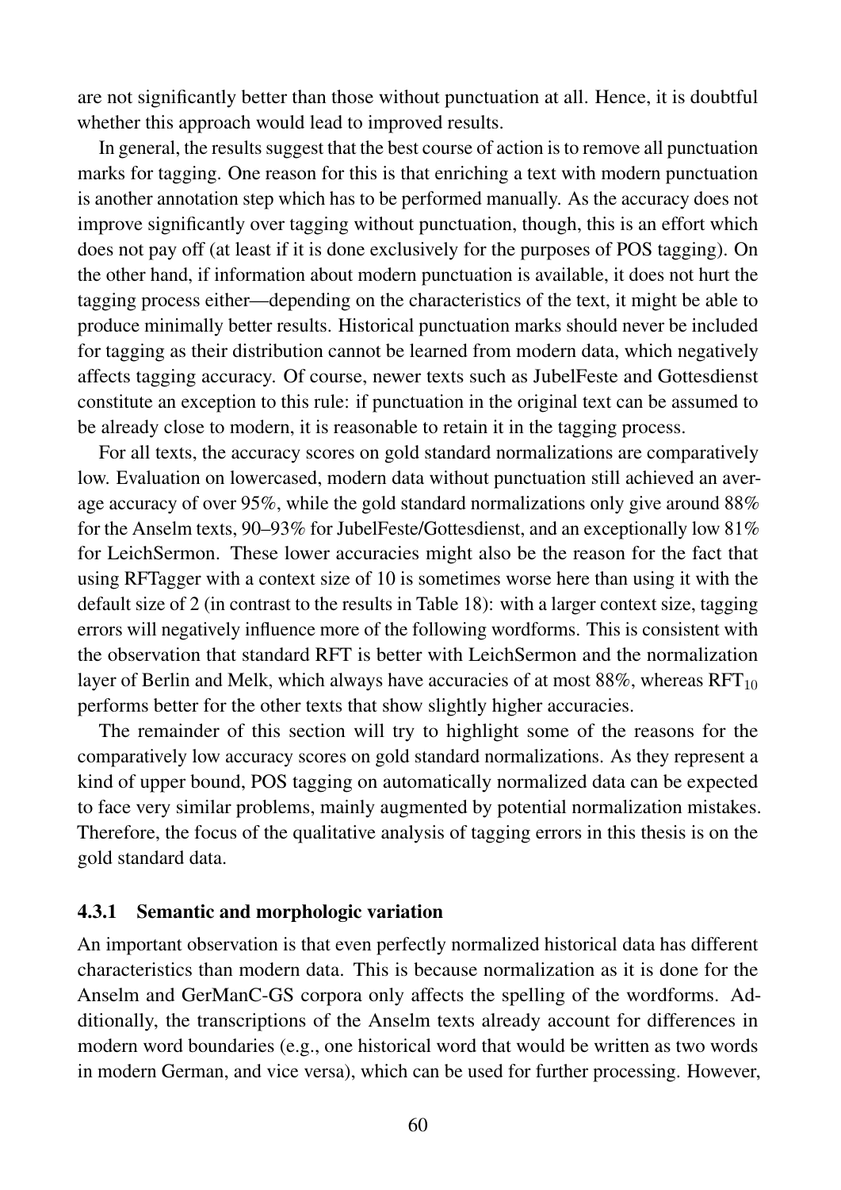are not significantly better than those without punctuation at all. Hence, it is doubtful whether this approach would lead to improved results.

In general, the results suggest that the best course of action is to remove all punctuation marks for tagging. One reason for this is that enriching a text with modern punctuation is another annotation step which has to be performed manually. As the accuracy does not improve significantly over tagging without punctuation, though, this is an effort which does not pay off (at least if it is done exclusively for the purposes of POS tagging). On the other hand, if information about modern punctuation is available, it does not hurt the tagging process either—depending on the characteristics of the text, it might be able to produce minimally better results. Historical punctuation marks should never be included for tagging as their distribution cannot be learned from modern data, which negatively affects tagging accuracy. Of course, newer texts such as JubelFeste and Gottesdienst constitute an exception to this rule: if punctuation in the original text can be assumed to be already close to modern, it is reasonable to retain it in the tagging process.

For all texts, the accuracy scores on gold standard normalizations are comparatively low. Evaluation on lowercased, modern data without punctuation still achieved an average accuracy of over 95%, while the gold standard normalizations only give around 88% for the Anselm texts, 90–93% for JubelFeste/Gottesdienst, and an exceptionally low 81% for LeichSermon. These lower accuracies might also be the reason for the fact that using RFTagger with a context size of 10 is sometimes worse here than using it with the default size of 2 (in contrast to the results in Table 18): with a larger context size, tagging errors will negatively influence more of the following wordforms. This is consistent with the observation that standard RFT is better with LeichSermon and the normalization layer of Berlin and Melk, which always have accuracies of at most 88%, whereas $\text{RFT}_{10}$ performs better for the other texts that show slightly higher accuracies.

The remainder of this section will try to highlight some of the reasons for the comparatively low accuracy scores on gold standard normalizations. As they represent a kind of upper bound, POS tagging on automatically normalized data can be expected to face very similar problems, mainly augmented by potential normalization mistakes. Therefore, the focus of the qualitative analysis of tagging errors in this thesis is on the gold standard data.

### 4.3.1 Semantic and morphologic variation

An important observation is that even perfectly normalized historical data has different characteristics than modern data. This is because normalization as it is done for the Anselm and GerManC-GS corpora only affects the spelling of the wordforms. Additionally, the transcriptions of the Anselm texts already account for differences in modern word boundaries (e.g., one historical word that would be written as two words in modern German, and vice versa), which can be used for further processing. However,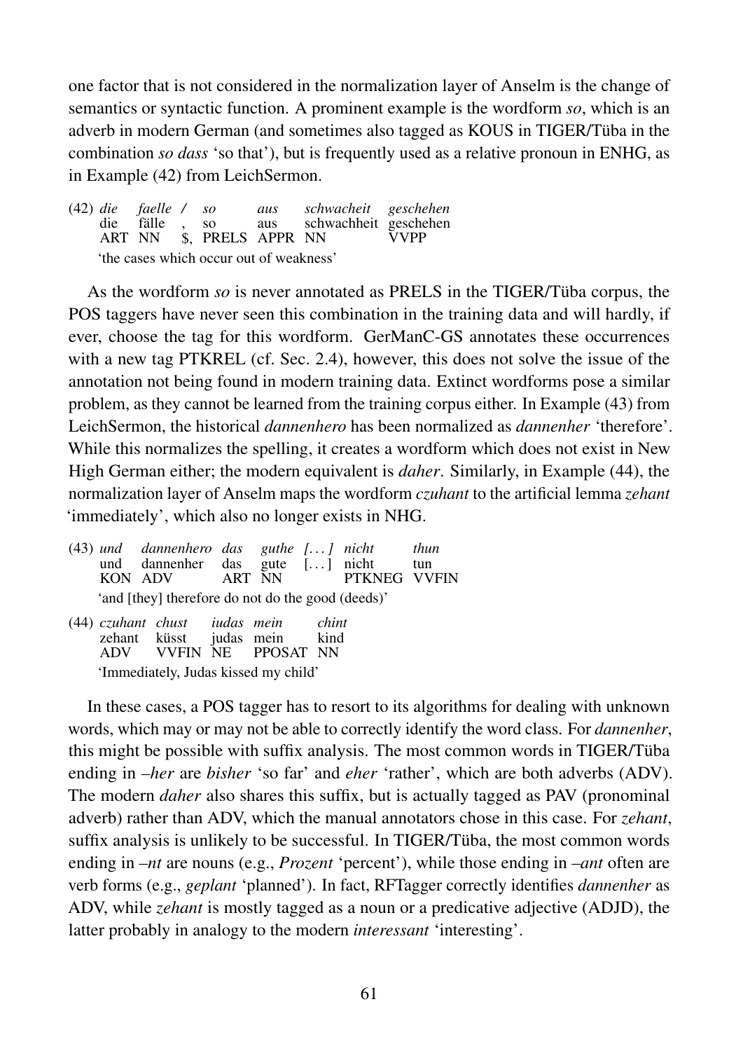one factor that is not considered in the normalization layer of Anselm is the change of semantics or syntactic function. A prominent example is the wordform *so*, which is an adverb in modern German (and sometimes also tagged as KOUS in TIGER/Tüba in the combination *so dass* 'so that'), but is frequently used as a relative pronoun in ENHG, as in Example (42) from LeichSermon.

(42)

| *die* | *faelle* | */* | *so* | *aus* | *schwacheit* | *geschehen* |
|---|---|---|---|---|---|---|
| die | fälle | , | so | aus | schwachheit | geschehen |
| ART | NN | $, | PRELS | APPR | NN | VVPP |

'the cases which occur out of weakness'

As the wordform *so* is never annotated as PRELS in the TIGER/Tüba corpus, the POS taggers have never seen this combination in the training data and will hardly, if ever, choose the tag for this wordform. GerManC-GS annotates these occurrences with a new tag PTKREL (cf. Sec. 2.4), however, this does not solve the issue of the annotation not being found in modern training data. Extinct wordforms pose a similar problem, as they cannot be learned from the training corpus either. In Example (43) from LeichSermon, the historical *dannenhero* has been normalized as *dannenher* 'therefore'. While this normalizes the spelling, it creates a wordform which does not exist in New High German either; the modern equivalent is *daher*. Similarly, in Example (44), the normalization layer of Anselm maps the wordform *czuhant* to the artificial lemma *zehant* 'immediately', which also no longer exists in NHG.

(43)

| *und* | *dannenhero* | *das* | *guthe* | *[...]* | *nicht* | *thun* |
|---|---|---|---|---|---|---|
| und | dannenher | das | gute | [...] | nicht | tun |
| KON | ADV | ART | NN | | PTKNEG | VVFIN |

'and [they] therefore do not do the good (deeds)'

(44)

| *czuhant* | *chust* | *iudas* | *mein* | *chint* |
|---|---|---|---|---|
| zehant | küsst | judas | mein | kind |
| ADV | VVFIN | NE | PPOSAT | NN |

'Immediately, Judas kissed my child'

In these cases, a POS tagger has to resort to its algorithms for dealing with unknown words, which may or may not be able to correctly identify the word class. For *dannenher*, this might be possible with suffix analysis. The most common words in TIGER/Tüba ending in *–her* are *bisher* 'so far' and *eher* 'rather', which are both adverbs (ADV). The modern *daher* also shares this suffix, but is actually tagged as PAV (pronominal adverb) rather than ADV, which the manual annotators chose in this case. For *zehant*, suffix analysis is unlikely to be successful. In TIGER/Tüba, the most common words ending in *–nt* are nouns (e.g., *Prozent* 'percent'), while those ending in *–ant* often are verb forms (e.g., *geplant* 'planned'). In fact, RFTagger correctly identifies *dannenher* as ADV, while *zehant* is mostly tagged as a noun or a predicative adjective (ADJD), the latter probably in analogy to the modern *interessant* 'interesting'.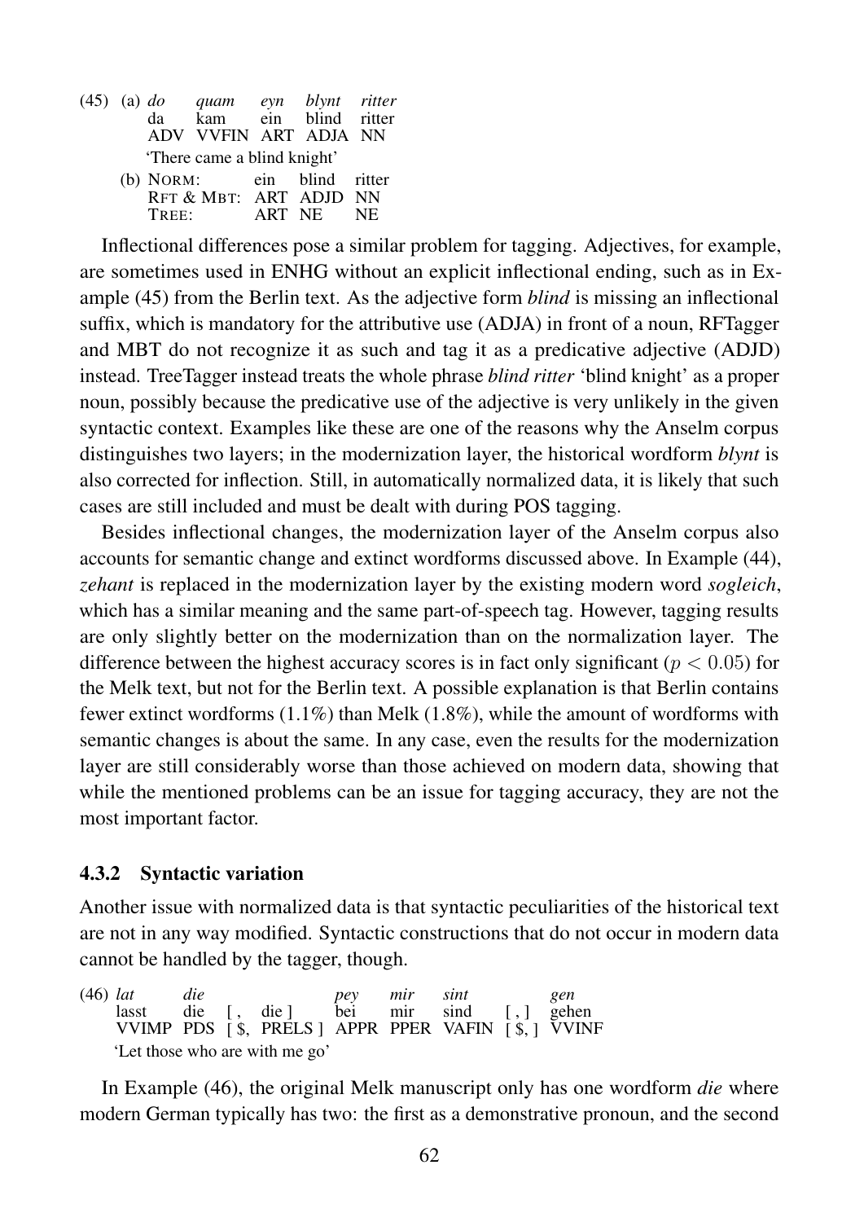(45) (a)

| *do* | *quam* | *eyn* | *blynt* | *ritter* |
|---|---|---|---|---|
| da | kam | ein | blind | ritter |
| ADV | VVFIN | ART | ADJA | NN |

'There came a blind knight'

(b)

| NORM: | ein | blind | ritter |
|---|---|---|---|
| RFT & MBT: | ART | ADJD | NN |
| TREE: | ART | NE | NE |

Inflectional differences pose a similar problem for tagging. Adjectives, for example, are sometimes used in ENHG without an explicit inflectional ending, such as in Example (45) from the Berlin text. As the adjective form *blind* is missing an inflectional suffix, which is mandatory for the attributive use (ADJA) in front of a noun, RFTagger and MBT do not recognize it as such and tag it as a predicative adjective (ADJD) instead. TreeTagger instead treats the whole phrase *blind ritter* 'blind knight' as a proper noun, possibly because the predicative use of the adjective is very unlikely in the given syntactic context. Examples like these are one of the reasons why the Anselm corpus distinguishes two layers; in the modernization layer, the historical wordform *blynt* is also corrected for inflection. Still, in automatically normalized data, it is likely that such cases are still included and must be dealt with during POS tagging.

Besides inflectional changes, the modernization layer of the Anselm corpus also accounts for semantic change and extinct wordforms discussed above. In Example (44), *zehant* is replaced in the modernization layer by the existing modern word *sogleich*, which has a similar meaning and the same part-of-speech tag. However, tagging results are only slightly better on the modernization than on the normalization layer. The difference between the highest accuracy scores is in fact only significant ($p < 0.05$) for the Melk text, but not for the Berlin text. A possible explanation is that Berlin contains fewer extinct wordforms (1.1%) than Melk (1.8%), while the amount of wordforms with semantic changes is about the same. In any case, even the results for the modernization layer are still considerably worse than those achieved on modern data, showing that while the mentioned problems can be an issue for tagging accuracy, they are not the most important factor.

### 4.3.2 Syntactic variation

Another issue with normalized data is that syntactic peculiarities of the historical text are not in any way modified. Syntactic constructions that do not occur in modern data cannot be handled by the tagger, though.

(46)

| *lat* | *die* | | | *pey* | *mir* | *sint* | | *gen* |
|---|---|---|---|---|---|---|---|---|
| lasst | die | [ , | die ] | bei | mir | sind | [ , ] | gehen |
| VVIMP | PDS | [ $, | PRELS ] | APPR | PPER | VAFIN | [ $, ] | VVINF |

'Let those who are with me go'

In Example (46), the original Melk manuscript only has one wordform *die* where modern German typically has two: the first as a demonstrative pronoun, and the second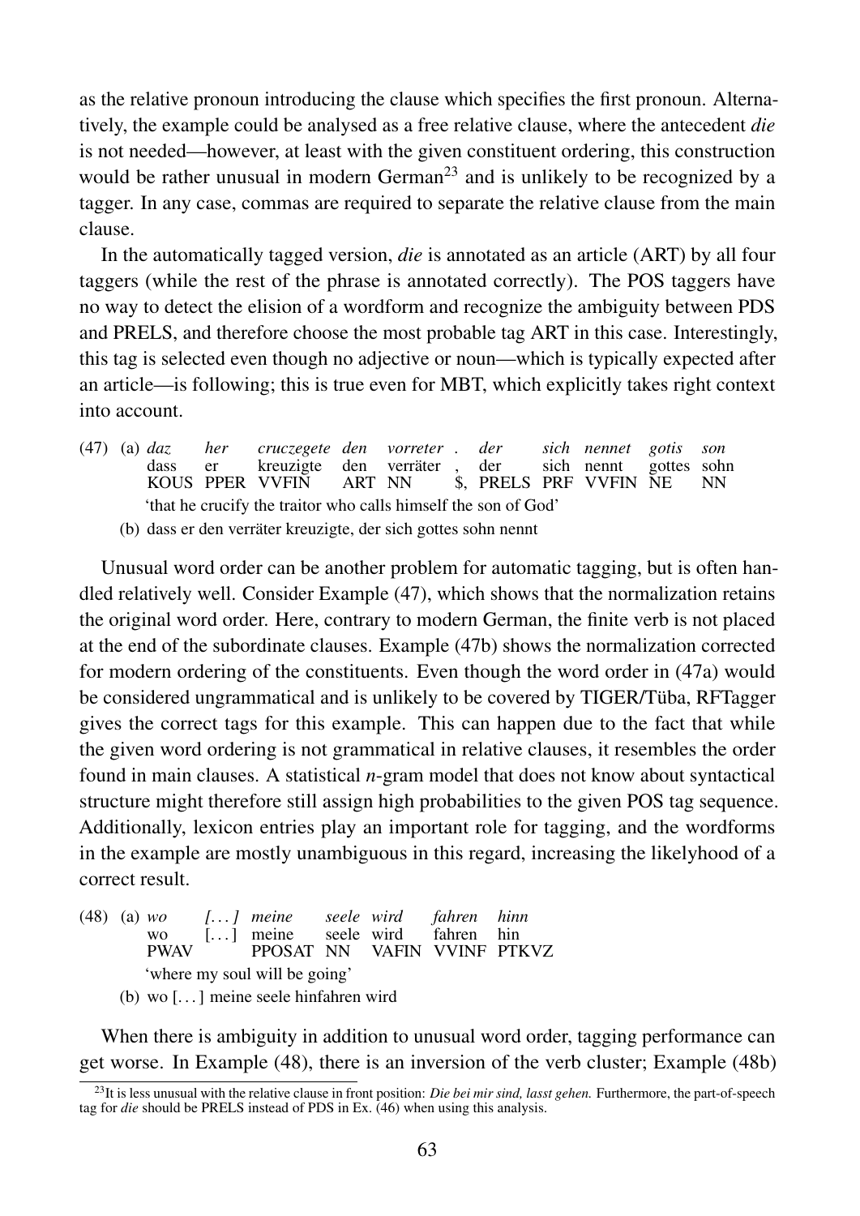as the relative pronoun introducing the clause which specifies the first pronoun. Alternatively, the example could be analysed as a free relative clause, where the antecedent *die* is not needed—however, at least with the given constituent ordering, this construction would be rather unusual in modern German[23] and is unlikely to be recognized by a tagger. In any case, commas are required to separate the relative clause from the main clause.

In the automatically tagged version, *die* is annotated as an article (ART) by all four taggers (while the rest of the phrase is annotated correctly). The POS taggers have no way to detect the elision of a wordform and recognize the ambiguity between PDS and PRELS, and therefore choose the most probable tag ART in this case. Interestingly, this tag is selected even though no adjective or noun—which is typically expected after an article—is following; this is true even for MBT, which explicitly takes right context into account.

(47) (a)

| *daz* | *her* | *cruczegete* | *den* | *vorreter* | *.* | *der* | *sich* | *nennet* | *gotis* | *son* |
|---|---|---|---|---|---|---|---|---|---|---|
| dass | er | kreuzigte | den | verräter | , | der | sich | nennt | gottes | sohn |
| KOUS | PPER | VVFIN | ART | NN | $, | PRELS | PRF | VVFIN | NE | NN |

'that he crucify the traitor who calls himself the son of God'

(b) dass er den verräter kreuzigte, der sich gottes sohn nennt

Unusual word order can be another problem for automatic tagging, but is often handled relatively well. Consider Example (47), which shows that the normalization retains the original word order. Here, contrary to modern German, the finite verb is not placed at the end of the subordinate clauses. Example (47b) shows the normalization corrected for modern ordering of the constituents. Even though the word order in (47a) would be considered ungrammatical and is unlikely to be covered by TIGER/Tüba, RFTagger gives the correct tags for this example. This can happen due to the fact that while the given word ordering is not grammatical in relative clauses, it resembles the order found in main clauses. A statistical *n*-gram model that does not know about syntactical structure might therefore still assign high probabilities to the given POS tag sequence. Additionally, lexicon entries play an important role for tagging, and the wordforms in the example are mostly unambiguous in this regard, increasing the likelyhood of a correct result.

(48) (a)

| *wo* | *[...]* | *meine* | *seele* | *wird* | *fahren* | *hinn* |
|---|---|---|---|---|---|---|
| wo | [...] | meine | seele | wird | fahren | hin |
| PWAV | | PPOSAT | NN | VAFIN | VVINF | PTKVZ |

'where my soul will be going'

(b) wo [...] meine seele hinfahren wird

When there is ambiguity in addition to unusual word order, tagging performance can get worse. In Example (48), there is an inversion of the verb cluster; Example (48b)

[23] It is less unusual with the relative clause in front position: *Die bei mir sind, lasst gehen.* Furthermore, the part-of-speech tag for *die* should be PRELS instead of PDS in Ex. (46) when using this analysis.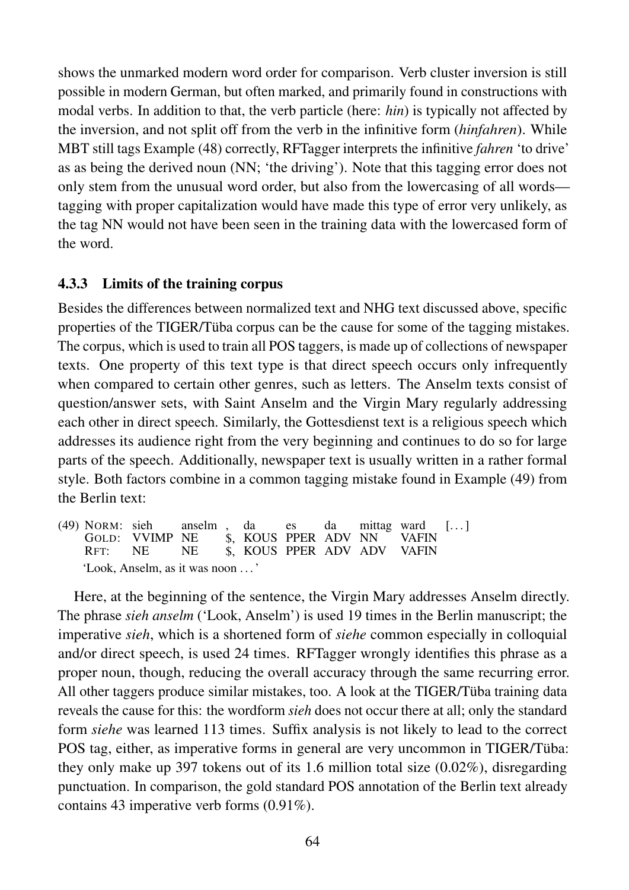shows the unmarked modern word order for comparison. Verb cluster inversion is still possible in modern German, but often marked, and primarily found in constructions with modal verbs. In addition to that, the verb particle (here: *hin*) is typically not affected by the inversion, and not split off from the verb in the infinitive form (*hinfahren*). While MBT still tags Example (48) correctly, RFTagger interprets the infinitive *fahren* 'to drive' as as being the derived noun (NN; 'the driving'). Note that this tagging error does not only stem from the unusual word order, but also from the lowercasing of all words—tagging with proper capitalization would have made this type of error very unlikely, as the tag NN would not have been seen in the training data with the lowercased form of the word.

### 4.3.3 Limits of the training corpus

Besides the differences between normalized text and NHG text discussed above, specific properties of the TIGER/Tüba corpus can be the cause for some of the tagging mistakes. The corpus, which is used to train all POS taggers, is made up of collections of newspaper texts. One property of this text type is that direct speech occurs only infrequently when compared to certain other genres, such as letters. The Anselm texts consist of question/answer sets, with Saint Anselm and the Virgin Mary regularly addressing each other in direct speech. Similarly, the Gottesdienst text is a religious speech which addresses its audience right from the very beginning and continues to do so for large parts of the speech. Additionally, newspaper text is usually written in a rather formal style. Both factors combine in a common tagging mistake found in Example (49) from the Berlin text:

(49)

| NORM: | sieh | anselm | , | da | es | da | mittag | ward | […] |
|---|---|---|---|---|---|---|---|---|---|
| GOLD: | VVIMP | NE | $, | KOUS | PPER | ADV | NN | VAFIN | |
| RFT: | NE | NE | $, | KOUS | PPER | ADV | ADV | VAFIN | |

'Look, Anselm, as it was noon …'

Here, at the beginning of the sentence, the Virgin Mary addresses Anselm directly. The phrase *sieh anselm* ('Look, Anselm') is used 19 times in the Berlin manuscript; the imperative *sieh*, which is a shortened form of *siehe* common especially in colloquial and/or direct speech, is used 24 times. RFTagger wrongly identifies this phrase as a proper noun, though, reducing the overall accuracy through the same recurring error. All other taggers produce similar mistakes, too. A look at the TIGER/Tüba training data reveals the cause for this: the wordform *sieh* does not occur there at all; only the standard form *siehe* was learned 113 times. Suffix analysis is not likely to lead to the correct POS tag, either, as imperative forms in general are very uncommon in TIGER/Tüba: they only make up 397 tokens out of its 1.6 million total size (0.02%), disregarding punctuation. In comparison, the gold standard POS annotation of the Berlin text already contains 43 imperative verb forms (0.91%).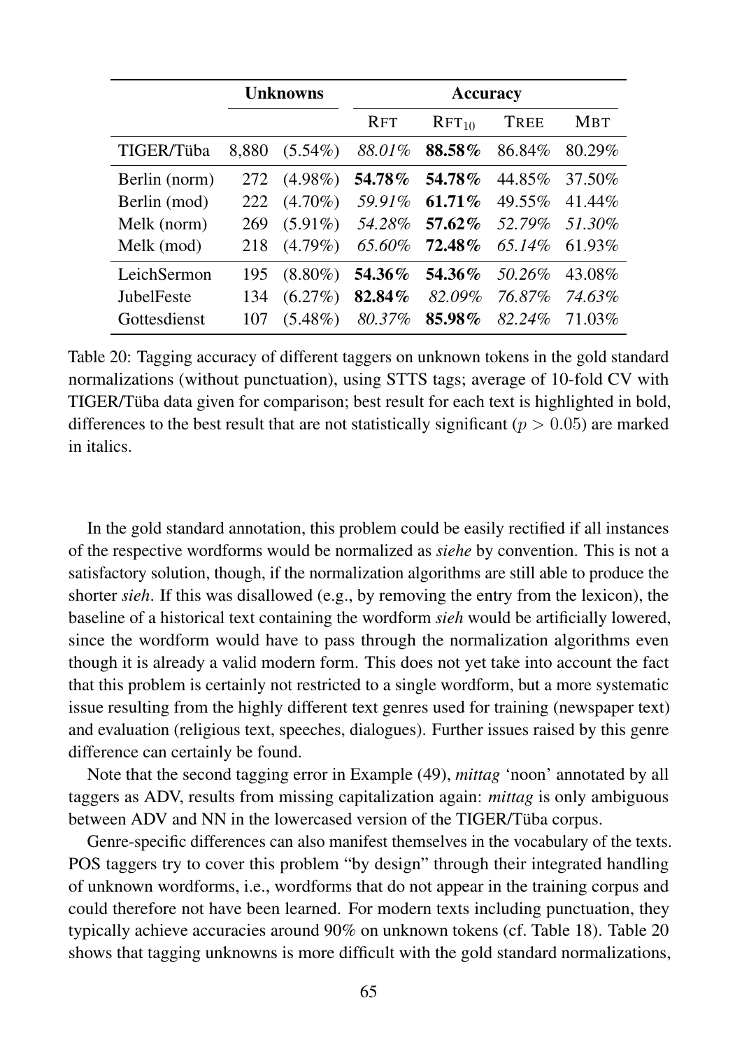| | Unknowns | | Accuracy | | | |
|---|---|---|---|---|---|---|
| | | | RFT | $\text{RFT}_{10}$ | TREE | MBT |
| TIGER/Tüba | 8,880 | (5.54%) | *88.01%* | **88.58%** | 86.84% | 80.29% |
| Berlin (norm) | 272 | (4.98%) | **54.78%** | **54.78%** | 44.85% | 37.50% |
| Berlin (mod) | 222 | (4.70%) | *59.91%* | **61.71%** | 49.55% | 41.44% |
| Melk (norm) | 269 | (5.91%) | *54.28%* | **57.62%** | *52.79%* | *51.30%* |
| Melk (mod) | 218 | (4.79%) | *65.60%* | **72.48%** | *65.14%* | 61.93% |
| LeichSermon | 195 | (8.80%) | **54.36%** | **54.36%** | *50.26%* | 43.08% |
| JubelFeste | 134 | (6.27%) | **82.84%** | *82.09%* | *76.87%* | *74.63%* |
| Gottesdienst | 107 | (5.48%) | *80.37%* | **85.98%** | *82.24%* | 71.03% |

Table 20: Tagging accuracy of different taggers on unknown tokens in the gold standard normalizations (without punctuation), using STTS tags; average of 10-fold CV with TIGER/Tüba data given for comparison; best result for each text is highlighted in bold, differences to the best result that are not statistically significant ($p > 0.05$) are marked in italics.

In the gold standard annotation, this problem could be easily rectified if all instances of the respective wordforms would be normalized as *siehe* by convention. This is not a satisfactory solution, though, if the normalization algorithms are still able to produce the shorter *sieh*. If this was disallowed (e.g., by removing the entry from the lexicon), the baseline of a historical text containing the wordform *sieh* would be artificially lowered, since the wordform would have to pass through the normalization algorithms even though it is already a valid modern form. This does not yet take into account the fact that this problem is certainly not restricted to a single wordform, but a more systematic issue resulting from the highly different text genres used for training (newspaper text) and evaluation (religious text, speeches, dialogues). Further issues raised by this genre difference can certainly be found.

Note that the second tagging error in Example (49), *mittag* 'noon' annotated by all taggers as ADV, results from missing capitalization again: *mittag* is only ambiguous between ADV and NN in the lowercased version of the TIGER/Tüba corpus.

Genre-specific differences can also manifest themselves in the vocabulary of the texts. POS taggers try to cover this problem "by design" through their integrated handling of unknown wordforms, i.e., wordforms that do not appear in the training corpus and could therefore not have been learned. For modern texts including punctuation, they typically achieve accuracies around 90% on unknown tokens (cf. Table 18). Table 20 shows that tagging unknowns is more difficult with the gold standard normalizations,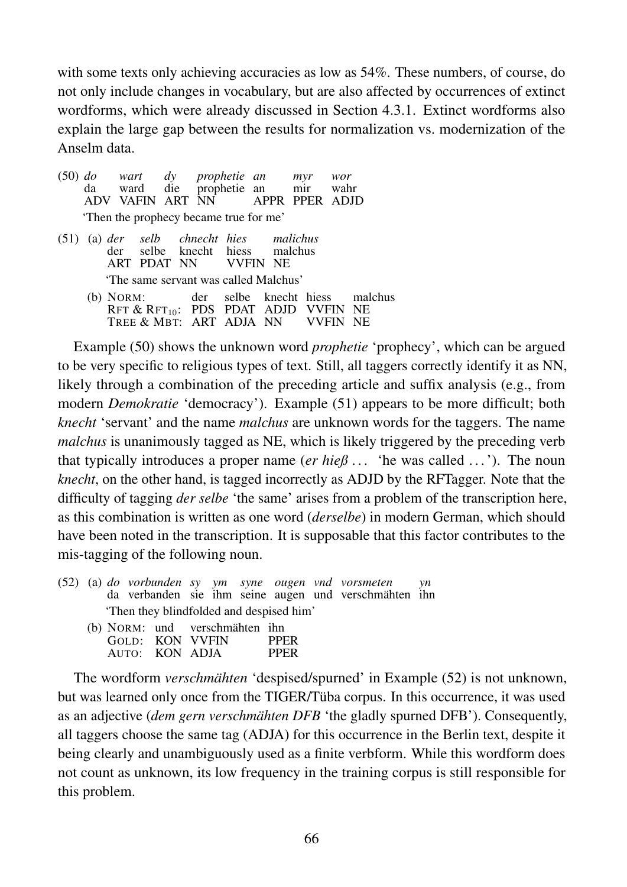with some texts only achieving accuracies as low as 54%. These numbers, of course, do not only include changes in vocabulary, but are also affected by occurrences of extinct wordforms, which were already discussed in Section 4.3.1. Extinct wordforms also explain the large gap between the results for normalization vs. modernization of the Anselm data.

(50)

| *do* | *wart* | *dy* | *prophetie* | *an* | *myr* | *wor* |
|---|---|---|---|---|---|---|
| da | ward | die | prophetie | an | mir | wahr |
| ADV | VAFIN | ART | NN | APPR | PPER | ADJD |

'Then the prophecy became true for me'

(51) (a)

| *der* | *selb* | *chnecht* | *hies* | *malichus* |
|---|---|---|---|---|
| der | selbe | knecht | hiess | malchus |
| ART | PDAT | NN | VVFIN | NE |

'The same servant was called Malchus'

(b)

| NORM: | der | selbe | knecht | hiess | malchus |
|---|---|---|---|---|---|
| RFT & $\text{RFT}_{10}$: | PDS | PDAT | ADJD | VVFIN | NE |
| TREE & MBT: | ART | ADJA | NN | VVFIN | NE |

Example (50) shows the unknown word *prophetie* 'prophecy', which can be argued to be very specific to religious types of text. Still, all taggers correctly identify it as NN, likely through a combination of the preceding article and suffix analysis (e.g., from modern *Demokratie* 'democracy'). Example (51) appears to be more difficult; both *knecht* 'servant' and the name *malchus* are unknown words for the taggers. The name *malchus* is unanimously tagged as NE, which is likely triggered by the preceding verb that typically introduces a proper name (*er hieß* ... 'he was called ...'). The noun *knecht*, on the other hand, is tagged incorrectly as ADJD by the RFTagger. Note that the difficulty of tagging *der selbe* 'the same' arises from a problem of the transcription here, as this combination is written as one word (*derselbe*) in modern German, which should have been noted in the transcription. It is supposable that this factor contributes to the mis-tagging of the following noun.

(52) (a)

| *do* | *vorbunden* | *sy* | *ym* | *syne* | *ougen* | *vnd* | *vorsmeten* | *yn* |
|---|---|---|---|---|---|---|---|---|
| da | verbanden | sie | ihm | seine | augen | und | verschmähten | ihn |

'Then they blindfolded and despised him'

(b)

| NORM: | und | verschmähten | ihn |
|---|---|---|---|
| GOLD: | KON | VVFIN | PPER |
| AUTO: | KON | ADJA | PPER |

The wordform *verschmähten* 'despised/spurned' in Example (52) is not unknown, but was learned only once from the TIGER/Tüba corpus. In this occurrence, it was used as an adjective (*dem gern verschmähten DFB* 'the gladly spurned DFB'). Consequently, all taggers choose the same tag (ADJA) for this occurrence in the Berlin text, despite it being clearly and unambiguously used as a finite verbform. While this wordform does not count as unknown, its low frequency in the training corpus is still responsible for this problem.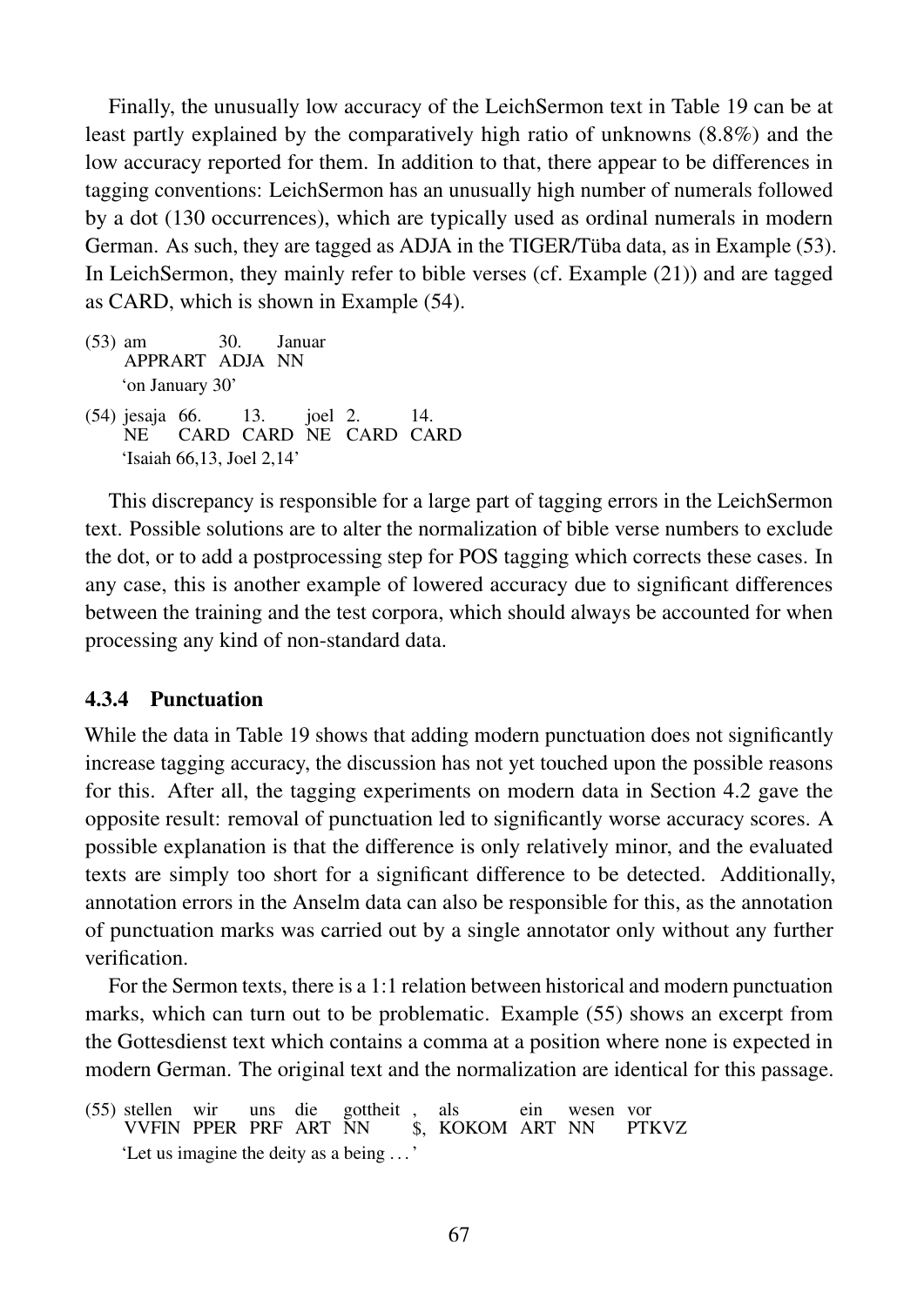Finally, the unusually low accuracy of the LeichSermon text in Table 19 can be at least partly explained by the comparatively high ratio of unknowns (8.8%) and the low accuracy reported for them. In addition to that, there appear to be differences in tagging conventions: LeichSermon has an unusually high number of numerals followed by a dot (130 occurrences), which are typically used as ordinal numerals in modern German. As such, they are tagged as ADJA in the TIGER/Tüba data, as in Example (53). In LeichSermon, they mainly refer to bible verses (cf. Example (21)) and are tagged as CARD, which is shown in Example (54).

(53)

| am | 30. | Januar |
|---|---|---|
| APPRART | ADJA | NN |

'on January 30'

(54)

| jesaja | 66. | 13. | joel | 2. | 14. |
|---|---|---|---|---|---|
| NE | CARD | CARD | NE | CARD | CARD |

'Isaiah 66,13, Joel 2,14'

This discrepancy is responsible for a large part of tagging errors in the LeichSermon text. Possible solutions are to alter the normalization of bible verse numbers to exclude the dot, or to add a postprocessing step for POS tagging which corrects these cases. In any case, this is another example of lowered accuracy due to significant differences between the training and the test corpora, which should always be accounted for when processing any kind of non-standard data.

### 4.3.4 Punctuation

While the data in Table 19 shows that adding modern punctuation does not significantly increase tagging accuracy, the discussion has not yet touched upon the possible reasons for this. After all, the tagging experiments on modern data in Section 4.2 gave the opposite result: removal of punctuation led to significantly worse accuracy scores. A possible explanation is that the difference is only relatively minor, and the evaluated texts are simply too short for a significant difference to be detected. Additionally, annotation errors in the Anselm data can also be responsible for this, as the annotation of punctuation marks was carried out by a single annotator only without any further verification.

For the Sermon texts, there is a 1:1 relation between historical and modern punctuation marks, which can turn out to be problematic. Example (55) shows an excerpt from the Gottesdienst text which contains a comma at a position where none is expected in modern German. The original text and the normalization are identical for this passage.

(55)

| stellen | wir | uns | die | gottheit | , | als | ein | wesen | vor |
|---|---|---|---|---|---|---|---|---|---|
| VVFIN | PPER | PRF | ART | NN | $, | KOKOM | ART | NN | PTKVZ |

'Let us imagine the deity as a being ...'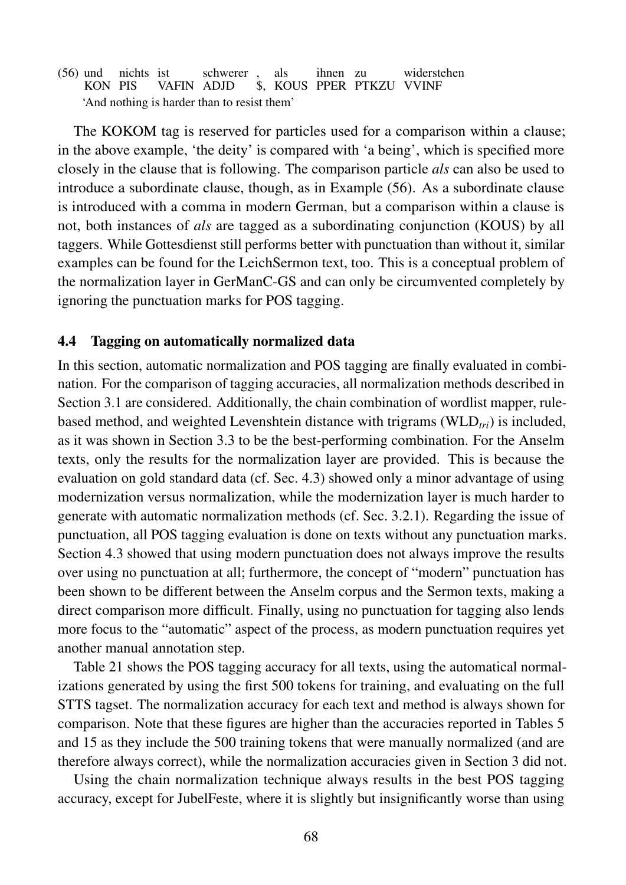(56) und nichts ist schwerer , als ihnen zu widerstehen
KON PIS VAFIN ADJD $, KOUS PPER PTKZU VVINF
'And nothing is harder than to resist them'

| und | nichts | ist | schwerer | , | als | ihnen | zu | widerstehen |
|---|---|---|---|---|---|---|---|---|
| KON | PIS | VAFIN | ADJD | $, | KOUS | PPER | PTKZU | VVINF |

'And nothing is harder than to resist them'

The KOKOM tag is reserved for particles used for a comparison within a clause; in the above example, 'the deity' is compared with 'a being', which is specified more closely in the clause that is following. The comparison particle *als* can also be used to introduce a subordinate clause, though, as in Example (56). As a subordinate clause is introduced with a comma in modern German, but a comparison within a clause is not, both instances of *als* are tagged as a subordinating conjunction (KOUS) by all taggers. While Gottesdienst still performs better with punctuation than without it, similar examples can be found for the LeichSermon text, too. This is a conceptual problem of the normalization layer in GerManC-GS and can only be circumvented completely by ignoring the punctuation marks for POS tagging.

### 4.4 Tagging on automatically normalized data

In this section, automatic normalization and POS tagging are finally evaluated in combination. For the comparison of tagging accuracies, all normalization methods described in Section 3.1 are considered. Additionally, the chain combination of wordlist mapper, rule-based method, and weighted Levenshtein distance with trigrams (WLD$_{tri}$) is included, as it was shown in Section 3.3 to be the best-performing combination. For the Anselm texts, only the results for the normalization layer are provided. This is because the evaluation on gold standard data (cf. Sec. 4.3) showed only a minor advantage of using modernization versus normalization, while the modernization layer is much harder to generate with automatic normalization methods (cf. Sec. 3.2.1). Regarding the issue of punctuation, all POS tagging evaluation is done on texts without any punctuation marks. Section 4.3 showed that using modern punctuation does not always improve the results over using no punctuation at all; furthermore, the concept of "modern" punctuation has been shown to be different between the Anselm corpus and the Sermon texts, making a direct comparison more difficult. Finally, using no punctuation for tagging also lends more focus to the "automatic" aspect of the process, as modern punctuation requires yet another manual annotation step.

Table 21 shows the POS tagging accuracy for all texts, using the automatical normalizations generated by using the first 500 tokens for training, and evaluating on the full STTS tagset. The normalization accuracy for each text and method is always shown for comparison. Note that these figures are higher than the accuracies reported in Tables 5 and 15 as they include the 500 training tokens that were manually normalized (and are therefore always correct), while the normalization accuracies given in Section 3 did not.

Using the chain normalization technique always results in the best POS tagging accuracy, except for JubelFeste, where it is slightly but insignificantly worse than using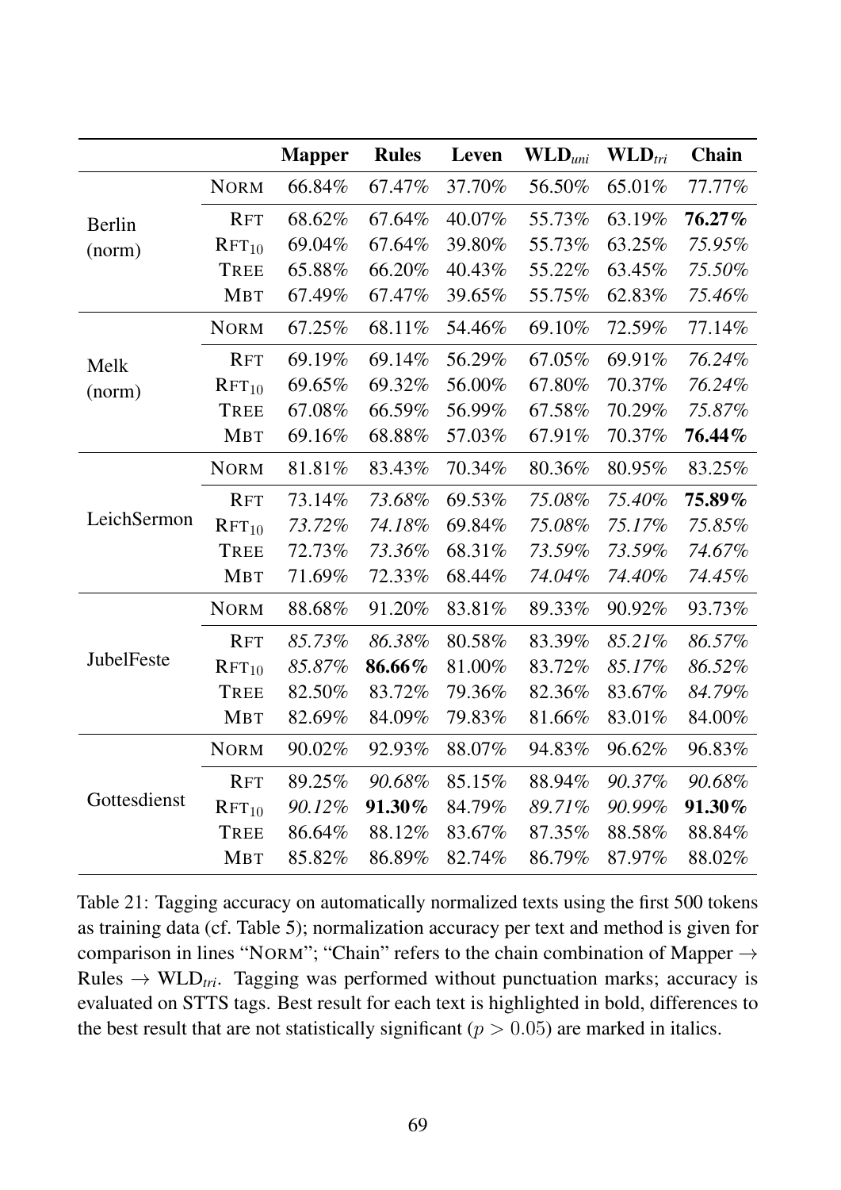| | | **Mapper** | **Rules** | **Leven** | **WLD**$_{uni}$ | **WLD**$_{tri}$ | **Chain** |
|---|---|---|---|---|---|---|---|
| Berlin (norm) | NORM | 66.84% | 67.47% | 37.70% | 56.50% | 65.01% | 77.77% |
| | RFT | 68.62% | 67.64% | 40.07% | 55.73% | 63.19% | **76.27%** |
| | RFT$_{10}$ | 69.04% | 67.64% | 39.80% | 55.73% | 63.25% | *75.95%* |
| | TREE | 65.88% | 66.20% | 40.43% | 55.22% | 63.45% | *75.50%* |
| | MBT | 67.49% | 67.47% | 39.65% | 55.75% | 62.83% | *75.46%* |
| Melk (norm) | NORM | 67.25% | 68.11% | 54.46% | 69.10% | 72.59% | 77.14% |
| | RFT | 69.19% | 69.14% | 56.29% | 67.05% | 69.91% | *76.24%* |
| | RFT$_{10}$ | 69.65% | 69.32% | 56.00% | 67.80% | 70.37% | *76.24%* |
| | TREE | 67.08% | 66.59% | 56.99% | 67.58% | 70.29% | *75.87%* |
| | MBT | 69.16% | 68.88% | 57.03% | 67.91% | 70.37% | **76.44%** |
| LeichSermon | NORM | 81.81% | 83.43% | 70.34% | 80.36% | 80.95% | 83.25% |
| | RFT | 73.14% | *73.68%* | 69.53% | *75.08%* | *75.40%* | **75.89%** |
| | RFT$_{10}$ | *73.72%* | *74.18%* | 69.84% | *75.08%* | *75.17%* | *75.85%* |
| | TREE | 72.73% | *73.36%* | 68.31% | *73.59%* | *73.59%* | *74.67%* |
| | MBT | 71.69% | 72.33% | 68.44% | *74.04%* | *74.40%* | *74.45%* |
| JubelFeste | NORM | 88.68% | 91.20% | 83.81% | 89.33% | 90.92% | 93.73% |
| | RFT | *85.73%* | *86.38%* | 80.58% | 83.39% | *85.21%* | *86.57%* |
| | RFT$_{10}$ | *85.87%* | **86.66%** | 81.00% | 83.72% | *85.17%* | *86.52%* |
| | TREE | 82.50% | 83.72% | 79.36% | 82.36% | 83.67% | *84.79%* |
| | MBT | 82.69% | 84.09% | 79.83% | 81.66% | 83.01% | 84.00% |
| Gottesdienst | NORM | 90.02% | 92.93% | 88.07% | 94.83% | 96.62% | 96.83% |
| | RFT | 89.25% | *90.68%* | 85.15% | 88.94% | *90.37%* | *90.68%* |
| | RFT$_{10}$ | *90.12%* | **91.30%** | 84.79% | *89.71%* | *90.99%* | **91.30%** |
| | TREE | 86.64% | 88.12% | 83.67% | 87.35% | 88.58% | 88.84% |
| | MBT | 85.82% | 86.89% | 82.74% | 86.79% | 87.97% | 88.02% |

Table 21: Tagging accuracy on automatically normalized texts using the first 500 tokens as training data (cf. Table 5); normalization accuracy per text and method is given for comparison in lines "NORM"; "Chain" refers to the chain combination of Mapper → Rules → WLD$_{tri}$. Tagging was performed without punctuation marks; accuracy is evaluated on STTS tags. Best result for each text is highlighted in bold, differences to the best result that are not statistically significant ($p > 0.05$) are marked in italics.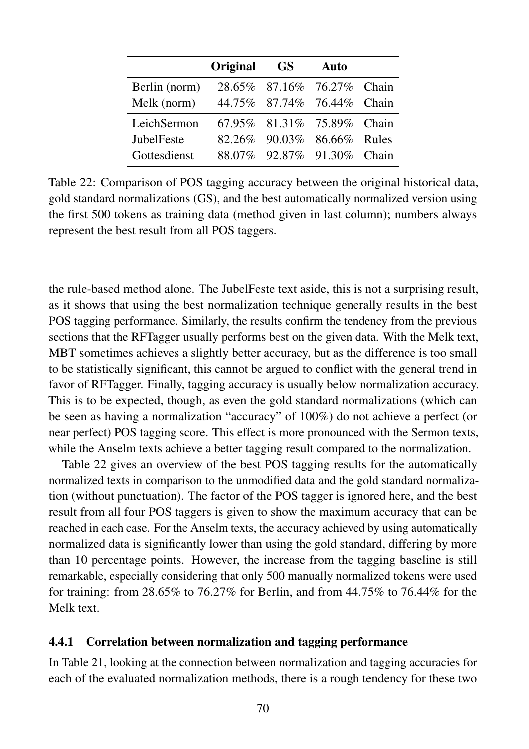| | Original | GS | Auto | |
|---|---|---|---|---|
| Berlin (norm) | 28.65% | 87.16% | 76.27% | Chain |
| Melk (norm) | 44.75% | 87.74% | 76.44% | Chain |
| LeichSermon | 67.95% | 81.31% | 75.89% | Chain |
| JubelFeste | 82.26% | 90.03% | 86.66% | Rules |
| Gottesdienst | 88.07% | 92.87% | 91.30% | Chain |

Table 22: Comparison of POS tagging accuracy between the original historical data, gold standard normalizations (GS), and the best automatically normalized version using the first 500 tokens as training data (method given in last column); numbers always represent the best result from all POS taggers.

the rule-based method alone. The JubelFeste text aside, this is not a surprising result, as it shows that using the best normalization technique generally results in the best POS tagging performance. Similarly, the results confirm the tendency from the previous sections that the RFTagger usually performs best on the given data. With the Melk text, MBT sometimes achieves a slightly better accuracy, but as the difference is too small to be statistically significant, this cannot be argued to conflict with the general trend in favor of RFTagger. Finally, tagging accuracy is usually below normalization accuracy. This is to be expected, though, as even the gold standard normalizations (which can be seen as having a normalization "accuracy" of 100%) do not achieve a perfect (or near perfect) POS tagging score. This effect is more pronounced with the Sermon texts, while the Anselm texts achieve a better tagging result compared to the normalization.

Table 22 gives an overview of the best POS tagging results for the automatically normalized texts in comparison to the unmodified data and the gold standard normalization (without punctuation). The factor of the POS tagger is ignored here, and the best result from all four POS taggers is given to show the maximum accuracy that can be reached in each case. For the Anselm texts, the accuracy achieved by using automatically normalized data is significantly lower than using the gold standard, differing by more than 10 percentage points. However, the increase from the tagging baseline is still remarkable, especially considering that only 500 manually normalized tokens were used for training: from 28.65% to 76.27% for Berlin, and from 44.75% to 76.44% for the Melk text.

### 4.4.1 Correlation between normalization and tagging performance

In Table 21, looking at the connection between normalization and tagging accuracies for each of the evaluated normalization methods, there is a rough tendency for these two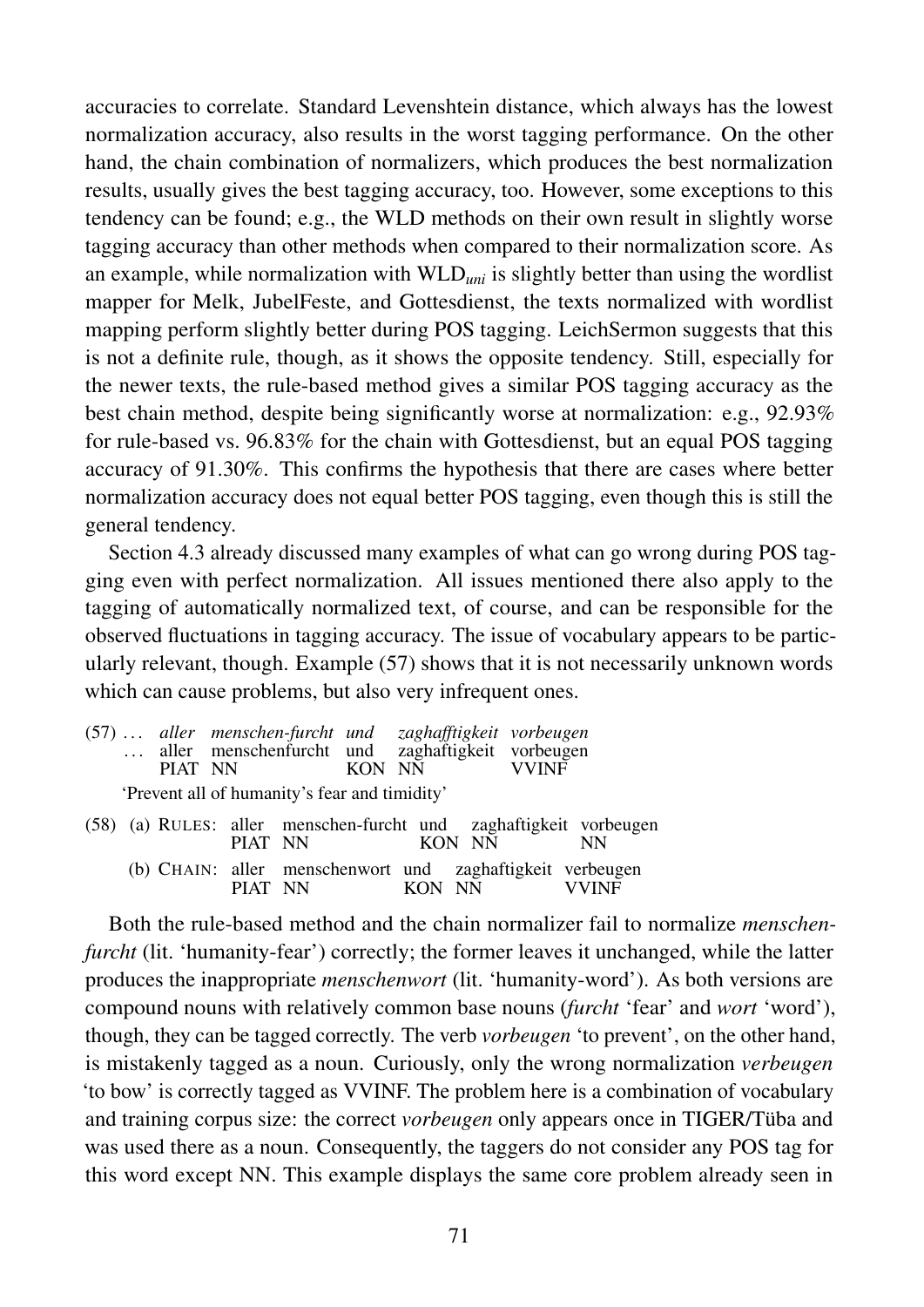accuracies to correlate. Standard Levenshtein distance, which always has the lowest normalization accuracy, also results in the worst tagging performance. On the other hand, the chain combination of normalizers, which produces the best normalization results, usually gives the best tagging accuracy, too. However, some exceptions to this tendency can be found; e.g., the WLD methods on their own result in slightly worse tagging accuracy than other methods when compared to their normalization score. As an example, while normalization with WLD$_{uni}$ is slightly better than using the wordlist mapper for Melk, JubelFeste, and Gottesdienst, the texts normalized with wordlist mapping perform slightly better during POS tagging. LeichSermon suggests that this is not a definite rule, though, as it shows the opposite tendency. Still, especially for the newer texts, the rule-based method gives a similar POS tagging accuracy as the best chain method, despite being significantly worse at normalization: e.g., 92.93% for rule-based vs. 96.83% for the chain with Gottesdienst, but an equal POS tagging accuracy of 91.30%. This confirms the hypothesis that there are cases where better normalization accuracy does not equal better POS tagging, even though this is still the general tendency.

Section 4.3 already discussed many examples of what can go wrong during POS tagging even with perfect normalization. All issues mentioned there also apply to the tagging of automatically normalized text, of course, and can be responsible for the observed fluctuations in tagging accuracy. The issue of vocabulary appears to be particularly relevant, though. Example (57) shows that it is not necessarily unknown words which can cause problems, but also very infrequent ones.

(57) … *aller* *menschen-furcht* *und* *zaghafftigkeit* *vorbeugen*
   … aller menschenfurcht und zaghaftigkeit vorbeugen
   PIAT NN KON NN VVINF

   'Prevent all of humanity's fear and timidity'

(58) (a) RULES: aller menschen-furcht und zaghaftigkeit vorbeugen
   PIAT NN KON NN NN

   (b) CHAIN: aller menschenwort und zaghaftigkeit verbeugen
   PIAT NN KON NN VVINF

Both the rule-based method and the chain normalizer fail to normalize *menschenfurcht* (lit. 'humanity-fear') correctly; the former leaves it unchanged, while the latter produces the inappropriate *menschenwort* (lit. 'humanity-word'). As both versions are compound nouns with relatively common base nouns (*furcht* 'fear' and *wort* 'word'), though, they can be tagged correctly. The verb *vorbeugen* 'to prevent', on the other hand, is mistakenly tagged as a noun. Curiously, only the wrong normalization *verbeugen* 'to bow' is correctly tagged as VVINF. The problem here is a combination of vocabulary and training corpus size: the correct *vorbeugen* only appears once in TIGER/Tüba and was used there as a noun. Consequently, the taggers do not consider any POS tag for this word except NN. This example displays the same core problem already seen in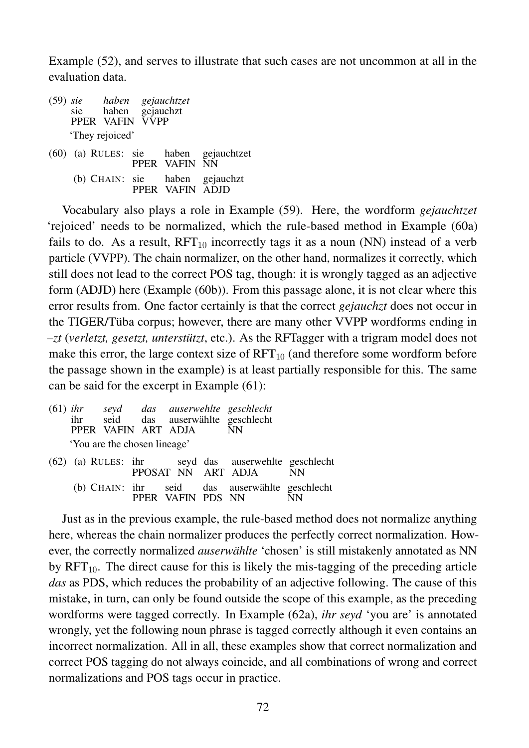Example (52), and serves to illustrate that such cases are not uncommon at all in the evaluation data.

(59) *sie* *haben* *gejauchtzet*
sie haben gejauchzt
PPER VAFIN VVPP
'They rejoiced'

(60) (a) RULES: sie haben gejauchtzet
PPER VAFIN NN
(b) CHAIN: sie haben gejauchzt
PPER VAFIN ADJD

Vocabulary also plays a role in Example (59). Here, the wordform *gejauchtzet* 'rejoiced' needs to be normalized, which the rule-based method in Example (60a) fails to do. As a result, $\text{RFT}_{10}$ incorrectly tags it as a noun (NN) instead of a verb particle (VVPP). The chain normalizer, on the other hand, normalizes it correctly, which still does not lead to the correct POS tag, though: it is wrongly tagged as an adjective form (ADJD) here (Example (60b)). From this passage alone, it is not clear where this error results from. One factor certainly is that the correct *gejauchzt* does not occur in the TIGER/Tüba corpus; however, there are many other VVPP wordforms ending in *–zt* (*verletzt, gesetzt, unterstützt*, etc.). As the RFTagger with a trigram model does not make this error, the large context size of $\text{RFT}_{10}$ (and therefore some wordform before the passage shown in the example) is at least partially responsible for this. The same can be said for the excerpt in Example (61):

(61) *ihr* *seyd* *das* *auserwehlte* *geschlecht*
ihr seid das auserwählte geschlecht
PPER VAFIN ART ADJA NN
'You are the chosen lineage'

(62) (a) RULES: ihr seyd das auserwehlte geschlecht
PPOSAT NN ART ADJA NN
(b) CHAIN: ihr seid das auserwählte geschlecht
PPER VAFIN PDS NN NN

Just as in the previous example, the rule-based method does not normalize anything here, whereas the chain normalizer produces the perfectly correct normalization. However, the correctly normalized *auserwählte* 'chosen' is still mistakenly annotated as NN by $\text{RFT}_{10}$. The direct cause for this is likely the mis-tagging of the preceding article *das* as PDS, which reduces the probability of an adjective following. The cause of this mistake, in turn, can only be found outside the scope of this example, as the preceding wordforms were tagged correctly. In Example (62a), *ihr seyd* 'you are' is annotated wrongly, yet the following noun phrase is tagged correctly although it even contains an incorrect normalization. All in all, these examples show that correct normalization and correct POS tagging do not always coincide, and all combinations of wrong and correct normalizations and POS tags occur in practice.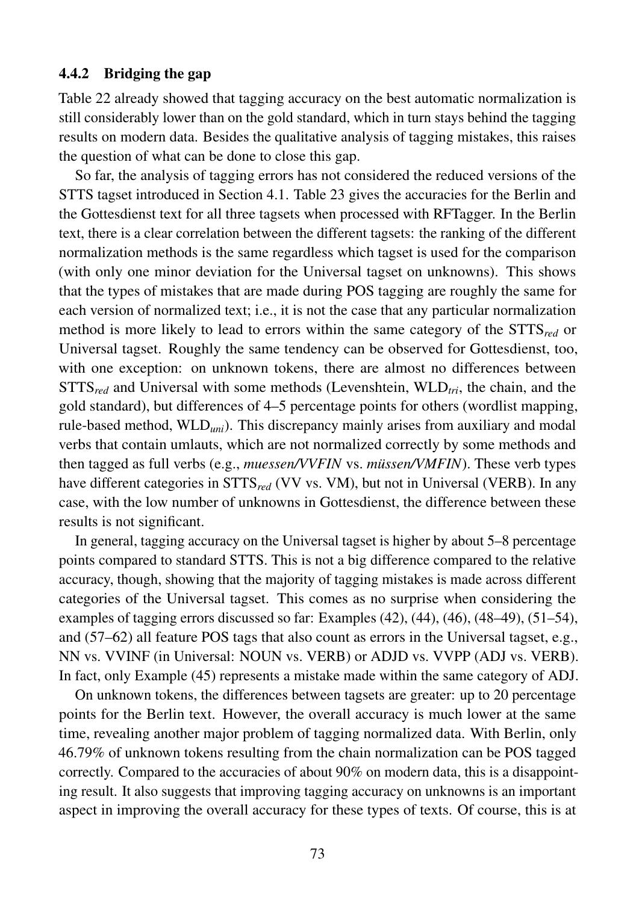### 4.4.2 Bridging the gap

Table 22 already showed that tagging accuracy on the best automatic normalization is still considerably lower than on the gold standard, which in turn stays behind the tagging results on modern data. Besides the qualitative analysis of tagging mistakes, this raises the question of what can be done to close this gap.

So far, the analysis of tagging errors has not considered the reduced versions of the STTS tagset introduced in Section 4.1. Table 23 gives the accuracies for the Berlin and the Gottesdienst text for all three tagsets when processed with RFTagger. In the Berlin text, there is a clear correlation between the different tagsets: the ranking of the different normalization methods is the same regardless which tagset is used for the comparison (with only one minor deviation for the Universal tagset on unknowns). This shows that the types of mistakes that are made during POS tagging are roughly the same for each version of normalized text; i.e., it is not the case that any particular normalization method is more likely to lead to errors within the same category of the $\text{STTS}_{red}$ or Universal tagset. Roughly the same tendency can be observed for Gottesdienst, too, with one exception: on unknown tokens, there are almost no differences between $\text{STTS}_{red}$ and Universal with some methods (Levenshtein, $\text{WLD}_{tri}$, the chain, and the gold standard), but differences of 4–5 percentage points for others (wordlist mapping, rule-based method, $\text{WLD}_{uni}$). This discrepancy mainly arises from auxiliary and modal verbs that contain umlauts, which are not normalized correctly by some methods and then tagged as full verbs (e.g., *muessen/VVFIN* vs. *müssen/VMFIN*). These verb types have different categories in $\text{STTS}_{red}$ (VV vs. VM), but not in Universal (VERB). In any case, with the low number of unknowns in Gottesdienst, the difference between these results is not significant.

In general, tagging accuracy on the Universal tagset is higher by about 5–8 percentage points compared to standard STTS. This is not a big difference compared to the relative accuracy, though, showing that the majority of tagging mistakes is made across different categories of the Universal tagset. This comes as no surprise when considering the examples of tagging errors discussed so far: Examples (42), (44), (46), (48–49), (51–54), and (57–62) all feature POS tags that also count as errors in the Universal tagset, e.g., NN vs. VVINF (in Universal: NOUN vs. VERB) or ADJD vs. VVPP (ADJ vs. VERB). In fact, only Example (45) represents a mistake made within the same category of ADJ.

On unknown tokens, the differences between tagsets are greater: up to 20 percentage points for the Berlin text. However, the overall accuracy is much lower at the same time, revealing another major problem of tagging normalized data. With Berlin, only 46.79% of unknown tokens resulting from the chain normalization can be POS tagged correctly. Compared to the accuracies of about 90% on modern data, this is a disappointing result. It also suggests that improving tagging accuracy on unknowns is an important aspect in improving the overall accuracy for these types of texts. Of course, this is at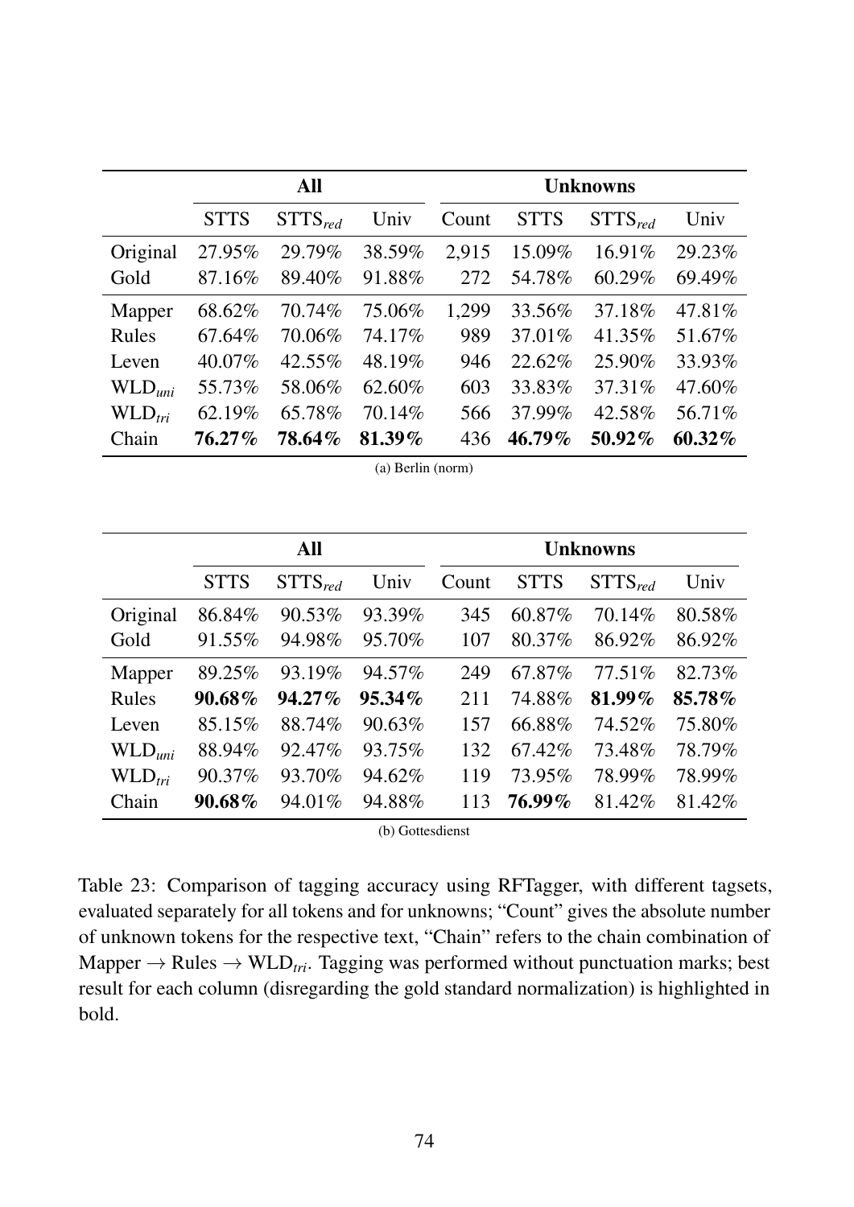| | All | | | Unknowns | | | |
|---|---|---|---|---|---|---|---|
| | STTS | $STTS_{red}$ | Univ | Count | STTS | $STTS_{red}$ | Univ |
| Original | 27.95% | 29.79% | 38.59% | 2,915 | 15.09% | 16.91% | 29.23% |
| Gold | 87.16% | 89.40% | 91.88% | 272 | 54.78% | 60.29% | 69.49% |
| Mapper | 68.62% | 70.74% | 75.06% | 1,299 | 33.56% | 37.18% | 47.81% |
| Rules | 67.64% | 70.06% | 74.17% | 989 | 37.01% | 41.35% | 51.67% |
| Leven | 40.07% | 42.55% | 48.19% | 946 | 22.62% | 25.90% | 33.93% |
| $WLD_{uni}$ | 55.73% | 58.06% | 62.60% | 603 | 33.83% | 37.31% | 47.60% |
| $WLD_{tri}$ | 62.19% | 65.78% | 70.14% | 566 | 37.99% | 42.58% | 56.71% |
| Chain | **76.27%** | **78.64%** | **81.39%** | 436 | **46.79%** | **50.92%** | **60.32%** |

(a) Berlin (norm)

| | All | | | Unknowns | | | |
|---|---|---|---|---|---|---|---|
| | STTS | $STTS_{red}$ | Univ | Count | STTS | $STTS_{red}$ | Univ |
| Original | 86.84% | 90.53% | 93.39% | 345 | 60.87% | 70.14% | 80.58% |
| Gold | 91.55% | 94.98% | 95.70% | 107 | 80.37% | 86.92% | 86.92% |
| Mapper | 89.25% | 93.19% | 94.57% | 249 | 67.87% | 77.51% | 82.73% |
| Rules | **90.68%** | **94.27%** | **95.34%** | 211 | 74.88% | **81.99%** | **85.78%** |
| Leven | 85.15% | 88.74% | 90.63% | 157 | 66.88% | 74.52% | 75.80% |
| $WLD_{uni}$ | 88.94% | 92.47% | 93.75% | 132 | 67.42% | 73.48% | 78.79% |
| $WLD_{tri}$ | 90.37% | 93.70% | 94.62% | 119 | 73.95% | 78.99% | 78.99% |
| Chain | **90.68%** | 94.01% | 94.88% | 113 | **76.99%** | 81.42% | 81.42% |

(b) Gottesdienst

Table 23: Comparison of tagging accuracy using RFTagger, with different tagsets, evaluated separately for all tokens and for unknowns; "Count" gives the absolute number of unknown tokens for the respective text, "Chain" refers to the chain combination of Mapper → Rules → $WLD_{tri}$. Tagging was performed without punctuation marks; best result for each column (disregarding the gold standard normalization) is highlighted in bold.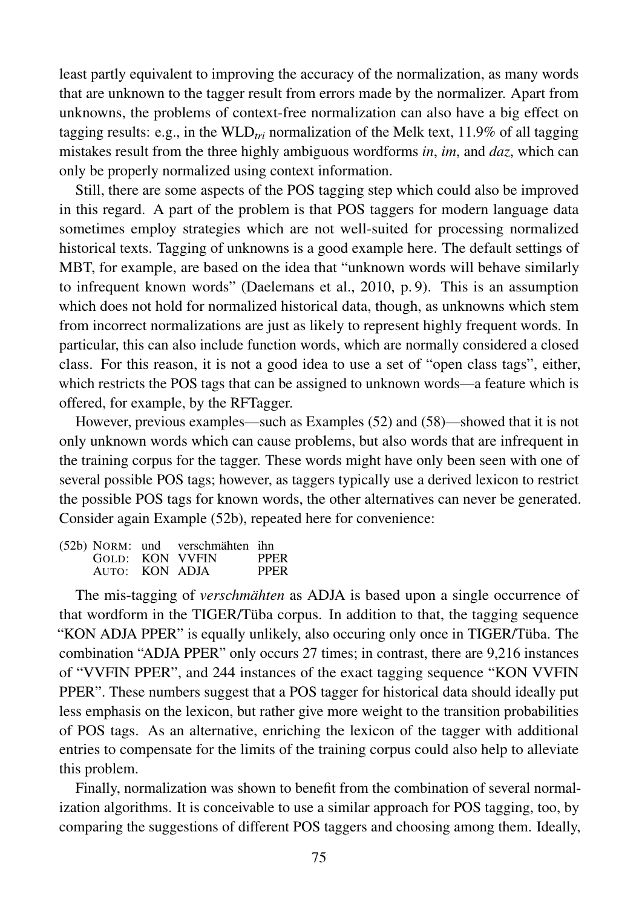least partly equivalent to improving the accuracy of the normalization, as many words that are unknown to the tagger result from errors made by the normalizer. Apart from unknowns, the problems of context-free normalization can also have a big effect on tagging results: e.g., in the WLD$_{tri}$ normalization of the Melk text, 11.9% of all tagging mistakes result from the three highly ambiguous wordforms *in*, *im*, and *daz*, which can only be properly normalized using context information.

Still, there are some aspects of the POS tagging step which could also be improved in this regard. A part of the problem is that POS taggers for modern language data sometimes employ strategies which are not well-suited for processing normalized historical texts. Tagging of unknowns is a good example here. The default settings of MBT, for example, are based on the idea that "unknown words will behave similarly to infrequent known words" (Daelemans et al., 2010, p. 9). This is an assumption which does not hold for normalized historical data, though, as unknowns which stem from incorrect normalizations are just as likely to represent highly frequent words. In particular, this can also include function words, which are normally considered a closed class. For this reason, it is not a good idea to use a set of "open class tags", either, which restricts the POS tags that can be assigned to unknown words—a feature which is offered, for example, by the RFTagger.

However, previous examples—such as Examples (52) and (58)—showed that it is not only unknown words which can cause problems, but also words that are infrequent in the training corpus for the tagger. These words might have only been seen with one of several possible POS tags; however, as taggers typically use a derived lexicon to restrict the possible POS tags for known words, the other alternatives can never be generated. Consider again Example (52b), repeated here for convenience:

(52b)

| | | | |
|---|---|---|---|
| NORM: | und | verschmähten | ihn |
| GOLD: | KON | VVFIN | PPER |
| AUTO: | KON | ADJA | PPER |

The mis-tagging of *verschmähten* as ADJA is based upon a single occurrence of that wordform in the TIGER/Tüba corpus. In addition to that, the tagging sequence "KON ADJA PPER" is equally unlikely, also occuring only once in TIGER/Tüba. The combination "ADJA PPER" only occurs 27 times; in contrast, there are 9,216 instances of "VVFIN PPER", and 244 instances of the exact tagging sequence "KON VVFIN PPER". These numbers suggest that a POS tagger for historical data should ideally put less emphasis on the lexicon, but rather give more weight to the transition probabilities of POS tags. As an alternative, enriching the lexicon of the tagger with additional entries to compensate for the limits of the training corpus could also help to alleviate this problem.

Finally, normalization was shown to benefit from the combination of several normalization algorithms. It is conceivable to use a similar approach for POS tagging, too, by comparing the suggestions of different POS taggers and choosing among them. Ideally,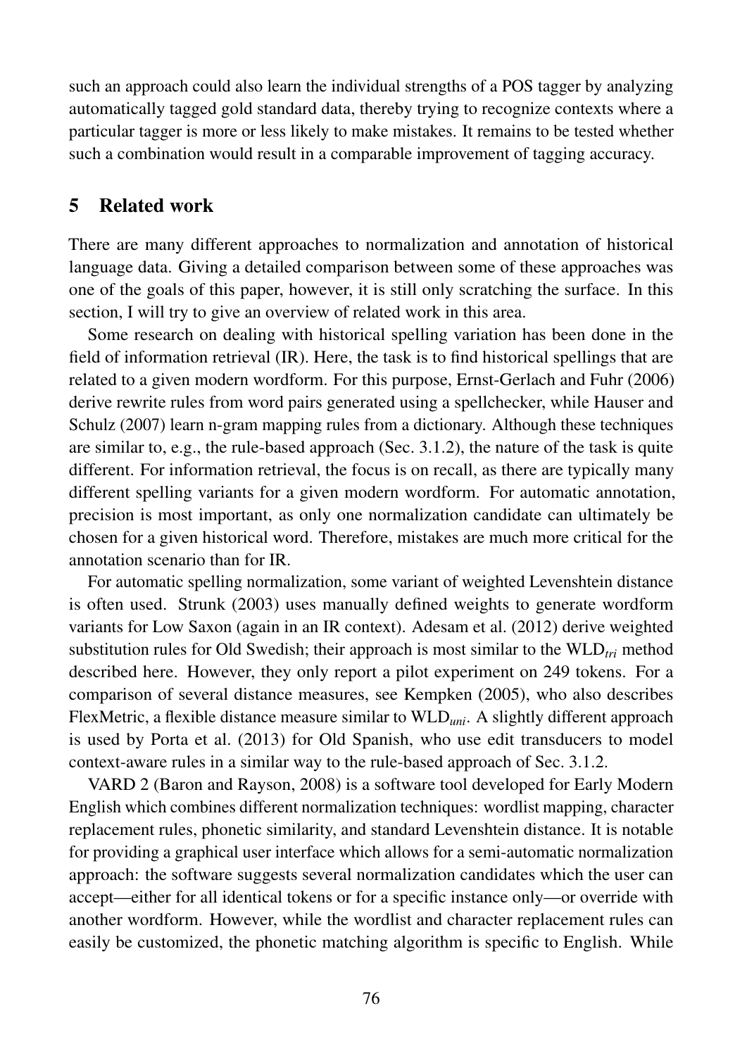such an approach could also learn the individual strengths of a POS tagger by analyzing automatically tagged gold standard data, thereby trying to recognize contexts where a particular tagger is more or less likely to make mistakes. It remains to be tested whether such a combination would result in a comparable improvement of tagging accuracy.

## 5 Related work

There are many different approaches to normalization and annotation of historical language data. Giving a detailed comparison between some of these approaches was one of the goals of this paper, however, it is still only scratching the surface. In this section, I will try to give an overview of related work in this area.

Some research on dealing with historical spelling variation has been done in the field of information retrieval (IR). Here, the task is to find historical spellings that are related to a given modern wordform. For this purpose, Ernst-Gerlach and Fuhr (2006) derive rewrite rules from word pairs generated using a spellchecker, while Hauser and Schulz (2007) learn n-gram mapping rules from a dictionary. Although these techniques are similar to, e.g., the rule-based approach (Sec. 3.1.2), the nature of the task is quite different. For information retrieval, the focus is on recall, as there are typically many different spelling variants for a given modern wordform. For automatic annotation, precision is most important, as only one normalization candidate can ultimately be chosen for a given historical word. Therefore, mistakes are much more critical for the annotation scenario than for IR.

For automatic spelling normalization, some variant of weighted Levenshtein distance is often used. Strunk (2003) uses manually defined weights to generate wordform variants for Low Saxon (again in an IR context). Adesam et al. (2012) derive weighted substitution rules for Old Swedish; their approach is most similar to the $\text{WLD}_{tri}$ method described here. However, they only report a pilot experiment on 249 tokens. For a comparison of several distance measures, see Kempken (2005), who also describes FlexMetric, a flexible distance measure similar to $\text{WLD}_{uni}$. A slightly different approach is used by Porta et al. (2013) for Old Spanish, who use edit transducers to model context-aware rules in a similar way to the rule-based approach of Sec. 3.1.2.

VARD 2 (Baron and Rayson, 2008) is a software tool developed for Early Modern English which combines different normalization techniques: wordlist mapping, character replacement rules, phonetic similarity, and standard Levenshtein distance. It is notable for providing a graphical user interface which allows for a semi-automatic normalization approach: the software suggests several normalization candidates which the user can accept—either for all identical tokens or for a specific instance only—or override with another wordform. However, while the wordlist and character replacement rules can easily be customized, the phonetic matching algorithm is specific to English. While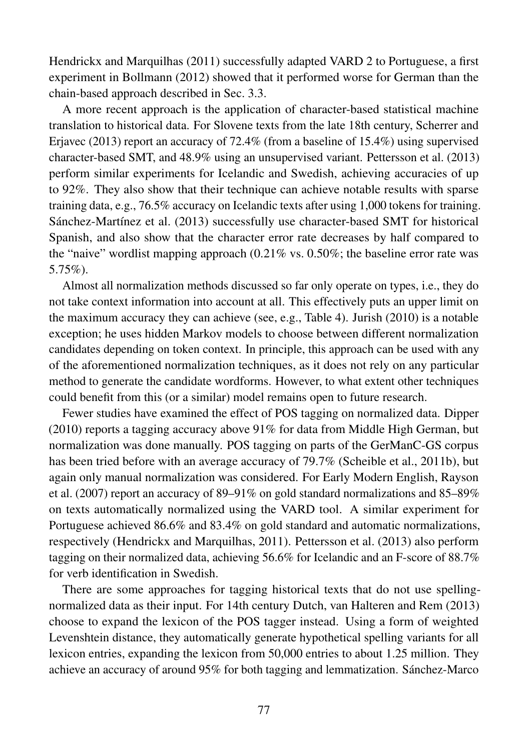Hendrickx and Marquilhas (2011) successfully adapted VARD 2 to Portuguese, a first experiment in Bollmann (2012) showed that it performed worse for German than the chain-based approach described in Sec. 3.3.

A more recent approach is the application of character-based statistical machine translation to historical data. For Slovene texts from the late 18th century, Scherrer and Erjavec (2013) report an accuracy of 72.4% (from a baseline of 15.4%) using supervised character-based SMT, and 48.9% using an unsupervised variant. Pettersson et al. (2013) perform similar experiments for Icelandic and Swedish, achieving accuracies of up to 92%. They also show that their technique can achieve notable results with sparse training data, e.g., 76.5% accuracy on Icelandic texts after using 1,000 tokens for training. Sánchez-Martínez et al. (2013) successfully use character-based SMT for historical Spanish, and also show that the character error rate decreases by half compared to the "naive" wordlist mapping approach (0.21% vs. 0.50%; the baseline error rate was 5.75%).

Almost all normalization methods discussed so far only operate on types, i.e., they do not take context information into account at all. This effectively puts an upper limit on the maximum accuracy they can achieve (see, e.g., Table 4). Jurish (2010) is a notable exception; he uses hidden Markov models to choose between different normalization candidates depending on token context. In principle, this approach can be used with any of the aforementioned normalization techniques, as it does not rely on any particular method to generate the candidate wordforms. However, to what extent other techniques could benefit from this (or a similar) model remains open to future research.

Fewer studies have examined the effect of POS tagging on normalized data. Dipper (2010) reports a tagging accuracy above 91% for data from Middle High German, but normalization was done manually. POS tagging on parts of the GerManC-GS corpus has been tried before with an average accuracy of 79.7% (Scheible et al., 2011b), but again only manual normalization was considered. For Early Modern English, Rayson et al. (2007) report an accuracy of 89–91% on gold standard normalizations and 85–89% on texts automatically normalized using the VARD tool. A similar experiment for Portuguese achieved 86.6% and 83.4% on gold standard and automatic normalizations, respectively (Hendrickx and Marquilhas, 2011). Pettersson et al. (2013) also perform tagging on their normalized data, achieving 56.6% for Icelandic and an F-score of 88.7% for verb identification in Swedish.

There are some approaches for tagging historical texts that do not use spelling-normalized data as their input. For 14th century Dutch, van Halteren and Rem (2013) choose to expand the lexicon of the POS tagger instead. Using a form of weighted Levenshtein distance, they automatically generate hypothetical spelling variants for all lexicon entries, expanding the lexicon from 50,000 entries to about 1.25 million. They achieve an accuracy of around 95% for both tagging and lemmatization. Sánchez-Marco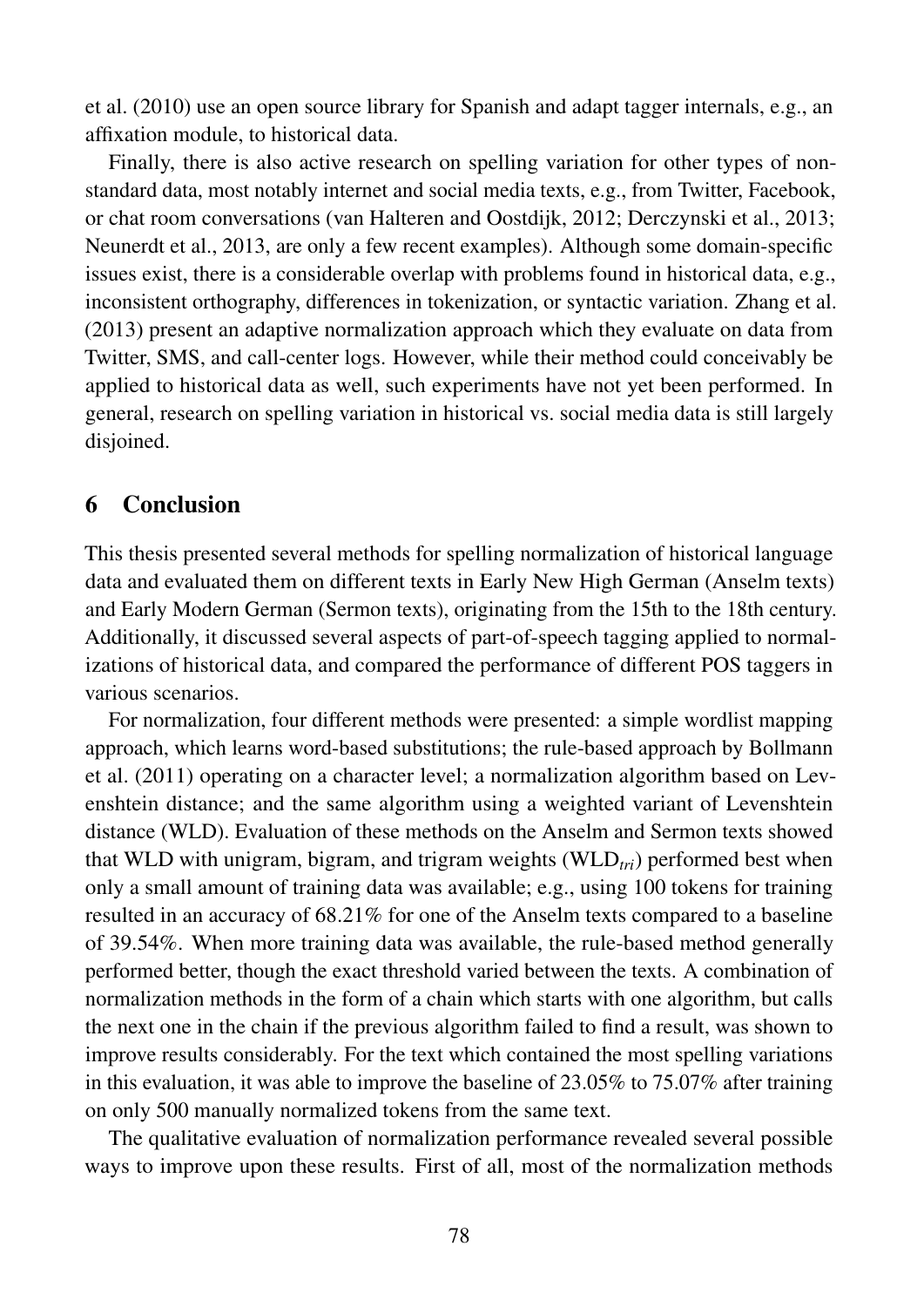et al. (2010) use an open source library for Spanish and adapt tagger internals, e.g., an affixation module, to historical data.

Finally, there is also active research on spelling variation for other types of non-standard data, most notably internet and social media texts, e.g., from Twitter, Facebook, or chat room conversations (van Halteren and Oostdijk, 2012; Derczynski et al., 2013; Neunerdt et al., 2013, are only a few recent examples). Although some domain-specific issues exist, there is a considerable overlap with problems found in historical data, e.g., inconsistent orthography, differences in tokenization, or syntactic variation. Zhang et al. (2013) present an adaptive normalization approach which they evaluate on data from Twitter, SMS, and call-center logs. However, while their method could conceivably be applied to historical data as well, such experiments have not yet been performed. In general, research on spelling variation in historical vs. social media data is still largely disjoined.

# 6 Conclusion

This thesis presented several methods for spelling normalization of historical language data and evaluated them on different texts in Early New High German (Anselm texts) and Early Modern German (Sermon texts), originating from the 15th to the 18th century. Additionally, it discussed several aspects of part-of-speech tagging applied to normalizations of historical data, and compared the performance of different POS taggers in various scenarios.

For normalization, four different methods were presented: a simple wordlist mapping approach, which learns word-based substitutions; the rule-based approach by Bollmann et al. (2011) operating on a character level; a normalization algorithm based on Levenshtein distance; and the same algorithm using a weighted variant of Levenshtein distance (WLD). Evaluation of these methods on the Anselm and Sermon texts showed that WLD with unigram, bigram, and trigram weights ($\text{WLD}_{tri}$) performed best when only a small amount of training data was available; e.g., using 100 tokens for training resulted in an accuracy of 68.21% for one of the Anselm texts compared to a baseline of 39.54%. When more training data was available, the rule-based method generally performed better, though the exact threshold varied between the texts. A combination of normalization methods in the form of a chain which starts with one algorithm, but calls the next one in the chain if the previous algorithm failed to find a result, was shown to improve results considerably. For the text which contained the most spelling variations in this evaluation, it was able to improve the baseline of 23.05% to 75.07% after training on only 500 manually normalized tokens from the same text.

The qualitative evaluation of normalization performance revealed several possible ways to improve upon these results. First of all, most of the normalization methods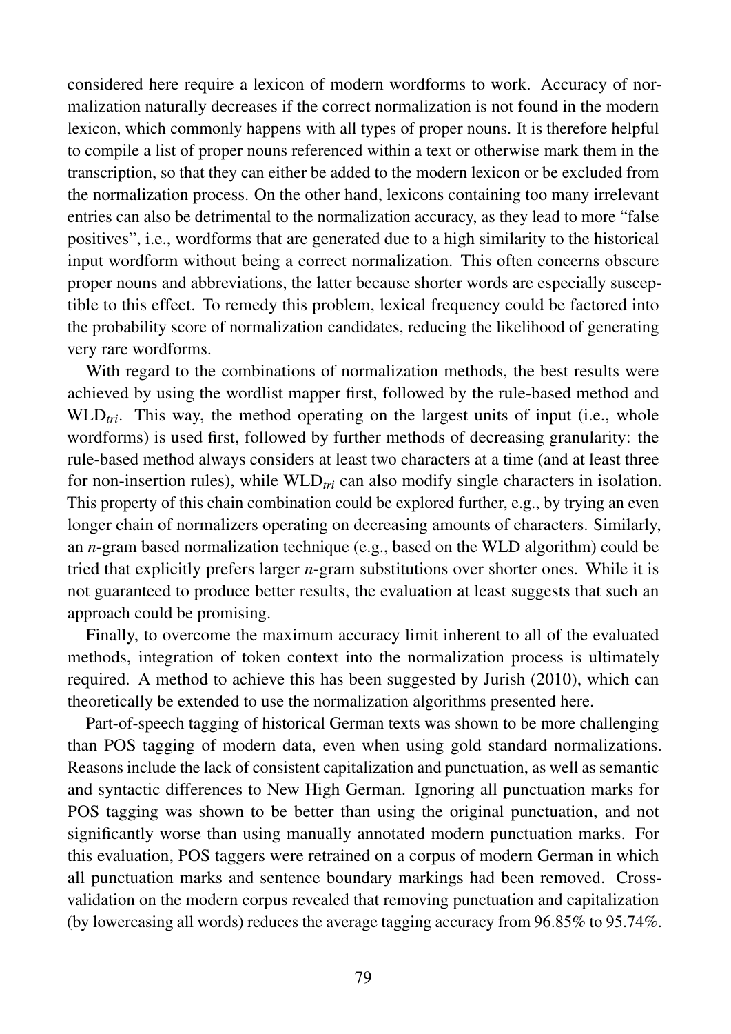considered here require a lexicon of modern wordforms to work. Accuracy of normalization naturally decreases if the correct normalization is not found in the modern lexicon, which commonly happens with all types of proper nouns. It is therefore helpful to compile a list of proper nouns referenced within a text or otherwise mark them in the transcription, so that they can either be added to the modern lexicon or be excluded from the normalization process. On the other hand, lexicons containing too many irrelevant entries can also be detrimental to the normalization accuracy, as they lead to more "false positives", i.e., wordforms that are generated due to a high similarity to the historical input wordform without being a correct normalization. This often concerns obscure proper nouns and abbreviations, the latter because shorter words are especially susceptible to this effect. To remedy this problem, lexical frequency could be factored into the probability score of normalization candidates, reducing the likelihood of generating very rare wordforms.

With regard to the combinations of normalization methods, the best results were achieved by using the wordlist mapper first, followed by the rule-based method and $\text{WLD}_{tri}$. This way, the method operating on the largest units of input (i.e., whole wordforms) is used first, followed by further methods of decreasing granularity: the rule-based method always considers at least two characters at a time (and at least three for non-insertion rules), while $\text{WLD}_{tri}$ can also modify single characters in isolation. This property of this chain combination could be explored further, e.g., by trying an even longer chain of normalizers operating on decreasing amounts of characters. Similarly, an *n*-gram based normalization technique (e.g., based on the WLD algorithm) could be tried that explicitly prefers larger *n*-gram substitutions over shorter ones. While it is not guaranteed to produce better results, the evaluation at least suggests that such an approach could be promising.

Finally, to overcome the maximum accuracy limit inherent to all of the evaluated methods, integration of token context into the normalization process is ultimately required. A method to achieve this has been suggested by Jurish (2010), which can theoretically be extended to use the normalization algorithms presented here.

Part-of-speech tagging of historical German texts was shown to be more challenging than POS tagging of modern data, even when using gold standard normalizations. Reasons include the lack of consistent capitalization and punctuation, as well as semantic and syntactic differences to New High German. Ignoring all punctuation marks for POS tagging was shown to be better than using the original punctuation, and not significantly worse than using manually annotated modern punctuation marks. For this evaluation, POS taggers were retrained on a corpus of modern German in which all punctuation marks and sentence boundary markings had been removed. Cross-validation on the modern corpus revealed that removing punctuation and capitalization (by lowercasing all words) reduces the average tagging accuracy from 96.85% to 95.74%.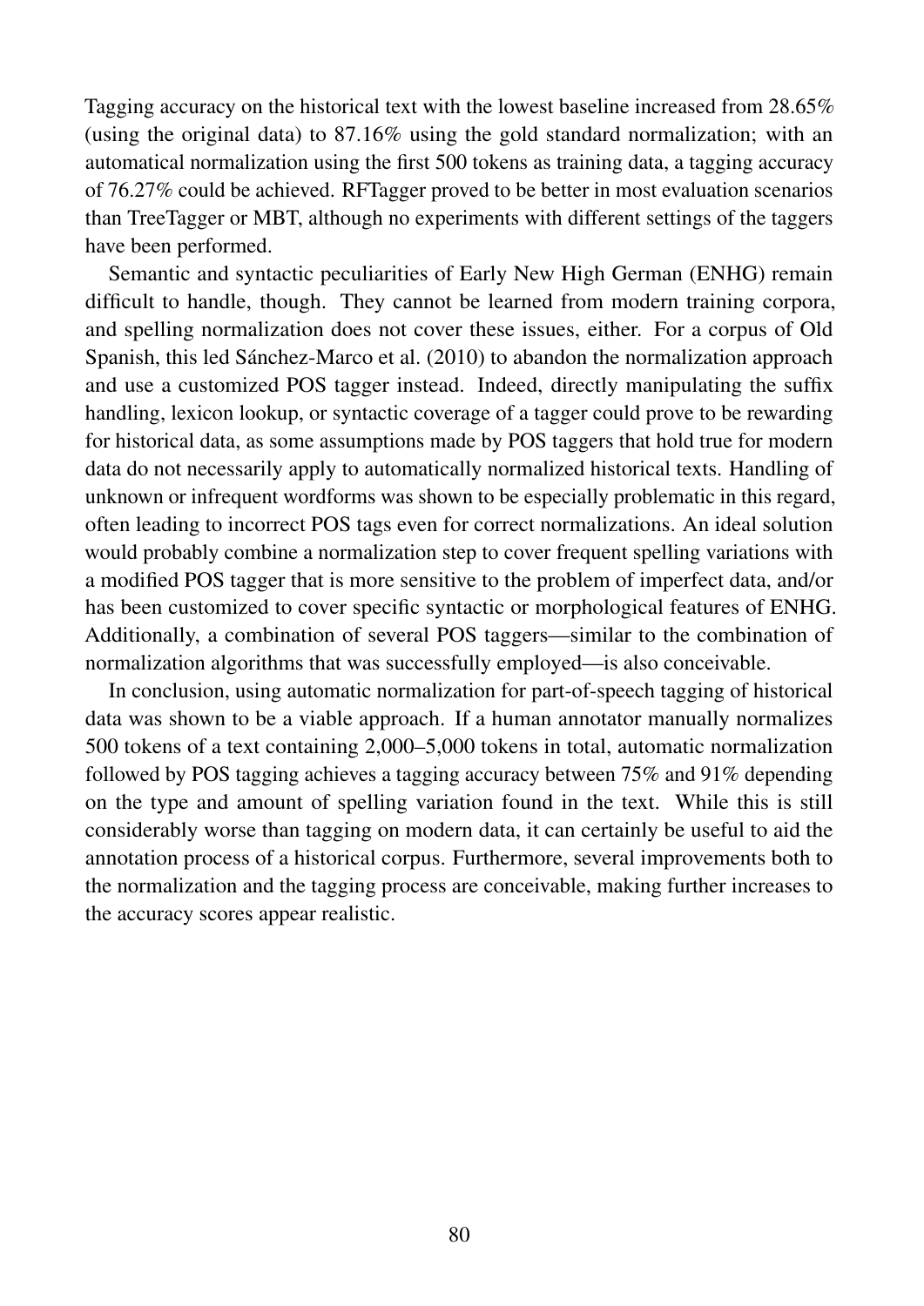Tagging accuracy on the historical text with the lowest baseline increased from 28.65% (using the original data) to 87.16% using the gold standard normalization; with an automatical normalization using the first 500 tokens as training data, a tagging accuracy of 76.27% could be achieved. RFTagger proved to be better in most evaluation scenarios than TreeTagger or MBT, although no experiments with different settings of the taggers have been performed.

Semantic and syntactic peculiarities of Early New High German (ENHG) remain difficult to handle, though. They cannot be learned from modern training corpora, and spelling normalization does not cover these issues, either. For a corpus of Old Spanish, this led Sánchez-Marco et al. (2010) to abandon the normalization approach and use a customized POS tagger instead. Indeed, directly manipulating the suffix handling, lexicon lookup, or syntactic coverage of a tagger could prove to be rewarding for historical data, as some assumptions made by POS taggers that hold true for modern data do not necessarily apply to automatically normalized historical texts. Handling of unknown or infrequent wordforms was shown to be especially problematic in this regard, often leading to incorrect POS tags even for correct normalizations. An ideal solution would probably combine a normalization step to cover frequent spelling variations with a modified POS tagger that is more sensitive to the problem of imperfect data, and/or has been customized to cover specific syntactic or morphological features of ENHG. Additionally, a combination of several POS taggers—similar to the combination of normalization algorithms that was successfully employed—is also conceivable.

In conclusion, using automatic normalization for part-of-speech tagging of historical data was shown to be a viable approach. If a human annotator manually normalizes 500 tokens of a text containing 2,000–5,000 tokens in total, automatic normalization followed by POS tagging achieves a tagging accuracy between 75% and 91% depending on the type and amount of spelling variation found in the text. While this is still considerably worse than tagging on modern data, it can certainly be useful to aid the annotation process of a historical corpus. Furthermore, several improvements both to the normalization and the tagging process are conceivable, making further increases to the accuracy scores appear realistic.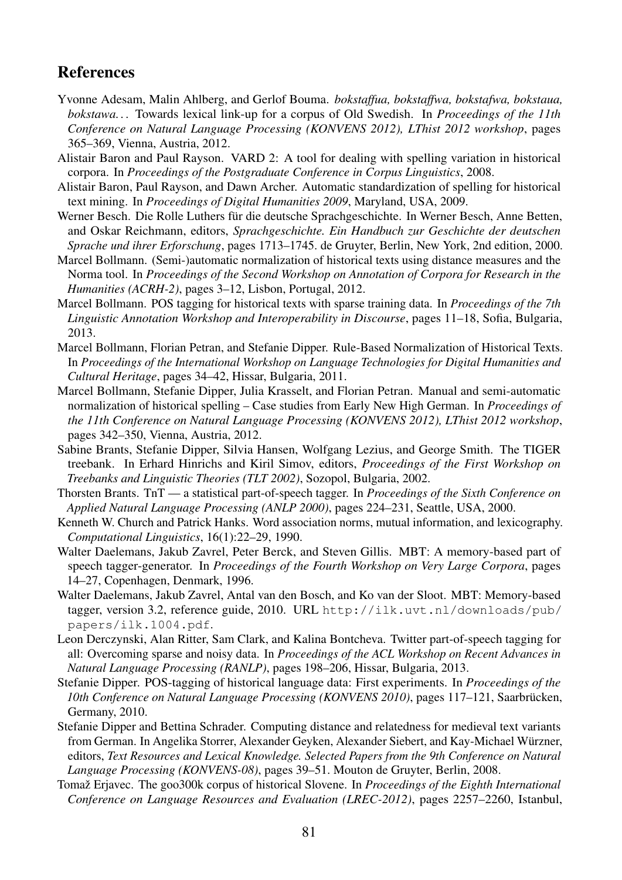## References

Yvonne Adesam, Malin Ahlberg, and Gerlof Bouma. *bokstaffua, bokstaffwa, bokstafwa, bokstaua, bokstawa...* Towards lexical link-up for a corpus of Old Swedish. In *Proceedings of the 11th Conference on Natural Language Processing (KONVENS 2012), LThist 2012 workshop*, pages 365–369, Vienna, Austria, 2012.

Alistair Baron and Paul Rayson. VARD 2: A tool for dealing with spelling variation in historical corpora. In *Proceedings of the Postgraduate Conference in Corpus Linguistics*, 2008.

Alistair Baron, Paul Rayson, and Dawn Archer. Automatic standardization of spelling for historical text mining. In *Proceedings of Digital Humanities 2009*, Maryland, USA, 2009.

Werner Besch. Die Rolle Luthers für die deutsche Sprachgeschichte. In Werner Besch, Anne Betten, and Oskar Reichmann, editors, *Sprachgeschichte. Ein Handbuch zur Geschichte der deutschen Sprache und ihrer Erforschung*, pages 1713–1745. de Gruyter, Berlin, New York, 2nd edition, 2000.

Marcel Bollmann. (Semi-)automatic normalization of historical texts using distance measures and the Norma tool. In *Proceedings of the Second Workshop on Annotation of Corpora for Research in the Humanities (ACRH-2)*, pages 3–12, Lisbon, Portugal, 2012.

Marcel Bollmann. POS tagging for historical texts with sparse training data. In *Proceedings of the 7th Linguistic Annotation Workshop and Interoperability in Discourse*, pages 11–18, Sofia, Bulgaria, 2013.

Marcel Bollmann, Florian Petran, and Stefanie Dipper. Rule-Based Normalization of Historical Texts. In *Proceedings of the International Workshop on Language Technologies for Digital Humanities and Cultural Heritage*, pages 34–42, Hissar, Bulgaria, 2011.

Marcel Bollmann, Stefanie Dipper, Julia Krasselt, and Florian Petran. Manual and semi-automatic normalization of historical spelling – Case studies from Early New High German. In *Proceedings of the 11th Conference on Natural Language Processing (KONVENS 2012), LThist 2012 workshop*, pages 342–350, Vienna, Austria, 2012.

Sabine Brants, Stefanie Dipper, Silvia Hansen, Wolfgang Lezius, and George Smith. The TIGER treebank. In Erhard Hinrichs and Kiril Simov, editors, *Proceedings of the First Workshop on Treebanks and Linguistic Theories (TLT 2002)*, Sozopol, Bulgaria, 2002.

Thorsten Brants. TnT — a statistical part-of-speech tagger. In *Proceedings of the Sixth Conference on Applied Natural Language Processing (ANLP 2000)*, pages 224–231, Seattle, USA, 2000.

Kenneth W. Church and Patrick Hanks. Word association norms, mutual information, and lexicography. *Computational Linguistics*, 16(1):22–29, 1990.

Walter Daelemans, Jakub Zavrel, Peter Berck, and Steven Gillis. MBT: A memory-based part of speech tagger-generator. In *Proceedings of the Fourth Workshop on Very Large Corpora*, pages 14–27, Copenhagen, Denmark, 1996.

Walter Daelemans, Jakub Zavrel, Antal van den Bosch, and Ko van der Sloot. MBT: Memory-based tagger, version 3.2, reference guide, 2010. URL `http://ilk.uvt.nl/downloads/pub/papers/ilk.1004.pdf`.

Leon Derczynski, Alan Ritter, Sam Clark, and Kalina Bontcheva. Twitter part-of-speech tagging for all: Overcoming sparse and noisy data. In *Proceedings of the ACL Workshop on Recent Advances in Natural Language Processing (RANLP)*, pages 198–206, Hissar, Bulgaria, 2013.

Stefanie Dipper. POS-tagging of historical language data: First experiments. In *Proceedings of the 10th Conference on Natural Language Processing (KONVENS 2010)*, pages 117–121, Saarbrücken, Germany, 2010.

Stefanie Dipper and Bettina Schrader. Computing distance and relatedness for medieval text variants from German. In Angelika Storrer, Alexander Geyken, Alexander Siebert, and Kay-Michael Würzner, editors, *Text Resources and Lexical Knowledge. Selected Papers from the 9th Conference on Natural Language Processing (KONVENS-08)*, pages 39–51. Mouton de Gruyter, Berlin, 2008.

Tomaž Erjavec. The goo300k corpus of historical Slovene. In *Proceedings of the Eighth International Conference on Language Resources and Evaluation (LREC-2012)*, pages 2257–2260, Istanbul,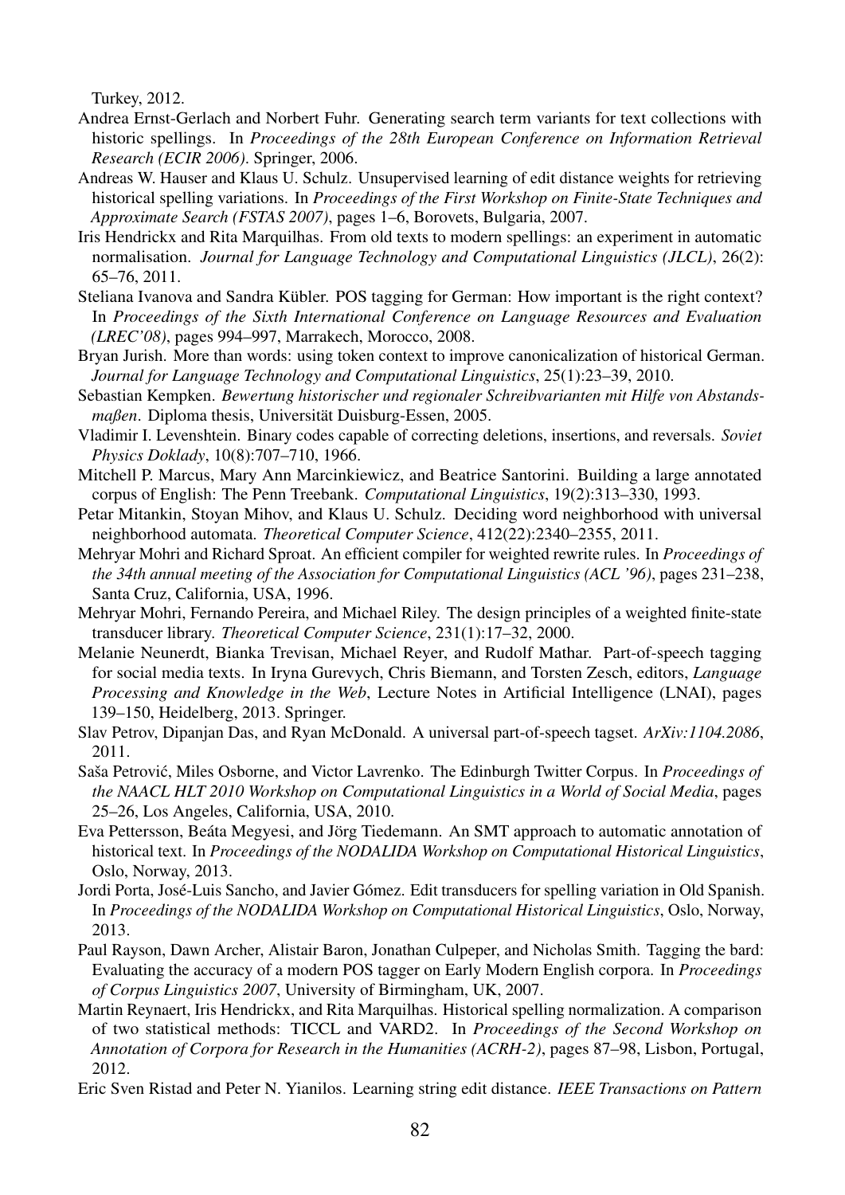Turkey, 2012.

Andrea Ernst-Gerlach and Norbert Fuhr. Generating search term variants for text collections with historic spellings. In *Proceedings of the 28th European Conference on Information Retrieval Research (ECIR 2006)*. Springer, 2006.

Andreas W. Hauser and Klaus U. Schulz. Unsupervised learning of edit distance weights for retrieving historical spelling variations. In *Proceedings of the First Workshop on Finite-State Techniques and Approximate Search (FSTAS 2007)*, pages 1–6, Borovets, Bulgaria, 2007.

Iris Hendrickx and Rita Marquilhas. From old texts to modern spellings: an experiment in automatic normalisation. *Journal for Language Technology and Computational Linguistics (JLCL)*, 26(2): 65–76, 2011.

Steliana Ivanova and Sandra Kübler. POS tagging for German: How important is the right context? In *Proceedings of the Sixth International Conference on Language Resources and Evaluation (LREC'08)*, pages 994–997, Marrakech, Morocco, 2008.

Bryan Jurish. More than words: using token context to improve canonicalization of historical German. *Journal for Language Technology and Computational Linguistics*, 25(1):23–39, 2010.

Sebastian Kempken. *Bewertung historischer und regionaler Schreibvarianten mit Hilfe von Abstandsmaßen*. Diploma thesis, Universität Duisburg-Essen, 2005.

Vladimir I. Levenshtein. Binary codes capable of correcting deletions, insertions, and reversals. *Soviet Physics Doklady*, 10(8):707–710, 1966.

Mitchell P. Marcus, Mary Ann Marcinkiewicz, and Beatrice Santorini. Building a large annotated corpus of English: The Penn Treebank. *Computational Linguistics*, 19(2):313–330, 1993.

Petar Mitankin, Stoyan Mihov, and Klaus U. Schulz. Deciding word neighborhood with universal neighborhood automata. *Theoretical Computer Science*, 412(22):2340–2355, 2011.

Mehryar Mohri and Richard Sproat. An efficient compiler for weighted rewrite rules. In *Proceedings of the 34th annual meeting of the Association for Computational Linguistics (ACL '96)*, pages 231–238, Santa Cruz, California, USA, 1996.

Mehryar Mohri, Fernando Pereira, and Michael Riley. The design principles of a weighted finite-state transducer library. *Theoretical Computer Science*, 231(1):17–32, 2000.

Melanie Neunerdt, Bianka Trevisan, Michael Reyer, and Rudolf Mathar. Part-of-speech tagging for social media texts. In Iryna Gurevych, Chris Biemann, and Torsten Zesch, editors, *Language Processing and Knowledge in the Web*, Lecture Notes in Artificial Intelligence (LNAI), pages 139–150, Heidelberg, 2013. Springer.

Slav Petrov, Dipanjan Das, and Ryan McDonald. A universal part-of-speech tagset. *ArXiv:1104.2086*, 2011.

Saša Petrović, Miles Osborne, and Victor Lavrenko. The Edinburgh Twitter Corpus. In *Proceedings of the NAACL HLT 2010 Workshop on Computational Linguistics in a World of Social Media*, pages 25–26, Los Angeles, California, USA, 2010.

Eva Pettersson, Beáta Megyesi, and Jörg Tiedemann. An SMT approach to automatic annotation of historical text. In *Proceedings of the NODALIDA Workshop on Computational Historical Linguistics*, Oslo, Norway, 2013.

Jordi Porta, José-Luis Sancho, and Javier Gómez. Edit transducers for spelling variation in Old Spanish. In *Proceedings of the NODALIDA Workshop on Computational Historical Linguistics*, Oslo, Norway, 2013.

Paul Rayson, Dawn Archer, Alistair Baron, Jonathan Culpeper, and Nicholas Smith. Tagging the bard: Evaluating the accuracy of a modern POS tagger on Early Modern English corpora. In *Proceedings of Corpus Linguistics 2007*, University of Birmingham, UK, 2007.

Martin Reynaert, Iris Hendrickx, and Rita Marquilhas. Historical spelling normalization. A comparison of two statistical methods: TICCL and VARD2. In *Proceedings of the Second Workshop on Annotation of Corpora for Research in the Humanities (ACRH-2)*, pages 87–98, Lisbon, Portugal, 2012.

Eric Sven Ristad and Peter N. Yianilos. Learning string edit distance. *IEEE Transactions on Pattern*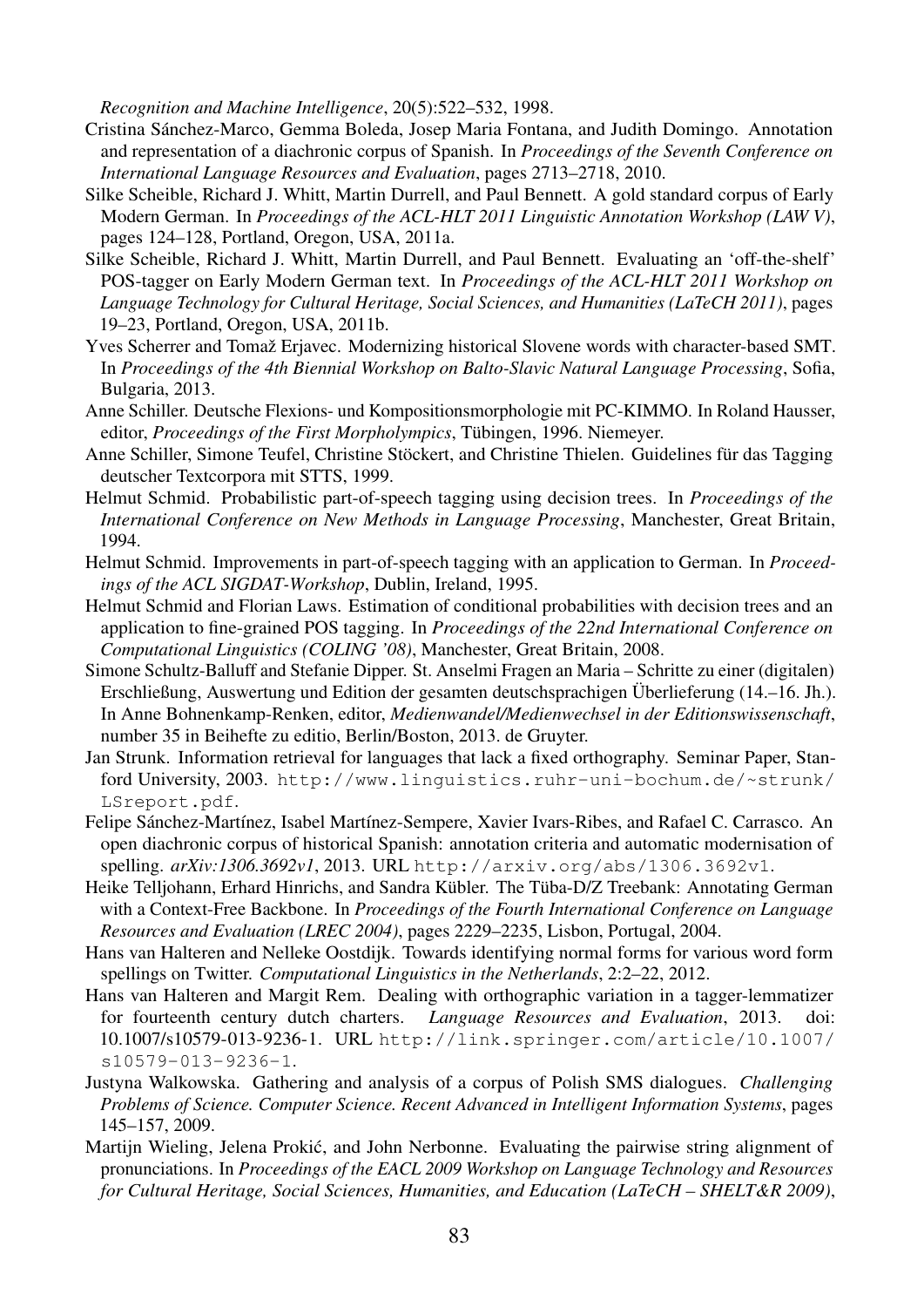*Recognition and Machine Intelligence*, 20(5):522–532, 1998.

Cristina Sánchez-Marco, Gemma Boleda, Josep Maria Fontana, and Judith Domingo. Annotation and representation of a diachronic corpus of Spanish. In *Proceedings of the Seventh Conference on International Language Resources and Evaluation*, pages 2713–2718, 2010.

Silke Scheible, Richard J. Whitt, Martin Durrell, and Paul Bennett. A gold standard corpus of Early Modern German. In *Proceedings of the ACL-HLT 2011 Linguistic Annotation Workshop (LAW V)*, pages 124–128, Portland, Oregon, USA, 2011a.

Silke Scheible, Richard J. Whitt, Martin Durrell, and Paul Bennett. Evaluating an 'off-the-shelf' POS-tagger on Early Modern German text. In *Proceedings of the ACL-HLT 2011 Workshop on Language Technology for Cultural Heritage, Social Sciences, and Humanities (LaTeCH 2011)*, pages 19–23, Portland, Oregon, USA, 2011b.

Yves Scherrer and Tomaž Erjavec. Modernizing historical Slovene words with character-based SMT. In *Proceedings of the 4th Biennial Workshop on Balto-Slavic Natural Language Processing*, Sofia, Bulgaria, 2013.

Anne Schiller. Deutsche Flexions- und Kompositionsmorphologie mit PC-KIMMO. In Roland Hausser, editor, *Proceedings of the First Morpholympics*, Tübingen, 1996. Niemeyer.

Anne Schiller, Simone Teufel, Christine Stöckert, and Christine Thielen. Guidelines für das Tagging deutscher Textcorpora mit STTS, 1999.

Helmut Schmid. Probabilistic part-of-speech tagging using decision trees. In *Proceedings of the International Conference on New Methods in Language Processing*, Manchester, Great Britain, 1994.

Helmut Schmid. Improvements in part-of-speech tagging with an application to German. In *Proceedings of the ACL SIGDAT-Workshop*, Dublin, Ireland, 1995.

Helmut Schmid and Florian Laws. Estimation of conditional probabilities with decision trees and an application to fine-grained POS tagging. In *Proceedings of the 22nd International Conference on Computational Linguistics (COLING '08)*, Manchester, Great Britain, 2008.

Simone Schultz-Balluff and Stefanie Dipper. St. Anselmi Fragen an Maria – Schritte zu einer (digitalen) Erschließung, Auswertung und Edition der gesamten deutschsprachigen Überlieferung (14.–16. Jh.). In Anne Bohnenkamp-Renken, editor, *Medienwandel/Medienwechsel in der Editionswissenschaft*, number 35 in Beihefte zu editio, Berlin/Boston, 2013. de Gruyter.

Jan Strunk. Information retrieval for languages that lack a fixed orthography. Seminar Paper, Stanford University, 2003. http://www.linguistics.ruhr-uni-bochum.de/~strunk/LSreport.pdf.

Felipe Sánchez-Martínez, Isabel Martínez-Sempere, Xavier Ivars-Ribes, and Rafael C. Carrasco. An open diachronic corpus of historical Spanish: annotation criteria and automatic modernisation of spelling. *arXiv:1306.3692v1*, 2013. URL http://arxiv.org/abs/1306.3692v1.

Heike Telljohann, Erhard Hinrichs, and Sandra Kübler. The Tüba-D/Z Treebank: Annotating German with a Context-Free Backbone. In *Proceedings of the Fourth International Conference on Language Resources and Evaluation (LREC 2004)*, pages 2229–2235, Lisbon, Portugal, 2004.

Hans van Halteren and Nelleke Oostdijk. Towards identifying normal forms for various word form spellings on Twitter. *Computational Linguistics in the Netherlands*, 2:2–22, 2012.

Hans van Halteren and Margit Rem. Dealing with orthographic variation in a tagger-lemmatizer for fourteenth century dutch charters. *Language Resources and Evaluation*, 2013. doi: 10.1007/s10579-013-9236-1. URL http://link.springer.com/article/10.1007/s10579-013-9236-1.

Justyna Walkowska. Gathering and analysis of a corpus of Polish SMS dialogues. *Challenging Problems of Science. Computer Science. Recent Advanced in Intelligent Information Systems*, pages 145–157, 2009.

Martijn Wieling, Jelena Prokić, and John Nerbonne. Evaluating the pairwise string alignment of pronunciations. In *Proceedings of the EACL 2009 Workshop on Language Technology and Resources for Cultural Heritage, Social Sciences, Humanities, and Education (LaTeCH – SHELT&R 2009)*,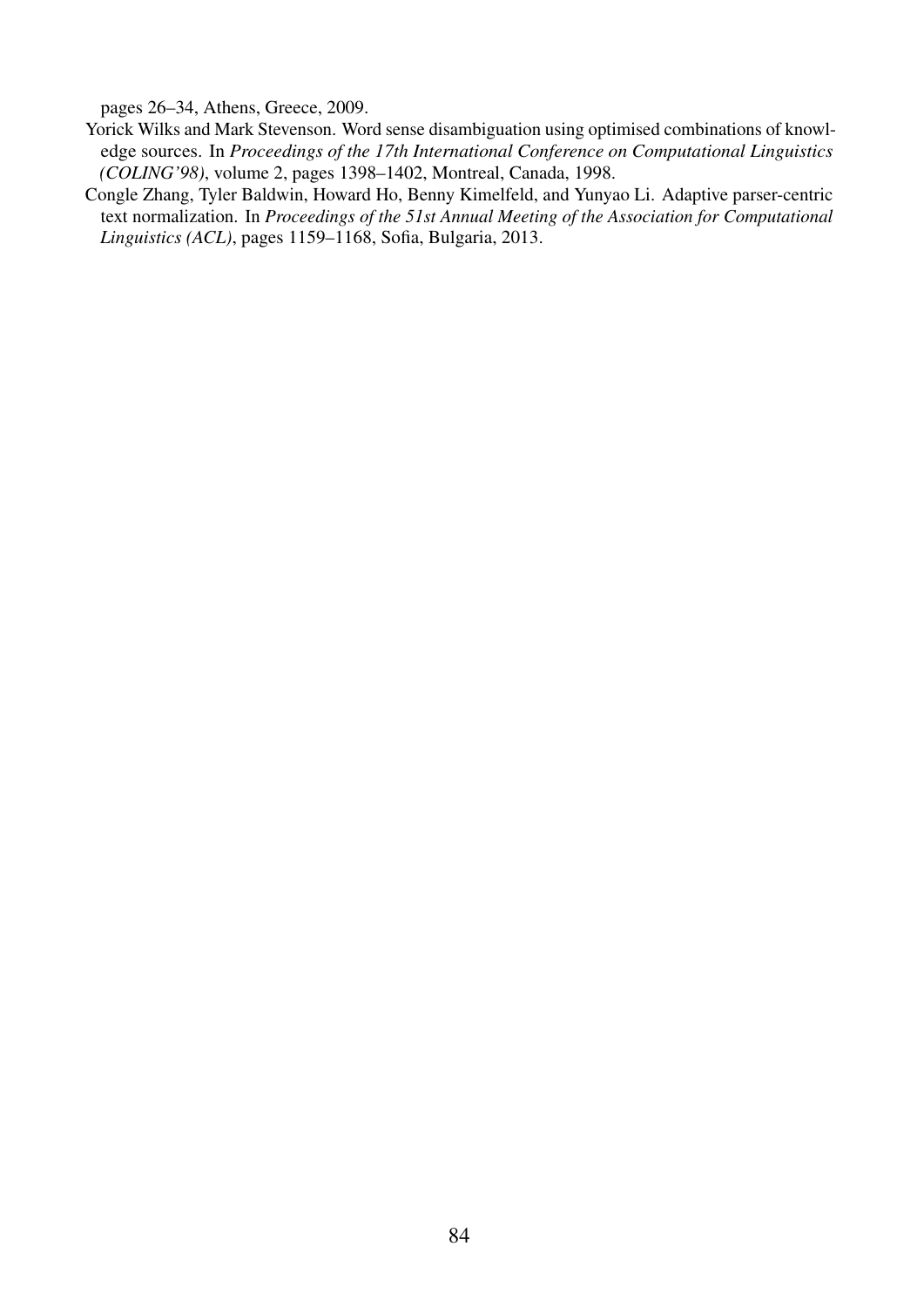pages 26–34, Athens, Greece, 2009.

Yorick Wilks and Mark Stevenson. Word sense disambiguation using optimised combinations of knowledge sources. In *Proceedings of the 17th International Conference on Computational Linguistics (COLING'98)*, volume 2, pages 1398–1402, Montreal, Canada, 1998.

Congle Zhang, Tyler Baldwin, Howard Ho, Benny Kimelfeld, and Yunyao Li. Adaptive parser-centric text normalization. In *Proceedings of the 51st Annual Meeting of the Association for Computational Linguistics (ACL)*, pages 1159–1168, Sofia, Bulgaria, 2013.